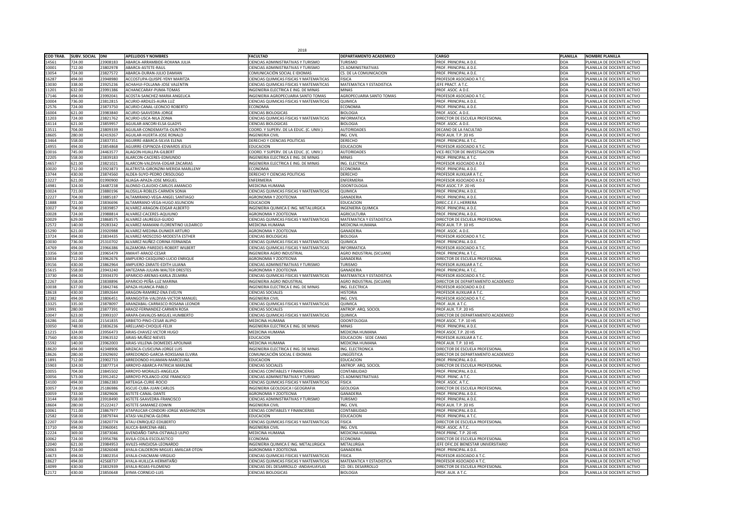2018

| COD TRAB. | SUBV. SOCIAL | DNI | APELLIDOS Y NOMBRES | FACULTAD | DEPARTAMENTO ACADEMICO | CARGO | PLANILLA | NOMBRE PLANILLA |
|---|---|---|---|---|---|---|---|---|
| 14561 | 724.00 | 23908183 | ABARCA-ARRAMBIDE-ROXANA JULIA | CIENCIAS ADMINISTRATIVAS Y TURISMO | TURISMO | PROF. PRINCIPAL A D.E. | DOA | PLANILLA DE DOCENTE ACTIVO |
| 10001 | 712.00 | 23802978 | ABARCA-ASTETE-RAUL | CIENCIAS ADMINISTRATIVAS Y TURISMO | CS ADMINISTRATIVAS | PROF. PRINCIPAL A D.E. | DOA | PLANILLA DE DOCENTE ACTIVO |
| 13054 | 724.00 | 23827572 | ABARCA-DURAN-JULIO DAMIAN | COMUNICACIÓN SOCIAL E IDIOMAS | CS. DE LA COMUNICACION | PROF. PRINCIPAL A D.E. | DOA | PLANILLA DE DOCENTE ACTIVO |
| 16287 | 494.00 | 23948980 | ACCOSTUPA-QUISPE-YENY MARITZA | CIENCIAS QUIMICAS FISICAS Y MATEMATICAS | FISICA | PROFESOR ASOCIADO A T.C. | DOA | PLANILLA DE DOCENTE ACTIVO |
| 13030 | 338.00 | 23925236 | ACHAHUI-FOLLANA-JOSE VALENTIN | CIENCIAS QUIMICAS FISICAS Y MATEMATICAS | MATEMATICA Y ESTADISTICA | JEFE PRACT. A T.C. | DOA | PLANILLA DE DOCENTE ACTIVO |
| 11201 | 632.00 | 23991386 | ACHANCCARAY-PUMA-TOMAS | INGENIERIA ELECTRICA E ING. DE MINAS | MINAS | PROF. ASOC. A D.E. | DOA | PLANILLA DE DOCENTE ACTIVO |
| 17146 | 494.00 | 23992041 | ACOSTA-SANCHEZ-MARIA ANGELICA | INGENIERIA AGROPECUARIA SANTO TOMAS | AGROPECUARIA SANTO TOMAS | PROFESOR ASOCIADO A T.C. | DOA | PLANILLA DE DOCENTE ACTIVO |
| 10004 | 736.00 | 23812815 | ACURIO-ARDILES-AURA LUZ | CIENCIAS QUIMICAS FISICAS Y MATEMATICAS | QUIMICA | PROF. PRINCIPAL A D.E. | DOA | PLANILLA DE DOCENTE ACTIVO |
| 12576 | 724.00 | 23873750 | ACURIO-CANAL-LEONCIO ROBERTO | ECONOMIA | ECONOMIA | PROF. PRINCIPAL A D.E. | DOA | PLANILLA DE DOCENTE ACTIVO |
| 16004 | 621.00 | 23983840 | ACURIO-SAAVEDRA-JORGE | CIENCIAS BIOLOGICAS | BIOLOGIA | PROF. ASOC. A D.E. | DOA | PLANILLA DE DOCENTE ACTIVO |
| 11203 | 724.00 | 23821762 | ACURIO-USCA-NILA ZONIA | CIENCIAS QUIMICAS FISICAS Y MATEMATICAS | INFORMATICA | DIRECTOR DE ESCUELA PROFESIONAL | DOA | PLANILLA DE DOCENTE ACTIVO |
| 14114 | 621.00 | 23859957 | AGUILAR-ANCORI-ELSA GLADYS | CIENCIAS BIOLOGICAS | BIOLOGIA | PROF. ASOC. A D.E. | DOA | PLANILLA DE DOCENTE ACTIVO |
| 13511 | 704.00 | 23809339 | AGUILAR-CONDEMAYTA-OLINTHO | COORD. Y SUPERV. DE LA EDUC. (C. UNIV.) | AUTORIDADES | DECANO DE LA FACULTAD | DOA | PLANILLA DE DOCENTE ACTIVO |
| 18605 | 280.00 | 42419267 | AGUILAR-HUERTA-JOSE RONALD | INGENIERIA CIVIL | ING. CIVIL | PROF.AUX. T.P. 20 HS | DOA | PLANILLA DE DOCENTE ACTIVO |
| 13464 | 558.00 | 23837351 | AGUIRRE-ABARCA-SILVIA ELENA | DERECHO Y CIENCIAS POLITICAS | DERECHO | PROF. PRINCIPAL A T.C. | DOA | PLANILLA DE DOCENTE ACTIVO |
| 14955 | 494.00 | 23854868 | AGUIRRE-ESPINOZA-EDWARDS JESUS | EDUCACION | EDUCACION | PROFESOR ASOCIADO A T.C. | DOA | PLANILLA DE DOCENTE ACTIVO |
| 10016 | 745.00 | 24463577 | ALAGON-HUALLPA-GILBERT | COORD. Y SUPERV. DE LA EDUC. (C. UNIV.) | AUTORIDADES | VICE-RECTOR DE INVESTIGACION | DOA | PLANILLA DE DOCENTE ACTIVO |
| 12205 | 558.00 | 23839183 | ALARCON-CACERES-EDMUNDO | INGENIERIA ELECTRICA E ING. DE MINAS | MINAS | PROF. PRINCIPAL A T.C. | DOA | PLANILLA DE DOCENTE ACTIVO |
| 14657 | 621.00 | 23821021 | ALARCON-VALDIVIA-EDGAR ZACARIAS | INGENIERIA ELECTRICA E ING. DE MINAS | ING. ELECTRICA | PROFESOR ASOCIADO A D.E | DOA | PLANILLA DE DOCENTE ACTIVO |
| 10020 | 712.00 | 23923873 | ALATRISTA-GIRONZINI-MERIDA MARLLENY | ECONOMIA | ECONOMIA | PROF. PRINCIPAL A D.E. | DOA | PLANILLA DE DOCENTE ACTIVO |
| 13744 | 430.00 | 23874560 | ALDEA-SUYO-PEDRO CRISOLOGO | DERECHO Y CIENCIAS POLITICAS | DERECHO | PROFESOR AUXILIAR A T.C. | DOA | PLANILLA DE DOCENTE ACTIVO |
| 13227 | 621.00 | 01990900 | ALIAGA-APAZA-JOSE MIGUEL | ENFERMERIA | ENFERMERIA | PROFESOR ASOCIADO A D.E | DOA | PLANILLA DE DOCENTE ACTIVO |
| 14981 | 324.00 | 24487238 | ALONSO-CLAUDIO-CARLOS AMANCIO | MEDICINA HUMANA | ODONTOLOGIA | PROF.ASOC.T.P. 20 HS | DOA | PLANILLA DE DOCENTE ACTIVO |
| 10024 | 721.00 | 23880196 | ALOSILLA-ROBLES-CARMEN SONIA | CIENCIAS QUIMICAS FISICAS Y MATEMATICAS | QUIMICA | PROF. PRINCIPAL A D.E. | DOA | PLANILLA DE DOCENTE ACTIVO |
| 12227 | 704.00 | 23885187 | ALTAMIRANO-VEGA-ANGEL SANTIAGO | AGRONOMIA Y ZOOTECNIA | GANADERIA | PROF. PRINCIPAL A D.E. | DOA | PLANILLA DE DOCENTE ACTIVO |
| 11888 | 721.00 | 23836696 | ALTAMIRANO-VEGA-HUGO ASUNCION | EDUCACION | EDUCACION | DIREC.C.E.F.L.HERRERA | DOA | PLANILLA DE DOCENTE ACTIVO |
| 10027 | 704.00 | 23839857 | ALVAREZ-ARAGON-EDGAR ALBERTO | INGENIERIA QUIMICA E ING. METALURGICA | INGENIERIA QUIMICA | PROF. PRINCIPAL A D.E. | DOA | PLANILLA DE DOCENTE ACTIVO |
| 10028 | 724.00 | 23988814 | ALVAREZ-CACERES-AQUILINO | AGRONOMIA Y ZOOTECNIA | AGRICULTURA | PROF. PRINCIPAL A D.E. | DOA | PLANILLA DE DOCENTE ACTIVO |
| 10029 | 629.00 | 23868575 | ALVAREZ-JAUREGUI-GUIDO | CIENCIAS QUIMICAS FISICAS Y MATEMATICAS | MATEMATICA Y ESTADISTICA | DIRECTOR DE ESCUELA PROFESIONAL | DOA | PLANILLA DE DOCENTE ACTIVO |
| 12572 | 140.00 | 29283342 | ALVAREZ-MAMANI-FLORENTINO ULDARICO | MEDICINA HUMANA | MEDICINA HUMANA | PROF.AUX. T.P. 10 HS | DOA | PLANILLA DE DOCENTE ACTIVO |
| 15290 | 621.00 | 23920988 | ALVAREZ-MEDINA-DUNKER ARTURO | AGRONOMIA Y ZOOTECNIA | GANADERIA | PROF. ASOC. A D.E. | DOA | PLANILLA DE DOCENTE ACTIVO |
| 13724 | 494.00 | 23834435 | ALVAREZ-MOSCOSO-MODESTA ESTHER | CIENCIAS BIOLOGICAS | BIOLOGIA | PROFESOR ASOCIADO A T.C. | DOA | PLANILLA DE DOCENTE ACTIVO |
| 10030 | 736.00 | 25310702 | ALVAREZ-NUÑEZ-CORINA FERNANDA | CIENCIAS QUIMICAS FISICAS Y MATEMATICAS | QUIMICA | PROF. PRINCIPAL A D.E. | DOA | PLANILLA DE DOCENTE ACTIVO |
| 14769 | 494.00 | 23966386 | ALZAMORA-PAREDES-ROBERT WILBERT | CIENCIAS QUIMICAS FISICAS Y MATEMATICAS | INFORMATICA | PROFESOR ASOCIADO A T.C. | DOA | PLANILLA DE DOCENTE ACTIVO |
| 13356 | 558.00 | 23965479 | AMAHT-ARAOZ-CESAR | INGENIERIA AGRO INDUSTRIAL | AGRO INDUSTRIAL (SICUANI) | PROF. PRINCIPAL A T.C. | DOA | PLANILLA DE DOCENTE ACTIVO |
| 10034 | 712.00 | 23962676 | AMPUERO-CASQUINO-LUCIO ENRIQUE | AGRONOMIA Y ZOOTECNIA | GANADERIA | DIRECTOR DE ESCUELA PROFESIONAL | DOA | PLANILLA DE DOCENTE ACTIVO |
| 19156 | 430.00 | 23862964 | AMPUERO-ZARATE-EDITH LILIANA | CIENCIAS ADMINISTRATIVAS Y TURISMO | TURISMO | PROFESOR AUXILIAR A T.C. | DOA | PLANILLA DE DOCENTE ACTIVO |
| 15615 | 558.00 | 23943240 | ANTEZANA-JULIAN-WALTER ORESTES | AGRONOMIA Y ZOOTECNIA | GANADERIA | PROF. PRINCIPAL A T.C. | DOA | PLANILLA DE DOCENTE ACTIVO |
| 13730 | 494.00 | 23934370 | APARICIO-ARENAS-KARLA ZELMIRA | CIENCIAS QUIMICAS FISICAS Y MATEMATICAS | MATEMATICA Y ESTADISTICA | PROFESOR ASOCIADO A T.C. | DOA | PLANILLA DE DOCENTE ACTIVO |
| 12267 | 558.00 | 23838896 | APARICIO-PEÑA-LUZ MARINA | INGENIERIA AGRO INDUSTRIAL | AGRO INDUSTRIAL (SICUANI) | DIRECTOR DE DEPARTAMENTO ACADEMICO | DOA | PLANILLA DE DOCENTE ACTIVO |
| 10038 | 637.00 | 23842746 | APAZA-HUANCA-PABLO | INGENIERIA ELECTRICA E ING. DE MINAS | ING. ELECTRICA | PROFESOR ASOCIADO A D.E | DOA | PLANILLA DE DOCENTE ACTIVO |
| 18618 | 430.00 | 23892644 | ARAGON-RAMIREZ-ENA EVELYN | CIENCIAS SOCIALES | HISTORIA | PROFESOR AUXILIAR A T.C. | DOA | PLANILLA DE DOCENTE ACTIVO |
| 12382 | 494.00 | 23806451 | ARANGOITIA-VALDIVIA-VICTOR MANUEL | INGENIERIA CIVIL | ING. CIVIL | PROFESOR ASOCIADO A T.C. | DOA | PLANILLA DE DOCENTE ACTIVO |
| 13325 | 335.00 | 23878097 | ARANZABAL-CARRASCO-ROSANA LEONOR | CIENCIAS QUIMICAS FISICAS Y MATEMATICAS | QUIMICA | PROF. AUX. A T.C. | DOA | PLANILLA DE DOCENTE ACTIVO |
| 13991 | 280.00 | 23877391 | ARAOZ-FERNANDEZ-CARMEN ROSA | CIENCIAS SOCIALES | ANTROP. ARQ. SOCIOL | PROF.AUX. T.P. 20 HS | DOA | PLANILLA DE DOCENTE ACTIVO |
| 10047 | 623.00 | 23993107 | ARAPA-DAVALOS-MIGUEL HUMBERTO | CIENCIAS QUIMICAS FISICAS Y MATEMATICAS | QUIMICA | DIRECTOR DE DEPARTAMENTO ACADEMICO | DOA | PLANILLA DE DOCENTE ACTIVO |
| 16286 | 161.00 | 21541835 | ARBIETO-PINO-CESAR ALIPIO | MEDICINA HUMANA | ODONTOLOGIA | PROF.ASOC. T.P. 10 HS | DOA | PLANILLA DE DOCENTE ACTIVO |
| 10050 | 748.00 | 23836236 | ARELLANO-CHOQUE-FELIX | INGENIERIA ELECTRICA E ING. DE MINAS | MINAS | PROF. PRINCIPAL A D.E. | DOA | PLANILLA DE DOCENTE ACTIVO |
| 11215 | 324.00 | 23956473 | ARIAS-CHAVEZ-VICTOR HUGO | MEDICINA HUMANA | MEDICINA HUMANA | PROF.ASOC.T.P. 20 HS | DOA | PLANILLA DE DOCENTE ACTIVO |
| 17560 | 430.00 | 23963532 | ARIAS-MUÑOZ-NIEVES | EDUCACION | EDUCACION - SEDE CANAS | PROFESOR AUXILIAR A T.C. | DOA | PLANILLA DE DOCENTE ACTIVO |
| 15592 | 140.00 | 23962003 | ARIAS-VILLENA-DIOMEDES APOLINAR | MEDICINA HUMANA | MEDICINA HUMANA | PROF.AUX. T.P. 10 HS | DOA | PLANILLA DE DOCENTE ACTIVO |
| 18620 | 494.00 | 42348906 | ARIZACA-CUSICUNA-JORGE LUIS | INGENIERIA ELECTRICA E ING. DE MINAS | ING. ELECTRONICA | DIRECTOR DE ESCUELA PROFESIONAL | DOA | PLANILLA DE DOCENTE ACTIVO |
| 18626 | 280.00 | 23929692 | ARREDONDO-GARCIA-ROXSSANA ELVIRA | COMUNICACIÓN SOCIAL E IDIOMAS | LINGÜÍSTICA | DIRECTOR DE DEPARTAMENTO ACADEMICO | DOA | PLANILLA DE DOCENTE ACTIVO |
| 11891 | 712.00 | 23902733 | ARREDONDO-HUAMAN-MARCELINA | EDUCACION | EDUCACION | PROF. PRINCIPAL A D.E. | DOA | PLANILLA DE DOCENTE ACTIVO |
| 15903 | 324.00 | 23877714 | ARROYO-ABARCA-PATRICIA MARLENE | CIENCIAS SOCIALES | ANTROP. ARQ. SOCIOL | DIRECTOR DE ESCUELA PROFESIONAL | DOA | PLANILLA DE DOCENTE ACTIVO |
| 10055 | 704.00 | 23845502 | ARROYO-MORALES-ANGELICA | CIENCIAS CONTABLES Y FINANCIERAS | CONTABILIDAD | PROF. PRINCIPAL A D.E. | DOA | PLANILLA DE DOCENTE ACTIVO |
| 10056 | 573.00 | 23912452 | ARROYO-POLANCO-JOSE FRANCISCO | CIENCIAS ADMINISTRATIVAS Y TURISMO | CS ADMINISTRATIVAS | PROF. PRINC. A T.C. | DOA | PLANILLA DE DOCENTE ACTIVO |
| 14100 | 494.00 | 23862383 | ARTEAGA-CURIE-ROCIO | CIENCIAS QUIMICAS FISICAS Y MATEMATICAS | FISICA | PROF. ASOC. A T.C. | DOA | PLANILLA DE DOCENTE ACTIVO |
| 10057 | 724.00 | 25186986 | ASCUE-CUBA-JUAN CARLOS | INGENIERIA GEOLOGICA I GEOGRAFIA | GEOLOGIA | DIRECTOR DE ESCUELA PROFESIONAL | DOA | PLANILLA DE DOCENTE ACTIVO |
| 10059 | 733.00 | 23829606 | ASTETE-CANAL-DANTE | AGRONOMIA Y ZOOTECNIA | GANADERIA | PROF. PRINCIPAL A D.E. | DOA | PLANILLA DE DOCENTE ACTIVO |
| 13144 | 558.00 | 23918490 | ASTETE-SAAVEDRA-FRANCISCO | CIENCIAS ADMINISTRATIVAS Y TURISMO | TURISMO | PROF. PRINCIPAL A D.E. | DOA | PLANILLA DE DOCENTE ACTIVO |
| 18604 | 280.00 | 25222417 | ASTETE-SAMANEZ-EDWIN | INGENIERIA CIVIL | ING. CIVIL | PROF.AUX. T.P. 20 HS | DOA | PLANILLA DE DOCENTE ACTIVO |
| 10061 | 711.00 | 23867977 | ATAPAUCAR-CONDORI-JORGE WASHINGTON | CIENCIAS CONTABLES Y FINANCIERAS | CONTABILIDAD | PROF. PRINCIPAL A D.E. | DOA | PLANILLA DE DOCENTE ACTIVO |
| 12582 | 558.00 | 23879744 | ATASI-VALENCIA-GLORIA | EDUCACION | EDUCACION | PROF. PRINCIPAL A T.C. | DOA | PLANILLA DE DOCENTE ACTIVO |
| 12207 | 558.00 | 23820774 | ATAU-ENRIQUEZ-EDILBERTO | CIENCIAS QUIMICAS FISICAS Y MATEMATICAS | FISICA | DIRECTOR DE ESCUELA PROFESIONAL | DOA | PLANILLA DE DOCENTE ACTIVO |
| 11710 | 494.00 | 23960041 | AUCCA-BARCENA-ABEL | INGENIERIA CIVIL | ING. CIVIL | PROF. ASOC. A T.C. | DOA | PLANILLA DE DOCENTE ACTIVO |
| 12224 | 369.00 | 23873046 | AVENDAÑO-TAPIA-OSTWALD ULPIO | MEDICINA HUMANA | MEDICINA HUMANA | PROF.PRINC. T.P. 20 HS | DOA | PLANILLA DE DOCENTE ACTIVO |
| 10062 | 724.00 | 23956786 | AVILA-COILA-ESCOLASTICO | ECONOMIA | ECONOMIA | DIRECTOR DE ESCUELA PROFESIONAL | DOA | PLANILLA DE DOCENTE ACTIVO |
| 12040 | 621.00 | 23984953 | AVILES-HINOJOSA-LEONARDO | INGENIERIA QUIMICA E ING. METALURGICA | METALURGIA | JEFE OFIC.DE BIENESTAR UNIVERSITARIO | DOA | PLANILLA DE DOCENTE ACTIVO |
| 10063 | 724.00 | 23826048 | AYALA-CALDERON-MIGUEL AMILCAR OTON | AGRONOMIA Y ZOOTECNIA | GANADERIA | PROF. PRINCIPAL A D.E. | DOA | PLANILLA DE DOCENTE ACTIVO |
| 14673 | 494.00 | 23802354 | AYALA-CHACMANI-VIRGILIO | CIENCIAS QUIMICAS FISICAS Y MATEMATICAS | FISICA | PROFESOR ASOCIADO A T.C. | DOA | PLANILLA DE DOCENTE ACTIVO |
| 18627 | 494.00 | 42568737 | AYALA-HUILLCA-HERMITAÑO | CIENCIAS QUIMICAS FISICAS Y MATEMATICAS | MATEMATICA Y ESTADISTICA | PROFESOR ASOCIADO A T.C. | DOA | PLANILLA DE DOCENTE ACTIVO |
| 14099 | 430.00 | 23832939 | AYALA-ROJAS-FILOMENO | CIENCIAS DEL DESARROLLO -ANDAHUAYLAS | CD. DEL DESARROLLO | DIRECTOR DE ESCUELA PROFESIONAL | DOA | PLANILLA DE DOCENTE ACTIVO |
| 12172 | 430.00 | 23850648 | AYMA-CORNEJO-LUIS | CIENCIAS BIOLOGICAS | BIOLOGIA | PROF. AUX. A T.C. | DOA | PLANILLA DE DOCENTE ACTIVO |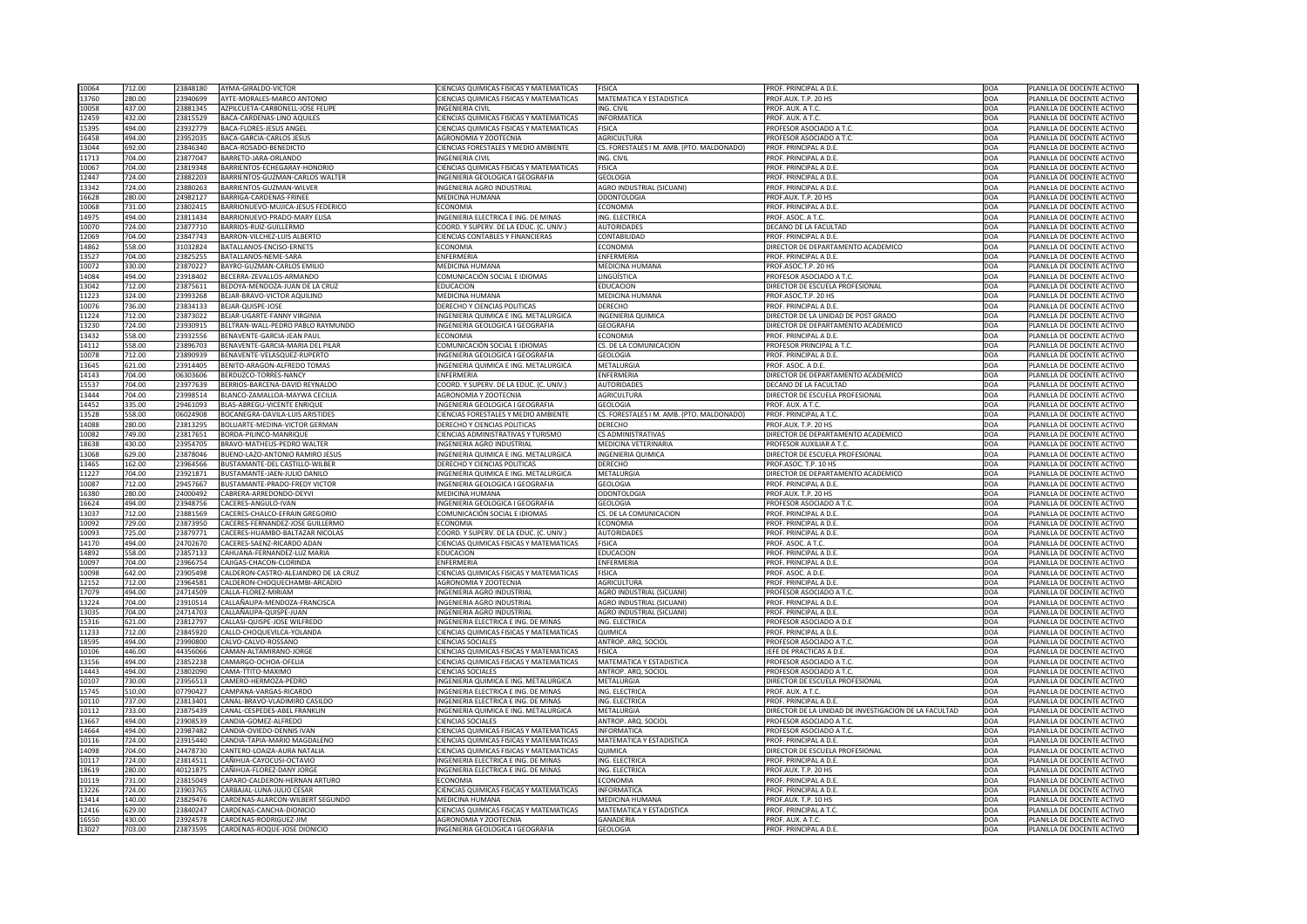| | | | | | | | | |
|---|---|---|---|---|---|---|---|---|
| 10064 | 712.00 | 23848180 | AYMA-GIRALDO-VICTOR | CIENCIAS QUIMICAS FISICAS Y MATEMATICAS | FISICA | PROF. PRINCIPAL A D.E. | DOA | PLANILLA DE DOCENTE ACTIVO |
| 13760 | 280.00 | 23940699 | AYTE-MORALES-MARCO ANTONIO | CIENCIAS QUIMICAS FISICAS Y MATEMATICAS | MATEMATICA Y ESTADISTICA | PROF.AUX. T.P. 20 HS | DOA | PLANILLA DE DOCENTE ACTIVO |
| 10058 | 437.00 | 23881345 | AZPILCUETA-CARBONELL-JOSE FELIPE | INGENIERIA CIVIL | ING. CIVIL | PROF. AUX. A T.C. | DOA | PLANILLA DE DOCENTE ACTIVO |
| 12459 | 432.00 | 23815529 | BACA-CARDENAS-LINO AQUILES | CIENCIAS QUIMICAS FISICAS Y MATEMATICAS | INFORMATICA | PROF. AUX. A T.C. | DOA | PLANILLA DE DOCENTE ACTIVO |
| 15395 | 494.00 | 23932779 | BACA-FLORES-JESUS ANGEL | CIENCIAS QUIMICAS FISICAS Y MATEMATICAS | FISICA | PROFESOR ASOCIADO A T.C. | DOA | PLANILLA DE DOCENTE ACTIVO |
| 16458 | 494.00 | 23952035 | BACA-GARCIA-CARLOS JESUS | AGRONOMIA Y ZOOTECNIA | AGRICULTURA | PROFESOR ASOCIADO A T.C. | DOA | PLANILLA DE DOCENTE ACTIVO |
| 13044 | 692.00 | 23846340 | BACA-ROSADO-BENEDICTO | CIENCIAS FORESTALES Y MEDIO AMBIENTE | CS. FORESTALES I M. AMB. (PTO. MALDONADO) | PROF. PRINCIPAL A D.E. | DOA | PLANILLA DE DOCENTE ACTIVO |
| 11713 | 704.00 | 23877047 | BARRETO-JARA-ORLANDO | INGENIERIA CIVIL | ING. CIVIL | PROF. PRINCIPAL A D.E. | DOA | PLANILLA DE DOCENTE ACTIVO |
| 10067 | 704.00 | 23819348 | BARRIENTOS-ECHEGARAY-HONORIO | CIENCIAS QUIMICAS FISICAS Y MATEMATICAS | FISICA | PROF. PRINCIPAL A D.E. | DOA | PLANILLA DE DOCENTE ACTIVO |
| 12447 | 724.00 | 23882203 | BARRIENTOS-GUZMAN-CARLOS WALTER | INGENIERIA GEOLOGICA I GEOGRAFIA | GEOLOGIA | PROF. PRINCIPAL A D.E. | DOA | PLANILLA DE DOCENTE ACTIVO |
| 13342 | 724.00 | 23880263 | BARRIENTOS-GUZMAN-WILVER | INGENIERIA AGRO INDUSTRIAL | AGRO INDUSTRIAL (SICUANI) | PROF. PRINCIPAL A D.E. | DOA | PLANILLA DE DOCENTE ACTIVO |
| 16628 | 280.00 | 24982127 | BARRIGA-CARDENAS-FRINEE | MEDICINA HUMANA | ODONTOLOGIA | PROF.AUX. T.P. 20 HS | DOA | PLANILLA DE DOCENTE ACTIVO |
| 10068 | 731.00 | 23802415 | BARRIONUEVO-MUJICA-JESUS FEDERICO | ECONOMIA | ECONOMIA | PROF. PRINCIPAL A D.E. | DOA | PLANILLA DE DOCENTE ACTIVO |
| 14975 | 494.00 | 23811434 | BARRIONUEVO-PRADO-MARY ELISA | INGENIERIA ELECTRICA E ING. DE MINAS | ING. ELECTRICA | PROF. ASOC. A T.C. | DOA | PLANILLA DE DOCENTE ACTIVO |
| 10070 | 724.00 | 23877710 | BARRIOS-RUIZ-GUILLERMO | COORD. Y SUPERV. DE LA EDUC. (C. UNIV.) | AUTORIDADES | DECANO DE LA FACULTAD | DOA | PLANILLA DE DOCENTE ACTIVO |
| 12069 | 704.00 | 23847743 | BARRON-VILCHEZ-LUIS ALBERTO | CIENCIAS CONTABLES Y FINANCIERAS | CONTABILIDAD | PROF. PRINCIPAL A D.E. | DOA | PLANILLA DE DOCENTE ACTIVO |
| 14862 | 558.00 | 31032824 | BATALLANOS-ENCISO-ERNETS | ECONOMIA | ECONOMIA | DIRECTOR DE DEPARTAMENTO ACADEMICO | DOA | PLANILLA DE DOCENTE ACTIVO |
| 13527 | 704.00 | 23825255 | BATALLANOS-NEME-SARA | ENFERMERIA | ENFERMERIA | PROF. PRINCIPAL A D.E. | DOA | PLANILLA DE DOCENTE ACTIVO |
| 10072 | 330.00 | 23870227 | BAYRO-GUZMAN-CARLOS EMILIO | MEDICINA HUMANA | MEDICINA HUMANA | PROF.ASOC.T.P. 20 HS | DOA | PLANILLA DE DOCENTE ACTIVO |
| 14084 | 494.00 | 23918402 | BECERRA-ZEVALLOS-ARMANDO | COMUNICACIÓN SOCIAL E IDIOMAS | LINGÜÍSTICA | PROFESOR ASOCIADO A T.C. | DOA | PLANILLA DE DOCENTE ACTIVO |
| 13042 | 712.00 | 23875611 | BEDOYA-MENDOZA-JUAN DE LA CRUZ | EDUCACION | EDUCACION | DIRECTOR DE ESCUELA PROFESIONAL | DOA | PLANILLA DE DOCENTE ACTIVO |
| 11223 | 324.00 | 23993268 | BEJAR-BRAVO-VICTOR AQUILINO | MEDICINA HUMANA | MEDICINA HUMANA | PROF.ASOC.T.P. 20 HS | DOA | PLANILLA DE DOCENTE ACTIVO |
| 10076 | 736.00 | 23834133 | BEJAR-QUISPE-JOSE | DERECHO Y CIENCIAS POLITICAS | DERECHO | PROF. PRINCIPAL A D.E. | DOA | PLANILLA DE DOCENTE ACTIVO |
| 11224 | 712.00 | 23873022 | BEJAR-UGARTE-FANNY VIRGINIA | INGENIERIA QUIMICA E ING. METALURGICA | INGENIERIA QUIMICA | DIRECTOR DE LA UNIDAD DE POST GRADO | DOA | PLANILLA DE DOCENTE ACTIVO |
| 13230 | 724.00 | 23930915 | BELTRAN-WALL-PEDRO PABLO RAYMUNDO | INGENIERIA GEOLOGICA I GEOGRAFIA | GEOGRAFIA | DIRECTOR DE DEPARTAMENTO ACADEMICO | DOA | PLANILLA DE DOCENTE ACTIVO |
| 13432 | 558.00 | 23932556 | BENAVENTE-GARCIA-JEAN PAUL | ECONOMIA | ECONOMIA | PROF. PRINCIPAL A T.C. | DOA | PLANILLA DE DOCENTE ACTIVO |
| 14112 | 558.00 | 23896703 | BENAVENTE-GARCIA-MARIA DEL PILAR | COMUNICACIÓN SOCIAL E IDIOMAS | CS. DE LA COMUNICACION | PROFESOR PRINCIPAL A T.C. | DOA | PLANILLA DE DOCENTE ACTIVO |
| 10078 | 712.00 | 23890939 | BENAVENTE-VELASQUEZ-RUPERTO | INGENIERIA GEOLOGICA I GEOGRAFIA | GEOLOGIA | PROF. PRINCIPAL A D.E. | DOA | PLANILLA DE DOCENTE ACTIVO |
| 13645 | 621.00 | 23914405 | BENITO-ARAGON-ALFREDO TOMAS | INGENIERIA QUIMICA E ING. METALURGICA | METALURGIA | PROF. ASOC. A D.E. | DOA | PLANILLA DE DOCENTE ACTIVO |
| 14143 | 704.00 | 06303606 | BERDUZCO-TORRES-NANCY | ENFERMERIA | ENFERMERIA | DIRECTOR DE DEPARTAMENTO ACADEMICO | DOA | PLANILLA DE DOCENTE ACTIVO |
| 15537 | 704.00 | 23977639 | BERRIOS-BARCENA-DAVID REYNALDO | COORD. Y SUPERV. DE LA EDUC. (C. UNIV.) | AUTORIDADES | DECANO DE LA FACULTAD | DOA | PLANILLA DE DOCENTE ACTIVO |
| 13444 | 704.00 | 23998514 | BLANCO-ZAMALLOA-MAYWA CECILIA | AGRONOMIA Y ZOOTECNIA | AGRICULTURA | DIRECTOR DE ESCUELA PROFESIONAL | DOA | PLANILLA DE DOCENTE ACTIVO |
| 14452 | 335.00 | 29461093 | BLAS-ABREGU-VICENTE ENRIQUE | INGENIERIA GEOLOGICA I GEOGRAFIA | GEOLOGIA | PROF. AUX. A T.C. | DOA | PLANILLA DE DOCENTE ACTIVO |
| 13528 | 558.00 | 06024908 | BOCANEGRA-DAVILA-LUIS ARISTIDES | CIENCIAS FORESTALES Y MEDIO AMBIENTE | CS. FORESTALES I M. AMB. (PTO. MALDONADO) | PROF. PRINCIPAL A T.C. | DOA | PLANILLA DE DOCENTE ACTIVO |
| 14088 | 280.00 | 23813295 | BOLUARTE-MEDINA-VICTOR GERMAN | DERECHO Y CIENCIAS POLITICAS | DERECHO | PROF.AUX. T.P. 20 HS | DOA | PLANILLA DE DOCENTE ACTIVO |
| 10082 | 749.00 | 23817651 | BORDA-PILINCO-MANRIQUE | CIENCIAS ADMINISTRATIVAS Y TURISMO | CS ADMINISTRATIVAS | DIRECTOR DE DEPARTAMENTO ACADEMICO | DOA | PLANILLA DE DOCENTE ACTIVO |
| 18638 | 430.00 | 23954705 | BRAVO-MATHEUS-PEDRO WALTER | INGENIERIA AGRO INDUSTRIAL | MEDICINA VETERINARIA | PROFESOR AUXILIAR A T.C. | DOA | PLANILLA DE DOCENTE ACTIVO |
| 13068 | 629.00 | 23878046 | BUENO-LAZO-ANTONIO RAMIRO JESUS | INGENIERIA QUIMICA E ING. METALURGICA | INGENIERIA QUIMICA | DIRECTOR DE ESCUELA PROFESIONAL | DOA | PLANILLA DE DOCENTE ACTIVO |
| 13465 | 162.00 | 23964566 | BUSTAMANTE-DEL CASTILLO-WILBER | DERECHO Y CIENCIAS POLITICAS | DERECHO | PROF.ASOC. T.P. 10 HS | DOA | PLANILLA DE DOCENTE ACTIVO |
| 11227 | 704.00 | 23921871 | BUSTAMANTE-JAEN-JULIO DANILO | INGENIERIA QUIMICA E ING. METALURGICA | METALURGIA | DIRECTOR DE DEPARTAMENTO ACADEMICO | DOA | PLANILLA DE DOCENTE ACTIVO |
| 10087 | 712.00 | 29457667 | BUSTAMANTE-PRADO-FREDY VICTOR | INGENIERIA GEOLOGICA I GEOGRAFIA | GEOLOGIA | PROF. PRINCIPAL A D.E. | DOA | PLANILLA DE DOCENTE ACTIVO |
| 16380 | 280.00 | 24000492 | CABRERA-ARREDONDO-DEYVI | MEDICINA HUMANA | ODONTOLOGIA | PROF.AUX. T.P. 20 HS | DOA | PLANILLA DE DOCENTE ACTIVO |
| 16624 | 494.00 | 23948756 | CACERES-ANGULO-IVAN | INGENIERIA GEOLOGICA I GEOGRAFIA | GEOLOGIA | PROFESOR ASOCIADO A T.C. | DOA | PLANILLA DE DOCENTE ACTIVO |
| 13037 | 712.00 | 23881569 | CACERES-CHALCO-EFRAIN GREGORIO | COMUNICACIÓN SOCIAL E IDIOMAS | CS. DE LA COMUNICACION | PROF. PRINCIPAL A D.E. | DOA | PLANILLA DE DOCENTE ACTIVO |
| 10092 | 729.00 | 23873950 | CACERES-FERNANDEZ-JOSE GUILLERMO | ECONOMIA | ECONOMIA | PROF. PRINCIPAL A D.E. | DOA | PLANILLA DE DOCENTE ACTIVO |
| 10093 | 725.00 | 23879771 | CACERES-HUAMBO-BALTAZAR NICOLAS | COORD. Y SUPERV. DE LA EDUC. (C. UNIV.) | AUTORIDADES | PROF. PRINCIPAL A D.E. | DOA | PLANILLA DE DOCENTE ACTIVO |
| 14170 | 494.00 | 24702670 | CACERES-SAENZ-RICARDO ADAN | CIENCIAS QUIMICAS FISICAS Y MATEMATICAS | FISICA | PROF. ASOC. A T.C. | DOA | PLANILLA DE DOCENTE ACTIVO |
| 14892 | 558.00 | 23857133 | CAHUANA-FERNANDEZ-LUZ MARIA | EDUCACION | EDUCACION | PROF. PRINCIPAL A D.E. | DOA | PLANILLA DE DOCENTE ACTIVO |
| 10097 | 704.00 | 23966754 | CAJIGAS-CHACON-CLORINDA | ENFERMERIA | ENFERMERIA | PROF. PRINCIPAL A D.E. | DOA | PLANILLA DE DOCENTE ACTIVO |
| 10098 | 642.00 | 23905498 | CALDERON-CASTRO-ALEJANDRO DE LA CRUZ | CIENCIAS QUIMICAS FISICAS Y MATEMATICAS | FISICA | PROF. ASOC. A D.E. | DOA | PLANILLA DE DOCENTE ACTIVO |
| 12152 | 712.00 | 23964581 | CALDERON-CHOQUECHAMBI-ARCADIO | AGRONOMIA Y ZOOTECNIA | AGRICULTURA | PROF. PRINCIPAL A D.E. | DOA | PLANILLA DE DOCENTE ACTIVO |
| 17079 | 494.00 | 24714509 | CALLA-FLOREZ-MIRIAM | INGENIERIA AGRO INDUSTRIAL | AGRO INDUSTRIAL (SICUANI) | PROFESOR ASOCIADO A T.C. | DOA | PLANILLA DE DOCENTE ACTIVO |
| 13224 | 704.00 | 23910514 | CALLAÑAUPA-MENDOZA-FRANCISCA | INGENIERIA AGRO INDUSTRIAL | AGRO INDUSTRIAL (SICUANI) | PROF. PRINCIPAL A D.E. | DOA | PLANILLA DE DOCENTE ACTIVO |
| 13035 | 704.00 | 24714703 | CALLAÑAUPA-QUISPE-JUAN | INGENIERIA AGRO INDUSTRIAL | AGRO INDUSTRIAL (SICUANI) | PROF. PRINCIPAL A D.E. | DOA | PLANILLA DE DOCENTE ACTIVO |
| 15316 | 621.00 | 23812797 | CALLASI-QUISPE-JOSE WILFREDO | INGENIERIA ELECTRICA E ING. DE MINAS | ING. ELECTRICA | PROFESOR ASOCIADO A D.E | DOA | PLANILLA DE DOCENTE ACTIVO |
| 11233 | 712.00 | 23845920 | CALLO-CHOQUEVILCA-YOLANDA | CIENCIAS QUIMICAS FISICAS Y MATEMATICAS | QUIMICA | PROF. PRINCIPAL A D.E. | DOA | PLANILLA DE DOCENTE ACTIVO |
| 18595 | 494.00 | 23990800 | CALVO-CALVO-ROSSANO | CIENCIAS SOCIALES | ANTROP. ARQ. SOCIOL | PROFESOR ASOCIADO A T.C. | DOA | PLANILLA DE DOCENTE ACTIVO |
| 10106 | 446.00 | 44356066 | CAMAN-ALTAMIRANO-JORGE | CIENCIAS QUIMICAS FISICAS Y MATEMATICAS | FISICA | JEFE DE PRACTICAS A D.E. | DOA | PLANILLA DE DOCENTE ACTIVO |
| 13156 | 494.00 | 23852238 | CAMARGO-OCHOA-OFELIA | CIENCIAS QUIMICAS FISICAS Y MATEMATICAS | MATEMATICA Y ESTADISTICA | PROFESOR ASOCIADO A T.C. | DOA | PLANILLA DE DOCENTE ACTIVO |
| 14443 | 494.00 | 23802090 | CAMA-TTITO-MAXIMO | CIENCIAS SOCIALES | ANTROP. ARQ. SOCIOL | PROFESOR ASOCIADO A T.C. | DOA | PLANILLA DE DOCENTE ACTIVO |
| 10107 | 730.00 | 23956513 | CAMERO-HERMOZA-PEDRO | INGENIERIA QUIMICA E ING. METALURGICA | METALURGIA | DIRECTOR DE ESCUELA PROFESIONAL | DOA | PLANILLA DE DOCENTE ACTIVO |
| 15745 | 510.00 | 07790427 | CAMPANA-VARGAS-RICARDO | INGENIERIA ELECTRICA E ING. DE MINAS | ING. ELECTRICA | PROF. AUX. A T.C. | DOA | PLANILLA DE DOCENTE ACTIVO |
| 10110 | 737.00 | 23813401 | CANAL-BRAVO-VLADIMIRO CASILDO | INGENIERIA ELECTRICA E ING. DE MINAS | ING. ELECTRICA | PROF. PRINCIPAL A D.E. | DOA | PLANILLA DE DOCENTE ACTIVO |
| 10112 | 733.00 | 23875439 | CANAL-CESPEDES-ABEL FRANKLIN | INGENIERIA QUIMICA E ING. METALURGICA | METALURGIA | DIRECTOR DE LA UNIDAD DE INVESTIGACION DE LA FACULTAD | DOA | PLANILLA DE DOCENTE ACTIVO |
| 13667 | 494.00 | 23908539 | CANDIA-GOMEZ-ALFREDO | CIENCIAS SOCIALES | ANTROP. ARQ. SOCIOL | PROFESOR ASOCIADO A T.C. | DOA | PLANILLA DE DOCENTE ACTIVO |
| 14664 | 494.00 | 23987482 | CANDIA-OVIEDO-DENNIS IVAN | CIENCIAS QUIMICAS FISICAS Y MATEMATICAS | INFORMATICA | PROFESOR ASOCIADO A T.C. | DOA | PLANILLA DE DOCENTE ACTIVO |
| 10116 | 724.00 | 23915440 | CANDIA-TAPIA-MARIO MAGDALENO | CIENCIAS QUIMICAS FISICAS Y MATEMATICAS | MATEMATICA Y ESTADISTICA | PROF. PRINCIPAL A D.E. | DOA | PLANILLA DE DOCENTE ACTIVO |
| 14098 | 704.00 | 24478730 | CANTERO-LOAIZA-AURA NATALIA | CIENCIAS QUIMICAS FISICAS Y MATEMATICAS | QUIMICA | DIRECTOR DE ESCUELA PROFESIONAL | DOA | PLANILLA DE DOCENTE ACTIVO |
| 10117 | 724.00 | 23814511 | CAÑIHUA-CAYOCUSI-OCTAVIO | INGENIERIA ELECTRICA E ING. DE MINAS | ING. ELECTRICA | PROF. PRINCIPAL A D.E. | DOA | PLANILLA DE DOCENTE ACTIVO |
| 18619 | 280.00 | 40121875 | CAÑIHUA-FLOREZ-DANY JORGE | INGENIERIA ELECTRICA E ING. DE MINAS | ING. ELECTRICA | PROF.AUX. T.P. 20 HS | DOA | PLANILLA DE DOCENTE ACTIVO |
| 10119 | 731.00 | 23815049 | CAPARO-CALDERON-HERNAN ARTURO | ECONOMIA | ECONOMIA | PROF. PRINCIPAL A D.E. | DOA | PLANILLA DE DOCENTE ACTIVO |
| 13226 | 724.00 | 23903765 | CARBAJAL-LUNA-JULIO CESAR | CIENCIAS QUIMICAS FISICAS Y MATEMATICAS | INFORMATICA | PROF. PRINCIPAL A D.E. | DOA | PLANILLA DE DOCENTE ACTIVO |
| 13414 | 140.00 | 23829476 | CARDENAS-ALARCON-WILBERT SEGUNDO | MEDICINA HUMANA | MEDICINA HUMANA | PROF.AUX. T.P. 10 HS | DOA | PLANILLA DE DOCENTE ACTIVO |
| 12416 | 629.00 | 23840247 | CARDENAS-CANCHA-DIONICIO | CIENCIAS QUIMICAS FISICAS Y MATEMATICAS | MATEMATICA Y ESTADISTICA | PROF. PRINCIPAL A T.C. | DOA | PLANILLA DE DOCENTE ACTIVO |
| 16550 | 430.00 | 23924578 | CARDENAS-RODRIGUEZ-JIM | AGRONOMIA Y ZOOTECNIA | GANADERIA | PROF. AUX. A T.C. | DOA | PLANILLA DE DOCENTE ACTIVO |
| 13027 | 703.00 | 23873595 | CARDENAS-ROQUE-JOSE DIONICIO | INGENIERIA GEOLOGICA I GEOGRAFIA | GEOLOGIA | PROF. PRINCIPAL A D.E. | DOA | PLANILLA DE DOCENTE ACTIVO |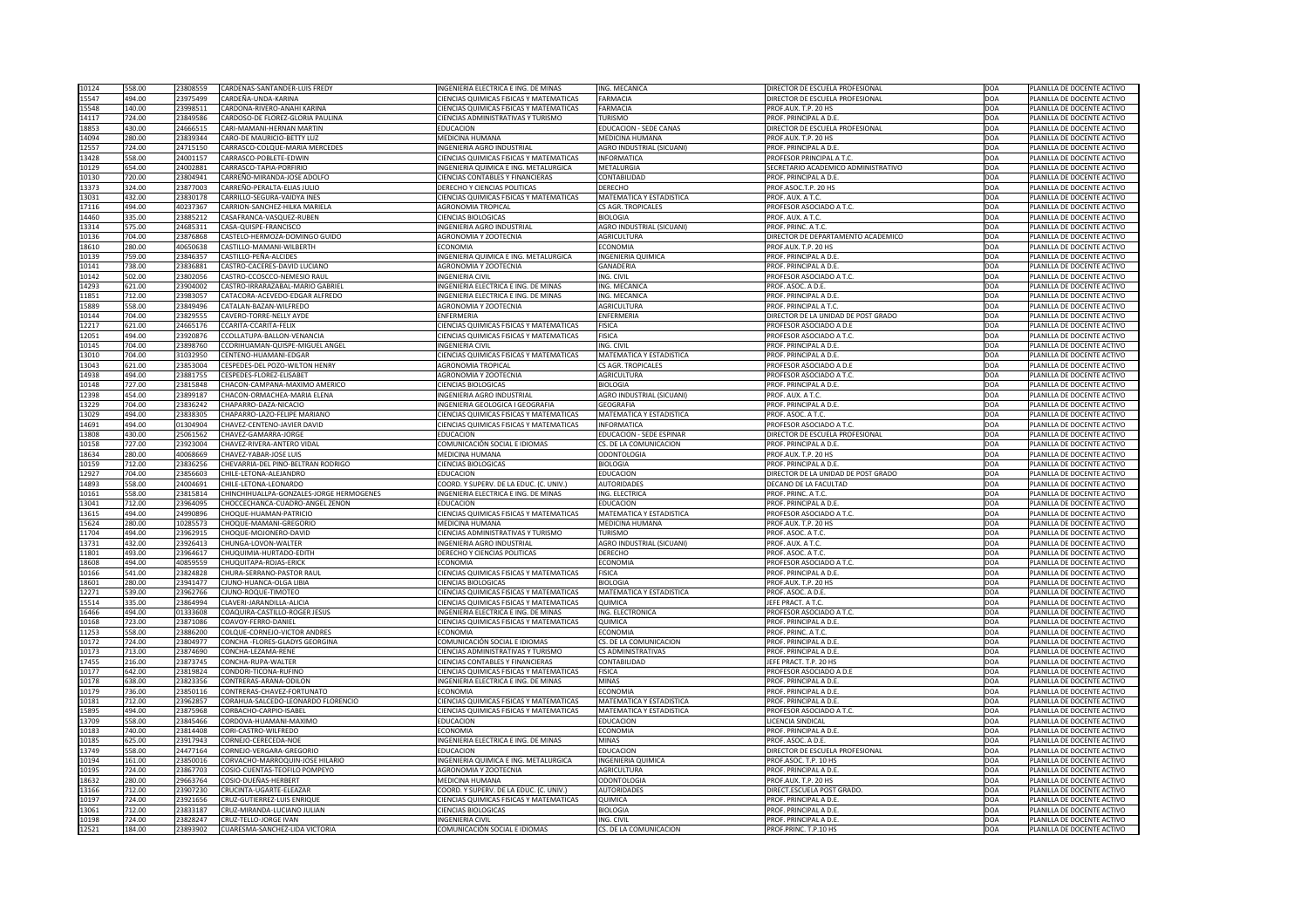| | | | | | | | | |
|---|---|---|---|---|---|---|---|---|
| 10124 | 558.00 | 23808559 | CARDENAS-SANTANDER-LUIS FREDY | INGENIERIA ELECTRICA E ING. DE MINAS | ING. MECANICA | DIRECTOR DE ESCUELA PROFESIONAL | DOA | PLANILLA DE DOCENTE ACTIVO |
| 15547 | 494.00 | 23975499 | CARDEÑA-UNDA-KARINA | CIENCIAS QUIMICAS FISICAS Y MATEMATICAS | FARMACIA | DIRECTOR DE ESCUELA PROFESIONAL | DOA | PLANILLA DE DOCENTE ACTIVO |
| 15548 | 140.00 | 23998511 | CARDONA-RIVERO-ANAHI KARINA | CIENCIAS QUIMICAS FISICAS Y MATEMATICAS | FARMACIA | PROF.AUX. T.P. 20 HS | DOA | PLANILLA DE DOCENTE ACTIVO |
| 14117 | 724.00 | 23849586 | CARDOSO-DE FLOREZ-GLORIA PAULINA | CIENCIAS ADMINISTRATIVAS Y TURISMO | TURISMO | PROF. PRINCIPAL A D.E. | DOA | PLANILLA DE DOCENTE ACTIVO |
| 18853 | 430.00 | 24666515 | CARI-MAMANI-HERNAN MARTIN | EDUCACION | EDUCACION - SEDE CANAS | DIRECTOR DE ESCUELA PROFESIONAL | DOA | PLANILLA DE DOCENTE ACTIVO |
| 14094 | 280.00 | 23839344 | CARO-DE MAURICIO-BETTY LUZ | MEDICINA HUMANA | MEDICINA HUMANA | PROF.AUX. T.P. 20 HS | DOA | PLANILLA DE DOCENTE ACTIVO |
| 12557 | 724.00 | 24715150 | CARRASCO-COLQUE-MARIA MERCEDES | INGENIERIA AGRO INDUSTRIAL | AGRO INDUSTRIAL (SICUANI) | PROF. PRINCIPAL A D.E. | DOA | PLANILLA DE DOCENTE ACTIVO |
| 13428 | 558.00 | 24001157 | CARRASCO-POBLETE-EDWIN | CIENCIAS QUIMICAS FISICAS Y MATEMATICAS | INFORMATICA | PROFESOR PRINCIPAL A T.C. | DOA | PLANILLA DE DOCENTE ACTIVO |
| 10129 | 654.00 | 24002881 | CARRASCO-TAPIA-PORFIRIO | INGENIERIA QUIMICA E ING. METALURGICA | METALURGIA | SECRETARIO ACADEMICO ADMINISTRATIVO | DOA | PLANILLA DE DOCENTE ACTIVO |
| 10130 | 720.00 | 23804941 | CARREÑO-MIRANDA-JOSE ADOLFO | CIENCIAS CONTABLES Y FINANCIERAS | CONTABILIDAD | PROF. PRINCIPAL A D.E. | DOA | PLANILLA DE DOCENTE ACTIVO |
| 13373 | 324.00 | 23877003 | CARREÑO-PERALTA-ELIAS JULIO | DERECHO Y CIENCIAS POLITICAS | DERECHO | PROF.ASOC.T.P. 20 HS | DOA | PLANILLA DE DOCENTE ACTIVO |
| 13031 | 432.00 | 23830178 | CARRILLO-SEGURA-VAIDYA INES | CIENCIAS QUIMICAS FISICAS Y MATEMATICAS | MATEMATICA Y ESTADISTICA | PROF. AUX. A T.C. | DOA | PLANILLA DE DOCENTE ACTIVO |
| 17116 | 494.00 | 40237367 | CARRION-SANCHEZ-HILKA MARIELA | AGRONOMIA TROPICAL | CS AGR. TROPICALES | PROFESOR ASOCIADO A T.C. | DOA | PLANILLA DE DOCENTE ACTIVO |
| 14460 | 335.00 | 23885212 | CASAFRANCA-VASQUEZ-RUBEN | CIENCIAS BIOLOGICAS | BIOLOGIA | PROF. AUX. A T.C. | DOA | PLANILLA DE DOCENTE ACTIVO |
| 13314 | 575.00 | 24685311 | CASA-QUISPE-FRANCISCO | INGENIERIA AGRO INDUSTRIAL | AGRO INDUSTRIAL (SICUANI) | PROF. PRINC. A T.C. | DOA | PLANILLA DE DOCENTE ACTIVO |
| 10136 | 704.00 | 23876868 | CASTELO-HERMOZA-DOMINGO GUIDO | AGRONOMIA Y ZOOTECNIA | AGRICULTURA | DIRECTOR DE DEPARTAMENTO ACADEMICO | DOA | PLANILLA DE DOCENTE ACTIVO |
| 18610 | 280.00 | 40650638 | CASTILLO-MAMANI-WILBERTH | ECONOMIA | ECONOMIA | PROF.AUX. T.P. 20 HS | DOA | PLANILLA DE DOCENTE ACTIVO |
| 10139 | 759.00 | 23846357 | CASTILLO-PEÑA-ALCIDES | INGENIERIA QUIMICA E ING. METALURGICA | INGENIERIA QUIMICA | PROF. PRINCIPAL A D.E. | DOA | PLANILLA DE DOCENTE ACTIVO |
| 10141 | 738.00 | 23836881 | CASTRO-CACERES-DAVID LUCIANO | AGRONOMIA Y ZOOTECNIA | GANADERIA | PROF. PRINCIPAL A D.E. | DOA | PLANILLA DE DOCENTE ACTIVO |
| 10142 | 502.00 | 23802056 | CASTRO-CCOSCCO-NEMESIO RAUL | INGENIERIA CIVIL | ING. CIVIL | PROFESOR ASOCIADO A T.C. | DOA | PLANILLA DE DOCENTE ACTIVO |
| 14293 | 621.00 | 23904002 | CASTRO-IRRARAZABAL-MARIO GABRIEL | INGENIERIA ELECTRICA E ING. DE MINAS | ING. MECANICA | PROF. ASOC. A D.E. | DOA | PLANILLA DE DOCENTE ACTIVO |
| 11851 | 712.00 | 23983057 | CATACORA-ACEVEDO-EDGAR ALFREDO | INGENIERIA ELECTRICA E ING. DE MINAS | ING. MECANICA | PROF. PRINCIPAL A D.E. | DOA | PLANILLA DE DOCENTE ACTIVO |
| 15889 | 558.00 | 23849496 | CATALAN-BAZAN-WILFREDO | AGRONOMIA Y ZOOTECNIA | AGRICULTURA | PROF. PRINCIPAL A T.C. | DOA | PLANILLA DE DOCENTE ACTIVO |
| 10144 | 704.00 | 23829555 | CAVERO-TORRE-NELLY AYDE | ENFERMERIA | ENFERMERIA | DIRECTOR DE LA UNIDAD DE POST GRADO | DOA | PLANILLA DE DOCENTE ACTIVO |
| 12217 | 621.00 | 24665176 | CCARITA-CCARITA-FELIX | CIENCIAS QUIMICAS FISICAS Y MATEMATICAS | FISICA | PROFESOR ASOCIADO A D.E | DOA | PLANILLA DE DOCENTE ACTIVO |
| 12051 | 494.00 | 23920876 | CCOLLATUPA-BALLON-VENANCIA | CIENCIAS QUIMICAS FISICAS Y MATEMATICAS | FISICA | PROFESOR ASOCIADO A T.C. | DOA | PLANILLA DE DOCENTE ACTIVO |
| 10145 | 704.00 | 23898760 | CCORIHUAMAN-QUISPE-MIGUEL ANGEL | INGENIERIA CIVIL | ING. CIVIL | PROF. PRINCIPAL A D.E. | DOA | PLANILLA DE DOCENTE ACTIVO |
| 13010 | 704.00 | 31032950 | CENTENO-HUAMANI-EDGAR | CIENCIAS QUIMICAS FISICAS Y MATEMATICAS | MATEMATICA Y ESTADISTICA | PROF. PRINCIPAL A D.E. | DOA | PLANILLA DE DOCENTE ACTIVO |
| 13043 | 621.00 | 23853004 | CESPEDES-DEL POZO-WILTON HENRY | AGRONOMIA TROPICAL | CS AGR. TROPICALES | PROFESOR ASOCIADO A D.E | DOA | PLANILLA DE DOCENTE ACTIVO |
| 14938 | 494.00 | 23881755 | CESPEDES-FLOREZ-ELISABET | AGRONOMIA Y ZOOTECNIA | AGRICULTURA | PROFESOR ASOCIADO A T.C. | DOA | PLANILLA DE DOCENTE ACTIVO |
| 10148 | 727.00 | 23815848 | CHACON-CAMPANA-MAXIMO AMERICO | CIENCIAS BIOLOGICAS | BIOLOGIA | PROF. PRINCIPAL A D.E. | DOA | PLANILLA DE DOCENTE ACTIVO |
| 12398 | 454.00 | 23899187 | CHACON-ORMACHEA-MARIA ELENA | INGENIERIA AGRO INDUSTRIAL | AGRO INDUSTRIAL (SICUANI) | PROF. AUX. A T.C. | DOA | PLANILLA DE DOCENTE ACTIVO |
| 13229 | 704.00 | 23836242 | CHAPARRO-DAZA-NICACIO | INGENIERIA GEOLOGICA I GEOGRAFIA | GEOGRAFIA | PROF. PRINCIPAL A D.E. | DOA | PLANILLA DE DOCENTE ACTIVO |
| 13029 | 494.00 | 23838305 | CHAPARRO-LAZO-FELIPE MARIANO | CIENCIAS QUIMICAS FISICAS Y MATEMATICAS | MATEMATICA Y ESTADISTICA | PROF. ASOC. A T.C. | DOA | PLANILLA DE DOCENTE ACTIVO |
| 14691 | 494.00 | 01304904 | CHAVEZ-CENTENO-JAVIER DAVID | CIENCIAS QUIMICAS FISICAS Y MATEMATICAS | INFORMATICA | PROFESOR ASOCIADO A T.C. | DOA | PLANILLA DE DOCENTE ACTIVO |
| 13808 | 430.00 | 25061562 | CHAVEZ-GAMARRA-JORGE | EDUCACION | EDUCACION - SEDE ESPINAR | DIRECTOR DE ESCUELA PROFESIONAL | DOA | PLANILLA DE DOCENTE ACTIVO |
| 10158 | 727.00 | 23923004 | CHAVEZ-RIVERA-ANTERO VIDAL | COMUNICACIÓN SOCIAL E IDIOMAS | CS. DE LA COMUNICACION | PROF. PRINCIPAL A D.E. | DOA | PLANILLA DE DOCENTE ACTIVO |
| 18634 | 280.00 | 40068669 | CHAVEZ-YABAR-JOSE LUIS | MEDICINA HUMANA | ODONTOLOGIA | PROF.AUX. T.P. 20 HS | DOA | PLANILLA DE DOCENTE ACTIVO |
| 10159 | 712.00 | 23836256 | CHEVARRIA-DEL PINO-BELTRAN RODRIGO | CIENCIAS BIOLOGICAS | BIOLOGIA | PROF. PRINCIPAL A D.E. | DOA | PLANILLA DE DOCENTE ACTIVO |
| 12927 | 704.00 | 23856603 | CHILE-LETONA-ALEJANDRO | EDUCACION | EDUCACION | DIRECTOR DE LA UNIDAD DE POST GRADO | DOA | PLANILLA DE DOCENTE ACTIVO |
| 14893 | 558.00 | 24004691 | CHILE-LETONA-LEONARDO | COORD. Y SUPERV. DE LA EDUC. (C. UNIV.) | AUTORIDADES | DECANO DE LA FACULTAD | DOA | PLANILLA DE DOCENTE ACTIVO |
| 10161 | 558.00 | 23815814 | CHINCHIHUALLPA-GONZALES-JORGE HERMOGENES | INGENIERIA ELECTRICA E ING. DE MINAS | ING. ELECTRICA | PROF. PRINC. A T.C. | DOA | PLANILLA DE DOCENTE ACTIVO |
| 13041 | 712.00 | 23964095 | CHOCCECHANCA-CUADRO-ANGEL ZENON | EDUCACION | EDUCACION | PROF. PRINCIPAL A D.E. | DOA | PLANILLA DE DOCENTE ACTIVO |
| 13615 | 494.00 | 24990896 | CHOQUE-HUAMAN-PATRICIO | CIENCIAS QUIMICAS FISICAS Y MATEMATICAS | MATEMATICA Y ESTADISTICA | PROFESOR ASOCIADO A T.C. | DOA | PLANILLA DE DOCENTE ACTIVO |
| 15624 | 280.00 | 10285573 | CHOQUE-MAMANI-GREGORIO | MEDICINA HUMANA | MEDICINA HUMANA | PROF.AUX. T.P. 20 HS | DOA | PLANILLA DE DOCENTE ACTIVO |
| 11704 | 494.00 | 23962915 | CHOQUE-MOJONERO-DAVID | CIENCIAS ADMINISTRATIVAS Y TURISMO | TURISMO | PROF. ASOC. A T.C. | DOA | PLANILLA DE DOCENTE ACTIVO |
| 13731 | 432.00 | 23926413 | CHUNGA-LOVON-WALTER | INGENIERIA AGRO INDUSTRIAL | AGRO INDUSTRIAL (SICUANI) | PROF. AUX. A T.C. | DOA | PLANILLA DE DOCENTE ACTIVO |
| 11801 | 493.00 | 23964617 | CHUQUIMIA-HURTADO-EDITH | DERECHO Y CIENCIAS POLITICAS | DERECHO | PROF. ASOC. A T.C. | DOA | PLANILLA DE DOCENTE ACTIVO |
| 18608 | 494.00 | 40859559 | CHUQUITAPA-ROJAS-ERICK | ECONOMIA | ECONOMIA | PROFESOR ASOCIADO A T.C. | DOA | PLANILLA DE DOCENTE ACTIVO |
| 10166 | 541.00 | 23824828 | CHURA-SERRANO-PASTOR RAUL | CIENCIAS QUIMICAS FISICAS Y MATEMATICAS | FISICA | PROF. PRINCIPAL A D.E. | DOA | PLANILLA DE DOCENTE ACTIVO |
| 18601 | 280.00 | 23941477 | CJUNO-HUANCA-OLGA LIBIA | CIENCIAS BIOLOGICAS | BIOLOGIA | PROF.AUX. T.P. 20 HS | DOA | PLANILLA DE DOCENTE ACTIVO |
| 12271 | 539.00 | 23962766 | CJUNO-ROQUE-TIMOTEO | CIENCIAS QUIMICAS FISICAS Y MATEMATICAS | MATEMATICA Y ESTADISTICA | PROF. ASOC. A D.E. | DOA | PLANILLA DE DOCENTE ACTIVO |
| 15514 | 335.00 | 23864994 | CLAVERI-JARANDILLA-ALICIA | CIENCIAS QUIMICAS FISICAS Y MATEMATICAS | QUIMICA | JEFE PRACT. A T.C. | DOA | PLANILLA DE DOCENTE ACTIVO |
| 16466 | 494.00 | 01333608 | COAQUIRA-CASTILLO-ROGER JESUS | INGENIERIA ELECTRICA E ING. DE MINAS | ING. ELECTRONICA | PROFESOR ASOCIADO A T.C. | DOA | PLANILLA DE DOCENTE ACTIVO |
| 10168 | 723.00 | 23871086 | COAVOY-FERRO-DANIEL | CIENCIAS QUIMICAS FISICAS Y MATEMATICAS | QUIMICA | PROF. PRINCIPAL A D.E. | DOA | PLANILLA DE DOCENTE ACTIVO |
| 11253 | 558.00 | 23886200 | COLQUE-CORNEJO-VICTOR ANDRES | ECONOMIA | ECONOMIA | PROF. PRINC. A T.C. | DOA | PLANILLA DE DOCENTE ACTIVO |
| 10172 | 724.00 | 23804977 | CONCHA -FLORES-GLADYS GEORGINA | COMUNICACIÓN SOCIAL E IDIOMAS | CS. DE LA COMUNICACION | PROF. PRINCIPAL A D.E. | DOA | PLANILLA DE DOCENTE ACTIVO |
| 10173 | 713.00 | 23874690 | CONCHA-LEZAMA-RENE | CIENCIAS ADMINISTRATIVAS Y TURISMO | CS ADMINISTRATIVAS | PROF. PRINCIPAL A D.E. | DOA | PLANILLA DE DOCENTE ACTIVO |
| 17455 | 216.00 | 23873745 | CONCHA-RUPA-WALTER | CIENCIAS CONTABLES Y FINANCIERAS | CONTABILIDAD | JEFE PRACT. T.P. 20 HS | DOA | PLANILLA DE DOCENTE ACTIVO |
| 10177 | 642.00 | 23819824 | CONDORI-TICONA-RUFINO | CIENCIAS QUIMICAS FISICAS Y MATEMATICAS | FISICA | PROFESOR ASOCIADO A D.E | DOA | PLANILLA DE DOCENTE ACTIVO |
| 10178 | 638.00 | 23823356 | CONTRERAS-ARANA-ODILON | INGENIERIA ELECTRICA E ING. DE MINAS | MINAS | PROF. PRINCIPAL A D.E. | DOA | PLANILLA DE DOCENTE ACTIVO |
| 10179 | 736.00 | 23850116 | CONTRERAS-CHAVEZ-FORTUNATO | ECONOMIA | ECONOMIA | PROF. PRINCIPAL A D.E. | DOA | PLANILLA DE DOCENTE ACTIVO |
| 10181 | 712.00 | 23962857 | CORAHUA-SALCEDO-LEONARDO FLORENCIO | CIENCIAS QUIMICAS FISICAS Y MATEMATICAS | MATEMATICA Y ESTADISTICA | PROF. PRINCIPAL A D.E. | DOA | PLANILLA DE DOCENTE ACTIVO |
| 15895 | 494.00 | 23875968 | CORBACHO-CARPIO-ISABEL | CIENCIAS QUIMICAS FISICAS Y MATEMATICAS | MATEMATICA Y ESTADISTICA | PROFESOR ASOCIADO A T.C. | DOA | PLANILLA DE DOCENTE ACTIVO |
| 13709 | 558.00 | 23845466 | CORDOVA-HUAMANI-MAXIMO | EDUCACION | EDUCACION | LICENCIA SINDICAL | DOA | PLANILLA DE DOCENTE ACTIVO |
| 10183 | 740.00 | 23814408 | CORI-CASTRO-WILFREDO | ECONOMIA | ECONOMIA | PROF. PRINCIPAL A D.E. | DOA | PLANILLA DE DOCENTE ACTIVO |
| 10185 | 625.00 | 23917943 | CORNEJO-CERECEDA-NOE | INGENIERIA ELECTRICA E ING. DE MINAS | MINAS | PROF. ASOC. A D.E. | DOA | PLANILLA DE DOCENTE ACTIVO |
| 13749 | 558.00 | 24477164 | CORNEJO-VERGARA-GREGORIO | EDUCACION | EDUCACION | DIRECTOR DE ESCUELA PROFESIONAL | DOA | PLANILLA DE DOCENTE ACTIVO |
| 10194 | 161.00 | 23850016 | CORVACHO-MARROQUIN-JOSE HILARIO | INGENIERIA QUIMICA E ING. METALURGICA | INGENIERIA QUIMICA | PROF.ASOC. T.P. 10 HS | DOA | PLANILLA DE DOCENTE ACTIVO |
| 10195 | 724.00 | 23867703 | COSIO-CUENTAS-TEOFILO POMPEYO | AGRONOMIA Y ZOOTECNIA | AGRICULTURA | PROF. PRINCIPAL A D.E. | DOA | PLANILLA DE DOCENTE ACTIVO |
| 18632 | 280.00 | 29663764 | COSIO-DUEÑAS-HERBERT | MEDICINA HUMANA | ODONTOLOGIA | PROF.AUX. T.P. 20 HS | DOA | PLANILLA DE DOCENTE ACTIVO |
| 13166 | 712.00 | 23907230 | CRUCINTA-UGARTE-ELEAZAR | COORD. Y SUPERV. DE LA EDUC. (C. UNIV.) | AUTORIDADES | DIRECT.ESCUELA POST GRADO. | DOA | PLANILLA DE DOCENTE ACTIVO |
| 10197 | 724.00 | 23921656 | CRUZ-GUTIERREZ-LUIS ENRIQUE | CIENCIAS QUIMICAS FISICAS Y MATEMATICAS | QUIMICA | PROF. PRINCIPAL A D.E. | DOA | PLANILLA DE DOCENTE ACTIVO |
| 13061 | 712.00 | 23833187 | CRUZ-MIRANDA-LUCIANO JULIAN | CIENCIAS BIOLOGICAS | BIOLOGIA | PROF. PRINCIPAL A D.E. | DOA | PLANILLA DE DOCENTE ACTIVO |
| 10198 | 724.00 | 23828247 | CRUZ-TELLO-JORGE IVAN | INGENIERIA CIVIL | ING. CIVIL | PROF. PRINCIPAL A D.E. | DOA | PLANILLA DE DOCENTE ACTIVO |
| 12521 | 184.00 | 23893902 | CUARESMA-SANCHEZ-LIDA VICTORIA | COMUNICACIÓN SOCIAL E IDIOMAS | CS. DE LA COMUNICACION | PROF.PRINC. T.P.10 HS | DOA | PLANILLA DE DOCENTE ACTIVO |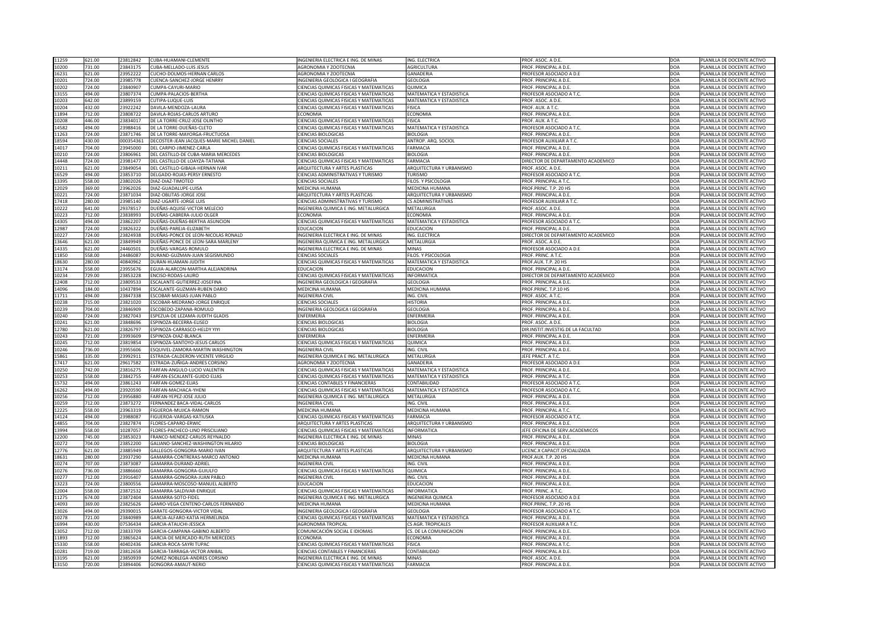| 11259 | 621.00 | 23812842 | CUBA-HUAMANI-CLEMENTE | INGENIERIA ELECTRICA E ING. DE MINAS | ING. ELECTRICA | PROF. ASOC. A D.E. | DOA | PLANILLA DE DOCENTE ACTIVO |
|---|---|---|---|---|---|---|---|---|
| 10200 | 731.00 | 23843175 | CUBA-MELLADO-LUIS JESUS | AGRONOMIA Y ZOOTECNIA | AGRICULTURA | PROF. PRINCIPAL A D.E. | DOA | PLANILLA DE DOCENTE ACTIVO |
| 16231 | 621.00 | 23952222 | CUCHO-DOLMOS-HERNAN CARLOS | AGRONOMIA Y ZOOTECNIA | GANADERIA | PROFESOR ASOCIADO A D.E | DOA | PLANILLA DE DOCENTE ACTIVO |
| 10201 | 724.00 | 23985778 | CUENCA-SANCHEZ-JORGE HENRRY | INGENIERIA GEOLOGICA I GEOGRAFIA | GEOLOGIA | PROF. PRINCIPAL A D.E. | DOA | PLANILLA DE DOCENTE ACTIVO |
| 10202 | 724.00 | 23840907 | CUMPA-CAYURI-MARIO | CIENCIAS QUIMICAS FISICAS Y MATEMATICAS | QUIMICA | PROF. PRINCIPAL A D.E. | DOA | PLANILLA DE DOCENTE ACTIVO |
| 13155 | 494.00 | 23807374 | CUMPA-PALACIOS-BERTHA | CIENCIAS QUIMICAS FISICAS Y MATEMATICAS | MATEMATICA Y ESTADISTICA | PROFESOR ASOCIADO A T.C. | DOA | PLANILLA DE DOCENTE ACTIVO |
| 10203 | 642.00 | 23899159 | CUTIPA-LUQUE-LUIS | CIENCIAS QUIMICAS FISICAS Y MATEMATICAS | MATEMATICA Y ESTADISTICA | PROF. ASOC. A D.E. | DOA | PLANILLA DE DOCENTE ACTIVO |
| 10204 | 432.00 | 23922242 | DAVILA-MENDOZA-LAURA | CIENCIAS QUIMICAS FISICAS Y MATEMATICAS | FISICA | PROF. AUX. A T.C. | DOA | PLANILLA DE DOCENTE ACTIVO |
| 11894 | 712.00 | 23808722 | DAVILA-ROJAS-CARLOS ARTURO | ECONOMIA | ECONOMIA | PROF. PRINCIPAL A D.E. | DOA | PLANILLA DE DOCENTE ACTIVO |
| 10208 | 446.00 | 23834017 | DE LA TORRE-CRUZ-JOSE OLINTHO | CIENCIAS QUIMICAS FISICAS Y MATEMATICAS | FISICA | PROF. AUX. A T.C. | DOA | PLANILLA DE DOCENTE ACTIVO |
| 14582 | 494.00 | 23988416 | DE LA TORRE-DUEÑAS-CLETO | CIENCIAS QUIMICAS FISICAS Y MATEMATICAS | MATEMATICA Y ESTADISTICA | PROFESOR ASOCIADO A T.C. | DOA | PLANILLA DE DOCENTE ACTIVO |
| 11263 | 724.00 | 23871746 | DE LA TORRE-MAYORGA-FRUCTUOSA | CIENCIAS BIOLOGICAS | BIOLOGIA | PROF. PRINCIPAL A D.E. | DOA | PLANILLA DE DOCENTE ACTIVO |
| 18594 | 430.00 | 000354361 | DECOSTER-JEAN JACQUES-MARIE MICHEL DANIEL | CIENCIAS SOCIALES | ANTROP. ARQ. SOCIOL | PROFESOR AUXILIAR A T.C. | DOA | PLANILLA DE DOCENTE ACTIVO |
| 14017 | 704.00 | 23945000 | DEL CARPIO-JIMENEZ-CARLA | CIENCIAS QUIMICAS FISICAS Y MATEMATICAS | FARMACIA | PROF. PRINCIPAL A D.E. | DOA | PLANILLA DE DOCENTE ACTIVO |
| 10210 | 724.00 | 23806961 | DEL CASTILLO-DE CUBA-MARIA MERCEDES | CIENCIAS BIOLOGICAS | BIOLOGIA | PROF. PRINCIPAL A D.E. | DOA | PLANILLA DE DOCENTE ACTIVO |
| 14448 | 724.00 | 23981477 | DEL CASTILLO-DE LOAYZA-TATIANA | CIENCIAS QUIMICAS FISICAS Y MATEMATICAS | FARMACIA | DIRECTOR DE DEPARTAMENTO ACADEMICO | DOA | PLANILLA DE DOCENTE ACTIVO |
| 10211 | 621.00 | 23849054 | DEL CASTILLO-GIBAJA-HERNAN IVAR | ARQUITECTURA Y ARTES PLASTICAS | ARQUITECTURA Y URBANISMO | PROF. ASOC. A D.E. | DOA | PLANILLA DE DOCENTE ACTIVO |
| 16529 | 494.00 | 23853710 | DELGADO-ROJAS-PERSY ERNESTO | CIENCIAS ADMINISTRATIVAS Y TURISMO | TURISMO | PROFESOR ASOCIADO A T.C. | DOA | PLANILLA DE DOCENTE ACTIVO |
| 13395 | 558.00 | 23802026 | DIAZ-DIAZ-TIMOTEO | CIENCIAS SOCIALES | FILOS. Y PSICOLOGIA | PROF. PRINCIPAL A T.C. | DOA | PLANILLA DE DOCENTE ACTIVO |
| 12029 | 369.00 | 23962026 | DIAZ-GUADALUPE-LUISA | MEDICINA HUMANA | MEDICINA HUMANA | PROF.PRINC. T.P. 20 HS | DOA | PLANILLA DE DOCENTE ACTIVO |
| 10221 | 724.00 | 23871034 | DIAZ-OBLITAS-JORGE JOSE | ARQUITECTURA Y ARTES PLASTICAS | ARQUITECTURA Y URBANISMO | PROF. PRINCIPAL A D.E. | DOA | PLANILLA DE DOCENTE ACTIVO |
| 17418 | 280.00 | 23985140 | DIAZ-UGARTE-JORGE LUIS | CIENCIAS ADMINISTRATIVAS Y TURISMO | CS ADMINISTRATIVAS | PROFESOR AUXILIAR A T.C. | DOA | PLANILLA DE DOCENTE ACTIVO |
| 10222 | 641.00 | 29378517 | DUEÑAS-AQUISE-VICTOR MELECIO | INGENIERIA QUIMICA E ING. METALURGICA | METALURGIA | PROF. ASOC. A D.E. | DOA | PLANILLA DE DOCENTE ACTIVO |
| 10223 | 712.00 | 23838993 | DUEÑAS-CABRERA-JULIO OLGER | ECONOMIA | ECONOMIA | PROF. PRINCIPAL A D.E. | DOA | PLANILLA DE DOCENTE ACTIVO |
| 14305 | 494.00 | 23862207 | DUEÑAS-DUEÑAS-BERTHA ASUNCION | CIENCIAS QUIMICAS FISICAS Y MATEMATICAS | MATEMATICA Y ESTADISTICA | PROFESOR ASOCIADO A T.C. | DOA | PLANILLA DE DOCENTE ACTIVO |
| 12987 | 724.00 | 23826322 | DUEÑAS-PAREJA-ELIZABETH | EDUCACION | EDUCACION | PROF. PRINCIPAL A D.E. | DOA | PLANILLA DE DOCENTE ACTIVO |
| 10227 | 724.00 | 23824938 | DUEÑAS-PONCE DE LEON-NICOLAS RONALD | INGENIERIA ELECTRICA E ING. DE MINAS | ING. ELECTRICA | DIRECTOR DE DEPARTAMENTO ACADEMICO | DOA | PLANILLA DE DOCENTE ACTIVO |
| 13646 | 621.00 | 23849949 | DUEÑAS-PONCE DE LEON-SARA MARLENY | INGENIERIA QUIMICA E ING. METALURGICA | METALURGIA | PROF. ASOC. A D.E. | DOA | PLANILLA DE DOCENTE ACTIVO |
| 14335 | 621.00 | 24460501 | DUEÑAS-VARGAS-ROMULO | INGENIERIA ELECTRICA E ING. DE MINAS | MINAS | PROFESOR ASOCIADO A D.E | DOA | PLANILLA DE DOCENTE ACTIVO |
| 11850 | 558.00 | 24486087 | DURAND-GUZMAN-JUAN SEGISMUNDO | CIENCIAS SOCIALES | FILOS. Y PSICOLOGIA | PROF. PRINC. A T.C. | DOA | PLANILLA DE DOCENTE ACTIVO |
| 18630 | 280.00 | 40840962 | DURAN-HUAMAN-JUDITH | CIENCIAS QUIMICAS FISICAS Y MATEMATICAS | MATEMATICA Y ESTADISTICA | PROF.AUX. T.P. 20 HS | DOA | PLANILLA DE DOCENTE ACTIVO |
| 13174 | 558.00 | 23955676 | EGUIA-ALARCON-MARTHA ALEJANDRINA | EDUCACION | EDUCACION | PROF. PRINCIPAL A D.E. | DOA | PLANILLA DE DOCENTE ACTIVO |
| 10234 | 729.00 | 23853228 | ENCISO-RODAS-LAURO | CIENCIAS QUIMICAS FISICAS Y MATEMATICAS | INFORMATICA | DIRECTOR DE DEPARTAMENTO ACADEMICO | DOA | PLANILLA DE DOCENTE ACTIVO |
| 12408 | 712.00 | 23809533 | ESCALANTE-GUTIERREZ-JOSEFINA | INGENIERIA GEOLOGICA I GEOGRAFIA | GEOLOGIA | PROF. PRINCIPAL A D.E. | DOA | PLANILLA DE DOCENTE ACTIVO |
| 14096 | 184.00 | 10437894 | ESCALANTE-GUZMAN-RUBEN DARIO | MEDICINA HUMANA | MEDICINA HUMANA | PROF.PRINC. T.P.10 HS | DOA | PLANILLA DE DOCENTE ACTIVO |
| 11711 | 494.00 | 23847338 | ESCOBAR-MASIAS-JUAN PABLO | INGENIERIA CIVIL | ING. CIVIL | PROF. ASOC. A T.C. | DOA | PLANILLA DE DOCENTE ACTIVO |
| 10238 | 715.00 | 23821020 | ESCOBAR-MEDRANO-JORGE ENRIQUE | CIENCIAS SOCIALES | HISTORIA | PROF. PRINCIPAL A D.E. | DOA | PLANILLA DE DOCENTE ACTIVO |
| 10239 | 704.00 | 23846909 | ESCOBEDO-ZAPANA-ROMULO | INGENIERIA GEOLOGICA I GEOGRAFIA | GEOLOGIA | PROF. PRINCIPAL A D.E. | DOA | PLANILLA DE DOCENTE ACTIVO |
| 10240 | 724.00 | 23827043 | ESPEZUA-DE LEZAMA-JUDITH GLADIS | ENFERMERIA | ENFERMERIA | PROF. PRINCIPAL A D.E. | DOA | PLANILLA DE DOCENTE ACTIVO |
| 10241 | 621.00 | 23848696 | ESPINOZA-BECERRA-ELISEO | CIENCIAS BIOLOGICAS | BIOLOGIA | PROF. ASOC. A D.E. | DOA | PLANILLA DE DOCENTE ACTIVO |
| 12780 | 621.00 | 23826797 | ESPINOZA-CARRASCO-HELDY YIYI | CIENCIAS BIOLOGICAS | BIOLOGIA | DIR.INSTIT.INVESTIG.DE LA FACULTAD | DOA | PLANILLA DE DOCENTE ACTIVO |
| 10243 | 721.00 | 23993609 | ESPINOZA-DIAZ-BLANCA | ENFERMERIA | ENFERMERIA | PROF. PRINCIPAL A D.E. | DOA | PLANILLA DE DOCENTE ACTIVO |
| 10245 | 712.00 | 23819854 | ESPINOZA-SANTOYO-JESUS CARLOS | CIENCIAS QUIMICAS FISICAS Y MATEMATICAS | QUIMICA | PROF. PRINCIPAL A D.E. | DOA | PLANILLA DE DOCENTE ACTIVO |
| 10246 | 736.00 | 23955606 | ESQUIVEL-ZAMORA-MARTIN WASHINGTON | INGENIERIA CIVIL | ING. CIVIL | PROF. PRINCIPAL A D.E. | DOA | PLANILLA DE DOCENTE ACTIVO |
| 15861 | 335.00 | 23992911 | ESTRADA-CALDERON-VICENTE VIRGILIO | INGENIERIA QUIMICA E ING. METALURGICA | METALURGIA | JEFE PRACT. A T.C. | DOA | PLANILLA DE DOCENTE ACTIVO |
| 17417 | 621.00 | 29617582 | ESTRADA-ZUÑIGA-ANDRES CORSINO | AGRONOMIA Y ZOOTECNIA | GANADERIA | PROFESOR ASOCIADO A D.E | DOA | PLANILLA DE DOCENTE ACTIVO |
| 10250 | 742.00 | 23816275 | FARFAN-ANGULO-LUCIO VALENTIN | CIENCIAS QUIMICAS FISICAS Y MATEMATICAS | MATEMATICA Y ESTADISTICA | PROF. PRINCIPAL A D.E. | DOA | PLANILLA DE DOCENTE ACTIVO |
| 10253 | 558.00 | 23842755 | FARFAN-ESCALANTE-GUIDO ELIAS | CIENCIAS QUIMICAS FISICAS Y MATEMATICAS | MATEMATICA Y ESTADISTICA | PROF. PRINCIPAL A T.C. | DOA | PLANILLA DE DOCENTE ACTIVO |
| 15732 | 494.00 | 23861243 | FARFAN-GOMEZ-ELIAS | CIENCIAS CONTABLES Y FINANCIERAS | CONTABILIDAD | PROFESOR ASOCIADO A T.C. | DOA | PLANILLA DE DOCENTE ACTIVO |
| 16262 | 494.00 | 23920590 | FARFAN-MACHACA-YHENI | CIENCIAS QUIMICAS FISICAS Y MATEMATICAS | MATEMATICA Y ESTADISTICA | PROFESOR ASOCIADO A T.C. | DOA | PLANILLA DE DOCENTE ACTIVO |
| 10256 | 712.00 | 23956880 | FARFAN-YEPEZ-JOSE JULIO | INGENIERIA QUIMICA E ING. METALURGICA | METALURGIA | PROF. PRINCIPAL A D.E. | DOA | PLANILLA DE DOCENTE ACTIVO |
| 10259 | 712.00 | 23873272 | FERNANDEZ BACA-VIDAL-CARLOS | INGENIERIA CIVIL | ING. CIVIL | PROF. PRINCIPAL A D.E. | DOA | PLANILLA DE DOCENTE ACTIVO |
| 12225 | 558.00 | 23963319 | FIGUEROA-MUJICA-RAMON | MEDICINA HUMANA | MEDICINA HUMANA | PROF. PRINCIPAL A T.C. | DOA | PLANILLA DE DOCENTE ACTIVO |
| 14124 | 494.00 | 23988087 | FIGUEROA-VARGAS-KATIUSKA | CIENCIAS QUIMICAS FISICAS Y MATEMATICAS | FARMACIA | PROFESOR ASOCIADO A T.C. | DOA | PLANILLA DE DOCENTE ACTIVO |
| 14855 | 704.00 | 23827874 | FLORES-CAPARO-ERWIC | ARQUITECTURA Y ARTES PLASTICAS | ARQUITECTURA Y URBANISMO | PROF. PRINCIPAL A D.E. | DOA | PLANILLA DE DOCENTE ACTIVO |
| 13994 | 558.00 | 10287057 | FLORES-PACHECO-LINO PRISCILIANO | CIENCIAS QUIMICAS FISICAS Y MATEMATICAS | INFORMATICA | JEFE OFICINA DE SERV.ACADEMICOS | DOA | PLANILLA DE DOCENTE ACTIVO |
| 12200 | 745.00 | 23853023 | FRANCO-MENDEZ-CARLOS REYNALDO | INGENIERIA ELECTRICA E ING. DE MINAS | MINAS | PROF. PRINCIPAL A D.E. | DOA | PLANILLA DE DOCENTE ACTIVO |
| 10272 | 704.00 | 23852200 | GALIANO-SANCHEZ-WASHINGTON HILARIO | CIENCIAS BIOLOGICAS | BIOLOGIA | PROF. PRINCIPAL A D.E. | DOA | PLANILLA DE DOCENTE ACTIVO |
| 12776 | 621.00 | 23885949 | GALLEGOS-GONGORA-MARIO IVAN | ARQUITECTURA Y ARTES PLASTICAS | ARQUITECTURA Y URBANISMO | LICENC.X CAPACIT.OFICIALIZADA | DOA | PLANILLA DE DOCENTE ACTIVO |
| 18631 | 280.00 | 23937290 | GAMARRA-CONTRERAS-MARCO ANTONIO | MEDICINA HUMANA | MEDICINA HUMANA | PROF.AUX. T.P. 20 HS | DOA | PLANILLA DE DOCENTE ACTIVO |
| 10274 | 707.00 | 23873087 | GAMARRA-DURAND-ADRIEL | INGENIERIA CIVIL | ING. CIVIL | PROF. PRINCIPAL A D.E. | DOA | PLANILLA DE DOCENTE ACTIVO |
| 10276 | 736.00 | 23886660 | GAMARRA-GONGORA-GUIULFO | CIENCIAS QUIMICAS FISICAS Y MATEMATICAS | QUIMICA | PROF. PRINCIPAL A D.E. | DOA | PLANILLA DE DOCENTE ACTIVO |
| 10277 | 712.00 | 23916407 | GAMARRA-GONGORA-JUAN PABLO | INGENIERIA CIVIL | ING. CIVIL | PROF. PRINCIPAL A D.E. | DOA | PLANILLA DE DOCENTE ACTIVO |
| 13223 | 724.00 | 23800556 | GAMARRA-MOSCOSO-MANUEL ALBERTO | EDUCACION | EDUCACION | PROF. PRINCIPAL A D.E. | DOA | PLANILLA DE DOCENTE ACTIVO |
| 12004 | 558.00 | 23872532 | GAMARRA-SALDIVAR-ENRIQUE | CIENCIAS QUIMICAS FISICAS Y MATEMATICAS | INFORMATICA | PROF. PRINC. A T.C. | DOA | PLANILLA DE DOCENTE ACTIVO |
| 11275 | 674.00 | 23872404 | GAMARRA-SOTO-FIDEL | INGENIERIA QUIMICA E ING. METALURGICA | INGENIERIA QUIMICA | PROFESOR ASOCIADO A D.E | DOA | PLANILLA DE DOCENTE ACTIVO |
| 14093 | 369.00 | 23825626 | GAMIO-VEGA CENTENO-CARLOS FERNANDO | MEDICINA HUMANA | MEDICINA HUMANA | PROF.PRINC. T.P. 20 HS | DOA | PLANILLA DE DOCENTE ACTIVO |
| 13026 | 494.00 | 29390015 | GARATE-GONGORA-VICTOR VIDAL | INGENIERIA GEOLOGICA I GEOGRAFIA | GEOLOGIA | PROFESOR ASOCIADO A T.C. | DOA | PLANILLA DE DOCENTE ACTIVO |
| 10278 | 721.00 | 23840989 | GARCIA-ALFARO-KATIA HERMELINDA | CIENCIAS QUIMICAS FISICAS Y MATEMATICAS | MATEMATICA Y ESTADISTICA | PROF. PRINCIPAL A D.E. | DOA | PLANILLA DE DOCENTE ACTIVO |
| 16994 | 430.00 | 07536434 | GARCIA-ATAUCHI-JESSICA | AGRONOMIA TROPICAL | CS AGR. TROPICALES | PROFESOR AUXILIAR A T.C. | DOA | PLANILLA DE DOCENTE ACTIVO |
| 13052 | 712.00 | 23833709 | GARCIA-CAMPANA-GABINO ALBERTO | COMUNICACIÓN SOCIAL E IDIOMAS | CS. DE LA COMUNICACION | PROF. PRINCIPAL A D.E. | DOA | PLANILLA DE DOCENTE ACTIVO |
| 11893 | 712.00 | 23865624 | GARCIA-DE MERCADO-RUTH MERCEDES | ECONOMIA | ECONOMIA | PROF. PRINCIPAL A D.E. | DOA | PLANILLA DE DOCENTE ACTIVO |
| 15330 | 558.00 | 40402436 | GARCIA-ROCA-SAYRI TUPAC | CIENCIAS QUIMICAS FISICAS Y MATEMATICAS | FISICA | PROF. PRINCIPAL A T.C. | DOA | PLANILLA DE DOCENTE ACTIVO |
| 10281 | 719.00 | 23812658 | GARCIA-TARRAGA-VICTOR ANIBAL | CIENCIAS CONTABLES Y FINANCIERAS | CONTABILIDAD | PROF. PRINCIPAL A D.E. | DOA | PLANILLA DE DOCENTE ACTIVO |
| 13195 | 621.00 | 23850939 | GOMEZ-NOBLEGA-ANDRES CORSINO | INGENIERIA ELECTRICA E ING. DE MINAS | MINAS | PROF. ASOC. A D.E. | DOA | PLANILLA DE DOCENTE ACTIVO |
| 13150 | 720.00 | 23894406 | GONGORA-AMAUT-NERIO | CIENCIAS QUIMICAS FISICAS Y MATEMATICAS | FARMACIA | PROF. PRINCIPAL A D.E. | DOA | PLANILLA DE DOCENTE ACTIVO |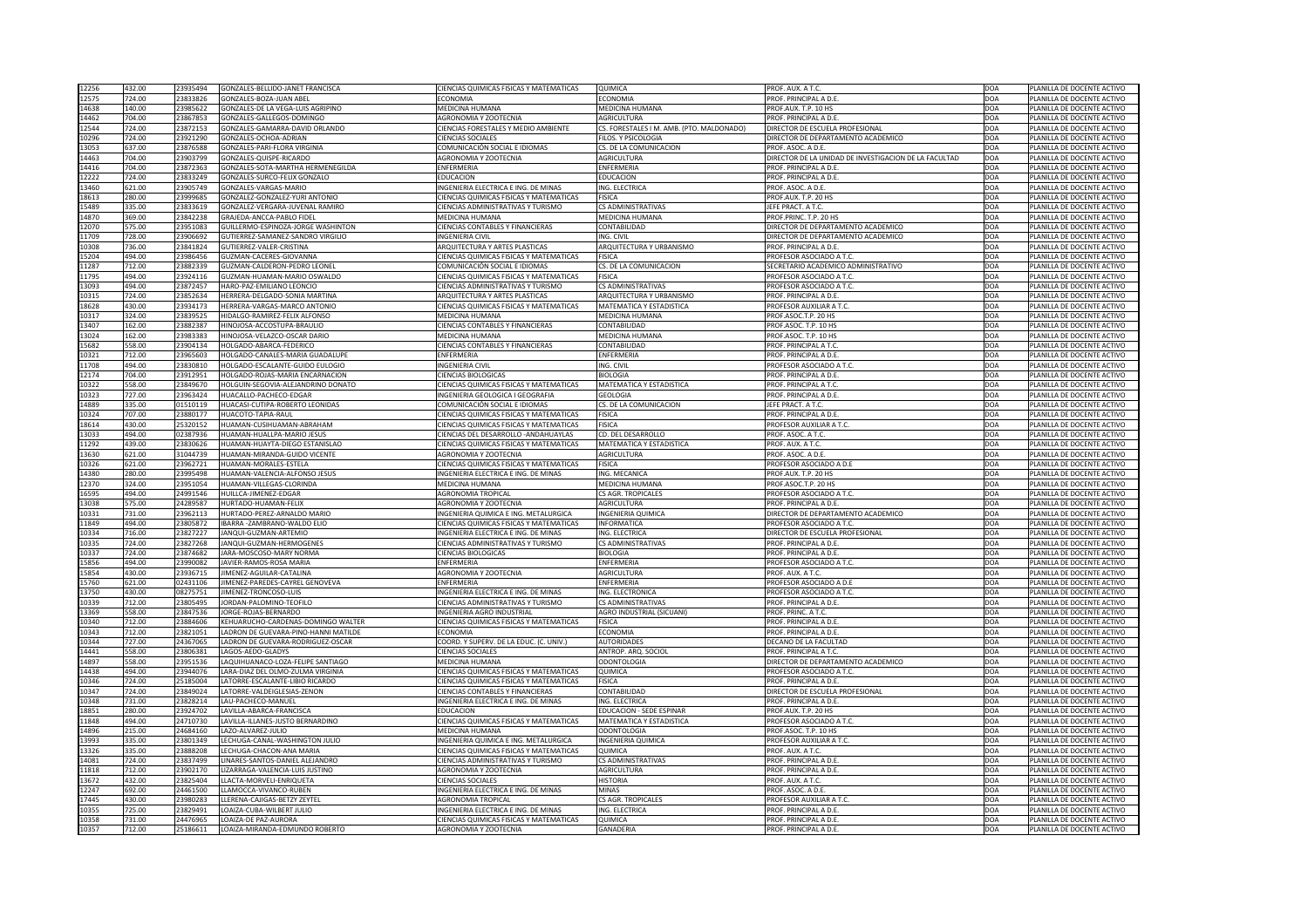| | | | | | | | | |
|---|---|---|---|---|---|---|---|---|
| 12256 | 432.00 | 23935494 | GONZALES-BELLIDO-JANET FRANCISCA | CIENCIAS QUIMICAS FISICAS Y MATEMATICAS | QUIMICA | PROF. AUX. A T.C. | DOA | PLANILLA DE DOCENTE ACTIVO |
| 12575 | 724.00 | 23833826 | GONZALES-BOZA-JUAN ABEL | ECONOMIA | ECONOMIA | PROF. PRINCIPAL A D.E. | DOA | PLANILLA DE DOCENTE ACTIVO |
| 14638 | 140.00 | 23985622 | GONZALES-DE LA VEGA-LUIS AGRIPINO | MEDICINA HUMANA | MEDICINA HUMANA | PROF.AUX. T.P. 10 HS | DOA | PLANILLA DE DOCENTE ACTIVO |
| 14462 | 704.00 | 23867853 | GONZALES-GALLEGOS-DOMINGO | AGRONOMIA Y ZOOTECNIA | AGRICULTURA | PROF. PRINCIPAL A D.E. | DOA | PLANILLA DE DOCENTE ACTIVO |
| 12544 | 724.00 | 23872153 | GONZALES-GAMARRA-DAVID ORLANDO | CIENCIAS FORESTALES Y MEDIO AMBIENTE | CS. FORESTALES I M. AMB. (PTO. MALDONADO) | DIRECTOR DE ESCUELA PROFESIONAL | DOA | PLANILLA DE DOCENTE ACTIVO |
| 10296 | 724.00 | 23921290 | GONZALES-OCHOA-ADRIAN | CIENCIAS SOCIALES | FILOS. Y PSICOLOGIA | DIRECTOR DE DEPARTAMENTO ACADEMICO | DOA | PLANILLA DE DOCENTE ACTIVO |
| 13053 | 637.00 | 23876588 | GONZALES-PARI-FLORA VIRGINIA | COMUNICACIÓN SOCIAL E IDIOMAS | CS. DE LA COMUNICACION | PROF. ASOC. A D.E. | DOA | PLANILLA DE DOCENTE ACTIVO |
| 14463 | 704.00 | 23903799 | GONZALES-QUISPE-RICARDO | AGRONOMIA Y ZOOTECNIA | AGRICULTURA | DIRECTOR DE LA UNIDAD DE INVESTIGACION DE LA FACULTAD | DOA | PLANILLA DE DOCENTE ACTIVO |
| 14416 | 704.00 | 23872363 | GONZALES-SOTA-MARTHA HERMENEGILDA | ENFERMERIA | ENFERMERIA | PROF. PRINCIPAL A D.E. | DOA | PLANILLA DE DOCENTE ACTIVO |
| 12222 | 724.00 | 23833249 | GONZALES-SURCO-FELIX GONZALO | EDUCACION | EDUCACION | PROF. PRINCIPAL A D.E. | DOA | PLANILLA DE DOCENTE ACTIVO |
| 13460 | 621.00 | 23905749 | GONZALES-VARGAS-MARIO | INGENIERIA ELECTRICA E ING. DE MINAS | ING. ELECTRICA | PROF. ASOC. A D.E. | DOA | PLANILLA DE DOCENTE ACTIVO |
| 18613 | 280.00 | 23999685 | GONZALEZ-GONZALEZ-YURI ANTONIO | CIENCIAS QUIMICAS FISICAS Y MATEMATICAS | FISICA | PROF.AUX. T.P. 20 HS | DOA | PLANILLA DE DOCENTE ACTIVO |
| 15489 | 335.00 | 23833619 | GONZALEZ-VERGARA-JUVENAL RAMIRO | CIENCIAS ADMINISTRATIVAS Y TURISMO | CS ADMINISTRATIVAS | JEFE PRACT. A T.C. | DOA | PLANILLA DE DOCENTE ACTIVO |
| 14870 | 369.00 | 23842238 | GRAJEDA-ANCCA-PABLO FIDEL | MEDICINA HUMANA | MEDICINA HUMANA | PROF.PRINC. T.P. 20 HS | DOA | PLANILLA DE DOCENTE ACTIVO |
| 12070 | 575.00 | 23951083 | GUILLERMO-ESPINOZA-JORGE WASHINTON | CIENCIAS CONTABLES Y FINANCIERAS | CONTABILIDAD | DIRECTOR DE DEPARTAMENTO ACADEMICO | DOA | PLANILLA DE DOCENTE ACTIVO |
| 11709 | 728.00 | 23906692 | GUTIERREZ-SAMANEZ-SANDRO VIRGILIO | INGENIERIA CIVIL | ING. CIVIL | DIRECTOR DE DEPARTAMENTO ACADEMICO | DOA | PLANILLA DE DOCENTE ACTIVO |
| 10308 | 736.00 | 23841824 | GUTIERREZ-VALER-CRISTINA | ARQUITECTURA Y ARTES PLASTICAS | ARQUITECTURA Y URBANISMO | PROF. PRINCIPAL A D.E. | DOA | PLANILLA DE DOCENTE ACTIVO |
| 15204 | 494.00 | 23986456 | GUZMAN-CACERES-GIOVANNA | CIENCIAS QUIMICAS FISICAS Y MATEMATICAS | FISICA | PROFESOR ASOCIADO A T.C. | DOA | PLANILLA DE DOCENTE ACTIVO |
| 11287 | 712.00 | 23882339 | GUZMAN-CALDERON-PEDRO LEONEL | COMUNICACIÓN SOCIAL E IDIOMAS | CS. DE LA COMUNICACION | SECRETARIO ACADEMICO ADMINISTRATIVO | DOA | PLANILLA DE DOCENTE ACTIVO |
| 11795 | 494.00 | 23924116 | GUZMAN-HUAMAN-MARIO OSWALDO | CIENCIAS QUIMICAS FISICAS Y MATEMATICAS | FISICA | PROFESOR ASOCIADO A T.C. | DOA | PLANILLA DE DOCENTE ACTIVO |
| 13093 | 494.00 | 23872457 | HARO-PAZ-EMILIANO LEONCIO | CIENCIAS ADMINISTRATIVAS Y TURISMO | CS ADMINISTRATIVAS | PROFESOR ASOCIADO A T.C. | DOA | PLANILLA DE DOCENTE ACTIVO |
| 10315 | 724.00 | 23852634 | HERRERA-DELGADO-SONIA MARTINA | ARQUITECTURA Y ARTES PLASTICAS | ARQUITECTURA Y URBANISMO | PROF. PRINCIPAL A D.E. | DOA | PLANILLA DE DOCENTE ACTIVO |
| 18628 | 430.00 | 23934173 | HERRERA-VARGAS-MARCO ANTONIO | CIENCIAS QUIMICAS FISICAS Y MATEMATICAS | MATEMATICA Y ESTADISTICA | PROFESOR AUXILIAR A T.C. | DOA | PLANILLA DE DOCENTE ACTIVO |
| 10317 | 324.00 | 23839525 | HIDALGO-RAMIREZ-FELIX ALFONSO | MEDICINA HUMANA | MEDICINA HUMANA | PROF.ASOC.T.P. 20 HS | DOA | PLANILLA DE DOCENTE ACTIVO |
| 13407 | 162.00 | 23882387 | HINOJOSA-ACCOSTUPA-BRAULIO | CIENCIAS CONTABLES Y FINANCIERAS | CONTABILIDAD | PROF.ASOC. T.P. 10 HS | DOA | PLANILLA DE DOCENTE ACTIVO |
| 13024 | 162.00 | 23983383 | HINOJOSA-VELAZCO-OSCAR DARIO | MEDICINA HUMANA | MEDICINA HUMANA | PROF.ASOC. T.P. 10 HS | DOA | PLANILLA DE DOCENTE ACTIVO |
| 15682 | 558.00 | 23904134 | HOLGADO-ABARCA-FEDERICO | CIENCIAS CONTABLES Y FINANCIERAS | CONTABILIDAD | PROF. PRINCIPAL A T.C. | DOA | PLANILLA DE DOCENTE ACTIVO |
| 10321 | 712.00 | 23965603 | HOLGADO-CANALES-MARIA GUADALUPE | ENFERMERIA | ENFERMERIA | PROF. PRINCIPAL A D.E. | DOA | PLANILLA DE DOCENTE ACTIVO |
| 11708 | 494.00 | 23830810 | HOLGADO-ESCALANTE-GUIDO EULOGIO | INGENIERIA CIVIL | ING. CIVIL | PROFESOR ASOCIADO A T.C. | DOA | PLANILLA DE DOCENTE ACTIVO |
| 12174 | 704.00 | 23912951 | HOLGADO-ROJAS-MARIA ENCARNACION | CIENCIAS BIOLOGICAS | BIOLOGIA | PROF. PRINCIPAL A D.E. | DOA | PLANILLA DE DOCENTE ACTIVO |
| 10322 | 558.00 | 23849670 | HOLGUIN-SEGOVIA-ALEJANDRINO DONATO | CIENCIAS QUIMICAS FISICAS Y MATEMATICAS | MATEMATICA Y ESTADISTICA | PROF. PRINCIPAL A T.C. | DOA | PLANILLA DE DOCENTE ACTIVO |
| 10323 | 727.00 | 23963424 | HUACALLO-PACHECO-EDGAR | INGENIERIA GEOLOGICA I GEOGRAFIA | GEOLOGIA | PROF. PRINCIPAL A D.E. | DOA | PLANILLA DE DOCENTE ACTIVO |
| 14889 | 335.00 | 01510119 | HUACASI-CUTIPA-ROBERTO LEONIDAS | COMUNICACIÓN SOCIAL E IDIOMAS | CS. DE LA COMUNICACION | JEFE PRACT. A T.C. | DOA | PLANILLA DE DOCENTE ACTIVO |
| 10324 | 707.00 | 23880177 | HUACOTO-TAPIA-RAUL | CIENCIAS QUIMICAS FISICAS Y MATEMATICAS | FISICA | PROF. PRINCIPAL A D.E. | DOA | PLANILLA DE DOCENTE ACTIVO |
| 18614 | 430.00 | 25320152 | HUAMAN-CUSIHUAMAN-ABRAHAM | CIENCIAS QUIMICAS FISICAS Y MATEMATICAS | FISICA | PROFESOR AUXILIAR A T.C. | DOA | PLANILLA DE DOCENTE ACTIVO |
| 13033 | 494.00 | 02387936 | HUAMAN-HUALLPA-MARIO JESUS | CIENCIAS DEL DESARROLLO -ANDAHUAYLAS | CD. DEL DESARROLLO | PROF. ASOC. A T.C. | DOA | PLANILLA DE DOCENTE ACTIVO |
| 11292 | 439.00 | 23830626 | HUAMAN-HUAYTA-DIEGO ESTANISLAO | CIENCIAS QUIMICAS FISICAS Y MATEMATICAS | MATEMATICA Y ESTADISTICA | PROF. AUX. A T.C. | DOA | PLANILLA DE DOCENTE ACTIVO |
| 13630 | 621.00 | 31044739 | HUAMAN-MIRANDA-GUIDO VICENTE | AGRONOMIA Y ZOOTECNIA | AGRICULTURA | PROF. ASOC. A D.E. | DOA | PLANILLA DE DOCENTE ACTIVO |
| 10326 | 621.00 | 23962721 | HUAMAN-MORALES-ESTELA | CIENCIAS QUIMICAS FISICAS Y MATEMATICAS | FISICA | PROFESOR ASOCIADO A D.E | DOA | PLANILLA DE DOCENTE ACTIVO |
| 14380 | 280.00 | 23995498 | HUAMAN-VALENCIA-ALFONSO JESUS | INGENIERIA ELECTRICA E ING. DE MINAS | ING. MECANICA | PROF.AUX. T.P. 20 HS | DOA | PLANILLA DE DOCENTE ACTIVO |
| 12370 | 324.00 | 23951054 | HUAMAN-VILLEGAS-CLORINDA | MEDICINA HUMANA | MEDICINA HUMANA | PROF.ASOC.T.P. 20 HS | DOA | PLANILLA DE DOCENTE ACTIVO |
| 16595 | 494.00 | 24991546 | HUILLCA-JIMENEZ-EDGAR | AGRONOMIA TROPICAL | CS AGR. TROPICALES | PROFESOR ASOCIADO A T.C. | DOA | PLANILLA DE DOCENTE ACTIVO |
| 13038 | 575.00 | 24289587 | HURTADO-HUAMAN-FELIX | AGRONOMIA Y ZOOTECNIA | AGRICULTURA | PROF. PRINCIPAL A D.E. | DOA | PLANILLA DE DOCENTE ACTIVO |
| 10331 | 731.00 | 23962113 | HURTADO-PEREZ-ARNALDO MARIO | INGENIERIA QUIMICA E ING. METALURGICA | INGENIERIA QUIMICA | DIRECTOR DE DEPARTAMENTO ACADEMICO | DOA | PLANILLA DE DOCENTE ACTIVO |
| 11849 | 494.00 | 23805872 | IBARRA -ZAMBRANO-WALDO ELIO | CIENCIAS QUIMICAS FISICAS Y MATEMATICAS | INFORMATICA | PROFESOR ASOCIADO A T.C. | DOA | PLANILLA DE DOCENTE ACTIVO |
| 10334 | 716.00 | 23827227 | JANQUI-GUZMAN-ARTEMIO | INGENIERIA ELECTRICA E ING. DE MINAS | ING. ELECTRICA | DIRECTOR DE ESCUELA PROFESIONAL | DOA | PLANILLA DE DOCENTE ACTIVO |
| 10335 | 724.00 | 23827268 | JANQUI-GUZMAN-HERMOGENES | CIENCIAS ADMINISTRATIVAS Y TURISMO | CS ADMINISTRATIVAS | PROF. PRINCIPAL A D.E. | DOA | PLANILLA DE DOCENTE ACTIVO |
| 10337 | 724.00 | 23874682 | JARA-MOSCOSO-MARY NORMA | CIENCIAS BIOLOGICAS | BIOLOGIA | PROF. PRINCIPAL A D.E. | DOA | PLANILLA DE DOCENTE ACTIVO |
| 15856 | 494.00 | 23990082 | JAVIER-RAMOS-ROSA MARIA | ENFERMERIA | ENFERMERIA | PROFESOR ASOCIADO A T.C. | DOA | PLANILLA DE DOCENTE ACTIVO |
| 15854 | 430.00 | 23936715 | JIMENEZ-AGUILAR-CATALINA | AGRONOMIA Y ZOOTECNIA | AGRICULTURA | PROF. AUX. A T.C. | DOA | PLANILLA DE DOCENTE ACTIVO |
| 15760 | 621.00 | 02431106 | JIMENEZ-PAREDES-CAYREL GENOVEVA | ENFERMERIA | ENFERMERIA | PROFESOR ASOCIADO A D.E | DOA | PLANILLA DE DOCENTE ACTIVO |
| 13750 | 430.00 | 08275751 | JIMENEZ-TRONCOSO-LUIS | INGENIERIA ELECTRICA E ING. DE MINAS | ING. ELECTRONICA | PROFESOR ASOCIADO A T.C. | DOA | PLANILLA DE DOCENTE ACTIVO |
| 10339 | 712.00 | 23805495 | JORDAN-PALOMINO-TEOFILO | CIENCIAS ADMINISTRATIVAS Y TURISMO | CS ADMINISTRATIVAS | PROF. PRINCIPAL A D.E. | DOA | PLANILLA DE DOCENTE ACTIVO |
| 13369 | 558.00 | 23847536 | JORGE-ROJAS-BERNARDO | INGENIERIA AGRO INDUSTRIAL | AGRO INDUSTRIAL (SICUANI) | PROF. PRINC. A T.C. | DOA | PLANILLA DE DOCENTE ACTIVO |
| 10340 | 712.00 | 23884606 | KEHUARUCHO-CARDENAS-DOMINGO WALTER | CIENCIAS QUIMICAS FISICAS Y MATEMATICAS | FISICA | PROF. PRINCIPAL A D.E. | DOA | PLANILLA DE DOCENTE ACTIVO |
| 10343 | 712.00 | 23821051 | LADRON DE GUEVARA-PINO-HANNI MATILDE | ECONOMIA | ECONOMIA | PROF. PRINCIPAL A D.E. | DOA | PLANILLA DE DOCENTE ACTIVO |
| 10344 | 727.00 | 24367065 | LADRON DE GUEVARA-RODRIGUEZ-OSCAR | COORD. Y SUPERV. DE LA EDUC. (C. UNIV.) | AUTORIDADES | DECANO DE LA FACULTAD | DOA | PLANILLA DE DOCENTE ACTIVO |
| 14441 | 558.00 | 23806381 | LAGOS-AEDO-GLADYS | CIENCIAS SOCIALES | ANTROP. ARQ. SOCIOL | PROF. PRINCIPAL A T.C. | DOA | PLANILLA DE DOCENTE ACTIVO |
| 14897 | 558.00 | 23951536 | LAQUIHUANACO-LOZA-FELIPE SANTIAGO | MEDICINA HUMANA | ODONTOLOGIA | DIRECTOR DE DEPARTAMENTO ACADEMICO | DOA | PLANILLA DE DOCENTE ACTIVO |
| 14438 | 494.00 | 23944076 | LARA-DIAZ DEL OLMO-ZULMA VIRGINIA | CIENCIAS QUIMICAS FISICAS Y MATEMATICAS | QUIMICA | PROFESOR ASOCIADO A T.C. | DOA | PLANILLA DE DOCENTE ACTIVO |
| 10346 | 724.00 | 25185004 | LATORRE-ESCALANTE-LIBIO RICARDO | CIENCIAS QUIMICAS FISICAS Y MATEMATICAS | FISICA | PROF. PRINCIPAL A D.E. | DOA | PLANILLA DE DOCENTE ACTIVO |
| 10347 | 724.00 | 23849024 | LATORRE-VALDEIGLESIAS-ZENON | CIENCIAS CONTABLES Y FINANCIERAS | CONTABILIDAD | DIRECTOR DE ESCUELA PROFESIONAL | DOA | PLANILLA DE DOCENTE ACTIVO |
| 10348 | 731.00 | 23828214 | LAU-PACHECO-MANUEL | INGENIERIA ELECTRICA E ING. DE MINAS | ING. ELECTRICA | PROF. PRINCIPAL A D.E. | DOA | PLANILLA DE DOCENTE ACTIVO |
| 18851 | 280.00 | 23924702 | LAVILLA-ABARCA-FRANCISCA | EDUCACION | EDUCACION - SEDE ESPINAR | PROF.AUX. T.P. 20 HS | DOA | PLANILLA DE DOCENTE ACTIVO |
| 11848 | 494.00 | 24710730 | LAVILLA-ILLANES-JUSTO BERNARDINO | CIENCIAS QUIMICAS FISICAS Y MATEMATICAS | MATEMATICA Y ESTADISTICA | PROFESOR ASOCIADO A T.C. | DOA | PLANILLA DE DOCENTE ACTIVO |
| 14896 | 215.00 | 24684160 | LAZO-ALVAREZ-JULIO | MEDICINA HUMANA | ODONTOLOGIA | PROF.ASOC. T.P. 10 HS | DOA | PLANILLA DE DOCENTE ACTIVO |
| 13993 | 335.00 | 23801349 | LECHUGA-CANAL-WASHINGTON JULIO | INGENIERIA QUIMICA E ING. METALURGICA | INGENIERIA QUIMICA | PROFESOR AUXILIAR A T.C. | DOA | PLANILLA DE DOCENTE ACTIVO |
| 13326 | 335.00 | 23888208 | LECHUGA-CHACON-ANA MARIA | CIENCIAS QUIMICAS FISICAS Y MATEMATICAS | QUIMICA | PROF. AUX. A T.C. | DOA | PLANILLA DE DOCENTE ACTIVO |
| 14081 | 724.00 | 23837499 | LINARES-SANTOS-DANIEL ALEJANDRO | CIENCIAS ADMINISTRATIVAS Y TURISMO | CS ADMINISTRATIVAS | PROF. PRINCIPAL A D.E. | DOA | PLANILLA DE DOCENTE ACTIVO |
| 11818 | 712.00 | 23902170 | LIZARRAGA-VALENCIA-LUIS JUSTINO | AGRONOMIA Y ZOOTECNIA | AGRICULTURA | PROF. PRINCIPAL A D.E. | DOA | PLANILLA DE DOCENTE ACTIVO |
| 13672 | 432.00 | 23825404 | LLACTA-MORVELI-ENRIQUETA | CIENCIAS SOCIALES | HISTORIA | PROF. AUX. A T.C. | DOA | PLANILLA DE DOCENTE ACTIVO |
| 12247 | 692.00 | 24461500 | LLAMOCCA-VIVANCO-RUBEN | INGENIERIA ELECTRICA E ING. DE MINAS | MINAS | PROF. ASOC. A D.E. | DOA | PLANILLA DE DOCENTE ACTIVO |
| 17445 | 430.00 | 23980283 | LLERENA-CAJIGAS-BETZY ZEYTEL | AGRONOMIA TROPICAL | CS AGR. TROPICALES | PROFESOR AUXILIAR A T.C. | DOA | PLANILLA DE DOCENTE ACTIVO |
| 10355 | 725.00 | 23829491 | LOAIZA-CUBA-WILBERT JULIO | INGENIERIA ELECTRICA E ING. DE MINAS | ING. ELECTRICA | PROF. PRINCIPAL A D.E. | DOA | PLANILLA DE DOCENTE ACTIVO |
| 10358 | 731.00 | 24476965 | LOAIZA-DE PAZ-AURORA | CIENCIAS QUIMICAS FISICAS Y MATEMATICAS | QUIMICA | PROF. PRINCIPAL A D.E. | DOA | PLANILLA DE DOCENTE ACTIVO |
| 10357 | 712.00 | 25186611 | LOAIZA-MIRANDA-EDMUNDO ROBERTO | AGRONOMIA Y ZOOTECNIA | GANADERIA | PROF. PRINCIPAL A D.E. | DOA | PLANILLA DE DOCENTE ACTIVO |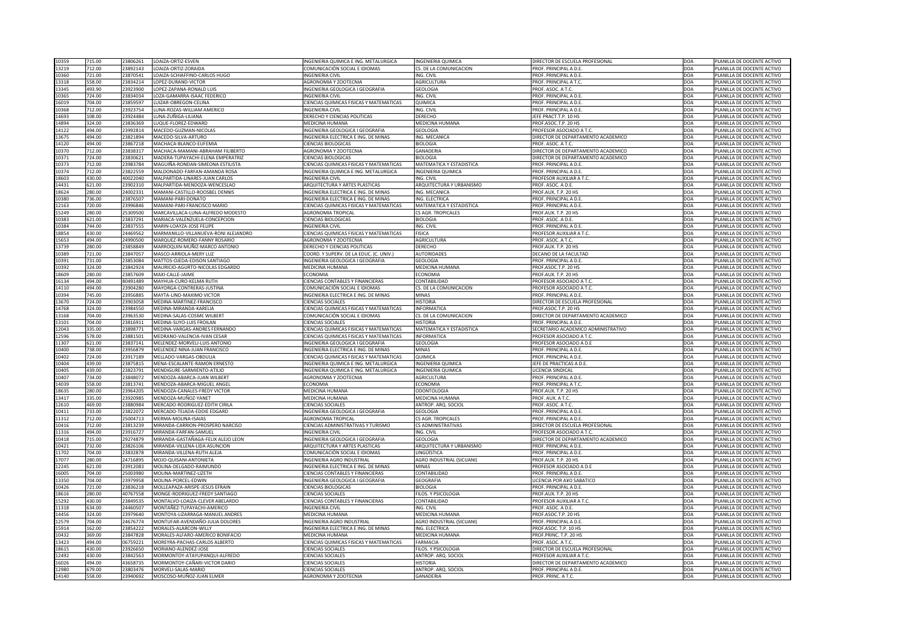| | | | | | | | | |
|---|---|---|---|---|---|---|---|---|
| 10359 | 715.00 | 23806261 | LOAIZA-ORTIZ-ESVEN | INGENIERIA QUIMICA E ING. METALURGICA | INGENIERIA QUIMICA | DIRECTOR DE ESCUELA PROFESIONAL | DOA | PLANILLA DE DOCENTE ACTIVO |
| 13219 | 712.00 | 23892143 | LOAIZA-ORTIZ-ZORAIDA | COMUNICACIÓN SOCIAL E IDIOMAS | CS. DE LA COMUNICACION | PROF. PRINCIPAL A D.E. | DOA | PLANILLA DE DOCENTE ACTIVO |
| 10360 | 721.00 | 23870541 | LOAIZA-SCHIAFFINO-CARLOS HUGO | INGENIERIA CIVIL | ING. CIVIL | PROF. PRINCIPAL A D.E. | DOA | PLANILLA DE DOCENTE ACTIVO |
| 13318 | 558.00 | 23834214 | LOPEZ-DURAND-VICTOR | AGRONOMIA Y ZOOTECNIA | AGRICULTURA | PROF. PRINCIPAL A T.C. | DOA | PLANILLA DE DOCENTE ACTIVO |
| 13345 | 493.90 | 23923900 | LOPEZ-ZAPANA-RONALD LUIS | INGENIERIA GEOLOGICA I GEOGRAFIA | GEOLOGIA | PROF. ASOC. A T.C. | DOA | PLANILLA DE DOCENTE ACTIVO |
| 10365 | 724.00 | 23834034 | LOZA-GAMARRA-ISAAC FEDERICO | INGENIERIA CIVIL | ING. CIVIL | PROF. PRINCIPAL A D.E. | DOA | PLANILLA DE DOCENTE ACTIVO |
| 16019 | 704.00 | 23859597 | LUIZAR-OBREGON-CELINA | CIENCIAS QUIMICAS FISICAS Y MATEMATICAS | QUIMICA | PROF. PRINCIPAL A D.E. | DOA | PLANILLA DE DOCENTE ACTIVO |
| 10368 | 712.00 | 23923754 | LUNA-ROZAS-WILLIAM AMERICO | INGENIERIA CIVIL | ING. CIVIL | PROF. PRINCIPAL A D.E. | DOA | PLANILLA DE DOCENTE ACTIVO |
| 14693 | 108.00 | 23924484 | LUNA-ZUÑIGA-LILIANA | DERECHO Y CIENCIAS POLITICAS | DERECHO | JEFE PRACT.T.P. 10 HS | DOA | PLANILLA DE DOCENTE ACTIVO |
| 14894 | 324.00 | 23836369 | LUQUE-FLOREZ-EDWARD | MEDICINA HUMANA | MEDICINA HUMANA | PROF.ASOC.T.P. 20 HS | DOA | PLANILLA DE DOCENTE ACTIVO |
| 14122 | 494.00 | 23992814 | MACEDO-GUZMAN-NICOLAS | INGENIERIA GEOLOGICA I GEOGRAFIA | GEOLOGIA | PROFESOR ASOCIADO A T.C. | DOA | PLANILLA DE DOCENTE ACTIVO |
| 13675 | 494.00 | 23821894 | MACEDO-SILVA-ARTURO | INGENIERIA ELECTRICA E ING. DE MINAS | ING. MECANICA | DIRECTOR DE DEPARTAMENTO ACADEMICO | DOA | PLANILLA DE DOCENTE ACTIVO |
| 14120 | 494.00 | 23867218 | MACHACA-BLANCO-EUFEMIA | CIENCIAS BIOLOGICAS | BIOLOGIA | PROF. ASOC. A T.C. | DOA | PLANILLA DE DOCENTE ACTIVO |
| 10370 | 712.00 | 23838317 | MACHACA-MAMANI-ABRAHAM FILIBERTO | AGRONOMIA Y ZOOTECNIA | GANADERIA | DIRECTOR DE DEPARTAMENTO ACADEMICO | DOA | PLANILLA DE DOCENTE ACTIVO |
| 10371 | 724.00 | 23830621 | MADERA-TUPAYACHI-ELENA EMPERATRIZ | CIENCIAS BIOLOGICAS | BIOLOGIA | DIRECTOR DE DEPARTAMENTO ACADEMICO | DOA | PLANILLA DE DOCENTE ACTIVO |
| 10373 | 712.00 | 23983784 | MAGUIÑA-RONDAN-SIMEONA ESTILISTA | CIENCIAS QUIMICAS FISICAS Y MATEMATICAS | MATEMATICA Y ESTADISTICA | PROF. PRINCIPAL A D.E. | DOA | PLANILLA DE DOCENTE ACTIVO |
| 10374 | 712.00 | 23822559 | MALDONADO-FARFAN-AMANDA ROSA | INGENIERIA QUIMICA E ING. METALURGICA | INGENIERIA QUIMICA | PROF. PRINCIPAL A D.E. | DOA | PLANILLA DE DOCENTE ACTIVO |
| 18603 | 430.00 | 40022040 | MALPARTIDA-LINARES-JUAN CARLOS | INGENIERIA CIVIL | ING. CIVIL | PROFESOR AUXILIAR A T.C. | DOA | PLANILLA DE DOCENTE ACTIVO |
| 14431 | 621.00 | 23902310 | MALPARTIDA-MENDOZA-WENCESLAO | ARQUITECTURA Y ARTES PLASTICAS | ARQUITECTURA Y URBANISMO | PROF. ASOC. A D.E. | DOA | PLANILLA DE DOCENTE ACTIVO |
| 18624 | 280.00 | 24002331 | MAMANI-CASTILLO-ROOSBEL DENNIS | INGENIERIA ELECTRICA E ING. DE MINAS | ING. MECANICA | PROF.AUX. T.P. 20 HS | DOA | PLANILLA DE DOCENTE ACTIVO |
| 10380 | 736.00 | 23876507 | MAMANI-PARI-DONATO | INGENIERIA ELECTRICA E ING. DE MINAS | ING. ELECTRICA | PROF. PRINCIPAL A D.E. | DOA | PLANILLA DE DOCENTE ACTIVO |
| 12163 | 720.00 | 23996846 | MAMANI-PARI-FRANCISCO MARIO | CIENCIAS QUIMICAS FISICAS Y MATEMATICAS | MATEMATICA Y ESTADISTICA | PROF. PRINCIPAL A D.E. | DOA | PLANILLA DE DOCENTE ACTIVO |
| 15249 | 280.00 | 25309500 | MARCAVILLACA-LUNA-ALFREDO MODESTO | AGRONOMIA TROPICAL | CS AGR. TROPICALES | PROF.AUX. T.P. 20 HS | DOA | PLANILLA DE DOCENTE ACTIVO |
| 10383 | 621.00 | 23837291 | MARIACA-VALENZUELA-CONCEPCION | CIENCIAS BIOLOGICAS | BIOLOGIA | PROF. ASOC. A D.E. | DOA | PLANILLA DE DOCENTE ACTIVO |
| 10384 | 744.00 | 23837555 | MARIN-LOAYZA-JOSE FELIPE | INGENIERIA CIVIL | ING. CIVIL | PROF. PRINCIPAL A D.E. | DOA | PLANILLA DE DOCENTE ACTIVO |
| 18854 | 430.00 | 24469562 | MARMANILLO-VILLANUEVA-RONI ALEJANDRO | CIENCIAS QUIMICAS FISICAS Y MATEMATICAS | FISICA | PROFESOR AUXILIAR A T.C. | DOA | PLANILLA DE DOCENTE ACTIVO |
| 15653 | 494.00 | 24990500 | MARQUEZ-ROMERO-FANNY ROSARIO | AGRONOMIA Y ZOOTECNIA | AGRICULTURA | PROF. ASOC. A T.C. | DOA | PLANILLA DE DOCENTE ACTIVO |
| 13739 | 280.00 | 23858849 | MARROQUIN-MUÑIZ-MARCO ANTONIO | DERECHO Y CIENCIAS POLITICAS | DERECHO | PROF.AUX. T.P. 20 HS | DOA | PLANILLA DE DOCENTE ACTIVO |
| 10389 | 721.00 | 23847057 | MASCO-ARRIOLA-MERY LUZ | COORD. Y SUPERV. DE LA EDUC. (C. UNIV.) | AUTORIDADES | DECANO DE LA FACULTAD | DOA | PLANILLA DE DOCENTE ACTIVO |
| 10391 | 731.00 | 23853084 | MATTOS-OJEDA-EDISON SANTIAGO | INGENIERIA GEOLOGICA I GEOGRAFIA | GEOLOGIA | PROF. PRINCIPAL A D.E. | DOA | PLANILLA DE DOCENTE ACTIVO |
| 10392 | 324.00 | 23842924 | MAURICIO-AGURTO-NICOLAS EDGARDO | MEDICINA HUMANA | MEDICINA HUMANA | PROF.ASOC.T.P. 20 HS | DOA | PLANILLA DE DOCENTE ACTIVO |
| 18609 | 280.00 | 23857609 | MAXI-CALLE-JAIME | ECONOMIA | ECONOMIA | PROF.AUX. T.P. 20 HS | DOA | PLANILLA DE DOCENTE ACTIVO |
| 16134 | 494.00 | 80491489 | MAYHUA-CURO-KELMA RUTH | CIENCIAS CONTABLES Y FINANCIERAS | CONTABILIDAD | PROFESOR ASOCIADO A T.C. | DOA | PLANILLA DE DOCENTE ACTIVO |
| 14110 | 494.00 | 23904280 | MAYORGA-CONTRERAS-JUSTINA | COMUNICACIÓN SOCIAL E IDIOMAS | CS. DE LA COMUNICACION | PROFESOR ASOCIADO A T.C. | DOA | PLANILLA DE DOCENTE ACTIVO |
| 10394 | 745.00 | 23956885 | MAYTA-LINO-MAXIMO VICTOR | INGENIERIA ELECTRICA E ING. DE MINAS | MINAS | PROF. PRINCIPAL A D.E. | DOA | PLANILLA DE DOCENTE ACTIVO |
| 13670 | 724.00 | 23903058 | MEDINA-MARTINEZ-FRANCISCO | CIENCIAS SOCIALES | HISTORIA | DIRECTOR DE ESCUELA PROFESIONAL | DOA | PLANILLA DE DOCENTE ACTIVO |
| 14768 | 324.00 | 23984550 | MEDINA-MIRANDA-KARELIA | CIENCIAS QUIMICAS FISICAS Y MATEMATICAS | INFORMATICA | PROF.ASOC.T.P. 20 HS | DOA | PLANILLA DE DOCENTE ACTIVO |
| 13168 | 704.00 | 23963530 | MEDINA-SALAS-COSME WILBERT | COMUNICACIÓN SOCIAL E IDIOMAS | CS. DE LA COMUNICACION | DIRECTOR DE DEPARTAMENTO ACADEMICO | DOA | PLANILLA DE DOCENTE ACTIVO |
| 13101 | 704.00 | 23816911 | MEDINA-SUYO-LUIS FROILAN | CIENCIAS SOCIALES | HISTORIA | PROF. PRINCIPAL A D.E. | DOA | PLANILLA DE DOCENTE ACTIVO |
| 12043 | 335.00 | 23898771 | MEDINA-VARGAS-ANDRES FERNANDO | CIENCIAS QUIMICAS FISICAS Y MATEMATICAS | MATEMATICA Y ESTADISTICA | SECRETARIO ACADEMICO ADMINISTRATIVO | DOA | PLANILLA DE DOCENTE ACTIVO |
| 12596 | 578.00 | 23881501 | MEDRANO-VALENCIA-IVAN CESAR | CIENCIAS QUIMICAS FISICAS Y MATEMATICAS | INFORMATICA | PROFESOR ASOCIADO A T.C. | DOA | PLANILLA DE DOCENTE ACTIVO |
| 11307 | 621.00 | 23837141 | MELENDEZ-MORVELI-LUIS ANTONIO | INGENIERIA GEOLOGICA I GEOGRAFIA | GEOLOGIA | PROFESOR ASOCIADO A D.E | DOA | PLANILLA DE DOCENTE ACTIVO |
| 10400 | 738.00 | 23956879 | MELENDEZ-NINA-JUAN FRANCISCO | INGENIERIA ELECTRICA E ING. DE MINAS | MINAS | PROF. PRINCIPAL A D.E. | DOA | PLANILLA DE DOCENTE ACTIVO |
| 10402 | 724.00 | 23917189 | MELLADO-VARGAS-OBDULIA | CIENCIAS QUIMICAS FISICAS Y MATEMATICAS | QUIMICA | PROF. PRINCIPAL A D.E. | DOA | PLANILLA DE DOCENTE ACTIVO |
| 10404 | 439.00 | 23875815 | MENA-ESCALANTE-RAMON ERNESTO | INGENIERIA QUIMICA E ING. METALURGICA | INGENIERIA QUIMICA | JEFE DE PRACTICAS A D.E. | DOA | PLANILLA DE DOCENTE ACTIVO |
| 10405 | 439.00 | 23823791 | MENDIGURE-SARMIENTO-ATILIO | INGENIERIA QUIMICA E ING. METALURGICA | INGENIERIA QUIMICA | LICENCIA SINDICAL | DOA | PLANILLA DE DOCENTE ACTIVO |
| 10407 | 734.00 | 23848072 | MENDOZA-ABARCA-JUAN WILBERT | AGRONOMIA Y ZOOTECNIA | AGRICULTURA | PROF. PRINCIPAL A D.E. | DOA | PLANILLA DE DOCENTE ACTIVO |
| 14039 | 558.00 | 23813741 | MENDOZA-ABARCA-MIGUEL ANGEL | ECONOMIA | ECONOMIA | PROF. PRINCIPAL A T.C. | DOA | PLANILLA DE DOCENTE ACTIVO |
| 18635 | 280.00 | 23964205 | MENDOZA-CANALES-FREDY VICTOR | MEDICINA HUMANA | ODONTOLOGIA | PROF.AUX. T.P. 20 HS | DOA | PLANILLA DE DOCENTE ACTIVO |
| 13417 | 335.00 | 23920985 | MENDOZA-MUÑOZ-YANET | MEDICINA HUMANA | MEDICINA HUMANA | PROF. AUX. A T.C. | DOA | PLANILLA DE DOCENTE ACTIVO |
| 12610 | 469.00 | 23880984 | MERCADO-RODRIGUEZ-EDITH CIRILA | CIENCIAS SOCIALES | ANTROP. ARQ. SOCIOL | PROF. ASOC. A T.C. | DOA | PLANILLA DE DOCENTE ACTIVO |
| 10411 | 733.00 | 23822072 | MERCADO-TEJADA-EDDIE EDGARD | INGENIERIA GEOLOGICA I GEOGRAFIA | GEOLOGIA | PROF. PRINCIPAL A D.E. | DOA | PLANILLA DE DOCENTE ACTIVO |
| 11312 | 712.00 | 25004713 | MERMA-MOLINA-ISAIAS | AGRONOMIA TROPICAL | CS AGR. TROPICALES | PROF. PRINCIPAL A D.E. | DOA | PLANILLA DE DOCENTE ACTIVO |
| 10416 | 712.00 | 23813239 | MIRANDA-CARRION-PROSPERO NARCISO | CIENCIAS ADMINISTRATIVAS Y TURISMO | CS ADMINISTRATIVAS | DIRECTOR DE ESCUELA PROFESIONAL | DOA | PLANILLA DE DOCENTE ACTIVO |
| 11316 | 494.00 | 23916727 | MIRANDA-FARFAN-SAMUEL | INGENIERIA CIVIL | ING. CIVIL | PROFESOR ASOCIADO A T.C. | DOA | PLANILLA DE DOCENTE ACTIVO |
| 10418 | 715.00 | 29274879 | MIRANDA-GASTAÑAGA-FELIX ALEJO LEON | INGENIERIA GEOLOGICA I GEOGRAFIA | GEOLOGIA | DIRECTOR DE DEPARTAMENTO ACADEMICO | DOA | PLANILLA DE DOCENTE ACTIVO |
| 10421 | 732.00 | 23826106 | MIRANDA-VILLENA-LIDA ASUNCION | ARQUITECTURA Y ARTES PLASTICAS | ARQUITECTURA Y URBANISMO | PROF. PRINCIPAL A D.E. | DOA | PLANILLA DE DOCENTE ACTIVO |
| 11702 | 704.00 | 23832878 | MIRANDA-VILLENA-RUTH ALEJA | COMUNICACIÓN SOCIAL E IDIOMAS | LINGÜISTICA | PROF. PRINCIPAL A D.E. | DOA | PLANILLA DE DOCENTE ACTIVO |
| 17077 | 280.00 | 24716895 | MOJO-QUISANI-ANTONIETA | INGENIERIA AGRO INDUSTRIAL | AGRO INDUSTRIAL (SICUANI) | PROF.AUX. T.P. 20 HS | DOA | PLANILLA DE DOCENTE ACTIVO |
| 12245 | 621.00 | 23912083 | MOLINA-DELGADO-RAIMUNDO | INGENIERIA ELECTRICA E ING. DE MINAS | MINAS | PROFESOR ASOCIADO A D.E | DOA | PLANILLA DE DOCENTE ACTIVO |
| 16005 | 704.00 | 25003980 | MOLINA-MARTINEZ-LIZETH | CIENCIAS CONTABLES Y FINANCIERAS | CONTABILIDAD | PROF. PRINCIPAL A D.E. | DOA | PLANILLA DE DOCENTE ACTIVO |
| 13350 | 704.00 | 23979958 | MOLINA-PORCEL-EDWIN | INGENIERIA GEOLOGICA I GEOGRAFIA | GEOGRAFIA | LICENCIA POR AñO SABATICO | DOA | PLANILLA DE DOCENTE ACTIVO |
| 10426 | 721.00 | 23836218 | MOLLEAPAZA-ARISPE-JESUS EFRAIN | CIENCIAS BIOLOGICAS | BIOLOGIA | PROF. PRINCIPAL A D.E. | DOA | PLANILLA DE DOCENTE ACTIVO |
| 18616 | 280.00 | 40767558 | MONGE-RODRIGUEZ-FREDY SANTIAGO | CIENCIAS SOCIALES | FILOS. Y PSICOLOGIA | PROF.AUX. T.P. 20 HS | DOA | PLANILLA DE DOCENTE ACTIVO |
| 15292 | 430.00 | 23849535 | MONTALVO-LOAIZA-CLEVER ABELARDO | CIENCIAS CONTABLES Y FINANCIERAS | CONTABILIDAD | PROFESOR AUXILIAR A T.C. | DOA | PLANILLA DE DOCENTE ACTIVO |
| 11318 | 634.00 | 24460507 | MONTAÑEZ-TUPAYACHI-AMERICO | INGENIERIA CIVIL | ING. CIVIL | PROF. ASOC. A D.E. | DOA | PLANILLA DE DOCENTE ACTIVO |
| 14456 | 324.00 | 23979640 | MONTOYA-LIZARRAGA-MANUEL ANDRES | MEDICINA HUMANA | MEDICINA HUMANA | PROF.ASOC.T.P. 20 HS | DOA | PLANILLA DE DOCENTE ACTIVO |
| 12579 | 704.00 | 24676774 | MONTUFAR-AVENDAÑO-JULIA DOLORES | INGENIERIA AGRO INDUSTRIAL | AGRO INDUSTRIAL (SICUANI) | PROF. PRINCIPAL A D.E. | DOA | PLANILLA DE DOCENTE ACTIVO |
| 15914 | 162.00 | 23854222 | MORALES-ALARCON-WILLY | INGENIERIA ELECTRICA E ING. DE MINAS | ING. ELECTRICA | PROF.ASOC. T.P. 10 HS | DOA | PLANILLA DE DOCENTE ACTIVO |
| 10432 | 369.00 | 23847828 | MORALES-ALFARO-AMERICO BONIFACIO | MEDICINA HUMANA | MEDICINA HUMANA | PROF.PRINC. T.P. 20 HS | DOA | PLANILLA DE DOCENTE ACTIVO |
| 13423 | 494.00 | 06759221 | MOREYRA-PACHAS-CARLOS ALBERTO | CIENCIAS QUIMICAS FISICAS Y MATEMATICAS | FARMACIA | PROF. ASOC. A T.C. | DOA | PLANILLA DE DOCENTE ACTIVO |
| 18615 | 430.00 | 23926650 | MORIANO-ALENDEZ-JOSE | CIENCIAS SOCIALES | FILOS. Y PSICOLOGIA | DIRECTOR DE ESCUELA PROFESIONAL | DOA | PLANILLA DE DOCENTE ACTIVO |
| 12492 | 430.00 | 23842563 | MORMONTOY-ATAYUPANQUI-ALFREDO | CIENCIAS SOCIALES | ANTROP. ARQ. SOCIOL | PROFESOR AUXILIAR A T.C. | DOA | PLANILLA DE DOCENTE ACTIVO |
| 16026 | 494.00 | 43658735 | MORMONTOY-CAÑARI-VICTOR DARIO | CIENCIAS SOCIALES | HISTORIA | DIRECTOR DE DEPARTAMENTO ACADEMICO | DOA | PLANILLA DE DOCENTE ACTIVO |
| 12980 | 679.00 | 23803476 | MORVELI-SALAS-MARIO | CIENCIAS SOCIALES | ANTROP. ARQ. SOCIOL | PROF. PRINCIPAL A D.E. | DOA | PLANILLA DE DOCENTE ACTIVO |
| 14140 | 558.00 | 23940692 | MOSCOSO-MUÑOZ-JUAN ELMER | AGRONOMIA Y ZOOTECNIA | GANADERIA | PROF. PRINC. A T.C. | DOA | PLANILLA DE DOCENTE ACTIVO |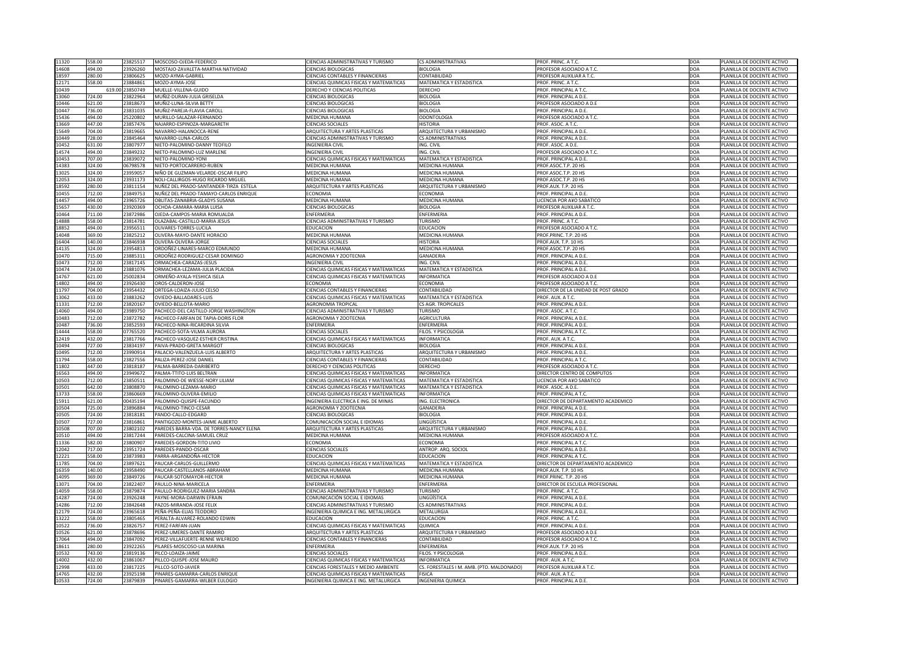| | | | | | | | | |
|---|---|---|---|---|---|---|---|---|
| 11320 | 558.00 | 23825517 | MOSCOSO-OJEDA-FEDERICO | CIENCIAS ADMINISTRATIVAS Y TURISMO | CS ADMINISTRATIVAS | PROF. PRINC. A T.C. | DOA | PLANILLA DE DOCENTE ACTIVO |
| 14608 | 494.00 | 23926260 | MOSTAJO-ZAVALETA-MARTHA NATIVIDAD | CIENCIAS BIOLOGICAS | BIOLOGIA | PROFESOR ASOCIADO A T.C. | DOA | PLANILLA DE DOCENTE ACTIVO |
| 18597 | 280.00 | 23806625 | MOZO-AYMA-GABRIEL | CIENCIAS CONTABLES Y FINANCIERAS | CONTABILIDAD | PROFESOR AUXILIAR A T.C. | DOA | PLANILLA DE DOCENTE ACTIVO |
| 12171 | 558.00 | 23884861 | MOZO-AYMA-JOSE | CIENCIAS QUIMICAS FISICAS Y MATEMATICAS | MATEMATICA Y ESTADISTICA | PROF. PRINC. A T.C. | DOA | PLANILLA DE DOCENTE ACTIVO |
| 10439 | 619.00 | 23850749 | MUELLE-VILLENA-GUIDO | DERECHO Y CIENCIAS POLITICAS | DERECHO | PROF. PRINCIPAL A T.C. | DOA | PLANILLA DE DOCENTE ACTIVO |
| 13060 | 724.00 | 23822964 | MUÑIZ-DURAN-JULIA GRISELDA | CIENCIAS BIOLOGICAS | BIOLOGIA | PROF. PRINCIPAL A D.E. | DOA | PLANILLA DE DOCENTE ACTIVO |
| 10446 | 621.00 | 23818673 | MUÑIZ-LUNA-SILVIA BETTY | CIENCIAS BIOLOGICAS | BIOLOGIA | PROFESOR ASOCIADO A D.E | DOA | PLANILLA DE DOCENTE ACTIVO |
| 10447 | 736.00 | 23831035 | MUÑIZ-PAREJA-FLAVIA CAROLL | CIENCIAS BIOLOGICAS | BIOLOGIA | PROF. PRINCIPAL A D.E. | DOA | PLANILLA DE DOCENTE ACTIVO |
| 15436 | 494.00 | 25220802 | MURILLO-SALAZAR-FERNANDO | MEDICINA HUMANA | ODONTOLOGIA | PROFESOR ASOCIADO A T.C. | DOA | PLANILLA DE DOCENTE ACTIVO |
| 13669 | 447.00 | 23857476 | NAJARRO-ESPINOZA-MARGARETH | CIENCIAS SOCIALES | HISTORIA | PROF. ASOC. A T.C. | DOA | PLANILLA DE DOCENTE ACTIVO |
| 15649 | 704.00 | 23819665 | NAVARRO-HALANOCCA-RENE | ARQUITECTURA Y ARTES PLASTICAS | ARQUITECTURA Y URBANISMO | PROF. PRINCIPAL A D.E. | DOA | PLANILLA DE DOCENTE ACTIVO |
| 10449 | 728.00 | 23845464 | NAVARRO-LUNA-CARLOS | CIENCIAS ADMINISTRATIVAS Y TURISMO | CS ADMINISTRATIVAS | PROF. PRINCIPAL A D.E. | DOA | PLANILLA DE DOCENTE ACTIVO |
| 10452 | 631.00 | 23807977 | NIETO-PALOMINO-DANNY TEOFILO | INGENIERIA CIVIL | ING. CIVIL | PROF. ASOC. A D.E. | DOA | PLANILLA DE DOCENTE ACTIVO |
| 14574 | 494.00 | 23849232 | NIETO-PALOMINO-LUZ MARLENE | INGENIERIA CIVIL | ING. CIVIL | PROFESOR ASOCIADO A T.C. | DOA | PLANILLA DE DOCENTE ACTIVO |
| 10453 | 707.00 | 23839072 | NIETO-PALOMINO-YONI | CIENCIAS QUIMICAS FISICAS Y MATEMATICAS | MATEMATICA Y ESTADISTICA | PROF. PRINCIPAL A D.E. | DOA | PLANILLA DE DOCENTE ACTIVO |
| 14383 | 324.00 | 06798578 | NIETO-PORTOCARRERO-RUBEN | MEDICINA HUMANA | MEDICINA HUMANA | PROF.ASOC.T.P. 20 HS | DOA | PLANILLA DE DOCENTE ACTIVO |
| 13025 | 324.00 | 23959057 | NIÑO DE GUZMAN-VELARDE-OSCAR FILIPO | MEDICINA HUMANA | MEDICINA HUMANA | PROF.ASOC.T.P. 20 HS | DOA | PLANILLA DE DOCENTE ACTIVO |
| 12053 | 324.00 | 23931173 | NOLI-CALLIRGOS-HUGO RICARDO MIGUEL | MEDICINA HUMANA | MEDICINA HUMANA | PROF.ASOC.T.P. 20 HS | DOA | PLANILLA DE DOCENTE ACTIVO |
| 18592 | 280.00 | 23811154 | NUÑEZ DEL PRADO-SANTANDER-TIRZA ESTELA | ARQUITECTURA Y ARTES PLASTICAS | ARQUITECTURA Y URBANISMO | PROF.AUX. T.P. 20 HS | DOA | PLANILLA DE DOCENTE ACTIVO |
| 10455 | 712.00 | 23849753 | NUÑEZ DEL PRADO-TAMAYO-CARLOS ENRIQUE | ECONOMIA | ECONOMIA | PROF. PRINCIPAL A D.E. | DOA | PLANILLA DE DOCENTE ACTIVO |
| 14457 | 494.00 | 23965726 | OBLITAS-ZANABRIA-GLADYS SUSANA | MEDICINA HUMANA | MEDICINA HUMANA | LICENCIA POR AñO SABATICO | DOA | PLANILLA DE DOCENTE ACTIVO |
| 15657 | 430.00 | 23920369 | OCHOA-CAMARA-MARIA LUISA | CIENCIAS BIOLOGICAS | BIOLOGIA | PROFESOR AUXILIAR A T.C. | DOA | PLANILLA DE DOCENTE ACTIVO |
| 10464 | 711.00 | 23872986 | OJEDA-CAMPOS-MARIA ROMUALDA | ENFERMERIA | ENFERMERIA | PROF. PRINCIPAL A D.E. | DOA | PLANILLA DE DOCENTE ACTIVO |
| 14888 | 558.00 | 23814781 | OLAZABAL-CASTILLO-MARIA JESUS | CIENCIAS ADMINISTRATIVAS Y TURISMO | TURISMO | PROF. PRINC. A T.C. | DOA | PLANILLA DE DOCENTE ACTIVO |
| 18852 | 494.00 | 23956511 | OLIVARES-TORRES-LUCILA | EDUCACION | EDUCACION | PROFESOR ASOCIADO A T.C. | DOA | PLANILLA DE DOCENTE ACTIVO |
| 14048 | 369.00 | 23825212 | OLIVERA-MAYO-DANTE HORACIO | MEDICINA HUMANA | MEDICINA HUMANA | PROF.PRINC. T.P. 20 HS | DOA | PLANILLA DE DOCENTE ACTIVO |
| 16404 | 140.00 | 23846938 | OLIVERA-OLIVERA-JORGE | CIENCIAS SOCIALES | HISTORIA | PROF.AUX. T.P. 10 HS | DOA | PLANILLA DE DOCENTE ACTIVO |
| 14135 | 324.00 | 23954813 | ORDOÑEZ-LINARES-MARCO EDMUNDO | MEDICINA HUMANA | MEDICINA HUMANA | PROF.ASOC.T.P. 20 HS | DOA | PLANILLA DE DOCENTE ACTIVO |
| 10470 | 715.00 | 23885311 | ORDOÑEZ-RODRIGUEZ-CESAR DOMINGO | AGRONOMIA Y ZOOTECNIA | GANADERIA | PROF. PRINCIPAL A D.E. | DOA | PLANILLA DE DOCENTE ACTIVO |
| 10473 | 712.00 | 23817145 | ORMACHEA-CARAZAS-JESUS | INGENIERIA CIVIL | ING. CIVIL | PROF. PRINCIPAL A D.E. | DOA | PLANILLA DE DOCENTE ACTIVO |
| 10474 | 724.00 | 23881076 | ORMACHEA-LEZAMA-JULIA PLACIDA | CIENCIAS QUIMICAS FISICAS Y MATEMATICAS | MATEMATICA Y ESTADISTICA | PROF. PRINCIPAL A D.E. | DOA | PLANILLA DE DOCENTE ACTIVO |
| 14767 | 621.00 | 25002834 | ORMEÑO-AYALA-YESHICA ISELA | CIENCIAS QUIMICAS FISICAS Y MATEMATICAS | INFORMATICA | PROFESOR ASOCIADO A D.E | DOA | PLANILLA DE DOCENTE ACTIVO |
| 14802 | 494.00 | 23926430 | OROS-CALDERON-JOSE | ECONOMIA | ECONOMIA | PROFESOR ASOCIADO A T.C. | DOA | PLANILLA DE DOCENTE ACTIVO |
| 11797 | 704.00 | 23954432 | ORTEGA-LOAIZA-JULIO CELSO | CIENCIAS CONTABLES Y FINANCIERAS | CONTABILIDAD | DIRECTOR DE LA UNIDAD DE POST GRADO | DOA | PLANILLA DE DOCENTE ACTIVO |
| 13062 | 433.00 | 23883262 | OVIEDO-BALLADARES-LUIS | CIENCIAS QUIMICAS FISICAS Y MATEMATICAS | MATEMATICA Y ESTADISTICA | PROF. AUX. A T.C. | DOA | PLANILLA DE DOCENTE ACTIVO |
| 11331 | 712.00 | 23820167 | OVIEDO-BELLOTA-MARIO | AGRONOMIA TROPICAL | CS AGR. TROPICALES | PROF. PRINCIPAL A D.E. | DOA | PLANILLA DE DOCENTE ACTIVO |
| 14060 | 494.00 | 23989750 | PACHECO-DEL CASTILLO-JORGE WASHINGTON | CIENCIAS ADMINISTRATIVAS Y TURISMO | TURISMO | PROF. ASOC. A T.C. | DOA | PLANILLA DE DOCENTE ACTIVO |
| 10483 | 712.00 | 23872782 | PACHECO-FARFAN DE TAPIA-DORIS FLOR | AGRONOMIA Y ZOOTECNIA | AGRICULTURA | PROF. PRINCIPAL A D.E. | DOA | PLANILLA DE DOCENTE ACTIVO |
| 10487 | 736.00 | 23852593 | PACHECO-NINA-RICARDINA SILVIA | ENFERMERIA | ENFERMERIA | PROF. PRINCIPAL A D.E. | DOA | PLANILLA DE DOCENTE ACTIVO |
| 14444 | 558.00 | 07765520 | PACHECO-SOTA-VILMA AURORA | CIENCIAS SOCIALES | FILOS. Y PSICOLOGIA | PROF. PRINCIPAL A T.C. | DOA | PLANILLA DE DOCENTE ACTIVO |
| 12419 | 432.00 | 23817766 | PACHECO-VASQUEZ-ESTHER CRISTINA | CIENCIAS QUIMICAS FISICAS Y MATEMATICAS | INFORMATICA | PROF. AUX. A T.C. | DOA | PLANILLA DE DOCENTE ACTIVO |
| 10494 | 727.00 | 23834197 | PAIVA-PRADO-GRETA MARGOT | CIENCIAS BIOLOGICAS | BIOLOGIA | PROF. PRINCIPAL A D.E. | DOA | PLANILLA DE DOCENTE ACTIVO |
| 10495 | 712.00 | 23990914 | PALACIO-VALENZUELA-LUIS ALBERTO | ARQUITECTURA Y ARTES PLASTICAS | ARQUITECTURA Y URBANISMO | PROF. PRINCIPAL A D.E. | DOA | PLANILLA DE DOCENTE ACTIVO |
| 11794 | 558.00 | 23827556 | PALIZA-PEREZ-JOSE DANIEL | CIENCIAS CONTABLES Y FINANCIERAS | CONTABILIDAD | PROF. PRINCIPAL A T.C. | DOA | PLANILLA DE DOCENTE ACTIVO |
| 11802 | 447.00 | 23818187 | PALMA-BARREDA-DARIBERTO | DERECHO Y CIENCIAS POLITICAS | DERECHO | PROFESOR ASOCIADO A T.C. | DOA | PLANILLA DE DOCENTE ACTIVO |
| 16563 | 494.00 | 23949672 | PALMA-TTITO-LUIS BELTRAN | CIENCIAS QUIMICAS FISICAS Y MATEMATICAS | INFORMATICA | DIRECTOR CENTRO DE COMPUTOS | DOA | PLANILLA DE DOCENTE ACTIVO |
| 10503 | 712.00 | 23850511 | PALOMINO-DE WIESSE-NORY LILIAM | CIENCIAS QUIMICAS FISICAS Y MATEMATICAS | MATEMATICA Y ESTADISTICA | LICENCIA POR AñO SABATICO | DOA | PLANILLA DE DOCENTE ACTIVO |
| 10501 | 642.00 | 23808870 | PALOMINO-LEZAMA-MARIO | CIENCIAS QUIMICAS FISICAS Y MATEMATICAS | MATEMATICA Y ESTADISTICA | PROF. ASOC. A D.E. | DOA | PLANILLA DE DOCENTE ACTIVO |
| 13733 | 558.00 | 23860669 | PALOMINO-OLIVERA-EMILIO | CIENCIAS QUIMICAS FISICAS Y MATEMATICAS | INFORMATICA | PROF. PRINCIPAL A T.C. | DOA | PLANILLA DE DOCENTE ACTIVO |
| 15911 | 621.00 | 00435194 | PALOMINO-QUISPE-FACUNDO | INGENIERIA ELECTRICA E ING. DE MINAS | ING. ELECTRONICA | DIRECTOR DE DEPARTAMENTO ACADEMICO | DOA | PLANILLA DE DOCENTE ACTIVO |
| 10504 | 725.00 | 23896884 | PALOMINO-TINCO-CESAR | AGRONOMIA Y ZOOTECNIA | GANADERIA | PROF. PRINCIPAL A D.E. | DOA | PLANILLA DE DOCENTE ACTIVO |
| 10505 | 724.00 | 23818181 | PANDO-CALLO-EDGARD | CIENCIAS BIOLOGICAS | BIOLOGIA | PROF. PRINCIPAL A D.E. | DOA | PLANILLA DE DOCENTE ACTIVO |
| 10507 | 727.00 | 23816861 | PANTIGOZO-MONTES-JAIME ALBERTO | COMUNICACIÓN SOCIAL E IDIOMAS | LINGÜÍSTICA | PROF. PRINCIPAL A D.E. | DOA | PLANILLA DE DOCENTE ACTIVO |
| 10508 | 707.00 | 23802102 | PAREDES BARRA-VDA. DE TORRES-NANCY ELENA | ARQUITECTURA Y ARTES PLASTICAS | ARQUITECTURA Y URBANISMO | PROF. PRINCIPAL A D.E. | DOA | PLANILLA DE DOCENTE ACTIVO |
| 10510 | 494.00 | 23817244 | PAREDES-CALCINA-SAMUEL CRUZ | MEDICINA HUMANA | MEDICINA HUMANA | PROFESOR ASOCIADO A T.C. | DOA | PLANILLA DE DOCENTE ACTIVO |
| 11336 | 582.00 | 23800907 | PAREDES-GORDON-TITO LIVIO | ECONOMIA | ECONOMIA | PROF. PRINCIPAL A T.C. | DOA | PLANILLA DE DOCENTE ACTIVO |
| 12042 | 717.00 | 23951724 | PAREDES-PANDO-OSCAR | CIENCIAS SOCIALES | ANTROP. ARQ. SOCIOL | PROF. PRINCIPAL A D.E. | DOA | PLANILLA DE DOCENTE ACTIVO |
| 12221 | 558.00 | 23873983 | PARRA-ARGANDOÑA-HECTOR | EDUCACION | EDUCACION | PROF. PRINCIPAL A T.C. | DOA | PLANILLA DE DOCENTE ACTIVO |
| 11785 | 704.00 | 23897621 | PAUCAR-CARLOS-GUILLERMO | CIENCIAS QUIMICAS FISICAS Y MATEMATICAS | MATEMATICA Y ESTADISTICA | DIRECTOR DE DEPARTAMENTO ACADEMICO | DOA | PLANILLA DE DOCENTE ACTIVO |
| 16359 | 140.00 | 23958490 | PAUCAR-CASTELLANOS-ABRAHAM | MEDICINA HUMANA | MEDICINA HUMANA | PROF.AUX. T.P. 10 HS | DOA | PLANILLA DE DOCENTE ACTIVO |
| 14095 | 369.00 | 23849726 | PAUCAR-SOTOMAYOR-HECTOR | MEDICINA HUMANA | MEDICINA HUMANA | PROF.PRINC. T.P. 20 HS | DOA | PLANILLA DE DOCENTE ACTIVO |
| 13071 | 704.00 | 23822407 | PAULLO-NINA-MARICELA | ENFERMERIA | ENFERMERIA | DIRECTOR DE ESCUELA PROFESIONAL | DOA | PLANILLA DE DOCENTE ACTIVO |
| 14059 | 558.00 | 23879874 | PAULLO-RODRIGUEZ-MARIA SANDRA | CIENCIAS ADMINISTRATIVAS Y TURISMO | TURISMO | PROF. PRINC. A T.C. | DOA | PLANILLA DE DOCENTE ACTIVO |
| 14287 | 724.00 | 23926248 | PAYNE-MORA-DARWIN EFRAIN | COMUNICACIÓN SOCIAL E IDIOMAS | LINGÜÍSTICA | PROF. PRINCIPAL A D.E. | DOA | PLANILLA DE DOCENTE ACTIVO |
| 14286 | 712.00 | 23842648 | PAZOS-MIRANDA-JOSE FELIX | CIENCIAS ADMINISTRATIVAS Y TURISMO | CS ADMINISTRATIVAS | PROF. PRINCIPAL A D.E. | DOA | PLANILLA DE DOCENTE ACTIVO |
| 12179 | 724.00 | 23965618 | PEÑA-PEÑA-ELIAS TEODORO | INGENIERIA QUIMICA E ING. METALURGICA | METALURGIA | PROF. PRINCIPAL A D.E. | DOA | PLANILLA DE DOCENTE ACTIVO |
| 13222 | 558.00 | 23805465 | PERALTA-ALVAREZ-ROLANDO EDWIN | EDUCACION | EDUCACION | PROF. PRINC. A T.C. | DOA | PLANILLA DE DOCENTE ACTIVO |
| 10522 | 736.00 | 23826757 | PEREZ-FARFAN-JUAN | CIENCIAS QUIMICAS FISICAS Y MATEMATICAS | QUIMICA | PROF. PRINCIPAL A D.E. | DOA | PLANILLA DE DOCENTE ACTIVO |
| 10526 | 621.00 | 23878696 | PEREZ-UMERES-DANTE RAMIRO | ARQUITECTURA Y ARTES PLASTICAS | ARQUITECTURA Y URBANISMO | PROFESOR ASOCIADO A D.E | DOA | PLANILLA DE DOCENTE ACTIVO |
| 17064 | 494.00 | 23847092 | PEREZ-VILLAFUERTE-RENNE WILFREDO | CIENCIAS CONTABLES Y FINANCIERAS | CONTABILIDAD | PROFESOR ASOCIADO A T.C. | DOA | PLANILLA DE DOCENTE ACTIVO |
| 18611 | 280.00 | 23922265 | PILARES-MOSCOSO-LIA MARINA | ENFERMERIA | ENFERMERIA | PROF.AUX. T.P. 20 HS | DOA | PLANILLA DE DOCENTE ACTIVO |
| 10532 | 743.00 | 23819136 | PILCO-LOAIZA-JAIME | CIENCIAS SOCIALES | FILOS. Y PSICOLOGIA | PROF. PRINCIPAL A D.E. | DOA | PLANILLA DE DOCENTE ACTIVO |
| 14002 | 432.00 | 23861067 | PILLCO-QUISPE-JOSE MAURO | CIENCIAS QUIMICAS FISICAS Y MATEMATICAS | INFORMATICA | PROF. AUX. A T.C. | DOA | PLANILLA DE DOCENTE ACTIVO |
| 12998 | 433.00 | 23817225 | PILLCO-SOTO-JAVIER | CIENCIAS FORESTALES Y MEDIO AMBIENTE | CS. FORESTALES I M. AMB. (PTO. MALDONADO) | PROFESOR AUXILIAR A T.C. | DOA | PLANILLA DE DOCENTE ACTIVO |
| 14765 | 432.00 | 23925198 | PINARES-GAMARRA-CARLOS ENRIQUE | CIENCIAS QUIMICAS FISICAS Y MATEMATICAS | FISICA | PROF. AUX. A T.C. | DOA | PLANILLA DE DOCENTE ACTIVO |
| 10533 | 724.00 | 23879839 | PINARES-GAMARRA-WILBER EULOGIO | INGENIERIA QUIMICA E ING. METALURGICA | INGENIERIA QUIMICA | PROF. PRINCIPAL A D.E. | DOA | PLANILLA DE DOCENTE ACTIVO |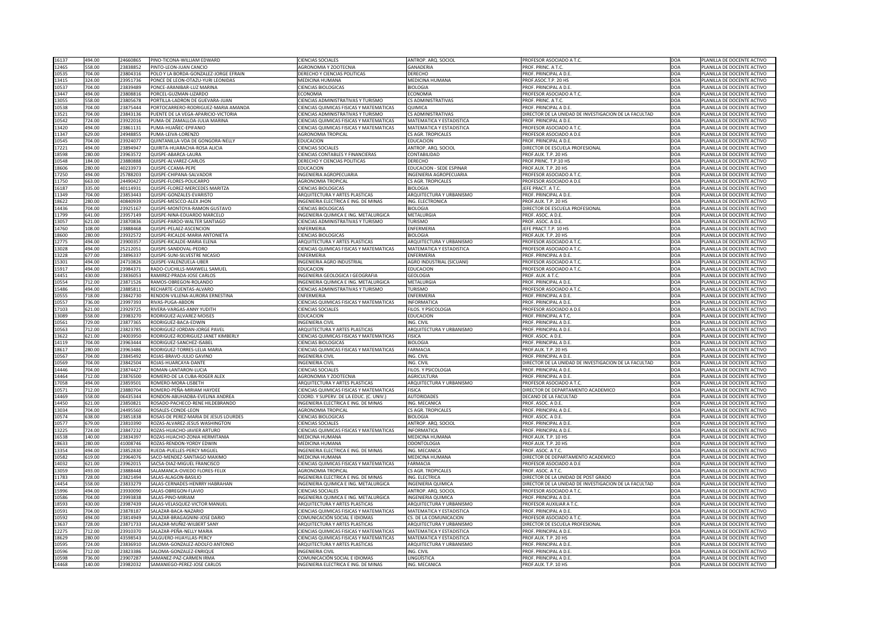| | | | | | | | | |
|---|---|---|---|---|---|---|---|---|
| 16137 | 494.00 | 24660865 | PINTO-TICONA-WILLIAM EDWARD | CIENCIAS SOCIALES | ANTROP. ARQ. SOCIOL | PROFESOR ASOCIADO A T.C. | DOA | PLANILLA DE DOCENTE ACTIVO |
| 12465 | 558.00 | 23838852 | PINTO-LEON-JUAN CANCIO | AGRONOMIA Y ZOOTECNIA | GANADERIA | PROF. PRINC. A T.C. | DOA | PLANILLA DE DOCENTE ACTIVO |
| 10535 | 704.00 | 23804316 | POLO Y LA BORDA-GONZALEZ-JORGE EFRAIN | DERECHO Y CIENCIAS POLITICAS | DERECHO | PROF. PRINCIPAL A D.E. | DOA | PLANILLA DE DOCENTE ACTIVO |
| 13415 | 324.00 | 23951736 | PONCE DE LEON-OTAZU-YURI LEONIDAS | MEDICINA HUMANA | MEDICINA HUMANA | PROF.ASOC.T.P. 20 HS | DOA | PLANILLA DE DOCENTE ACTIVO |
| 10537 | 704.00 | 23839489 | PONCE-ARANIBAR-LUZ MARINA | CIENCIAS BIOLOGICAS | BIOLOGIA | PROF. PRINCIPAL A D.E. | DOA | PLANILLA DE DOCENTE ACTIVO |
| 13447 | 494.00 | 23808816 | PORCEL-GUZMAN-LIZARDO | ECONOMIA | ECONOMIA | PROFESOR ASOCIADO A T.C. | DOA | PLANILLA DE DOCENTE ACTIVO |
| 13055 | 558.00 | 23805678 | PORTILLA-LADRON DE GUEVARA-JUAN | CIENCIAS ADMINISTRATIVAS Y TURISMO | CS ADMINISTRATIVAS | PROF. PRINC. A T.C. | DOA | PLANILLA DE DOCENTE ACTIVO |
| 10538 | 704.00 | 23875444 | PORTOCARRERO-RODRIGUEZ-MARIA AMANDA | CIENCIAS QUIMICAS FISICAS Y MATEMATICAS | QUIMICA | PROF. PRINCIPAL A D.E. | DOA | PLANILLA DE DOCENTE ACTIVO |
| 13521 | 704.00 | 23843136 | PUENTE DE LA VEGA-APARICIO-VICTORIA | CIENCIAS ADMINISTRATIVAS Y TURISMO | CS ADMINISTRATIVAS | DIRECTOR DE LA UNIDAD DE INVESTIGACION DE LA FACULTAD | DOA | PLANILLA DE DOCENTE ACTIVO |
| 10542 | 724.00 | 23922016 | PUMA-DE ZAMALLOA-JULIA MARINA | CIENCIAS QUIMICAS FISICAS Y MATEMATICAS | MATEMATICA Y ESTADISTICA | PROF. PRINCIPAL A D.E. | DOA | PLANILLA DE DOCENTE ACTIVO |
| 13420 | 494.00 | 23861131 | PUMA-HUAÑEC-EPIFANIO | CIENCIAS QUIMICAS FISICAS Y MATEMATICAS | MATEMATICA Y ESTADISTICA | PROFESOR ASOCIADO A T.C. | DOA | PLANILLA DE DOCENTE ACTIVO |
| 11347 | 629.00 | 24948855 | PUMA-LEIVA-LORENZO | AGRONOMIA TROPICAL | CS AGR. TROPICALES | PROFESOR ASOCIADO A D.E | DOA | PLANILLA DE DOCENTE ACTIVO |
| 10545 | 704.00 | 23924077 | QUINTANILLA-VDA DE GONGORA-NELLY | EDUCACION | EDUCACION | PROF. PRINCIPAL A D.E. | DOA | PLANILLA DE DOCENTE ACTIVO |
| 17221 | 494.00 | 23894947 | QUIRITA-HUARACHA-ROSA ALICIA | CIENCIAS SOCIALES | ANTROP. ARQ. SOCIOL | DIRECTOR DE ESCUELA PROFESIONAL | DOA | PLANILLA DE DOCENTE ACTIVO |
| 18598 | 280.00 | 23963572 | QUISPE-ABARCA-LAURA | CIENCIAS CONTABLES Y FINANCIERAS | CONTABILIDAD | PROF.AUX. T.P. 20 HS | DOA | PLANILLA DE DOCENTE ACTIVO |
| 10548 | 184.00 | 23880888 | QUISPE-ALVAREZ-CARLOS | DERECHO Y CIENCIAS POLITICAS | DERECHO | PROF.PRINC. T.P.10 HS | DOA | PLANILLA DE DOCENTE ACTIVO |
| 18606 | 280.00 | 40233973 | QUISPE-CCAMA-PEPE | EDUCACION | EDUCACION - SEDE ESPINAR | PROF.AUX. T.P. 20 HS | DOA | PLANILLA DE DOCENTE ACTIVO |
| 17250 | 494.00 | 25788203 | QUISPE-CHIPANA-SALVADOR | INGENIERIA AGROPECUARIA | INGENIERIA AGROPECUARIA | PROFESOR ASOCIADO A T.C. | DOA | PLANILLA DE DOCENTE ACTIVO |
| 11750 | 663.00 | 24490427 | QUISPE-FLORES-POLICARPO | AGRONOMIA TROPICAL | CS AGR. TROPICALES | PROFESOR ASOCIADO A D.E | DOA | PLANILLA DE DOCENTE ACTIVO |
| 16187 | 335.00 | 40114931 | QUISPE-FLOREZ-MERCEDES MARITZA | CIENCIAS BIOLOGICAS | BIOLOGIA | JEFE PRACT. A T.C. | DOA | PLANILLA DE DOCENTE ACTIVO |
| 11349 | 704.00 | 23853443 | QUISPE-GONZALES-EVARISTO | ARQUITECTURA Y ARTES PLASTICAS | ARQUITECTURA Y URBANISMO | PROF. PRINCIPAL A D.E. | DOA | PLANILLA DE DOCENTE ACTIVO |
| 18622 | 280.00 | 40840939 | QUISPE-MESCCO-ALEX JHON | INGENIERIA ELECTRICA E ING. DE MINAS | ING. ELECTRONICA | PROF.AUX. T.P. 20 HS | DOA | PLANILLA DE DOCENTE ACTIVO |
| 14436 | 704.00 | 23925167 | QUISPE-MONTOYA-RAMON GUSTAVO | CIENCIAS BIOLOGICAS | BIOLOGIA | DIRECTOR DE ESCUELA PROFESIONAL | DOA | PLANILLA DE DOCENTE ACTIVO |
| 11799 | 641.00 | 23957149 | QUISPE-NINA-EDUARDO MARCELO | INGENIERIA QUIMICA E ING. METALURGICA | METALURGIA | PROF. ASOC. A D.E. | DOA | PLANILLA DE DOCENTE ACTIVO |
| 13057 | 621.00 | 23870836 | QUISPE-PARDO-WALTER SANTIAGO | CIENCIAS ADMINISTRATIVAS Y TURISMO | TURISMO | PROF. ASOC. A D.E. | DOA | PLANILLA DE DOCENTE ACTIVO |
| 14760 | 108.00 | 23888468 | QUISPE-PELAEZ-ASCENCION | ENFERMERIA | ENFERMERIA | JEFE PRACT.T.P. 10 HS | DOA | PLANILLA DE DOCENTE ACTIVO |
| 18600 | 280.00 | 23932572 | QUISPE-RICALDE-MARIA ANTONIETA | CIENCIAS BIOLOGICAS | BIOLOGIA | PROF.AUX. T.P. 20 HS | DOA | PLANILLA DE DOCENTE ACTIVO |
| 12775 | 494.00 | 23900357 | QUISPE-RICALDE-MARIA ELENA | ARQUITECTURA Y ARTES PLASTICAS | ARQUITECTURA Y URBANISMO | PROFESOR ASOCIADO A T.C. | DOA | PLANILLA DE DOCENTE ACTIVO |
| 13028 | 494.00 | 25212051 | QUISPE-SANDOVAL-PEDRO | CIENCIAS QUIMICAS FISICAS Y MATEMATICAS | MATEMATICA Y ESTADISTICA | PROFESOR ASOCIADO A T.C. | DOA | PLANILLA DE DOCENTE ACTIVO |
| 13228 | 677.00 | 23896337 | QUISPE-SUNI-SILVESTRE NICASIO | ENFERMERIA | ENFERMERIA | PROF. PRINCIPAL A D.E. | DOA | PLANILLA DE DOCENTE ACTIVO |
| 15301 | 494.00 | 24710826 | QUISPE-VALENZUELA-UBER | INGENIERIA AGRO INDUSTRIAL | AGRO INDUSTRIAL (SICUANI) | PROFESOR ASOCIADO A T.C. | DOA | PLANILLA DE DOCENTE ACTIVO |
| 15917 | 494.00 | 23984371 | RADO-CUCHILLS-MAXWELL SAMUEL | EDUCACION | EDUCACION | PROFESOR ASOCIADO A T.C. | DOA | PLANILLA DE DOCENTE ACTIVO |
| 14451 | 430.00 | 23836053 | RAMIREZ-PRADA-JOSE CARLOS | INGENIERIA GEOLOGICA I GEOGRAFIA | GEOLOGIA | PROF. AUX. A T.C. | DOA | PLANILLA DE DOCENTE ACTIVO |
| 10554 | 712.00 | 23871526 | RAMOS-OBREGON-ROLANDO | INGENIERIA QUIMICA E ING. METALURGICA | METALURGIA | PROF. PRINCIPAL A D.E. | DOA | PLANILLA DE DOCENTE ACTIVO |
| 15486 | 494.00 | 23885811 | RECHARTE-CUENTAS-ALVARO | CIENCIAS ADMINISTRATIVAS Y TURISMO | TURISMO | PROFESOR ASOCIADO A T.C. | DOA | PLANILLA DE DOCENTE ACTIVO |
| 10555 | 718.00 | 23842730 | RENDON-VILLENA-AURORA ERNESTINA | ENFERMERIA | ENFERMERIA | PROF. PRINCIPAL A D.E. | DOA | PLANILLA DE DOCENTE ACTIVO |
| 10557 | 736.00 | 23997393 | RIVAS-PUGA-ABDON | CIENCIAS QUIMICAS FISICAS Y MATEMATICAS | INFORMATICA | PROF. PRINCIPAL A D.E. | DOA | PLANILLA DE DOCENTE ACTIVO |
| 17103 | 621.00 | 23929725 | RIVERA-VARGAS-ANNY YUDITH | CIENCIAS SOCIALES | FILOS. Y PSICOLOGIA | PROFESOR ASOCIADO A D.E | DOA | PLANILLA DE DOCENTE ACTIVO |
| 13089 | 558.00 | 23983270 | RODRIGUEZ-ALVAREZ-MOISES | EDUCACION | EDUCACION | PROF. PRINCIPAL A T.C. | DOA | PLANILLA DE DOCENTE ACTIVO |
| 10561 | 729.00 | 23877365 | RODRIGUEZ-BACA-EDWIN | INGENIERIA CIVIL | ING. CIVIL | PROF. PRINCIPAL A D.E. | DOA | PLANILLA DE DOCENTE ACTIVO |
| 10563 | 712.00 | 23823785 | RODRIGUEZ-JORDAN-JORGE PAVEL | ARQUITECTURA Y ARTES PLASTICAS | ARQUITECTURA Y URBANISMO | PROF. PRINCIPAL A D.E. | DOA | PLANILLA DE DOCENTE ACTIVO |
| 13622 | 621.00 | 24003950 | RODRIGUEZ-RODRIGUEZ-JANET KIMBERLY | CIENCIAS QUIMICAS FISICAS Y MATEMATICAS | FISICA | PROF. ASOC. A D.E. | DOA | PLANILLA DE DOCENTE ACTIVO |
| 14119 | 704.00 | 23963444 | RODRIGUEZ-SANCHEZ-ISABEL | CIENCIAS BIOLOGICAS | BIOLOGIA | PROF. PRINCIPAL A D.E. | DOA | PLANILLA DE DOCENTE ACTIVO |
| 18617 | 280.00 | 23963486 | RODRIGUEZ-TORRES-LELIA MARIA | CIENCIAS QUIMICAS FISICAS Y MATEMATICAS | FARMACIA | PROF.AUX. T.P. 20 HS | DOA | PLANILLA DE DOCENTE ACTIVO |
| 10567 | 704.00 | 23845492 | ROJAS-BRAVO-JULIO GAVINO | INGENIERIA CIVIL | ING. CIVIL | PROF. PRINCIPAL A D.E. | DOA | PLANILLA DE DOCENTE ACTIVO |
| 10569 | 704.00 | 23842504 | ROJAS-HUARCAYA-DANTE | INGENIERIA CIVIL | ING. CIVIL | DIRECTOR DE LA UNIDAD DE INVESTIGACION DE LA FACULTAD | DOA | PLANILLA DE DOCENTE ACTIVO |
| 14446 | 704.00 | 23874427 | ROMAN-LANTARON-LUCIA | CIENCIAS SOCIALES | FILOS. Y PSICOLOGIA | PROF. PRINCIPAL A D.E. | DOA | PLANILLA DE DOCENTE ACTIVO |
| 14464 | 712.00 | 23876500 | ROMERO-DE LA CUBA-ROGER ALEX | AGRONOMIA Y ZOOTECNIA | AGRICULTURA | PROF. PRINCIPAL A D.E. | DOA | PLANILLA DE DOCENTE ACTIVO |
| 17058 | 494.00 | 23859501 | ROMERO-MORA-LISBETH | ARQUITECTURA Y ARTES PLASTICAS | ARQUITECTURA Y URBANISMO | PROFESOR ASOCIADO A T.C. | DOA | PLANILLA DE DOCENTE ACTIVO |
| 10571 | 712.00 | 23880704 | ROMERO-PEÑA-MIRIAM HAYDEE | CIENCIAS QUIMICAS FISICAS Y MATEMATICAS | FISICA | DIRECTOR DE DEPARTAMENTO ACADEMICO | DOA | PLANILLA DE DOCENTE ACTIVO |
| 14469 | 558.00 | 06435344 | RONDON-ABUHADBA-EVELINA ANDREA | COORD. Y SUPERV. DE LA EDUC. (C. UNIV.) | AUTORIDADES | DECANO DE LA FACULTAD | DOA | PLANILLA DE DOCENTE ACTIVO |
| 14450 | 621.00 | 23850821 | ROSADO-PACHECO-RENE HILDEBRANDO | INGENIERIA ELECTRICA E ING. DE MINAS | ING. MECANICA | PROF. ASOC. A D.E. | DOA | PLANILLA DE DOCENTE ACTIVO |
| 13034 | 704.00 | 24495560 | ROSALES-CONDE-LEON | AGRONOMIA TROPICAL | CS AGR. TROPICALES | PROF. PRINCIPAL A D.E. | DOA | PLANILLA DE DOCENTE ACTIVO |
| 10574 | 638.00 | 23851838 | ROSAS-DE PEREZ-MARIA DE JESUS LOURDES | CIENCIAS BIOLOGICAS | BIOLOGIA | PROF. ASOC. A D.E. | DOA | PLANILLA DE DOCENTE ACTIVO |
| 10577 | 679.00 | 23810390 | ROZAS-ALVAREZ-JESUS WASHINGTON | CIENCIAS SOCIALES | ANTROP. ARQ. SOCIOL | PROF. PRINCIPAL A D.E. | DOA | PLANILLA DE DOCENTE ACTIVO |
| 13225 | 724.00 | 23847232 | ROZAS-HUACHO-JAVIER ARTURO | CIENCIAS QUIMICAS FISICAS Y MATEMATICAS | INFORMATICA | PROF. PRINCIPAL A D.E. | DOA | PLANILLA DE DOCENTE ACTIVO |
| 16538 | 140.00 | 23834397 | ROZAS-HUACHO-ZONIA HERMITANIA | MEDICINA HUMANA | MEDICINA HUMANA | PROF.AUX. T.P. 10 HS | DOA | PLANILLA DE DOCENTE ACTIVO |
| 18633 | 280.00 | 41008746 | ROZAS-RENDON-YORDY EDWIN | MEDICINA HUMANA | ODONTOLOGIA | PROF.AUX. T.P. 20 HS | DOA | PLANILLA DE DOCENTE ACTIVO |
| 13354 | 494.00 | 23852830 | RUEDA-PUELLES-PERCY MIGUEL | INGENIERIA ELECTRICA E ING. DE MINAS | ING. MECANICA | PROF. ASOC. A T.C. | DOA | PLANILLA DE DOCENTE ACTIVO |
| 10582 | 619.00 | 23964076 | SACO-MENDEZ-SANTIAGO MAXIMO | MEDICINA HUMANA | MEDICINA HUMANA | DIRECTOR DE DEPARTAMENTO ACADEMICO | DOA | PLANILLA DE DOCENTE ACTIVO |
| 14032 | 621.00 | 23962015 | SACSA-DIAZ-MIGUEL FRANCISCO | CIENCIAS QUIMICAS FISICAS Y MATEMATICAS | FARMACIA | PROFESOR ASOCIADO A D.E | DOA | PLANILLA DE DOCENTE ACTIVO |
| 13059 | 493.00 | 23888448 | SALAMANCA-OVIEDO FLORES-FELIX | AGRONOMIA TROPICAL | CS AGR. TROPICALES | PROF. ASOC. A T.C. | DOA | PLANILLA DE DOCENTE ACTIVO |
| 11783 | 728.00 | 23821494 | SALAS-ALAGON-BASILIO | INGENIERIA ELECTRICA E ING. DE MINAS | ING. ELECTRICA | DIRECTOR DE LA UNIDAD DE POST GRADO | DOA | PLANILLA DE DOCENTE ACTIVO |
| 14454 | 558.00 | 23833279 | SALAS-CERNADES-HENRRY HABRAHAN | INGENIERIA QUIMICA E ING. METALURGICA | INGENIERIA QUIMICA | DIRECTOR DE LA UNIDAD DE INVESTIGACION DE LA FACULTAD | DOA | PLANILLA DE DOCENTE ACTIVO |
| 15996 | 494.00 | 23930090 | SALAS-OBREGON-FLAVIO | CIENCIAS SOCIALES | ANTROP. ARQ. SOCIOL | PROFESOR ASOCIADO A T.C. | DOA | PLANILLA DE DOCENTE ACTIVO |
| 10586 | 704.00 | 23993838 | SALAS-PINO-MIRIAM | INGENIERIA QUIMICA E ING. METALURGICA | INGENIERIA QUIMICA | PROF. PRINCIPAL A D.E. | DOA | PLANILLA DE DOCENTE ACTIVO |
| 18593 | 430.00 | 23987439 | SALAS-VELASQUEZ-VICTOR MANUEL | ARQUITECTURA Y ARTES PLASTICAS | ARQUITECTURA Y URBANISMO | PROFESOR AUXILIAR A T.C. | DOA | PLANILLA DE DOCENTE ACTIVO |
| 10591 | 704.00 | 23878187 | SALAZAR-BACA-NAZARIO | CIENCIAS QUIMICAS FISICAS Y MATEMATICAS | MATEMATICA Y ESTADISTICA | PROF. PRINCIPAL A D.E. | DOA | PLANILLA DE DOCENTE ACTIVO |
| 10592 | 494.00 | 23814949 | SALAZAR-BRAGAGNINI-JOSE DARIO | COMUNICACIÓN SOCIAL E IDIOMAS | CS. DE LA COMUNICACION | PROFESOR ASOCIADO A T.C. | DOA | PLANILLA DE DOCENTE ACTIVO |
| 13637 | 728.00 | 23871733 | SALAZAR-MUÑIZ-WILBERT SANY | ARQUITECTURA Y ARTES PLASTICAS | ARQUITECTURA Y URBANISMO | DIRECTOR DE ESCUELA PROFESIONAL | DOA | PLANILLA DE DOCENTE ACTIVO |
| 12275 | 712.00 | 23910370 | SALAZAR-PEÑA-NELLY MARIA | CIENCIAS QUIMICAS FISICAS Y MATEMATICAS | MATEMATICA Y ESTADISTICA | PROF. PRINCIPAL A D.E. | DOA | PLANILLA DE DOCENTE ACTIVO |
| 18629 | 280.00 | 43598543 | SALGUERO-HUAYLLAS-PERCY | CIENCIAS QUIMICAS FISICAS Y MATEMATICAS | MATEMATICA Y ESTADISTICA | PROF.AUX. T.P. 20 HS | DOA | PLANILLA DE DOCENTE ACTIVO |
| 10595 | 724.00 | 23836910 | SALOMA-GONZALEZ-ADOLFO ANTONIO | ARQUITECTURA Y ARTES PLASTICAS | ARQUITECTURA Y URBANISMO | PROF. PRINCIPAL A D.E. | DOA | PLANILLA DE DOCENTE ACTIVO |
| 10596 | 712.00 | 23823386 | SALOMA-GONZALEZ-ENRIQUE | INGENIERIA CIVIL | ING. CIVIL | PROF. PRINCIPAL A D.E. | DOA | PLANILLA DE DOCENTE ACTIVO |
| 10598 | 736.00 | 23907287 | SAMANEZ-PAZ-CARMEN IRMA | COMUNICACIÓN SOCIAL E IDIOMAS | LINGÜÍSTICA | PROF. PRINCIPAL A D.E. | DOA | PLANILLA DE DOCENTE ACTIVO |
| 14468 | 140.00 | 23982032 | SAMANIEGO-PEREZ-JOSE CARLOS | INGENIERIA ELECTRICA E ING. DE MINAS | ING. MECANICA | PROF.AUX. T.P. 10 HS | DOA | PLANILLA DE DOCENTE ACTIVO |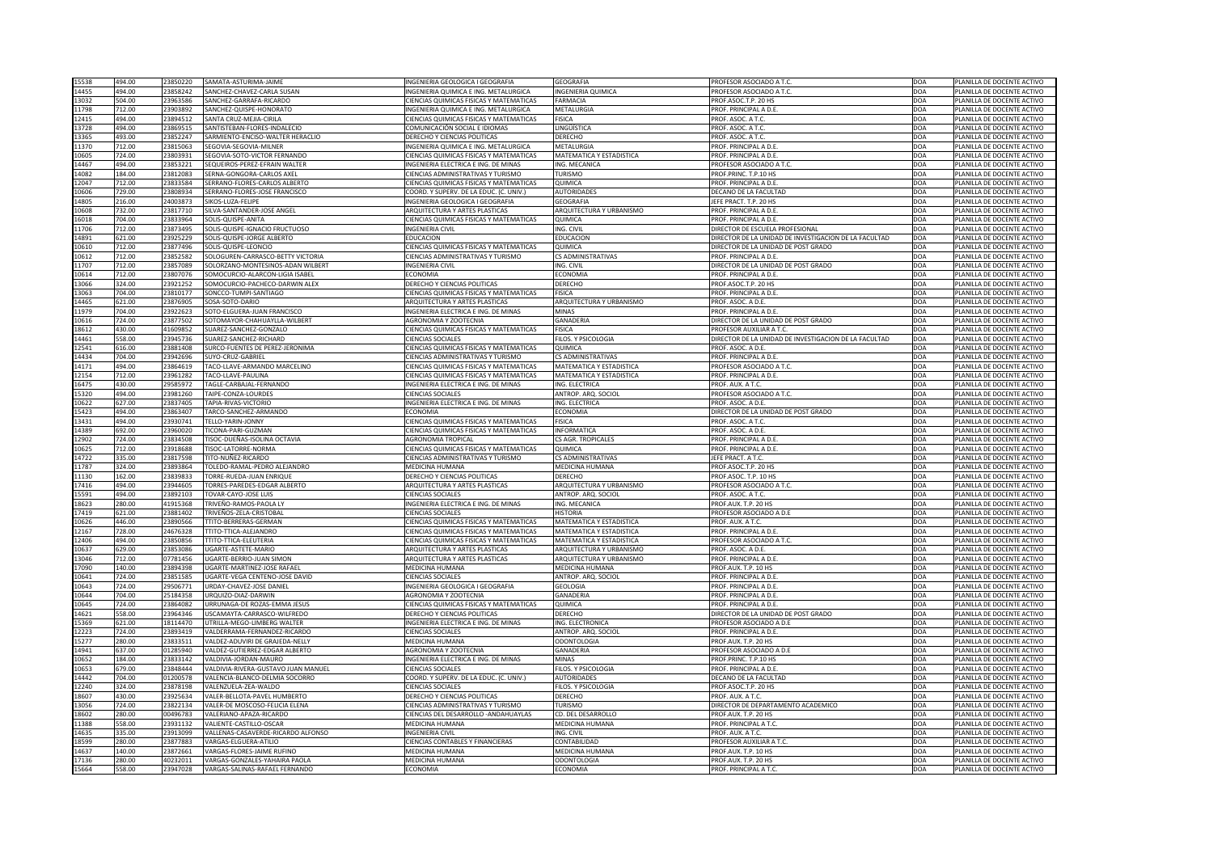| | | | | | | | | |
|---|---|---|---|---|---|---|---|---|
| 15538 | 494.00 | 23850220 | SAMATA-ASTURIMA-JAIME | INGENIERIA GEOLOGICA I GEOGRAFIA | GEOGRAFIA | PROFESOR ASOCIADO A T.C. | DOA | PLANILLA DE DOCENTE ACTIVO |
| 14455 | 494.00 | 23858242 | SANCHEZ-CHAVEZ-CARLA SUSAN | INGENIERIA QUIMICA E ING. METALURGICA | INGENIERIA QUIMICA | PROFESOR ASOCIADO A T.C. | DOA | PLANILLA DE DOCENTE ACTIVO |
| 13032 | 504.00 | 23963586 | SANCHEZ-GARRAFA-RICARDO | CIENCIAS QUIMICAS FISICAS Y MATEMATICAS | FARMACIA | PROF.ASOC.T.P. 20 HS | DOA | PLANILLA DE DOCENTE ACTIVO |
| 11798 | 712.00 | 23903892 | SANCHEZ-QUISPE-HONORATO | INGENIERIA QUIMICA E ING. METALURGICA | METALURGIA | PROF. PRINCIPAL A D.E. | DOA | PLANILLA DE DOCENTE ACTIVO |
| 12415 | 494.00 | 23894512 | SANTA CRUZ-MEJIA-CIRILA | CIENCIAS QUIMICAS FISICAS Y MATEMATICAS | FISICA | PROF. ASOC. A T.C. | DOA | PLANILLA DE DOCENTE ACTIVO |
| 13728 | 494.00 | 23869515 | SANTISTEBAN-FLORES-INDALECIO | COMUNICACIÓN SOCIAL E IDIOMAS | LINGÜÍSTICA | PROF. ASOC. A T.C. | DOA | PLANILLA DE DOCENTE ACTIVO |
| 13365 | 493.00 | 23852247 | SARMIENTO-ENCISO-WALTER HERACLIO | DERECHO Y CIENCIAS POLITICAS | DERECHO | PROF. ASOC. A T.C. | DOA | PLANILLA DE DOCENTE ACTIVO |
| 11370 | 712.00 | 23815063 | SEGOVIA-SEGOVIA-MILNER | INGENIERIA QUIMICA E ING. METALURGICA | METALURGIA | PROF. PRINCIPAL A D.E. | DOA | PLANILLA DE DOCENTE ACTIVO |
| 10605 | 724.00 | 23803931 | SEGOVIA-SOTO-VICTOR FERNANDO | CIENCIAS QUIMICAS FISICAS Y MATEMATICAS | MATEMATICA Y ESTADISTICA | PROF. PRINCIPAL A D.E. | DOA | PLANILLA DE DOCENTE ACTIVO |
| 14467 | 494.00 | 23853221 | SEQUEIROS-PEREZ-EFRAIN WALTER | INGENIERIA ELECTRICA E ING. DE MINAS | ING. MECANICA | PROFESOR ASOCIADO A T.C. | DOA | PLANILLA DE DOCENTE ACTIVO |
| 14082 | 184.00 | 23812083 | SERNA-GONGORA-CARLOS AXEL | CIENCIAS ADMINISTRATIVAS Y TURISMO | TURISMO | PROF.PRINC. T.P.10 HS | DOA | PLANILLA DE DOCENTE ACTIVO |
| 12047 | 712.00 | 23833584 | SERRANO-FLORES-CARLOS ALBERTO | CIENCIAS QUIMICAS FISICAS Y MATEMATICAS | QUIMICA | PROF. PRINCIPAL A D.E. | DOA | PLANILLA DE DOCENTE ACTIVO |
| 10606 | 729.00 | 23808934 | SERRANO-FLORES-JOSE FRANCISCO | COORD. Y SUPERV. DE LA EDUC. (C. UNIV.) | AUTORIDADES | DECANO DE LA FACULTAD | DOA | PLANILLA DE DOCENTE ACTIVO |
| 14805 | 216.00 | 24003873 | SIKOS-LUZA-FELIPE | INGENIERIA GEOLOGICA I GEOGRAFIA | GEOGRAFIA | JEFE PRACT. T.P. 20 HS | DOA | PLANILLA DE DOCENTE ACTIVO |
| 10608 | 732.00 | 23817710 | SILVA-SANTANDER-JOSE ANGEL | ARQUITECTURA Y ARTES PLASTICAS | ARQUITECTURA Y URBANISMO | PROF. PRINCIPAL A D.E. | DOA | PLANILLA DE DOCENTE ACTIVO |
| 16018 | 704.00 | 23833964 | SOLIS-QUISPE-ANITA | CIENCIAS QUIMICAS FISICAS Y MATEMATICAS | QUIMICA | PROF. PRINCIPAL A D.E. | DOA | PLANILLA DE DOCENTE ACTIVO |
| 11706 | 712.00 | 23873495 | SOLIS-QUISPE-IGNACIO FRUCTUOSO | INGENIERIA CIVIL | ING. CIVIL | DIRECTOR DE ESCUELA PROFESIONAL | DOA | PLANILLA DE DOCENTE ACTIVO |
| 14891 | 621.00 | 23925229 | SOLIS-QUISPE-JORGE ALBERTO | EDUCACION | EDUCACION | DIRECTOR DE LA UNIDAD DE INVESTIGACION DE LA FACULTAD | DOA | PLANILLA DE DOCENTE ACTIVO |
| 10610 | 712.00 | 23877496 | SOLIS-QUISPE-LEONCIO | CIENCIAS QUIMICAS FISICAS Y MATEMATICAS | QUIMICA | DIRECTOR DE LA UNIDAD DE POST GRADO | DOA | PLANILLA DE DOCENTE ACTIVO |
| 10612 | 712.00 | 23852582 | SOLOGUREN-CARRASCO-BETTY VICTORIA | CIENCIAS ADMINISTRATIVAS Y TURISMO | CS ADMINISTRATIVAS | PROF. PRINCIPAL A D.E. | DOA | PLANILLA DE DOCENTE ACTIVO |
| 11707 | 712.00 | 23857089 | SOLORZANO-MONTESINOS-ADAN WILBERT | INGENIERIA CIVIL | ING. CIVIL | DIRECTOR DE LA UNIDAD DE POST GRADO | DOA | PLANILLA DE DOCENTE ACTIVO |
| 10614 | 712.00 | 23807076 | SOMOCURCIO-ALARCON-LIGIA ISABEL | ECONOMIA | ECONOMIA | PROF. PRINCIPAL A D.E. | DOA | PLANILLA DE DOCENTE ACTIVO |
| 13066 | 324.00 | 23921252 | SOMOCURCIO-PACHECO-DARWIN ALEX | DERECHO Y CIENCIAS POLITICAS | DERECHO | PROF.ASOC.T.P. 20 HS | DOA | PLANILLA DE DOCENTE ACTIVO |
| 13063 | 704.00 | 23810177 | SONCCO-TUMPI-SANTIAGO | CIENCIAS QUIMICAS FISICAS Y MATEMATICAS | FISICA | PROF. PRINCIPAL A D.E. | DOA | PLANILLA DE DOCENTE ACTIVO |
| 14465 | 621.00 | 23876905 | SOSA-SOTO-DARIO | ARQUITECTURA Y ARTES PLASTICAS | ARQUITECTURA Y URBANISMO | PROF. ASOC. A D.E. | DOA | PLANILLA DE DOCENTE ACTIVO |
| 11979 | 704.00 | 23922623 | SOTO-ELGUERA-JUAN FRANCISCO | INGENIERIA ELECTRICA E ING. DE MINAS | MINAS | PROF. PRINCIPAL A D.E. | DOA | PLANILLA DE DOCENTE ACTIVO |
| 10616 | 724.00 | 23877502 | SOTOMAYOR-CHAHUAYLLA-WILBERT | AGRONOMIA Y ZOOTECNIA | GANADERIA | DIRECTOR DE LA UNIDAD DE POST GRADO | DOA | PLANILLA DE DOCENTE ACTIVO |
| 18612 | 430.00 | 41609852 | SUAREZ-SANCHEZ-GONZALO | CIENCIAS QUIMICAS FISICAS Y MATEMATICAS | FISICA | PROFESOR AUXILIAR A T.C. | DOA | PLANILLA DE DOCENTE ACTIVO |
| 14461 | 558.00 | 23945736 | SUAREZ-SANCHEZ-RICHARD | CIENCIAS SOCIALES | FILOS. Y PSICOLOGIA | DIRECTOR DE LA UNIDAD DE INVESTIGACION DE LA FACULTAD | DOA | PLANILLA DE DOCENTE ACTIVO |
| 12541 | 616.00 | 23881408 | SURCO-FUENTES DE PEREZ-JERONIMA | CIENCIAS QUIMICAS FISICAS Y MATEMATICAS | QUIMICA | PROF. ASOC. A D.E. | DOA | PLANILLA DE DOCENTE ACTIVO |
| 14434 | 704.00 | 23942696 | SUYO-CRUZ-GABRIEL | CIENCIAS ADMINISTRATIVAS Y TURISMO | CS ADMINISTRATIVAS | PROF. PRINCIPAL A D.E. | DOA | PLANILLA DE DOCENTE ACTIVO |
| 14171 | 494.00 | 23864619 | TACO-LLAVE-ARMANDO MARCELINO | CIENCIAS QUIMICAS FISICAS Y MATEMATICAS | MATEMATICA Y ESTADISTICA | PROFESOR ASOCIADO A T.C. | DOA | PLANILLA DE DOCENTE ACTIVO |
| 12154 | 712.00 | 23961282 | TACO-LLAVE-PAULINA | CIENCIAS QUIMICAS FISICAS Y MATEMATICAS | MATEMATICA Y ESTADISTICA | PROF. PRINCIPAL A D.E. | DOA | PLANILLA DE DOCENTE ACTIVO |
| 16475 | 430.00 | 29585972 | TAGLE-CARBAJAL-FERNANDO | INGENIERIA ELECTRICA E ING. DE MINAS | ING. ELECTRICA | PROF. AUX. A T.C. | DOA | PLANILLA DE DOCENTE ACTIVO |
| 15320 | 494.00 | 23981260 | TAIPE-CONZA-LOURDES | CIENCIAS SOCIALES | ANTROP. ARQ. SOCIOL | PROFESOR ASOCIADO A T.C. | DOA | PLANILLA DE DOCENTE ACTIVO |
| 10622 | 627.00 | 23837405 | TAPIA-RIVAS-VICTORIO | INGENIERIA ELECTRICA E ING. DE MINAS | ING. ELECTRICA | PROF. ASOC. A D.E. | DOA | PLANILLA DE DOCENTE ACTIVO |
| 15423 | 494.00 | 23863407 | TARCO-SANCHEZ-ARMANDO | ECONOMIA | ECONOMIA | DIRECTOR DE LA UNIDAD DE POST GRADO | DOA | PLANILLA DE DOCENTE ACTIVO |
| 13431 | 494.00 | 23930741 | TELLO-YARIN-JONNY | CIENCIAS QUIMICAS FISICAS Y MATEMATICAS | FISICA | PROF. ASOC. A T.C. | DOA | PLANILLA DE DOCENTE ACTIVO |
| 14389 | 692.00 | 23960020 | TICONA-PARI-GUZMAN | CIENCIAS QUIMICAS FISICAS Y MATEMATICAS | INFORMATICA | PROF. ASOC. A D.E. | DOA | PLANILLA DE DOCENTE ACTIVO |
| 12902 | 724.00 | 23834508 | TISOC-DUEÑAS-ISOLINA OCTAVIA | AGRONOMIA TROPICAL | CS AGR. TROPICALES | PROF. PRINCIPAL A D.E. | DOA | PLANILLA DE DOCENTE ACTIVO |
| 10625 | 712.00 | 23918688 | TISOC-LATORRE-NORMA | CIENCIAS QUIMICAS FISICAS Y MATEMATICAS | QUIMICA | PROF. PRINCIPAL A D.E. | DOA | PLANILLA DE DOCENTE ACTIVO |
| 14722 | 335.00 | 23817598 | TITO-NUÑEZ-RICARDO | CIENCIAS ADMINISTRATIVAS Y TURISMO | CS ADMINISTRATIVAS | JEFE PRACT. A T.C. | DOA | PLANILLA DE DOCENTE ACTIVO |
| 11787 | 324.00 | 23893864 | TOLEDO-RAMAL-PEDRO ALEJANDRO | MEDICINA HUMANA | MEDICINA HUMANA | PROF.ASOC.T.P. 20 HS | DOA | PLANILLA DE DOCENTE ACTIVO |
| 11130 | 162.00 | 23839833 | TORRE-RUEDA-JUAN ENRIQUE | DERECHO Y CIENCIAS POLITICAS | DERECHO | PROF.ASOC. T.P. 10 HS | DOA | PLANILLA DE DOCENTE ACTIVO |
| 17416 | 494.00 | 23944605 | TORRES-PAREDES-EDGAR ALBERTO | ARQUITECTURA Y ARTES PLASTICAS | ARQUITECTURA Y URBANISMO | PROFESOR ASOCIADO A T.C. | DOA | PLANILLA DE DOCENTE ACTIVO |
| 15591 | 494.00 | 23892103 | TOVAR-CAYO-JOSE LUIS | CIENCIAS SOCIALES | ANTROP. ARQ. SOCIOL | PROF. ASOC. A T.C. | DOA | PLANILLA DE DOCENTE ACTIVO |
| 18623 | 280.00 | 41915368 | TRIVEÑO-RAMOS-PAOLA LY | INGENIERIA ELECTRICA E ING. DE MINAS | ING. MECANICA | PROF.AUX. T.P. 20 HS | DOA | PLANILLA DE DOCENTE ACTIVO |
| 17419 | 621.00 | 23881402 | TRIVEÑOS-ZELA-CRISTOBAL | CIENCIAS SOCIALES | HISTORIA | PROFESOR ASOCIADO A D.E | DOA | PLANILLA DE DOCENTE ACTIVO |
| 10626 | 446.00 | 23890566 | TTITO-BERRERAS-GERMAN | CIENCIAS QUIMICAS FISICAS Y MATEMATICAS | MATEMATICA Y ESTADISTICA | PROF. AUX. A T.C. | DOA | PLANILLA DE DOCENTE ACTIVO |
| 12167 | 728.00 | 24676328 | TTITO-TTICA-ALEJANDRO | CIENCIAS QUIMICAS FISICAS Y MATEMATICAS | MATEMATICA Y ESTADISTICA | PROF. PRINCIPAL A D.E. | DOA | PLANILLA DE DOCENTE ACTIVO |
| 12406 | 494.00 | 23850856 | TTITO-TTICA-ELEUTERIA | CIENCIAS QUIMICAS FISICAS Y MATEMATICAS | MATEMATICA Y ESTADISTICA | PROFESOR ASOCIADO A T.C. | DOA | PLANILLA DE DOCENTE ACTIVO |
| 10637 | 629.00 | 23853086 | UGARTE-ASTETE-MARIO | ARQUITECTURA Y ARTES PLASTICAS | ARQUITECTURA Y URBANISMO | PROF. ASOC. A D.E. | DOA | PLANILLA DE DOCENTE ACTIVO |
| 13046 | 712.00 | 07781456 | UGARTE-BERRIO-JUAN SIMON | ARQUITECTURA Y ARTES PLASTICAS | ARQUITECTURA Y URBANISMO | PROF. PRINCIPAL A D.E. | DOA | PLANILLA DE DOCENTE ACTIVO |
| 17090 | 140.00 | 23894398 | UGARTE-MARTINEZ-JOSE RAFAEL | MEDICINA HUMANA | MEDICINA HUMANA | PROF.AUX. T.P. 10 HS | DOA | PLANILLA DE DOCENTE ACTIVO |
| 10641 | 724.00 | 23851585 | UGARTE-VEGA CENTENO-JOSE DAVID | CIENCIAS SOCIALES | ANTROP. ARQ. SOCIOL | PROF. PRINCIPAL A D.E. | DOA | PLANILLA DE DOCENTE ACTIVO |
| 10643 | 724.00 | 29506771 | URDAY-CHAVEZ-JOSE DANIEL | INGENIERIA GEOLOGICA I GEOGRAFIA | GEOLOGIA | PROF. PRINCIPAL A D.E. | DOA | PLANILLA DE DOCENTE ACTIVO |
| 10644 | 704.00 | 25184358 | URQUIZO-DIAZ-DARWIN | AGRONOMIA Y ZOOTECNIA | GANADERIA | PROF. PRINCIPAL A D.E. | DOA | PLANILLA DE DOCENTE ACTIVO |
| 10645 | 724.00 | 23864082 | URRUNAGA-DE ROZAS-EMMA JESUS | CIENCIAS QUIMICAS FISICAS Y MATEMATICAS | QUIMICA | PROF. PRINCIPAL A D.E. | DOA | PLANILLA DE DOCENTE ACTIVO |
| 14621 | 558.00 | 23964346 | USCAMAYTA-CARRASCO-WILFREDO | DERECHO Y CIENCIAS POLITICAS | DERECHO | DIRECTOR DE LA UNIDAD DE POST GRADO | DOA | PLANILLA DE DOCENTE ACTIVO |
| 15369 | 621.00 | 18114470 | UTRILLA-MEGO-LIMBERG WALTER | INGENIERIA ELECTRICA E ING. DE MINAS | ING. ELECTRONICA | PROFESOR ASOCIADO A D.E | DOA | PLANILLA DE DOCENTE ACTIVO |
| 12223 | 724.00 | 23893419 | VALDERRAMA-FERNANDEZ-RICARDO | CIENCIAS SOCIALES | ANTROP. ARQ. SOCIOL | PROF. PRINCIPAL A D.E. | DOA | PLANILLA DE DOCENTE ACTIVO |
| 15277 | 280.00 | 23833511 | VALDEZ-ADUVIRI DE GRAJEDA-NELLY | MEDICINA HUMANA | ODONTOLOGIA | PROF.AUX. T.P. 20 HS | DOA | PLANILLA DE DOCENTE ACTIVO |
| 14941 | 637.00 | 01285940 | VALDEZ-GUTIERREZ-EDGAR ALBERTO | AGRONOMIA Y ZOOTECNIA | GANADERIA | PROFESOR ASOCIADO A D.E | DOA | PLANILLA DE DOCENTE ACTIVO |
| 10652 | 184.00 | 23833142 | VALDIVIA-JORDAN-MAURO | INGENIERIA ELECTRICA E ING. DE MINAS | MINAS | PROF.PRINC. T.P.10 HS | DOA | PLANILLA DE DOCENTE ACTIVO |
| 10653 | 679.00 | 23848444 | VALDIVIA-RIVERA-GUSTAVO JUAN MANUEL | CIENCIAS SOCIALES | FILOS. Y PSICOLOGIA | PROF. PRINCIPAL A D.E. | DOA | PLANILLA DE DOCENTE ACTIVO |
| 14442 | 704.00 | 01200578 | VALENCIA-BLANCO-DELMIA SOCORRO | COORD. Y SUPERV. DE LA EDUC. (C. UNIV.) | AUTORIDADES | DECANO DE LA FACULTAD | DOA | PLANILLA DE DOCENTE ACTIVO |
| 12240 | 324.00 | 23878198 | VALENZUELA-ZEA-WALDO | CIENCIAS SOCIALES | FILOS. Y PSICOLOGIA | PROF.ASOC.T.P. 20 HS | DOA | PLANILLA DE DOCENTE ACTIVO |
| 18607 | 430.00 | 23925634 | VALER-BELLOTA-PAVEL HUMBERTO | DERECHO Y CIENCIAS POLITICAS | DERECHO | PROF. AUX. A T.C. | DOA | PLANILLA DE DOCENTE ACTIVO |
| 13056 | 724.00 | 23822134 | VALER-DE MOSCOSO-FELICIA ELENA | CIENCIAS ADMINISTRATIVAS Y TURISMO | TURISMO | DIRECTOR DE DEPARTAMENTO ACADEMICO | DOA | PLANILLA DE DOCENTE ACTIVO |
| 18602 | 280.00 | 00496783 | VALERIANO-APAZA-RICARDO | CIENCIAS DEL DESARROLLO -ANDAHUAYLAS | CD. DEL DESARROLLO | PROF.AUX. T.P. 20 HS | DOA | PLANILLA DE DOCENTE ACTIVO |
| 11388 | 558.00 | 23931132 | VALIENTE-CASTILLO-OSCAR | MEDICINA HUMANA | MEDICINA HUMANA | PROF. PRINCIPAL A T.C. | DOA | PLANILLA DE DOCENTE ACTIVO |
| 14635 | 335.00 | 23913099 | VALLENAS-CASAVERDE-RICARDO ALFONSO | INGENIERIA CIVIL | ING. CIVIL | PROF. AUX. A T.C. | DOA | PLANILLA DE DOCENTE ACTIVO |
| 18599 | 280.00 | 23877883 | VARGAS-ELGUERA-ATILIO | CIENCIAS CONTABLES Y FINANCIERAS | CONTABILIDAD | PROFESOR AUXILIAR A T.C. | DOA | PLANILLA DE DOCENTE ACTIVO |
| 14637 | 140.00 | 23872661 | VARGAS-FLORES-JAIME RUFINO | MEDICINA HUMANA | MEDICINA HUMANA | PROF.AUX. T.P. 10 HS | DOA | PLANILLA DE DOCENTE ACTIVO |
| 17136 | 280.00 | 40232011 | VARGAS-GONZALES-YAHAIRA PAOLA | MEDICINA HUMANA | ODONTOLOGIA | PROF.AUX. T.P. 20 HS | DOA | PLANILLA DE DOCENTE ACTIVO |
| 15664 | 558.00 | 23947028 | VARGAS-SALINAS-RAFAEL FERNANDO | ECONOMIA | ECONOMIA | PROF. PRINCIPAL A T.C. | DOA | PLANILLA DE DOCENTE ACTIVO |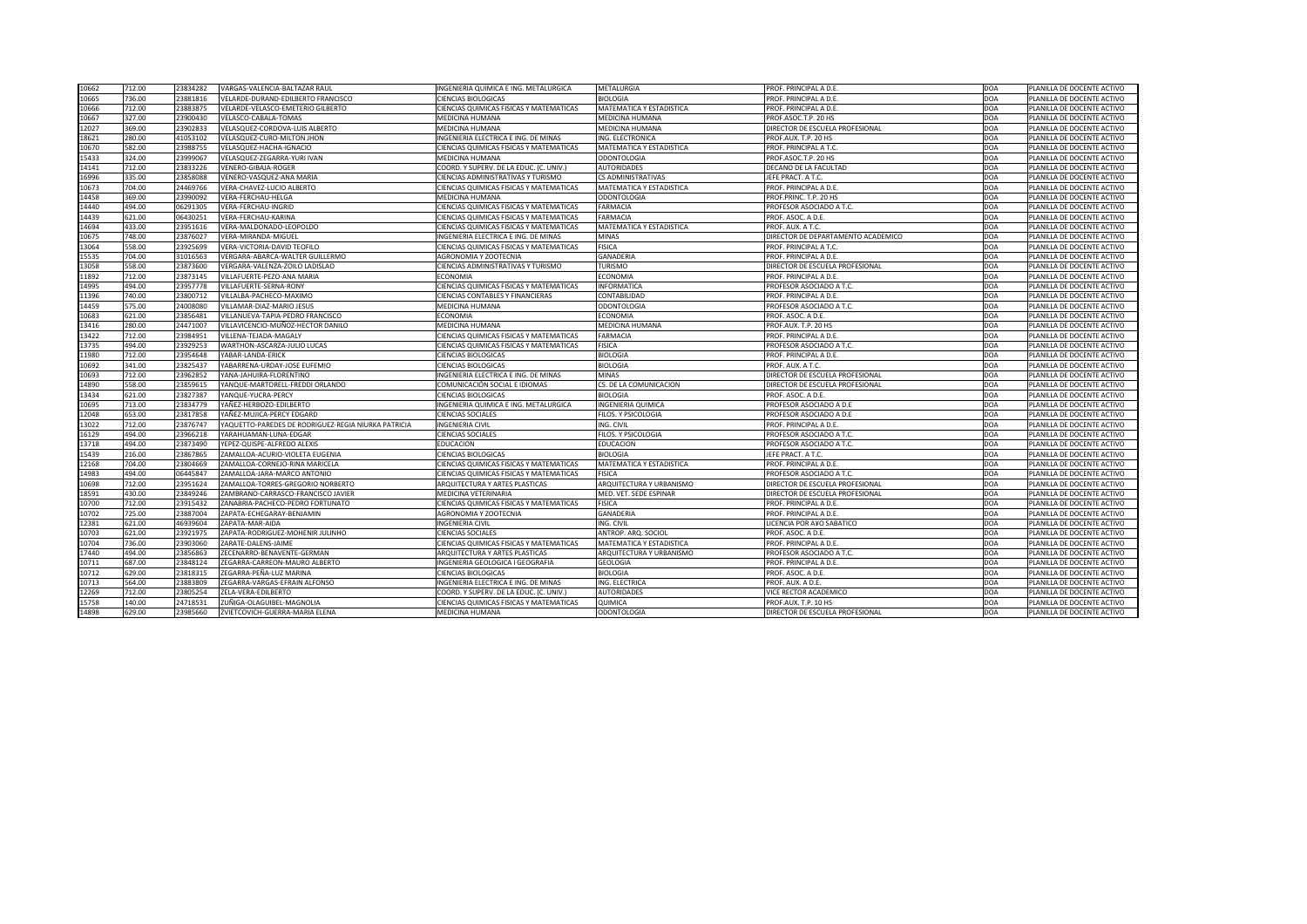| | | | | | | | | |
|---|---|---|---|---|---|---|---|---|
| 10662 | 712.00 | 23834282 | VARGAS-VALENCIA-BALTAZAR RAUL | INGENIERIA QUIMICA E ING. METALURGICA | METALURGIA | PROF. PRINCIPAL A D.E. | DOA | PLANILLA DE DOCENTE ACTIVO |
| 10665 | 736.00 | 23881816 | VELARDE-DURAND-EDILBERTO FRANCISCO | CIENCIAS BIOLOGICAS | BIOLOGIA | PROF. PRINCIPAL A D.E. | DOA | PLANILLA DE DOCENTE ACTIVO |
| 10666 | 712.00 | 23883875 | VELARDE-VELASCO-EMETERIO GILBERTO | CIENCIAS QUIMICAS FISICAS Y MATEMATICAS | MATEMATICA Y ESTADISTICA | PROF. PRINCIPAL A D.E. | DOA | PLANILLA DE DOCENTE ACTIVO |
| 10667 | 327.00 | 23900430 | VELASCO-CABALA-TOMAS | MEDICINA HUMANA | MEDICINA HUMANA | PROF.ASOC.T.P. 20 HS | DOA | PLANILLA DE DOCENTE ACTIVO |
| 12027 | 369.00 | 23902833 | VELASQUEZ-CORDOVA-LUIS ALBERTO | MEDICINA HUMANA | MEDICINA HUMANA | DIRECTOR DE ESCUELA PROFESIONAL | DOA | PLANILLA DE DOCENTE ACTIVO |
| 18621 | 280.00 | 41053102 | VELASQUEZ-CURO-MILTON JHON | INGENIERIA ELECTRICA E ING. DE MINAS | ING. ELECTRONICA | PROF.AUX. T.P. 20 HS | DOA | PLANILLA DE DOCENTE ACTIVO |
| 10670 | 582.00 | 23988755 | VELASQUEZ-HACHA-IGNACIO | CIENCIAS QUIMICAS FISICAS Y MATEMATICAS | MATEMATICA Y ESTADISTICA | PROF. PRINCIPAL A T.C. | DOA | PLANILLA DE DOCENTE ACTIVO |
| 15433 | 324.00 | 23999067 | VELASQUEZ-ZEGARRA-YURI IVAN | MEDICINA HUMANA | ODONTOLOGIA | PROF.ASOC.T.P. 20 HS | DOA | PLANILLA DE DOCENTE ACTIVO |
| 14141 | 712.00 | 23833226 | VENERO-GIBAJA-ROGER | COORD. Y SUPERV. DE LA EDUC. (C. UNIV.) | AUTORIDADES | DECANO DE LA FACULTAD | DOA | PLANILLA DE DOCENTE ACTIVO |
| 16996 | 335.00 | 23858088 | VENERO-VASQUEZ-ANA MARIA | CIENCIAS ADMINISTRATIVAS Y TURISMO | CS ADMINISTRATIVAS | JEFE PRACT. A T.C. | DOA | PLANILLA DE DOCENTE ACTIVO |
| 10673 | 704.00 | 24469766 | VERA-CHAVEZ-LUCIO ALBERTO | CIENCIAS QUIMICAS FISICAS Y MATEMATICAS | MATEMATICA Y ESTADISTICA | PROF. PRINCIPAL A D.E. | DOA | PLANILLA DE DOCENTE ACTIVO |
| 14458 | 369.00 | 23990092 | VERA-FERCHAU-HELGA | MEDICINA HUMANA | ODONTOLOGIA | PROF.PRINC. T.P. 20 HS | DOA | PLANILLA DE DOCENTE ACTIVO |
| 14440 | 494.00 | 06291305 | VERA-FERCHAU-INGRID | CIENCIAS QUIMICAS FISICAS Y MATEMATICAS | FARMACIA | PROFESOR ASOCIADO A T.C. | DOA | PLANILLA DE DOCENTE ACTIVO |
| 14439 | 621.00 | 06430251 | VERA-FERCHAU-KARINA | CIENCIAS QUIMICAS FISICAS Y MATEMATICAS | FARMACIA | PROF. ASOC. A D.E. | DOA | PLANILLA DE DOCENTE ACTIVO |
| 14694 | 433.00 | 23951616 | VERA-MALDONADO-LEOPOLDO | CIENCIAS QUIMICAS FISICAS Y MATEMATICAS | MATEMATICA Y ESTADISTICA | PROF. AUX. A T.C. | DOA | PLANILLA DE DOCENTE ACTIVO |
| 10675 | 748.00 | 23876027 | VERA-MIRANDA-MIGUEL | INGENIERIA ELECTRICA E ING. DE MINAS | MINAS | DIRECTOR DE DEPARTAMENTO ACADEMICO | DOA | PLANILLA DE DOCENTE ACTIVO |
| 13064 | 558.00 | 23925699 | VERA-VICTORIA-DAVID TEOFILO | CIENCIAS QUIMICAS FISICAS Y MATEMATICAS | FISICA | PROF. PRINCIPAL A T.C. | DOA | PLANILLA DE DOCENTE ACTIVO |
| 15535 | 704.00 | 31016563 | VERGARA-ABARCA-WALTER GUILLERMO | AGRONOMIA Y ZOOTECNIA | GANADERIA | PROF. PRINCIPAL A D.E. | DOA | PLANILLA DE DOCENTE ACTIVO |
| 13058 | 558.00 | 23873600 | VERGARA-VALENZA-ZOILO LADISLAO | CIENCIAS ADMINISTRATIVAS Y TURISMO | TURISMO | DIRECTOR DE ESCUELA PROFESIONAL | DOA | PLANILLA DE DOCENTE ACTIVO |
| 11892 | 712.00 | 23873145 | VILLAFUERTE-PEZO-ANA MARIA | ECONOMIA | ECONOMIA | PROF. PRINCIPAL A D.E. | DOA | PLANILLA DE DOCENTE ACTIVO |
| 14995 | 494.00 | 23957778 | VILLAFUERTE-SERNA-RONY | CIENCIAS QUIMICAS FISICAS Y MATEMATICAS | INFORMATICA | PROFESOR ASOCIADO A T.C. | DOA | PLANILLA DE DOCENTE ACTIVO |
| 11396 | 740.00 | 23800712 | VILLALBA-PACHECO-MAXIMO | CIENCIAS CONTABLES Y FINANCIERAS | CONTABILIDAD | PROF. PRINCIPAL A D.E. | DOA | PLANILLA DE DOCENTE ACTIVO |
| 14459 | 575.00 | 24008080 | VILLAMAR-DIAZ-MARIO JESUS | MEDICINA HUMANA | ODONTOLOGIA | PROFESOR ASOCIADO A T.C. | DOA | PLANILLA DE DOCENTE ACTIVO |
| 10683 | 621.00 | 23856481 | VILLANUEVA-TAPIA-PEDRO FRANCISCO | ECONOMIA | ECONOMIA | PROF. ASOC. A D.E. | DOA | PLANILLA DE DOCENTE ACTIVO |
| 13416 | 280.00 | 24471007 | VILLAVICENCIO-MUÑOZ-HECTOR DANILO | MEDICINA HUMANA | MEDICINA HUMANA | PROF.AUX. T.P. 20 HS | DOA | PLANILLA DE DOCENTE ACTIVO |
| 13422 | 712.00 | 23984951 | VILLENA-TEJADA-MAGALY | CIENCIAS QUIMICAS FISICAS Y MATEMATICAS | FARMACIA | PROF. PRINCIPAL A D.E. | DOA | PLANILLA DE DOCENTE ACTIVO |
| 13735 | 494.00 | 23929253 | WARTHON-ASCARZA-JULIO LUCAS | CIENCIAS QUIMICAS FISICAS Y MATEMATICAS | FISICA | PROFESOR ASOCIADO A T.C. | DOA | PLANILLA DE DOCENTE ACTIVO |
| 11980 | 712.00 | 23954648 | YABAR-LANDA-ERICK | CIENCIAS BIOLOGICAS | BIOLOGIA | PROF. PRINCIPAL A D.E. | DOA | PLANILLA DE DOCENTE ACTIVO |
| 10692 | 341.00 | 23825437 | YABARRENA-URDAY-JOSE EUFEMIO | CIENCIAS BIOLOGICAS | BIOLOGIA | PROF. AUX. A T.C. | DOA | PLANILLA DE DOCENTE ACTIVO |
| 10693 | 712.00 | 23962852 | YANA-JAHUIRA-FLORENTINO | INGENIERIA ELECTRICA E ING. DE MINAS | MINAS | DIRECTOR DE ESCUELA PROFESIONAL | DOA | PLANILLA DE DOCENTE ACTIVO |
| 14890 | 558.00 | 23859615 | YANQUE-MARTORELL-FREDDI ORLANDO | COMUNICACIÓN SOCIAL E IDIOMAS | CS. DE LA COMUNICACION | DIRECTOR DE ESCUELA PROFESIONAL | DOA | PLANILLA DE DOCENTE ACTIVO |
| 13434 | 621.00 | 23827387 | YANQUE-YUCRA-PERCY | CIENCIAS BIOLOGICAS | BIOLOGIA | PROF. ASOC. A D.E. | DOA | PLANILLA DE DOCENTE ACTIVO |
| 10695 | 713.00 | 23834779 | YAÑEZ-HERBOZO-EDILBERTO | INGENIERIA QUIMICA E ING. METALURGICA | INGENIERIA QUIMICA | PROFESOR ASOCIADO A D.E | DOA | PLANILLA DE DOCENTE ACTIVO |
| 12048 | 653.00 | 23817858 | YAÑEZ-MUJICA-PERCY EDGARD | CIENCIAS SOCIALES | FILOS. Y PSICOLOGIA | PROFESOR ASOCIADO A D.E | DOA | PLANILLA DE DOCENTE ACTIVO |
| 13022 | 712.00 | 23876747 | YAQUETTO-PAREDES DE RODRIGUEZ-REGIA NIURKA PATRICIA | INGENIERIA CIVIL | ING. CIVIL | PROF. PRINCIPAL A D.E. | DOA | PLANILLA DE DOCENTE ACTIVO |
| 16129 | 494.00 | 23966218 | YARAHUAMAN-LUNA-EDGAR | CIENCIAS SOCIALES | FILOS. Y PSICOLOGIA | PROFESOR ASOCIADO A T.C. | DOA | PLANILLA DE DOCENTE ACTIVO |
| 13718 | 494.00 | 23873490 | YEPEZ-QUISPE-ALFREDO ALEXIS | EDUCACION | EDUCACION | PROFESOR ASOCIADO A T.C. | DOA | PLANILLA DE DOCENTE ACTIVO |
| 15439 | 216.00 | 23867865 | ZAMALLOA-ACURIO-VIOLETA EUGENIA | CIENCIAS BIOLOGICAS | BIOLOGIA | JEFE PRACT. A T.C. | DOA | PLANILLA DE DOCENTE ACTIVO |
| 12168 | 704.00 | 23804669 | ZAMALLOA-CORNEJO-RINA MARICELA | CIENCIAS QUIMICAS FISICAS Y MATEMATICAS | MATEMATICA Y ESTADISTICA | PROF. PRINCIPAL A D.E. | DOA | PLANILLA DE DOCENTE ACTIVO |
| 14983 | 494.00 | 06445847 | ZAMALLOA-JARA-MARCO ANTONIO | CIENCIAS QUIMICAS FISICAS Y MATEMATICAS | FISICA | PROFESOR ASOCIADO A T.C. | DOA | PLANILLA DE DOCENTE ACTIVO |
| 10698 | 712.00 | 23951624 | ZAMALLOA-TORRES-GREGORIO NORBERTO | ARQUITECTURA Y ARTES PLASTICAS | ARQUITECTURA Y URBANISMO | DIRECTOR DE ESCUELA PROFESIONAL | DOA | PLANILLA DE DOCENTE ACTIVO |
| 18591 | 430.00 | 23849246 | ZAMBRANO-CARRASCO-FRANCISCO JAVIER | MEDICINA VETERINARIA | MED. VET. SEDE ESPINAR | DIRECTOR DE ESCUELA PROFESIONAL | DOA | PLANILLA DE DOCENTE ACTIVO |
| 10700 | 712.00 | 23915432 | ZANABRIA-PACHECO-PEDRO FORTUNATO | CIENCIAS QUIMICAS FISICAS Y MATEMATICAS | FISICA | PROF. PRINCIPAL A D.E. | DOA | PLANILLA DE DOCENTE ACTIVO |
| 10702 | 725.00 | 23887004 | ZAPATA-ECHEGARAY-BENJAMIN | AGRONOMIA Y ZOOTECNIA | GANADERIA | PROF. PRINCIPAL A D.E. | DOA | PLANILLA DE DOCENTE ACTIVO |
| 12381 | 621.00 | 46939604 | ZAPATA-MAR-AIDA | INGENIERIA CIVIL | ING. CIVIL | LICENCIA POR AÑO SABATICO | DOA | PLANILLA DE DOCENTE ACTIVO |
| 10703 | 621.00 | 23921975 | ZAPATA-RODRIGUEZ-MOHENIR JULINHO | CIENCIAS SOCIALES | ANTROP. ARQ. SOCIOL | PROF. ASOC. A D.E. | DOA | PLANILLA DE DOCENTE ACTIVO |
| 10704 | 736.00 | 23903060 | ZARATE-DALENS-JAIME | CIENCIAS QUIMICAS FISICAS Y MATEMATICAS | MATEMATICA Y ESTADISTICA | PROF. PRINCIPAL A D.E. | DOA | PLANILLA DE DOCENTE ACTIVO |
| 17440 | 494.00 | 23856863 | ZECENARRO-BENAVENTE-GERMAN | ARQUITECTURA Y ARTES PLASTICAS | ARQUITECTURA Y URBANISMO | PROFESOR ASOCIADO A T.C. | DOA | PLANILLA DE DOCENTE ACTIVO |
| 10711 | 687.00 | 23848124 | ZEGARRA-CARREON-MAURO ALBERTO | INGENIERIA GEOLOGICA I GEOGRAFIA | GEOLOGIA | PROF. PRINCIPAL A D.E. | DOA | PLANILLA DE DOCENTE ACTIVO |
| 10712 | 629.00 | 23818315 | ZEGARRA-PEÑA-LUZ MARINA | CIENCIAS BIOLOGICAS | BIOLOGIA | PROF. ASOC. A D.E. | DOA | PLANILLA DE DOCENTE ACTIVO |
| 10713 | 564.00 | 23883809 | ZEGARRA-VARGAS-EFRAIN ALFONSO | INGENIERIA ELECTRICA E ING. DE MINAS | ING. ELECTRICA | PROF. AUX. A D.E. | DOA | PLANILLA DE DOCENTE ACTIVO |
| 12269 | 712.00 | 23805254 | ZELA-VERA-EDILBERTO | COORD. Y SUPERV. DE LA EDUC. (C. UNIV.) | AUTORIDADES | VICE RECTOR ACADEMICO | DOA | PLANILLA DE DOCENTE ACTIVO |
| 15758 | 140.00 | 24718531 | ZUÑIGA-OLAGUIBEL-MAGNOLIA | CIENCIAS QUIMICAS FISICAS Y MATEMATICAS | QUIMICA | PROF.AUX. T.P. 10 HS | DOA | PLANILLA DE DOCENTE ACTIVO |
| 14898 | 629.00 | 23985660 | ZVIETCOVICH-GUERRA-MARIA ELENA | MEDICINA HUMANA | ODONTOLOGIA | DIRECTOR DE ESCUELA PROFESIONAL | DOA | PLANILLA DE DOCENTE ACTIVO |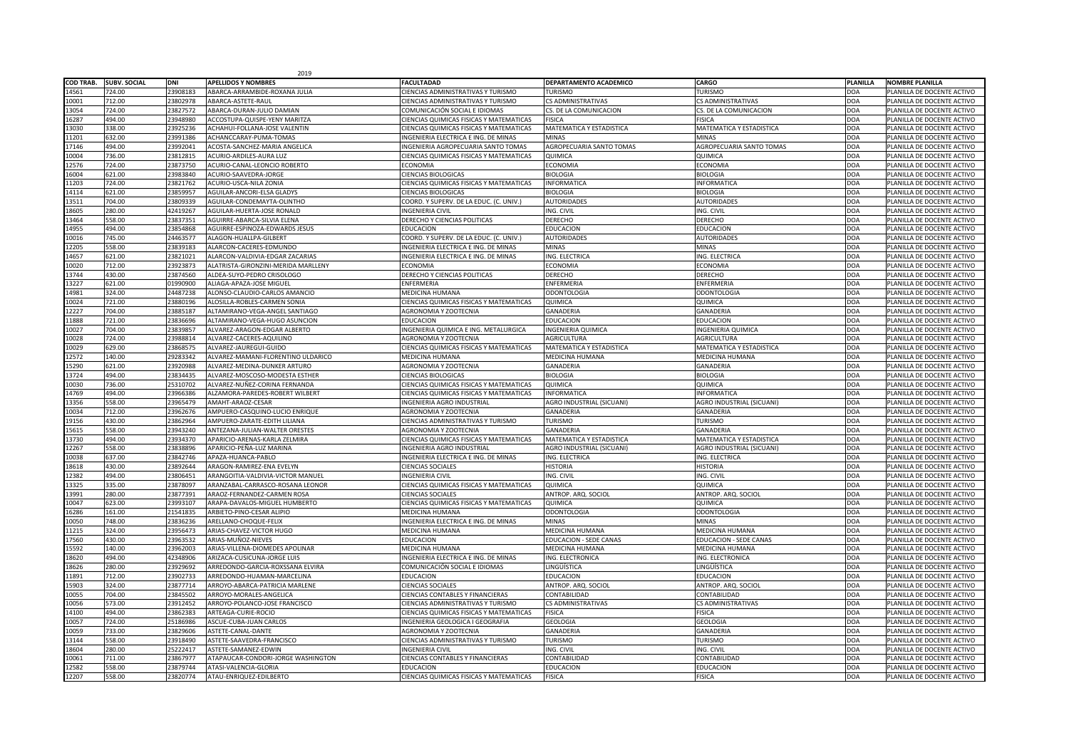2019

| COD TRAB. | SUBV. SOCIAL | DNI | APELLIDOS Y NOMBRES | FACULTADAD | DEPARTAMENTO ACADEMICO | CARGO | PLANILLA | NOMBRE PLANILLA |
|---|---|---|---|---|---|---|---|---|
| 14561 | 724.00 | 23908183 | ABARCA-ARRAMBIDE-ROXANA JULIA | CIENCIAS ADMINISTRATIVAS Y TURISMO | TURISMO | TURISMO | DOA | PLANILLA DE DOCENTE ACTIVO |
| 10001 | 712.00 | 23802978 | ABARCA-ASTETE-RAUL | CIENCIAS ADMINISTRATIVAS Y TURISMO | CS ADMINISTRATIVAS | CS ADMINISTRATIVAS | DOA | PLANILLA DE DOCENTE ACTIVO |
| 13054 | 724.00 | 23827572 | ABARCA-DURAN-JULIO DAMIAN | COMUNICACIÓN SOCIAL E IDIOMAS | CS. DE LA COMUNICACION | CS. DE LA COMUNICACION | DOA | PLANILLA DE DOCENTE ACTIVO |
| 16287 | 494.00 | 23948980 | ACCOSTUPA-QUISPE-YENY MARITZA | CIENCIAS QUIMICAS FISICAS Y MATEMATICAS | FISICA | FISICA | DOA | PLANILLA DE DOCENTE ACTIVO |
| 13030 | 338.00 | 23925236 | ACHAHUI-FOLLANA-JOSE VALENTIN | CIENCIAS QUIMICAS FISICAS Y MATEMATICAS | MATEMATICA Y ESTADISTICA | MATEMATICA Y ESTADISTICA | DOA | PLANILLA DE DOCENTE ACTIVO |
| 11201 | 632.00 | 23991386 | ACHANCCARAY-PUMA-TOMAS | INGENIERIA ELECTRICA E ING. DE MINAS | MINAS | MINAS | DOA | PLANILLA DE DOCENTE ACTIVO |
| 17146 | 494.00 | 23992041 | ACOSTA-SANCHEZ-MARIA ANGELICA | INGENIERIA AGROPECUARIA SANTO TOMAS | AGROPECUARIA SANTO TOMAS | AGROPECUARIA SANTO TOMAS | DOA | PLANILLA DE DOCENTE ACTIVO |
| 10004 | 736.00 | 23812815 | ACURIO-ARDILES-AURA LUZ | CIENCIAS QUIMICAS FISICAS Y MATEMATICAS | QUIMICA | QUIMICA | DOA | PLANILLA DE DOCENTE ACTIVO |
| 12576 | 724.00 | 23873750 | ACURIO-CANAL-LEONCIO ROBERTO | ECONOMIA | ECONOMIA | ECONOMIA | DOA | PLANILLA DE DOCENTE ACTIVO |
| 16004 | 621.00 | 23983840 | ACURIO-SAAVEDRA-JORGE | CIENCIAS BIOLOGICAS | BIOLOGIA | BIOLOGIA | DOA | PLANILLA DE DOCENTE ACTIVO |
| 11203 | 724.00 | 23821762 | ACURIO-USCA-NILA ZONIA | CIENCIAS QUIMICAS FISICAS Y MATEMATICAS | INFORMATICA | INFORMATICA | DOA | PLANILLA DE DOCENTE ACTIVO |
| 14114 | 621.00 | 23859957 | AGUILAR-ANCORI-ELSA GLADYS | CIENCIAS BIOLOGICAS | BIOLOGIA | BIOLOGIA | DOA | PLANILLA DE DOCENTE ACTIVO |
| 13511 | 704.00 | 23809339 | AGUILAR-CONDEMAYTA-OLINTHO | COORD. Y SUPERV. DE LA EDUC. (C. UNIV.) | AUTORIDADES | AUTORIDADES | DOA | PLANILLA DE DOCENTE ACTIVO |
| 18605 | 280.00 | 42419267 | AGUILAR-HUERTA-JOSE RONALD | INGENIERIA CIVIL | ING. CIVIL | ING. CIVIL | DOA | PLANILLA DE DOCENTE ACTIVO |
| 13464 | 558.00 | 23837351 | AGUIRRE-ABARCA-SILVIA ELENA | DERECHO Y CIENCIAS POLITICAS | DERECHO | DERECHO | DOA | PLANILLA DE DOCENTE ACTIVO |
| 14955 | 494.00 | 23854868 | AGUIRRE-ESPINOZA-EDWARDS JESUS | EDUCACION | EDUCACION | EDUCACION | DOA | PLANILLA DE DOCENTE ACTIVO |
| 10016 | 745.00 | 24463577 | ALAGON-HUALLPA-GILBERT | COORD. Y SUPERV. DE LA EDUC. (C. UNIV.) | AUTORIDADES | AUTORIDADES | DOA | PLANILLA DE DOCENTE ACTIVO |
| 12205 | 558.00 | 23839183 | ALARCON-CACERES-EDMUNDO | INGENIERIA ELECTRICA E ING. DE MINAS | MINAS | MINAS | DOA | PLANILLA DE DOCENTE ACTIVO |
| 14657 | 621.00 | 23821021 | ALARCON-VALDIVIA-EDGAR ZACARIAS | INGENIERIA ELECTRICA E ING. DE MINAS | ING. ELECTRICA | ING. ELECTRICA | DOA | PLANILLA DE DOCENTE ACTIVO |
| 10020 | 712.00 | 23923873 | ALATRISTA-GIRONZINI-MERIDA MARLLENY | ECONOMIA | ECONOMIA | ECONOMIA | DOA | PLANILLA DE DOCENTE ACTIVO |
| 13744 | 430.00 | 23874560 | ALDEA-SUYO-PEDRO CRISOLOGO | DERECHO Y CIENCIAS POLITICAS | DERECHO | DERECHO | DOA | PLANILLA DE DOCENTE ACTIVO |
| 13227 | 621.00 | 01990900 | ALIAGA-APAZA-JOSE MIGUEL | ENFERMERIA | ENFERMERIA | ENFERMERIA | DOA | PLANILLA DE DOCENTE ACTIVO |
| 14981 | 324.00 | 24487238 | ALONSO-CLAUDIO-CARLOS AMANCIO | MEDICINA HUMANA | ODONTOLOGIA | ODONTOLOGIA | DOA | PLANILLA DE DOCENTE ACTIVO |
| 10024 | 721.00 | 23880196 | ALOSILLA-ROBLES-CARMEN SONIA | CIENCIAS QUIMICAS FISICAS Y MATEMATICAS | QUIMICA | QUIMICA | DOA | PLANILLA DE DOCENTE ACTIVO |
| 12227 | 704.00 | 23885187 | ALTAMIRANO-VEGA-ANGEL SANTIAGO | AGRONOMIA Y ZOOTECNIA | GANADERIA | GANADERIA | DOA | PLANILLA DE DOCENTE ACTIVO |
| 11888 | 721.00 | 23836696 | ALTAMIRANO-VEGA-HUGO ASUNCION | EDUCACION | EDUCACION | EDUCACION | DOA | PLANILLA DE DOCENTE ACTIVO |
| 10027 | 704.00 | 23839857 | ALVAREZ-ARAGON-EDGAR ALBERTO | INGENIERIA QUIMICA E ING. METALURGICA | INGENIERIA QUIMICA | INGENIERIA QUIMICA | DOA | PLANILLA DE DOCENTE ACTIVO |
| 10028 | 724.00 | 23988814 | ALVAREZ-CACERES-AQUILINO | AGRONOMIA Y ZOOTECNIA | AGRICULTURA | AGRICULTURA | DOA | PLANILLA DE DOCENTE ACTIVO |
| 10029 | 629.00 | 23868575 | ALVAREZ-JAUREGUI-GUIDO | CIENCIAS QUIMICAS FISICAS Y MATEMATICAS | MATEMATICA Y ESTADISTICA | MATEMATICA Y ESTADISTICA | DOA | PLANILLA DE DOCENTE ACTIVO |
| 12572 | 140.00 | 29283342 | ALVAREZ-MAMANI-FLORENTINO ULDARICO | MEDICINA HUMANA | MEDICINA HUMANA | MEDICINA HUMANA | DOA | PLANILLA DE DOCENTE ACTIVO |
| 15290 | 621.00 | 23920988 | ALVAREZ-MEDINA-DUNKER ARTURO | AGRONOMIA Y ZOOTECNIA | GANADERIA | GANADERIA | DOA | PLANILLA DE DOCENTE ACTIVO |
| 13724 | 494.00 | 23834435 | ALVAREZ-MOSCOSO-MODESTA ESTHER | CIENCIAS BIOLOGICAS | BIOLOGIA | BIOLOGIA | DOA | PLANILLA DE DOCENTE ACTIVO |
| 10030 | 736.00 | 25310702 | ALVAREZ-NUÑEZ-CORINA FERNANDA | CIENCIAS QUIMICAS FISICAS Y MATEMATICAS | QUIMICA | QUIMICA | DOA | PLANILLA DE DOCENTE ACTIVO |
| 14769 | 494.00 | 23966386 | ALZAMORA-PAREDES-ROBERT WILBERT | CIENCIAS QUIMICAS FISICAS Y MATEMATICAS | INFORMATICA | INFORMATICA | DOA | PLANILLA DE DOCENTE ACTIVO |
| 13356 | 558.00 | 23965479 | AMAHT-ARAOZ-CESAR | INGENIERIA AGRO INDUSTRIAL | AGRO INDUSTRIAL (SICUANI) | AGRO INDUSTRIAL (SICUANI) | DOA | PLANILLA DE DOCENTE ACTIVO |
| 10034 | 712.00 | 23962676 | AMPUERO-CASQUINO-LUCIO ENRIQUE | AGRONOMIA Y ZOOTECNIA | GANADERIA | GANADERIA | DOA | PLANILLA DE DOCENTE ACTIVO |
| 19156 | 430.00 | 23862964 | AMPUERO-ZARATE-EDITH LILIANA | CIENCIAS ADMINISTRATIVAS Y TURISMO | TURISMO | TURISMO | DOA | PLANILLA DE DOCENTE ACTIVO |
| 15615 | 558.00 | 23943240 | ANTEZANA-JULIAN-WALTER ORESTES | AGRONOMIA Y ZOOTECNIA | GANADERIA | GANADERIA | DOA | PLANILLA DE DOCENTE ACTIVO |
| 13730 | 494.00 | 23934370 | APARICIO-ARENAS-KARLA ZELMIRA | CIENCIAS QUIMICAS FISICAS Y MATEMATICAS | MATEMATICA Y ESTADISTICA | MATEMATICA Y ESTADISTICA | DOA | PLANILLA DE DOCENTE ACTIVO |
| 12267 | 558.00 | 23838896 | APARICIO-PEÑA-LUZ MARINA | INGENIERIA AGRO INDUSTRIAL | AGRO INDUSTRIAL (SICUANI) | AGRO INDUSTRIAL (SICUANI) | DOA | PLANILLA DE DOCENTE ACTIVO |
| 10038 | 637.00 | 23842746 | APAZA-HUANCA-PABLO | INGENIERIA ELECTRICA E ING. DE MINAS | ING. ELECTRICA | ING. ELECTRICA | DOA | PLANILLA DE DOCENTE ACTIVO |
| 18618 | 430.00 | 23892644 | ARAGON-RAMIREZ-ENA EVELYN | CIENCIAS SOCIALES | HISTORIA | HISTORIA | DOA | PLANILLA DE DOCENTE ACTIVO |
| 12382 | 494.00 | 23806451 | ARANGOITIA-VALDIVIA-VICTOR MANUEL | INGENIERIA CIVIL | ING. CIVIL | ING. CIVIL | DOA | PLANILLA DE DOCENTE ACTIVO |
| 13325 | 335.00 | 23878097 | ARANZABAL-CARRASCO-ROSANA LEONOR | CIENCIAS QUIMICAS FISICAS Y MATEMATICAS | QUIMICA | QUIMICA | DOA | PLANILLA DE DOCENTE ACTIVO |
| 13991 | 280.00 | 23877391 | ARAOZ-FERNANDEZ-CARMEN ROSA | CIENCIAS SOCIALES | ANTROP. ARQ. SOCIOL | ANTROP. ARQ. SOCIOL | DOA | PLANILLA DE DOCENTE ACTIVO |
| 10047 | 623.00 | 23993107 | ARAPA-DAVALOS-MIGUEL HUMBERTO | CIENCIAS QUIMICAS FISICAS Y MATEMATICAS | QUIMICA | QUIMICA | DOA | PLANILLA DE DOCENTE ACTIVO |
| 16286 | 161.00 | 21541835 | ARBIETO-PINO-CESAR ALIPIO | MEDICINA HUMANA | ODONTOLOGIA | ODONTOLOGIA | DOA | PLANILLA DE DOCENTE ACTIVO |
| 10050 | 748.00 | 23836236 | ARELLANO-CHOQUE-FELIX | INGENIERIA ELECTRICA E ING. DE MINAS | MINAS | MINAS | DOA | PLANILLA DE DOCENTE ACTIVO |
| 11215 | 324.00 | 23956473 | ARIAS-CHAVEZ-VICTOR HUGO | MEDICINA HUMANA | MEDICINA HUMANA | MEDICINA HUMANA | DOA | PLANILLA DE DOCENTE ACTIVO |
| 17560 | 430.00 | 23963532 | ARIAS-MUÑOZ-NIEVES | EDUCACION | EDUCACION - SEDE CANAS | EDUCACION - SEDE CANAS | DOA | PLANILLA DE DOCENTE ACTIVO |
| 15592 | 140.00 | 23962003 | ARIAS-VILLENA-DIOMEDES APOLINAR | MEDICINA HUMANA | MEDICINA HUMANA | MEDICINA HUMANA | DOA | PLANILLA DE DOCENTE ACTIVO |
| 18620 | 494.00 | 42348906 | ARIZACA-CUSICUNA-JORGE LUIS | INGENIERIA ELECTRICA E ING. DE MINAS | ING. ELECTRONICA | ING. ELECTRONICA | DOA | PLANILLA DE DOCENTE ACTIVO |
| 18626 | 280.00 | 23929692 | ARREDONDO-GARCIA-ROXSSANA ELVIRA | COMUNICACIÓN SOCIAL E IDIOMAS | LINGÜÍSTICA | LINGÜÍSTICA | DOA | PLANILLA DE DOCENTE ACTIVO |
| 11891 | 712.00 | 23902733 | ARREDONDO-HUAMAN-MARCELINA | EDUCACION | EDUCACION | EDUCACION | DOA | PLANILLA DE DOCENTE ACTIVO |
| 15903 | 324.00 | 23877714 | ARROYO-ABARCA-PATRICIA MARLENE | CIENCIAS SOCIALES | ANTROP. ARQ. SOCIOL | ANTROP. ARQ. SOCIOL | DOA | PLANILLA DE DOCENTE ACTIVO |
| 10055 | 704.00 | 23845502 | ARROYO-MORALES-ANGELICA | CIENCIAS CONTABLES Y FINANCIERAS | CONTABILIDAD | CONTABILIDAD | DOA | PLANILLA DE DOCENTE ACTIVO |
| 10056 | 573.00 | 23912452 | ARROYO-POLANCO-JOSE FRANCISCO | CIENCIAS ADMINISTRATIVAS Y TURISMO | CS ADMINISTRATIVAS | CS ADMINISTRATIVAS | DOA | PLANILLA DE DOCENTE ACTIVO |
| 14100 | 494.00 | 23862383 | ARTEAGA-CURIE-ROCIO | CIENCIAS QUIMICAS FISICAS Y MATEMATICAS | FISICA | FISICA | DOA | PLANILLA DE DOCENTE ACTIVO |
| 10057 | 724.00 | 25186986 | ASCUE-CUBA-JUAN CARLOS | INGENIERIA GEOLOGICA I GEOGRAFIA | GEOLOGIA | GEOLOGIA | DOA | PLANILLA DE DOCENTE ACTIVO |
| 10059 | 733.00 | 23829606 | ASTETE-CANAL-DANTE | AGRONOMIA Y ZOOTECNIA | GANADERIA | GANADERIA | DOA | PLANILLA DE DOCENTE ACTIVO |
| 13144 | 558.00 | 23918490 | ASTETE-SAAVEDRA-FRANCISCO | CIENCIAS ADMINISTRATIVAS Y TURISMO | TURISMO | TURISMO | DOA | PLANILLA DE DOCENTE ACTIVO |
| 18604 | 280.00 | 25222417 | ASTETE-SAMANEZ-EDWIN | INGENIERIA CIVIL | ING. CIVIL | ING. CIVIL | DOA | PLANILLA DE DOCENTE ACTIVO |
| 10061 | 711.00 | 23867977 | ATAPAUCAR-CONDORI-JORGE WASHINGTON | CIENCIAS CONTABLES Y FINANCIERAS | CONTABILIDAD | CONTABILIDAD | DOA | PLANILLA DE DOCENTE ACTIVO |
| 12582 | 558.00 | 23879744 | ATASI-VALENCIA-GLORIA | EDUCACION | EDUCACION | EDUCACION | DOA | PLANILLA DE DOCENTE ACTIVO |
| 12207 | 558.00 | 23820774 | ATAU-ENRIQUEZ-EDILBERTO | CIENCIAS QUIMICAS FISICAS Y MATEMATICAS | FISICA | FISICA | DOA | PLANILLA DE DOCENTE ACTIVO |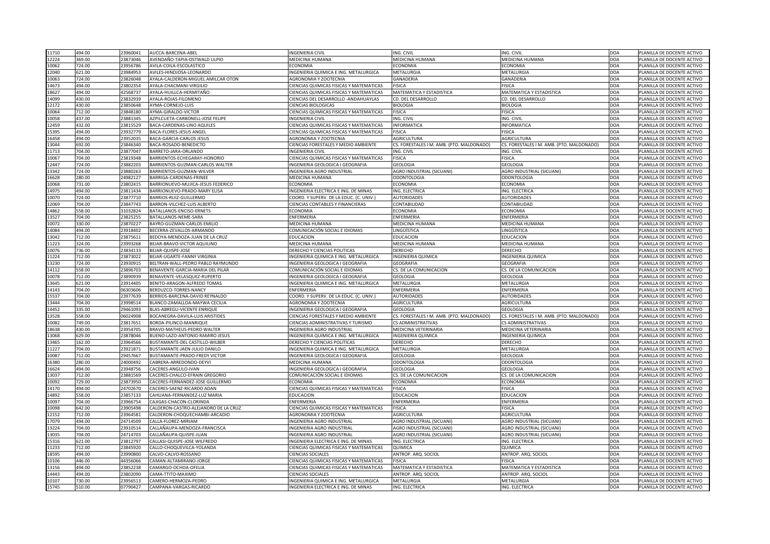| | | | | | | | | |
|---|---|---|---|---|---|---|---|---|
| 11710 | 494.00 | 23960041 | AUCCA-BARCENA-ABEL | INGENIERIA CIVIL | ING. CIVIL | ING. CIVIL | DOA | PLANILLA DE DOCENTE ACTIVO |
| 12224 | 369.00 | 23873046 | AVENDAÑO-TAPIA-OSTWALD ULPIO | MEDICINA HUMANA | MEDICINA HUMANA | MEDICINA HUMANA | DOA | PLANILLA DE DOCENTE ACTIVO |
| 10062 | 724.00 | 23956786 | AVILA-COILA-ESCOLASTICO | ECONOMIA | ECONOMIA | ECONOMIA | DOA | PLANILLA DE DOCENTE ACTIVO |
| 12040 | 621.00 | 23984953 | AVILES-HINOJOSA-LEONARDO | INGENIERIA QUIMICA E ING. METALURGICA | METALURGIA | METALURGIA | DOA | PLANILLA DE DOCENTE ACTIVO |
| 10063 | 724.00 | 23826048 | AYALA-CALDERON-MIGUEL AMILCAR OTON | AGRONOMIA Y ZOOTECNIA | GANADERIA | GANADERIA | DOA | PLANILLA DE DOCENTE ACTIVO |
| 14673 | 494.00 | 23802354 | AYALA-CHACMANI-VIRGILIO | CIENCIAS QUIMICAS FISICAS Y MATEMATICAS | FISICA | FISICA | DOA | PLANILLA DE DOCENTE ACTIVO |
| 18627 | 494.00 | 42568737 | AYALA-HUILLCA-HERMITAÑO | CIENCIAS QUIMICAS FISICAS Y MATEMATICAS | MATEMATICA Y ESTADISTICA | MATEMATICA Y ESTADISTICA | DOA | PLANILLA DE DOCENTE ACTIVO |
| 14099 | 430.00 | 23832939 | AYALA-ROJAS-FILOMENO | CIENCIAS DEL DESARROLLO -ANDAHUAYLAS | CD. DEL DESARROLLO | CD. DEL DESARROLLO | DOA | PLANILLA DE DOCENTE ACTIVO |
| 12172 | 430.00 | 23850648 | AYMA-CORNEJO-LUIS | CIENCIAS BIOLOGICAS | BIOLOGIA | BIOLOGIA | DOA | PLANILLA DE DOCENTE ACTIVO |
| 10064 | 712.00 | 23848180 | AYMA-GIRALDO-VICTOR | CIENCIAS QUIMICAS FISICAS Y MATEMATICAS | FISICA | FISICA | DOA | PLANILLA DE DOCENTE ACTIVO |
| 10058 | 437.00 | 23881345 | AZPILCUETA-CARBONELL-JOSE FELIPE | INGENIERIA CIVIL | ING. CIVIL | ING. CIVIL | DOA | PLANILLA DE DOCENTE ACTIVO |
| 12459 | 432.00 | 23815529 | BACA-CARDENAS-LINO AQUILES | CIENCIAS QUIMICAS FISICAS Y MATEMATICAS | INFORMATICA | INFORMATICA | DOA | PLANILLA DE DOCENTE ACTIVO |
| 15395 | 494.00 | 23932779 | BACA-FLORES-JESUS ANGEL | CIENCIAS QUIMICAS FISICAS Y MATEMATICAS | FISICA | FISICA | DOA | PLANILLA DE DOCENTE ACTIVO |
| 16458 | 494.00 | 23952035 | BACA-GARCIA-CARLOS JESUS | AGRONOMIA Y ZOOTECNIA | AGRICULTURA | AGRICULTURA | DOA | PLANILLA DE DOCENTE ACTIVO |
| 13044 | 692.00 | 23846340 | BACA-ROSADO-BENEDICTO | CIENCIAS FORESTALES Y MEDIO AMBIENTE | CS. FORESTALES I M. AMB. (PTO. MALDONADO) | CS. FORESTALES I M. AMB. (PTO. MALDONADO) | DOA | PLANILLA DE DOCENTE ACTIVO |
| 11713 | 704.00 | 23877047 | BARRETO-JARA-ORLANDO | INGENIERIA CIVIL | ING. CIVIL | ING. CIVIL | DOA | PLANILLA DE DOCENTE ACTIVO |
| 10067 | 704.00 | 23819348 | BARRIENTOS-ECHEGARAY-HONORIO | CIENCIAS QUIMICAS FISICAS Y MATEMATICAS | FISICA | FISICA | DOA | PLANILLA DE DOCENTE ACTIVO |
| 12447 | 724.00 | 23882203 | BARRIENTOS-GUZMAN-CARLOS WALTER | INGENIERIA GEOLOGICA I GEOGRAFIA | GEOLOGIA | GEOLOGIA | DOA | PLANILLA DE DOCENTE ACTIVO |
| 13342 | 724.00 | 23880263 | BARRIENTOS-GUZMAN-WILVER | INGENIERIA AGRO INDUSTRIAL | AGRO INDUSTRIAL (SICUANI) | AGRO INDUSTRIAL (SICUANI) | DOA | PLANILLA DE DOCENTE ACTIVO |
| 16628 | 280.00 | 24982127 | BARRIGA-CARDENAS-FRINEE | MEDICINA HUMANA | ODONTOLOGIA | ODONTOLOGIA | DOA | PLANILLA DE DOCENTE ACTIVO |
| 10068 | 731.00 | 23802415 | BARRIONUEVO-MUJICA-JESUS FEDERICO | ECONOMIA | ECONOMIA | ECONOMIA | DOA | PLANILLA DE DOCENTE ACTIVO |
| 14975 | 494.00 | 23811434 | BARRIONUEVO-PRADO-MARY ELISA | INGENIERIA ELECTRICA E ING. DE MINAS | ING. ELECTRICA | ING. ELECTRICA | DOA | PLANILLA DE DOCENTE ACTIVO |
| 10070 | 724.00 | 23877710 | BARRIOS-RUIZ-GUILLERMO | COORD. Y SUPERV. DE LA EDUC. (C. UNIV.) | AUTORIDADES | AUTORIDADES | DOA | PLANILLA DE DOCENTE ACTIVO |
| 12069 | 704.00 | 23847743 | BARRON-VILCHEZ-LUIS ALBERTO | CIENCIAS CONTABLES Y FINANCIERAS | CONTABILIDAD | CONTABILIDAD | DOA | PLANILLA DE DOCENTE ACTIVO |
| 14862 | 558.00 | 31032824 | BATALLANOS-ENCISO-ERNETS | ECONOMIA | ECONOMIA | ECONOMIA | DOA | PLANILLA DE DOCENTE ACTIVO |
| 13527 | 704.00 | 23825255 | BATALLANOS-NEME-SARA | ENFERMERIA | ENFERMERIA | ENFERMERIA | DOA | PLANILLA DE DOCENTE ACTIVO |
| 10072 | 330.00 | 23870227 | BAYRO-GUZMAN-CARLOS EMILIO | MEDICINA HUMANA | MEDICINA HUMANA | MEDICINA HUMANA | DOA | PLANILLA DE DOCENTE ACTIVO |
| 14084 | 494.00 | 23918402 | BECERRA-ZEVALLOS-ARMANDO | COMUNICACIÓN SOCIAL E IDIOMAS | LINGÜÍSTICA | LINGÜÍSTICA | DOA | PLANILLA DE DOCENTE ACTIVO |
| 13042 | 712.00 | 23875611 | BEDOYA-MENDOZA-JUAN DE LA CRUZ | EDUCACION | EDUCACION | EDUCACION | DOA | PLANILLA DE DOCENTE ACTIVO |
| 11223 | 324.00 | 23993268 | BEJAR-BRAVO-VICTOR AQUILINO | MEDICINA HUMANA | MEDICINA HUMANA | MEDICINA HUMANA | DOA | PLANILLA DE DOCENTE ACTIVO |
| 10076 | 736.00 | 23834133 | BEJAR-QUISPE-JOSE | DERECHO Y CIENCIAS POLITICAS | DERECHO | DERECHO | DOA | PLANILLA DE DOCENTE ACTIVO |
| 11224 | 712.00 | 23873022 | BEJAR-UGARTE-FANNY VIRGINIA | INGENIERIA QUIMICA E ING. METALURGICA | INGENIERIA QUIMICA | INGENIERIA QUIMICA | DOA | PLANILLA DE DOCENTE ACTIVO |
| 13230 | 724.00 | 23930915 | BELTRAN-WALL-PEDRO PABLO RAYMUNDO | INGENIERIA GEOLOGICA I GEOGRAFIA | GEOGRAFIA | GEOGRAFIA | DOA | PLANILLA DE DOCENTE ACTIVO |
| 14112 | 558.00 | 23896703 | BENAVENTE-GARCIA-MARIA DEL PILAR | COMUNICACIÓN SOCIAL E IDIOMAS | CS. DE LA COMUNICACION | CS. DE LA COMUNICACION | DOA | PLANILLA DE DOCENTE ACTIVO |
| 10078 | 712.00 | 23890939 | BENAVENTE-VELASQUEZ-RUPERTO | INGENIERIA GEOLOGICA I GEOGRAFIA | GEOLOGIA | GEOLOGIA | DOA | PLANILLA DE DOCENTE ACTIVO |
| 13645 | 621.00 | 23914405 | BENITO-ARAGON-ALFREDO TOMAS | INGENIERIA QUIMICA E ING. METALURGICA | METALURGIA | METALURGIA | DOA | PLANILLA DE DOCENTE ACTIVO |
| 14143 | 704.00 | 06303606 | BERDUZCO-TORRES-NANCY | ENFERMERIA | ENFERMERIA | ENFERMERIA | DOA | PLANILLA DE DOCENTE ACTIVO |
| 15537 | 704.00 | 23977639 | BERRIOS-BARCENA-DAVID REYNALDO | COORD. Y SUPERV. DE LA EDUC. (C. UNIV.) | AUTORIDADES | AUTORIDADES | DOA | PLANILLA DE DOCENTE ACTIVO |
| 13444 | 704.00 | 23998514 | BLANCO-ZAMALLOA-MAYWA CECILIA | AGRONOMIA Y ZOOTECNIA | AGRICULTURA | AGRICULTURA | DOA | PLANILLA DE DOCENTE ACTIVO |
| 14452 | 335.00 | 29461093 | BLAS-ABREGU-VICENTE ENRIQUE | INGENIERIA GEOLOGICA I GEOGRAFIA | GEOLOGIA | GEOLOGIA | DOA | PLANILLA DE DOCENTE ACTIVO |
| 13528 | 558.00 | 06024908 | BOCANEGRA-DAVILA-LUIS ARISTIDES | CIENCIAS FORESTALES Y MEDIO AMBIENTE | CS. FORESTALES I M. AMB. (PTO. MALDONADO) | CS. FORESTALES I M. AMB. (PTO. MALDONADO) | DOA | PLANILLA DE DOCENTE ACTIVO |
| 10082 | 749.00 | 23817651 | BORDA-PILINCO-MANRIQUE | CIENCIAS ADMINISTRATIVAS Y TURISMO | CS ADMINISTRATIVAS | CS ADMINISTRATIVAS | DOA | PLANILLA DE DOCENTE ACTIVO |
| 18638 | 430.00 | 23954705 | BRAVO-MATHEUS-PEDRO WALTER | INGENIERIA AGRO INDUSTRIAL | MEDICINA VETERINARIA | MEDICINA VETERINARIA | DOA | PLANILLA DE DOCENTE ACTIVO |
| 13068 | 629.00 | 23878046 | BUENO-LAZO-ANTONIO RAMIRO JESUS | INGENIERIA QUIMICA E ING. METALURGICA | INGENIERIA QUIMICA | INGENIERIA QUIMICA | DOA | PLANILLA DE DOCENTE ACTIVO |
| 13465 | 162.00 | 23964566 | BUSTAMANTE-DEL CASTILLO-WILBER | DERECHO Y CIENCIAS POLITICAS | DERECHO | DERECHO | DOA | PLANILLA DE DOCENTE ACTIVO |
| 11227 | 704.00 | 23921871 | BUSTAMANTE-JAEN-JULIO DANILO | INGENIERIA QUIMICA E ING. METALURGICA | METALURGIA | METALURGIA | DOA | PLANILLA DE DOCENTE ACTIVO |
| 10087 | 712.00 | 29457667 | BUSTAMANTE-PRADO-FREDY VICTOR | INGENIERIA GEOLOGICA I GEOGRAFIA | GEOLOGIA | GEOLOGIA | DOA | PLANILLA DE DOCENTE ACTIVO |
| 16380 | 280.00 | 24000492 | CABRERA-ARREDONDO-DEYVI | MEDICINA HUMANA | ODONTOLOGIA | ODONTOLOGIA | DOA | PLANILLA DE DOCENTE ACTIVO |
| 16624 | 494.00 | 23948756 | CACERES-ANGULO-IVAN | INGENIERIA GEOLOGICA I GEOGRAFIA | GEOLOGIA | GEOLOGIA | DOA | PLANILLA DE DOCENTE ACTIVO |
| 13037 | 712.00 | 23881569 | CACERES-CHALCO-EFRAIN GREGORIO | COMUNICACIÓN SOCIAL E IDIOMAS | CS. DE LA COMUNICACION | CS. DE LA COMUNICACION | DOA | PLANILLA DE DOCENTE ACTIVO |
| 10092 | 729.00 | 23873950 | CACERES-FERNANDEZ-JOSE GUILLERMO | ECONOMIA | ECONOMIA | ECONOMIA | DOA | PLANILLA DE DOCENTE ACTIVO |
| 14170 | 494.00 | 24702670 | CACERES-SAENZ-RICARDO ADAN | CIENCIAS QUIMICAS FISICAS Y MATEMATICAS | FISICA | FISICA | DOA | PLANILLA DE DOCENTE ACTIVO |
| 14892 | 558.00 | 23857133 | CAHUANA-FERNANDEZ-LUZ MARIA | EDUCACION | EDUCACION | EDUCACION | DOA | PLANILLA DE DOCENTE ACTIVO |
| 10097 | 704.00 | 23966754 | CAJIGAS-CHACON-CLORINDA | ENFERMERIA | ENFERMERIA | ENFERMERIA | DOA | PLANILLA DE DOCENTE ACTIVO |
| 10098 | 642.00 | 23905498 | CALDERON-CASTRO-ALEJANDRO DE LA CRUZ | CIENCIAS QUIMICAS FISICAS Y MATEMATICAS | FISICA | FISICA | DOA | PLANILLA DE DOCENTE ACTIVO |
| 12152 | 712.00 | 23964581 | CALDERON-CHOQUECHAMBI-ARCADIO | AGRONOMIA Y ZOOTECNIA | AGRICULTURA | AGRICULTURA | DOA | PLANILLA DE DOCENTE ACTIVO |
| 17079 | 494.00 | 24714509 | CALLA-FLOREZ-MIRIAM | INGENIERIA AGRO INDUSTRIAL | AGRO INDUSTRIAL (SICUANI) | AGRO INDUSTRIAL (SICUANI) | DOA | PLANILLA DE DOCENTE ACTIVO |
| 13224 | 704.00 | 23910514 | CALLAÑAUPA-MENDOZA-FRANCISCA | INGENIERIA AGRO INDUSTRIAL | AGRO INDUSTRIAL (SICUANI) | AGRO INDUSTRIAL (SICUANI) | DOA | PLANILLA DE DOCENTE ACTIVO |
| 13035 | 704.00 | 24714703 | CALLAÑAUPA-QUISPE-JUAN | INGENIERIA AGRO INDUSTRIAL | AGRO INDUSTRIAL (SICUANI) | AGRO INDUSTRIAL (SICUANI) | DOA | PLANILLA DE DOCENTE ACTIVO |
| 15316 | 621.00 | 23812797 | CALLASI-QUISPE-JOSE WILFREDO | INGENIERIA ELECTRICA E ING. DE MINAS | ING. ELECTRICA | ING. ELECTRICA | DOA | PLANILLA DE DOCENTE ACTIVO |
| 11233 | 712.00 | 23845920 | CALLO-CHOQUEVILCA-YOLANDA | CIENCIAS QUIMICAS FISICAS Y MATEMATICAS | QUIMICA | QUIMICA | DOA | PLANILLA DE DOCENTE ACTIVO |
| 18595 | 494.00 | 23990800 | CALVO-CALVO-ROSSANO | CIENCIAS SOCIALES | ANTROP. ARQ. SOCIOL | ANTROP. ARQ. SOCIOL | DOA | PLANILLA DE DOCENTE ACTIVO |
| 10106 | 446.00 | 44356066 | CAMAN-ALTAMIRANO-JORGE | CIENCIAS QUIMICAS FISICAS Y MATEMATICAS | FISICA | FISICA | DOA | PLANILLA DE DOCENTE ACTIVO |
| 13156 | 494.00 | 23852238 | CAMARGO-OCHOA-OFELIA | CIENCIAS QUIMICAS FISICAS Y MATEMATICAS | MATEMATICA Y ESTADISTICA | MATEMATICA Y ESTADISTICA | DOA | PLANILLA DE DOCENTE ACTIVO |
| 14443 | 494.00 | 23802090 | CAMA-TTITO-MAXIMO | CIENCIAS SOCIALES | ANTROP. ARQ. SOCIOL | ANTROP. ARQ. SOCIOL | DOA | PLANILLA DE DOCENTE ACTIVO |
| 10107 | 730.00 | 23956513 | CAMERO-HERMOZA-PEDRO | INGENIERIA QUIMICA E ING. METALURGICA | METALURGIA | METALURGIA | DOA | PLANILLA DE DOCENTE ACTIVO |
| 15745 | 510.00 | 07790427 | CAMPANA-VARGAS-RICARDO | INGENIERIA ELECTRICA E ING. DE MINAS | ING. ELECTRICA | ING. ELECTRICA | DOA | PLANILLA DE DOCENTE ACTIVO |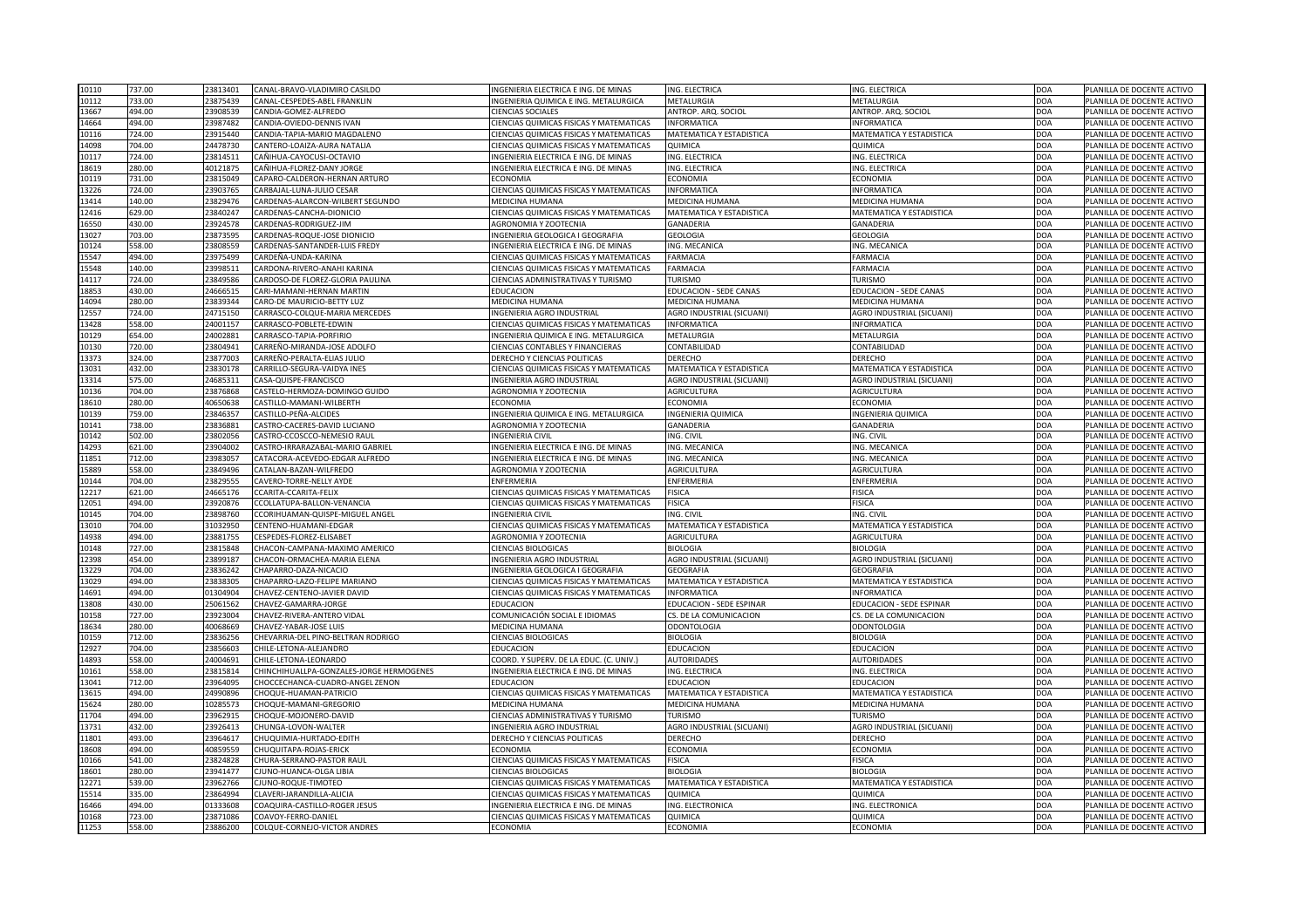| | | | | | | | | |
|---|---|---|---|---|---|---|---|---|
| 10110 | 737.00 | 23813401 | CANAL-BRAVO-VLADIMIRO CASILDO | INGENIERIA ELECTRICA E ING. DE MINAS | ING. ELECTRICA | ING. ELECTRICA | DOA | PLANILLA DE DOCENTE ACTIVO |
| 10112 | 733.00 | 23875439 | CANAL-CESPEDES-ABEL FRANKLIN | INGENIERIA QUIMICA E ING. METALURGICA | METALURGIA | METALURGIA | DOA | PLANILLA DE DOCENTE ACTIVO |
| 13667 | 494.00 | 23908539 | CANDIA-GOMEZ-ALFREDO | CIENCIAS SOCIALES | ANTROP. ARQ. SOCIOL | ANTROP. ARQ. SOCIOL | DOA | PLANILLA DE DOCENTE ACTIVO |
| 14664 | 494.00 | 23987482 | CANDIA-OVIEDO-DENNIS IVAN | CIENCIAS QUIMICAS FISICAS Y MATEMATICAS | INFORMATICA | INFORMATICA | DOA | PLANILLA DE DOCENTE ACTIVO |
| 10116 | 724.00 | 23915440 | CANDIA-TAPIA-MARIO MAGDALENO | CIENCIAS QUIMICAS FISICAS Y MATEMATICAS | MATEMATICA Y ESTADISTICA | MATEMATICA Y ESTADISTICA | DOA | PLANILLA DE DOCENTE ACTIVO |
| 14098 | 704.00 | 24478730 | CANTERO-LOAIZA-AURA NATALIA | CIENCIAS QUIMICAS FISICAS Y MATEMATICAS | QUIMICA | QUIMICA | DOA | PLANILLA DE DOCENTE ACTIVO |
| 10117 | 724.00 | 23814511 | CAÑIHUA-CAYOCUSI-OCTAVIO | INGENIERIA ELECTRICA E ING. DE MINAS | ING. ELECTRICA | ING. ELECTRICA | DOA | PLANILLA DE DOCENTE ACTIVO |
| 18619 | 280.00 | 40121875 | CAÑIHUA-FLOREZ-DANY JORGE | INGENIERIA ELECTRICA E ING. DE MINAS | ING. ELECTRICA | ING. ELECTRICA | DOA | PLANILLA DE DOCENTE ACTIVO |
| 10119 | 731.00 | 23815049 | CAPARO-CALDERON-HERNAN ARTURO | ECONOMIA | ECONOMIA | ECONOMIA | DOA | PLANILLA DE DOCENTE ACTIVO |
| 13226 | 724.00 | 23903765 | CARBAJAL-LUNA-JULIO CESAR | CIENCIAS QUIMICAS FISICAS Y MATEMATICAS | INFORMATICA | INFORMATICA | DOA | PLANILLA DE DOCENTE ACTIVO |
| 13414 | 140.00 | 23829476 | CARDENAS-ALARCON-WILBERT SEGUNDO | MEDICINA HUMANA | MEDICINA HUMANA | MEDICINA HUMANA | DOA | PLANILLA DE DOCENTE ACTIVO |
| 12416 | 629.00 | 23840247 | CARDENAS-CANCHA-DIONICIO | CIENCIAS QUIMICAS FISICAS Y MATEMATICAS | MATEMATICA Y ESTADISTICA | MATEMATICA Y ESTADISTICA | DOA | PLANILLA DE DOCENTE ACTIVO |
| 16550 | 430.00 | 23924578 | CARDENAS-RODRIGUEZ-JIM | AGRONOMIA Y ZOOTECNIA | GANADERIA | GANADERIA | DOA | PLANILLA DE DOCENTE ACTIVO |
| 13027 | 703.00 | 23873595 | CARDENAS-ROQUE-JOSE DIONICIO | INGENIERIA GEOLOGICA I GEOGRAFIA | GEOLOGIA | GEOLOGIA | DOA | PLANILLA DE DOCENTE ACTIVO |
| 10124 | 558.00 | 23808559 | CARDENAS-SANTANDER-LUIS FREDY | INGENIERIA ELECTRICA E ING. DE MINAS | ING. MECANICA | ING. MECANICA | DOA | PLANILLA DE DOCENTE ACTIVO |
| 15547 | 494.00 | 23975499 | CARDEÑA-UNDA-KARINA | CIENCIAS QUIMICAS FISICAS Y MATEMATICAS | FARMACIA | FARMACIA | DOA | PLANILLA DE DOCENTE ACTIVO |
| 15548 | 140.00 | 23998511 | CARDONA-RIVERO-ANAHI KARINA | CIENCIAS QUIMICAS FISICAS Y MATEMATICAS | FARMACIA | FARMACIA | DOA | PLANILLA DE DOCENTE ACTIVO |
| 14117 | 724.00 | 23849586 | CARDOSO-DE FLOREZ-GLORIA PAULINA | CIENCIAS ADMINISTRATIVAS Y TURISMO | TURISMO | TURISMO | DOA | PLANILLA DE DOCENTE ACTIVO |
| 18853 | 430.00 | 24666515 | CARI-MAMANI-HERNAN MARTIN | EDUCACION | EDUCACION - SEDE CANAS | EDUCACION - SEDE CANAS | DOA | PLANILLA DE DOCENTE ACTIVO |
| 14094 | 280.00 | 23839344 | CARO-DE MAURICIO-BETTY LUZ | MEDICINA HUMANA | MEDICINA HUMANA | MEDICINA HUMANA | DOA | PLANILLA DE DOCENTE ACTIVO |
| 12557 | 724.00 | 24715150 | CARRASCO-COLQUE-MARIA MERCEDES | INGENIERIA AGRO INDUSTRIAL | AGRO INDUSTRIAL (SICUANI) | AGRO INDUSTRIAL (SICUANI) | DOA | PLANILLA DE DOCENTE ACTIVO |
| 13428 | 558.00 | 24001157 | CARRASCO-POBLETE-EDWIN | CIENCIAS QUIMICAS FISICAS Y MATEMATICAS | INFORMATICA | INFORMATICA | DOA | PLANILLA DE DOCENTE ACTIVO |
| 10129 | 654.00 | 24002881 | CARRASCO-TAPIA-PORFIRIO | INGENIERIA QUIMICA E ING. METALURGICA | METALURGIA | METALURGIA | DOA | PLANILLA DE DOCENTE ACTIVO |
| 10130 | 720.00 | 23804941 | CARREÑO-MIRANDA-JOSE ADOLFO | CIENCIAS CONTABLES Y FINANCIERAS | CONTABILIDAD | CONTABILIDAD | DOA | PLANILLA DE DOCENTE ACTIVO |
| 13373 | 324.00 | 23877003 | CARREÑO-PERALTA-ELIAS JULIO | DERECHO Y CIENCIAS POLITICAS | DERECHO | DERECHO | DOA | PLANILLA DE DOCENTE ACTIVO |
| 13031 | 432.00 | 23830178 | CARRILLO-SEGURA-VAIDYA INES | CIENCIAS QUIMICAS FISICAS Y MATEMATICAS | MATEMATICA Y ESTADISTICA | MATEMATICA Y ESTADISTICA | DOA | PLANILLA DE DOCENTE ACTIVO |
| 13314 | 575.00 | 24685311 | CASA-QUISPE-FRANCISCO | INGENIERIA AGRO INDUSTRIAL | AGRO INDUSTRIAL (SICUANI) | AGRO INDUSTRIAL (SICUANI) | DOA | PLANILLA DE DOCENTE ACTIVO |
| 10136 | 704.00 | 23876868 | CASTELO-HERMOZA-DOMINGO GUIDO | AGRONOMIA Y ZOOTECNIA | AGRICULTURA | AGRICULTURA | DOA | PLANILLA DE DOCENTE ACTIVO |
| 18610 | 280.00 | 40650638 | CASTILLO-MAMANI-WILBERTH | ECONOMIA | ECONOMIA | ECONOMIA | DOA | PLANILLA DE DOCENTE ACTIVO |
| 10139 | 759.00 | 23846357 | CASTILLO-PEÑA-ALCIDES | INGENIERIA QUIMICA E ING. METALURGICA | INGENIERIA QUIMICA | INGENIERIA QUIMICA | DOA | PLANILLA DE DOCENTE ACTIVO |
| 10141 | 738.00 | 23836881 | CASTRO-CACERES-DAVID LUCIANO | AGRONOMIA Y ZOOTECNIA | GANADERIA | GANADERIA | DOA | PLANILLA DE DOCENTE ACTIVO |
| 10142 | 502.00 | 23802056 | CASTRO-CCOSCCO-NEMESIO RAUL | INGENIERIA CIVIL | ING. CIVIL | ING. CIVIL | DOA | PLANILLA DE DOCENTE ACTIVO |
| 14293 | 621.00 | 23904002 | CASTRO-IRRARAZABAL-MARIO GABRIEL | INGENIERIA ELECTRICA E ING. DE MINAS | ING. MECANICA | ING. MECANICA | DOA | PLANILLA DE DOCENTE ACTIVO |
| 11851 | 712.00 | 23983057 | CATACORA-ACEVEDO-EDGAR ALFREDO | INGENIERIA ELECTRICA E ING. DE MINAS | ING. MECANICA | ING. MECANICA | DOA | PLANILLA DE DOCENTE ACTIVO |
| 15889 | 558.00 | 23849496 | CATALAN-BAZAN-WILFREDO | AGRONOMIA Y ZOOTECNIA | AGRICULTURA | AGRICULTURA | DOA | PLANILLA DE DOCENTE ACTIVO |
| 10144 | 704.00 | 23829555 | CAVERO-TORRE-NELLY AYDE | ENFERMERIA | ENFERMERIA | ENFERMERIA | DOA | PLANILLA DE DOCENTE ACTIVO |
| 12217 | 621.00 | 24665176 | CCARITA-CCARITA-FELIX | CIENCIAS QUIMICAS FISICAS Y MATEMATICAS | FISICA | FISICA | DOA | PLANILLA DE DOCENTE ACTIVO |
| 12051 | 494.00 | 23920876 | CCOLLATUPA-BALLON-VENANCIA | CIENCIAS QUIMICAS FISICAS Y MATEMATICAS | FISICA | FISICA | DOA | PLANILLA DE DOCENTE ACTIVO |
| 10145 | 704.00 | 23898760 | CCORIHUAMAN-QUISPE-MIGUEL ANGEL | INGENIERIA CIVIL | ING. CIVIL | ING. CIVIL | DOA | PLANILLA DE DOCENTE ACTIVO |
| 13010 | 704.00 | 31032950 | CENTENO-HUAMANI-EDGAR | CIENCIAS QUIMICAS FISICAS Y MATEMATICAS | MATEMATICA Y ESTADISTICA | MATEMATICA Y ESTADISTICA | DOA | PLANILLA DE DOCENTE ACTIVO |
| 14938 | 494.00 | 23881755 | CESPEDES-FLOREZ-ELISABET | AGRONOMIA Y ZOOTECNIA | AGRICULTURA | AGRICULTURA | DOA | PLANILLA DE DOCENTE ACTIVO |
| 10148 | 727.00 | 23815848 | CHACON-CAMPANA-MAXIMO AMERICO | CIENCIAS BIOLOGICAS | BIOLOGIA | BIOLOGIA | DOA | PLANILLA DE DOCENTE ACTIVO |
| 12398 | 454.00 | 23899187 | CHACON-ORMACHEA-MARIA ELENA | INGENIERIA AGRO INDUSTRIAL | AGRO INDUSTRIAL (SICUANI) | AGRO INDUSTRIAL (SICUANI) | DOA | PLANILLA DE DOCENTE ACTIVO |
| 13229 | 704.00 | 23836242 | CHAPARRO-DAZA-NICACIO | INGENIERIA GEOLOGICA I GEOGRAFIA | GEOGRAFIA | GEOGRAFIA | DOA | PLANILLA DE DOCENTE ACTIVO |
| 13029 | 494.00 | 23838305 | CHAPARRO-LAZO-FELIPE MARIANO | CIENCIAS QUIMICAS FISICAS Y MATEMATICAS | MATEMATICA Y ESTADISTICA | MATEMATICA Y ESTADISTICA | DOA | PLANILLA DE DOCENTE ACTIVO |
| 14691 | 494.00 | 01304904 | CHAVEZ-CENTENO-JAVIER DAVID | CIENCIAS QUIMICAS FISICAS Y MATEMATICAS | INFORMATICA | INFORMATICA | DOA | PLANILLA DE DOCENTE ACTIVO |
| 13808 | 430.00 | 25061562 | CHAVEZ-GAMARRA-JORGE | EDUCACION | EDUCACION - SEDE ESPINAR | EDUCACION - SEDE ESPINAR | DOA | PLANILLA DE DOCENTE ACTIVO |
| 10158 | 727.00 | 23923004 | CHAVEZ-RIVERA-ANTERO VIDAL | COMUNICACIÓN SOCIAL E IDIOMAS | CS. DE LA COMUNICACION | CS. DE LA COMUNICACION | DOA | PLANILLA DE DOCENTE ACTIVO |
| 18634 | 280.00 | 40068669 | CHAVEZ-YABAR-JOSE LUIS | MEDICINA HUMANA | ODONTOLOGIA | ODONTOLOGIA | DOA | PLANILLA DE DOCENTE ACTIVO |
| 10159 | 712.00 | 23836256 | CHEVARRIA-DEL PINO-BELTRAN RODRIGO | CIENCIAS BIOLOGICAS | BIOLOGIA | BIOLOGIA | DOA | PLANILLA DE DOCENTE ACTIVO |
| 12927 | 704.00 | 23856603 | CHILE-LETONA-ALEJANDRO | EDUCACION | EDUCACION | EDUCACION | DOA | PLANILLA DE DOCENTE ACTIVO |
| 14893 | 558.00 | 24004691 | CHILE-LETONA-LEONARDO | COORD. Y SUPERV. DE LA EDUC. (C. UNIV.) | AUTORIDADES | AUTORIDADES | DOA | PLANILLA DE DOCENTE ACTIVO |
| 10161 | 558.00 | 23815814 | CHINCHIHUALLPA-GONZALES-JORGE HERMOGENES | INGENIERIA ELECTRICA E ING. DE MINAS | ING. ELECTRICA | ING. ELECTRICA | DOA | PLANILLA DE DOCENTE ACTIVO |
| 13041 | 712.00 | 23964095 | CHOCCECHANCA-CUADRO-ANGEL ZENON | EDUCACION | EDUCACION | EDUCACION | DOA | PLANILLA DE DOCENTE ACTIVO |
| 13615 | 494.00 | 24990896 | CHOQUE-HUAMAN-PATRICIO | CIENCIAS QUIMICAS FISICAS Y MATEMATICAS | MATEMATICA Y ESTADISTICA | MATEMATICA Y ESTADISTICA | DOA | PLANILLA DE DOCENTE ACTIVO |
| 15624 | 280.00 | 10285573 | CHOQUE-MAMANI-GREGORIO | MEDICINA HUMANA | MEDICINA HUMANA | MEDICINA HUMANA | DOA | PLANILLA DE DOCENTE ACTIVO |
| 11704 | 494.00 | 23962915 | CHOQUE-MOJONERO-DAVID | CIENCIAS ADMINISTRATIVAS Y TURISMO | TURISMO | TURISMO | DOA | PLANILLA DE DOCENTE ACTIVO |
| 13731 | 432.00 | 23926413 | CHUNGA-LOVON-WALTER | INGENIERIA AGRO INDUSTRIAL | AGRO INDUSTRIAL (SICUANI) | AGRO INDUSTRIAL (SICUANI) | DOA | PLANILLA DE DOCENTE ACTIVO |
| 11801 | 493.00 | 23964617 | CHUQUIMIA-HURTADO-EDITH | DERECHO Y CIENCIAS POLITICAS | DERECHO | DERECHO | DOA | PLANILLA DE DOCENTE ACTIVO |
| 18608 | 494.00 | 40859559 | CHUQUITAPA-ROJAS-ERICK | ECONOMIA | ECONOMIA | ECONOMIA | DOA | PLANILLA DE DOCENTE ACTIVO |
| 10166 | 541.00 | 23824828 | CHURA-SERRANO-PASTOR RAUL | CIENCIAS QUIMICAS FISICAS Y MATEMATICAS | FISICA | FISICA | DOA | PLANILLA DE DOCENTE ACTIVO |
| 18601 | 280.00 | 23941477 | CJUNO-HUANCA-OLGA LIBIA | CIENCIAS BIOLOGICAS | BIOLOGIA | BIOLOGIA | DOA | PLANILLA DE DOCENTE ACTIVO |
| 12271 | 539.00 | 23962766 | CJUNO-ROQUE-TIMOTEO | CIENCIAS QUIMICAS FISICAS Y MATEMATICAS | MATEMATICA Y ESTADISTICA | MATEMATICA Y ESTADISTICA | DOA | PLANILLA DE DOCENTE ACTIVO |
| 15514 | 335.00 | 23864994 | CLAVERI-JARANDILLA-ALICIA | CIENCIAS QUIMICAS FISICAS Y MATEMATICAS | QUIMICA | QUIMICA | DOA | PLANILLA DE DOCENTE ACTIVO |
| 16466 | 494.00 | 01333608 | COAQUIRA-CASTILLO-ROGER JESUS | INGENIERIA ELECTRICA E ING. DE MINAS | ING. ELECTRONICA | ING. ELECTRONICA | DOA | PLANILLA DE DOCENTE ACTIVO |
| 10168 | 723.00 | 23871086 | COAVOY-FERRO-DANIEL | CIENCIAS QUIMICAS FISICAS Y MATEMATICAS | QUIMICA | QUIMICA | DOA | PLANILLA DE DOCENTE ACTIVO |
| 11253 | 558.00 | 23886200 | COLQUE-CORNEJO-VICTOR ANDRES | ECONOMIA | ECONOMIA | ECONOMIA | DOA | PLANILLA DE DOCENTE ACTIVO |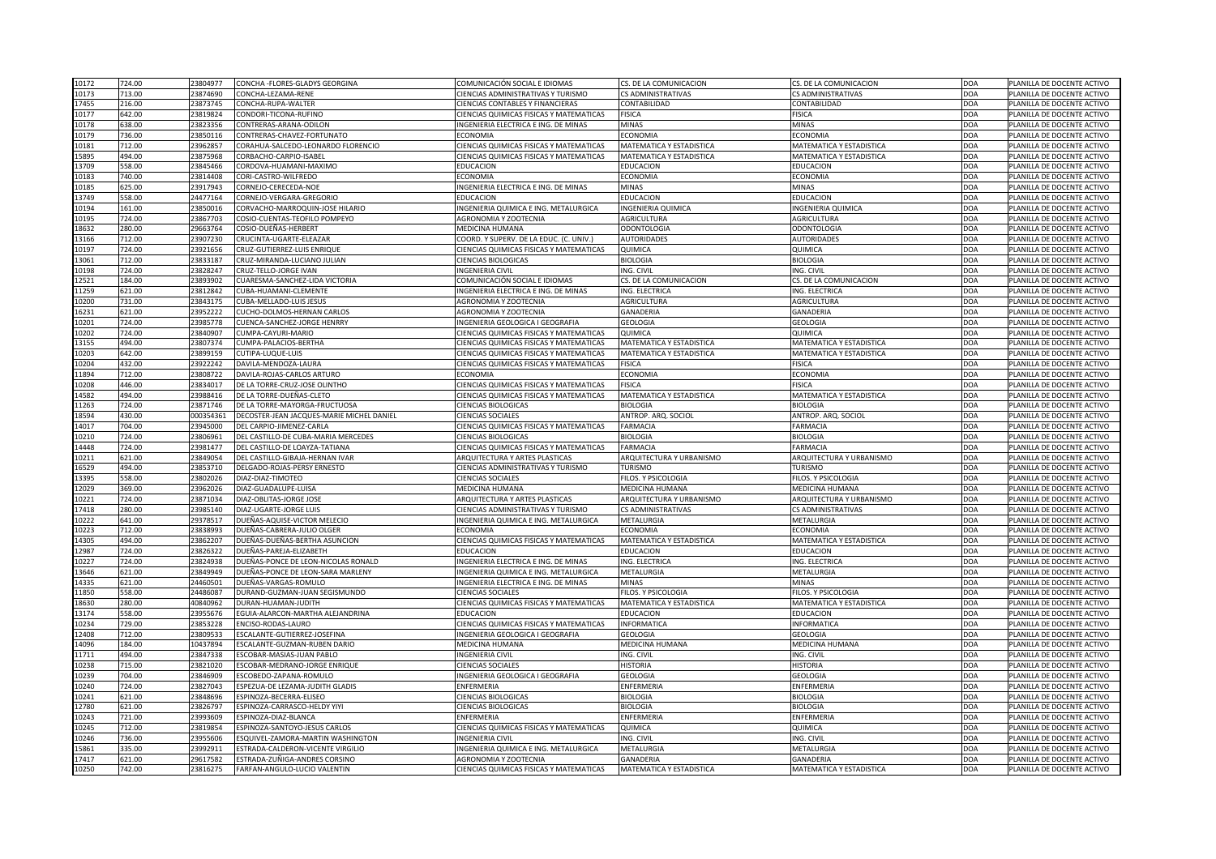| | | | | | | | | |
|---|---|---|---|---|---|---|---|---|
| 10172 | 724.00 | 23804977 | CONCHA -FLORES-GLADYS GEORGINA | COMUNICACIÓN SOCIAL E IDIOMAS | CS. DE LA COMUNICACION | CS. DE LA COMUNICACION | DOA | PLANILLA DE DOCENTE ACTIVO |
| 10173 | 713.00 | 23874690 | CONCHA-LEZAMA-RENE | CIENCIAS ADMINISTRATIVAS Y TURISMO | CS ADMINISTRATIVAS | CS ADMINISTRATIVAS | DOA | PLANILLA DE DOCENTE ACTIVO |
| 17455 | 216.00 | 23873745 | CONCHA-RUPA-WALTER | CIENCIAS CONTABLES Y FINANCIERAS | CONTABILIDAD | CONTABILIDAD | DOA | PLANILLA DE DOCENTE ACTIVO |
| 10177 | 642.00 | 23819824 | CONDORI-TICONA-RUFINO | CIENCIAS QUIMICAS FISICAS Y MATEMATICAS | FISICA | FISICA | DOA | PLANILLA DE DOCENTE ACTIVO |
| 10178 | 638.00 | 23823356 | CONTRERAS-ARANA-ODILON | INGENIERIA ELECTRICA E ING. DE MINAS | MINAS | MINAS | DOA | PLANILLA DE DOCENTE ACTIVO |
| 10179 | 736.00 | 23850116 | CONTRERAS-CHAVEZ-FORTUNATO | ECONOMIA | ECONOMIA | ECONOMIA | DOA | PLANILLA DE DOCENTE ACTIVO |
| 10181 | 712.00 | 23962857 | CORAHUA-SALCEDO-LEONARDO FLORENCIO | CIENCIAS QUIMICAS FISICAS Y MATEMATICAS | MATEMATICA Y ESTADISTICA | MATEMATICA Y ESTADISTICA | DOA | PLANILLA DE DOCENTE ACTIVO |
| 15895 | 494.00 | 23875968 | CORBACHO-CARPIO-ISABEL | CIENCIAS QUIMICAS FISICAS Y MATEMATICAS | MATEMATICA Y ESTADISTICA | MATEMATICA Y ESTADISTICA | DOA | PLANILLA DE DOCENTE ACTIVO |
| 13709 | 558.00 | 23845466 | CORDOVA-HUAMANI-MAXIMO | EDUCACION | EDUCACION | EDUCACION | DOA | PLANILLA DE DOCENTE ACTIVO |
| 10183 | 740.00 | 23814408 | CORI-CASTRO-WILFREDO | ECONOMIA | ECONOMIA | ECONOMIA | DOA | PLANILLA DE DOCENTE ACTIVO |
| 10185 | 625.00 | 23917943 | CORNEJO-CERECEDA-NOE | INGENIERIA ELECTRICA E ING. DE MINAS | MINAS | MINAS | DOA | PLANILLA DE DOCENTE ACTIVO |
| 13749 | 558.00 | 24477164 | CORNEJO-VERGARA-GREGORIO | EDUCACION | EDUCACION | EDUCACION | DOA | PLANILLA DE DOCENTE ACTIVO |
| 10194 | 161.00 | 23850016 | CORVACHO-MARROQUIN-JOSE HILARIO | INGENIERIA QUIMICA E ING. METALURGICA | INGENIERIA QUIMICA | INGENIERIA QUIMICA | DOA | PLANILLA DE DOCENTE ACTIVO |
| 10195 | 724.00 | 23867703 | COSIO-CUENTAS-TEOFILO POMPEYO | AGRONOMIA Y ZOOTECNIA | AGRICULTURA | AGRICULTURA | DOA | PLANILLA DE DOCENTE ACTIVO |
| 18632 | 280.00 | 29663764 | COSIO-DUEÑAS-HERBERT | MEDICINA HUMANA | ODONTOLOGIA | ODONTOLOGIA | DOA | PLANILLA DE DOCENTE ACTIVO |
| 13166 | 712.00 | 23907230 | CRUCINTA-UGARTE-ELEAZAR | COORD. Y SUPERV. DE LA EDUC. (C. UNIV.) | AUTORIDADES | AUTORIDADES | DOA | PLANILLA DE DOCENTE ACTIVO |
| 10197 | 724.00 | 23921656 | CRUZ-GUTIERREZ-LUIS ENRIQUE | CIENCIAS QUIMICAS FISICAS Y MATEMATICAS | QUIMICA | QUIMICA | DOA | PLANILLA DE DOCENTE ACTIVO |
| 13061 | 712.00 | 23833187 | CRUZ-MIRANDA-LUCIANO JULIAN | CIENCIAS BIOLOGICAS | BIOLOGIA | BIOLOGIA | DOA | PLANILLA DE DOCENTE ACTIVO |
| 10198 | 724.00 | 23828247 | CRUZ-TELLO-JORGE IVAN | INGENIERIA CIVIL | ING. CIVIL | ING. CIVIL | DOA | PLANILLA DE DOCENTE ACTIVO |
| 12521 | 184.00 | 23893902 | CUARESMA-SANCHEZ-LIDA VICTORIA | COMUNICACIÓN SOCIAL E IDIOMAS | CS. DE LA COMUNICACION | CS. DE LA COMUNICACION | DOA | PLANILLA DE DOCENTE ACTIVO |
| 11259 | 621.00 | 23812842 | CUBA-HUAMANI-CLEMENTE | INGENIERIA ELECTRICA E ING. DE MINAS | ING. ELECTRICA | ING. ELECTRICA | DOA | PLANILLA DE DOCENTE ACTIVO |
| 10200 | 731.00 | 23843175 | CUBA-MELLADO-LUIS JESUS | AGRONOMIA Y ZOOTECNIA | AGRICULTURA | AGRICULTURA | DOA | PLANILLA DE DOCENTE ACTIVO |
| 16231 | 621.00 | 23952222 | CUCHO-DOLMOS-HERNAN CARLOS | AGRONOMIA Y ZOOTECNIA | GANADERIA | GANADERIA | DOA | PLANILLA DE DOCENTE ACTIVO |
| 10201 | 724.00 | 23985778 | CUENCA-SANCHEZ-JORGE HENRRY | INGENIERIA GEOLOGICA I GEOGRAFIA | GEOLOGIA | GEOLOGIA | DOA | PLANILLA DE DOCENTE ACTIVO |
| 10202 | 724.00 | 23840907 | CUMPA-CAYURI-MARIO | CIENCIAS QUIMICAS FISICAS Y MATEMATICAS | QUIMICA | QUIMICA | DOA | PLANILLA DE DOCENTE ACTIVO |
| 13155 | 494.00 | 23807374 | CUMPA-PALACIOS-BERTHA | CIENCIAS QUIMICAS FISICAS Y MATEMATICAS | MATEMATICA Y ESTADISTICA | MATEMATICA Y ESTADISTICA | DOA | PLANILLA DE DOCENTE ACTIVO |
| 10203 | 642.00 | 23899159 | CUTIPA-LUQUE-LUIS | CIENCIAS QUIMICAS FISICAS Y MATEMATICAS | MATEMATICA Y ESTADISTICA | MATEMATICA Y ESTADISTICA | DOA | PLANILLA DE DOCENTE ACTIVO |
| 10204 | 432.00 | 23922242 | DAVILA-MENDOZA-LAURA | CIENCIAS QUIMICAS FISICAS Y MATEMATICAS | FISICA | FISICA | DOA | PLANILLA DE DOCENTE ACTIVO |
| 11894 | 712.00 | 23808722 | DAVILA-ROJAS-CARLOS ARTURO | ECONOMIA | ECONOMIA | ECONOMIA | DOA | PLANILLA DE DOCENTE ACTIVO |
| 10208 | 446.00 | 23834017 | DE LA TORRE-CRUZ-JOSE OLINTHO | CIENCIAS QUIMICAS FISICAS Y MATEMATICAS | FISICA | FISICA | DOA | PLANILLA DE DOCENTE ACTIVO |
| 14582 | 494.00 | 23988416 | DE LA TORRE-DUEÑAS-CLETO | CIENCIAS QUIMICAS FISICAS Y MATEMATICAS | MATEMATICA Y ESTADISTICA | MATEMATICA Y ESTADISTICA | DOA | PLANILLA DE DOCENTE ACTIVO |
| 11263 | 724.00 | 23871746 | DE LA TORRE-MAYORGA-FRUCTUOSA | CIENCIAS BIOLOGICAS | BIOLOGIA | BIOLOGIA | DOA | PLANILLA DE DOCENTE ACTIVO |
| 18594 | 430.00 | 000354361 | DECOSTER-JEAN JACQUES-MARIE MICHEL DANIEL | CIENCIAS SOCIALES | ANTROP. ARQ. SOCIOL | ANTROP. ARQ. SOCIOL | DOA | PLANILLA DE DOCENTE ACTIVO |
| 14017 | 704.00 | 23945000 | DEL CARPIO-JIMENEZ-CARLA | CIENCIAS QUIMICAS FISICAS Y MATEMATICAS | FARMACIA | FARMACIA | DOA | PLANILLA DE DOCENTE ACTIVO |
| 10210 | 724.00 | 23806961 | DEL CASTILLO-DE CUBA-MARIA MERCEDES | CIENCIAS BIOLOGICAS | BIOLOGIA | BIOLOGIA | DOA | PLANILLA DE DOCENTE ACTIVO |
| 14448 | 724.00 | 23981477 | DEL CASTILLO-DE LOAYZA-TATIANA | CIENCIAS QUIMICAS FISICAS Y MATEMATICAS | FARMACIA | FARMACIA | DOA | PLANILLA DE DOCENTE ACTIVO |
| 10211 | 621.00 | 23849054 | DEL CASTILLO-GIBAJA-HERNAN IVAR | ARQUITECTURA Y ARTES PLASTICAS | ARQUITECTURA Y URBANISMO | ARQUITECTURA Y URBANISMO | DOA | PLANILLA DE DOCENTE ACTIVO |
| 16529 | 494.00 | 23853710 | DELGADO-ROJAS-PERSY ERNESTO | CIENCIAS ADMINISTRATIVAS Y TURISMO | TURISMO | TURISMO | DOA | PLANILLA DE DOCENTE ACTIVO |
| 13395 | 558.00 | 23802026 | DIAZ-DIAZ-TIMOTEO | CIENCIAS SOCIALES | FILOS. Y PSICOLOGIA | FILOS. Y PSICOLOGIA | DOA | PLANILLA DE DOCENTE ACTIVO |
| 12029 | 369.00 | 23962026 | DIAZ-GUADALUPE-LUISA | MEDICINA HUMANA | MEDICINA HUMANA | MEDICINA HUMANA | DOA | PLANILLA DE DOCENTE ACTIVO |
| 10221 | 724.00 | 23871034 | DIAZ-OBLITAS-JORGE JOSE | ARQUITECTURA Y ARTES PLASTICAS | ARQUITECTURA Y URBANISMO | ARQUITECTURA Y URBANISMO | DOA | PLANILLA DE DOCENTE ACTIVO |
| 17418 | 280.00 | 23985140 | DIAZ-UGARTE-JORGE LUIS | CIENCIAS ADMINISTRATIVAS Y TURISMO | CS ADMINISTRATIVAS | CS ADMINISTRATIVAS | DOA | PLANILLA DE DOCENTE ACTIVO |
| 10222 | 641.00 | 29378517 | DUEÑAS-AQUISE-VICTOR MELECIO | INGENIERIA QUIMICA E ING. METALURGICA | METALURGIA | METALURGIA | DOA | PLANILLA DE DOCENTE ACTIVO |
| 10223 | 712.00 | 23838993 | DUEÑAS-CABRERA-JULIO OLGER | ECONOMIA | ECONOMIA | ECONOMIA | DOA | PLANILLA DE DOCENTE ACTIVO |
| 14305 | 494.00 | 23862207 | DUEÑAS-DUEÑAS-BERTHA ASUNCION | CIENCIAS QUIMICAS FISICAS Y MATEMATICAS | MATEMATICA Y ESTADISTICA | MATEMATICA Y ESTADISTICA | DOA | PLANILLA DE DOCENTE ACTIVO |
| 12987 | 724.00 | 23826322 | DUEÑAS-PAREJA-ELIZABETH | EDUCACION | EDUCACION | EDUCACION | DOA | PLANILLA DE DOCENTE ACTIVO |
| 10227 | 724.00 | 23824938 | DUEÑAS-PONCE DE LEON-NICOLAS RONALD | INGENIERIA ELECTRICA E ING. DE MINAS | ING. ELECTRICA | ING. ELECTRICA | DOA | PLANILLA DE DOCENTE ACTIVO |
| 13646 | 621.00 | 23849949 | DUEÑAS-PONCE DE LEON-SARA MARLENY | INGENIERIA QUIMICA E ING. METALURGICA | METALURGIA | METALURGIA | DOA | PLANILLA DE DOCENTE ACTIVO |
| 14335 | 621.00 | 24460501 | DUEÑAS-VARGAS-ROMULO | INGENIERIA ELECTRICA E ING. DE MINAS | MINAS | MINAS | DOA | PLANILLA DE DOCENTE ACTIVO |
| 11850 | 558.00 | 24486087 | DURAND-GUZMAN-JUAN SEGISMUNDO | CIENCIAS SOCIALES | FILOS. Y PSICOLOGIA | FILOS. Y PSICOLOGIA | DOA | PLANILLA DE DOCENTE ACTIVO |
| 18630 | 280.00 | 40840962 | DURAN-HUAMAN-JUDITH | CIENCIAS QUIMICAS FISICAS Y MATEMATICAS | MATEMATICA Y ESTADISTICA | MATEMATICA Y ESTADISTICA | DOA | PLANILLA DE DOCENTE ACTIVO |
| 13174 | 558.00 | 23955676 | EGUIA-ALARCON-MARTHA ALEJANDRINA | EDUCACION | EDUCACION | EDUCACION | DOA | PLANILLA DE DOCENTE ACTIVO |
| 10234 | 729.00 | 23853228 | ENCISO-RODAS-LAURO | CIENCIAS QUIMICAS FISICAS Y MATEMATICAS | INFORMATICA | INFORMATICA | DOA | PLANILLA DE DOCENTE ACTIVO |
| 12408 | 712.00 | 23809533 | ESCALANTE-GUTIERREZ-JOSEFINA | INGENIERIA GEOLOGICA I GEOGRAFIA | GEOLOGIA | GEOLOGIA | DOA | PLANILLA DE DOCENTE ACTIVO |
| 14096 | 184.00 | 10437894 | ESCALANTE-GUZMAN-RUBEN DARIO | MEDICINA HUMANA | MEDICINA HUMANA | MEDICINA HUMANA | DOA | PLANILLA DE DOCENTE ACTIVO |
| 11711 | 494.00 | 23847338 | ESCOBAR-MASIAS-JUAN PABLO | INGENIERIA CIVIL | ING. CIVIL | ING. CIVIL | DOA | PLANILLA DE DOCENTE ACTIVO |
| 10238 | 715.00 | 23821020 | ESCOBAR-MEDRANO-JORGE ENRIQUE | CIENCIAS SOCIALES | HISTORIA | HISTORIA | DOA | PLANILLA DE DOCENTE ACTIVO |
| 10239 | 704.00 | 23846909 | ESCOBEDO-ZAPANA-ROMULO | INGENIERIA GEOLOGICA I GEOGRAFIA | GEOLOGIA | GEOLOGIA | DOA | PLANILLA DE DOCENTE ACTIVO |
| 10240 | 724.00 | 23827043 | ESPEZUA-DE LEZAMA-JUDITH GLADIS | ENFERMERIA | ENFERMERIA | ENFERMERIA | DOA | PLANILLA DE DOCENTE ACTIVO |
| 10241 | 621.00 | 23848696 | ESPINOZA-BECERRA-ELISEO | CIENCIAS BIOLOGICAS | BIOLOGIA | BIOLOGIA | DOA | PLANILLA DE DOCENTE ACTIVO |
| 12780 | 621.00 | 23826797 | ESPINOZA-CARRASCO-HELDY YIYI | CIENCIAS BIOLOGICAS | BIOLOGIA | BIOLOGIA | DOA | PLANILLA DE DOCENTE ACTIVO |
| 10243 | 721.00 | 23993609 | ESPINOZA-DIAZ-BLANCA | ENFERMERIA | ENFERMERIA | ENFERMERIA | DOA | PLANILLA DE DOCENTE ACTIVO |
| 10245 | 712.00 | 23819854 | ESPINOZA-SANTOYO-JESUS CARLOS | CIENCIAS QUIMICAS FISICAS Y MATEMATICAS | QUIMICA | QUIMICA | DOA | PLANILLA DE DOCENTE ACTIVO |
| 10246 | 736.00 | 23955606 | ESQUIVEL-ZAMORA-MARTIN WASHINGTON | INGENIERIA CIVIL | ING. CIVIL | ING. CIVIL | DOA | PLANILLA DE DOCENTE ACTIVO |
| 15861 | 335.00 | 23992911 | ESTRADA-CALDERON-VICENTE VIRGILIO | INGENIERIA QUIMICA E ING. METALURGICA | METALURGIA | METALURGIA | DOA | PLANILLA DE DOCENTE ACTIVO |
| 17417 | 621.00 | 29617582 | ESTRADA-ZUÑIGA-ANDRES CORSINO | AGRONOMIA Y ZOOTECNIA | GANADERIA | GANADERIA | DOA | PLANILLA DE DOCENTE ACTIVO |
| 10250 | 742.00 | 23816275 | FARFAN-ANGULO-LUCIO VALENTIN | CIENCIAS QUIMICAS FISICAS Y MATEMATICAS | MATEMATICA Y ESTADISTICA | MATEMATICA Y ESTADISTICA | DOA | PLANILLA DE DOCENTE ACTIVO |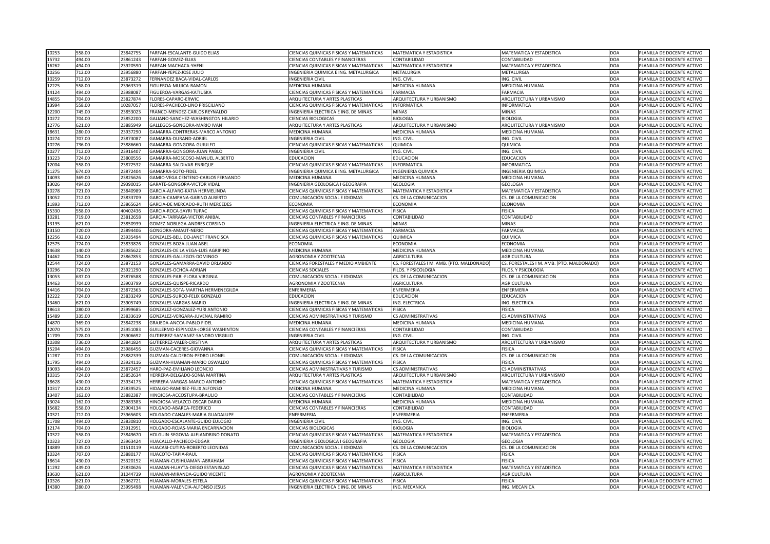| 10253 | 558.00 | 23842755 | FARFAN-ESCALANTE-GUIDO ELIAS | CIENCIAS QUIMICAS FISICAS Y MATEMATICAS | MATEMATICA Y ESTADISTICA | MATEMATICA Y ESTADISTICA | DOA | PLANILLA DE DOCENTE ACTIVO |
|---|---|---|---|---|---|---|---|---|
| 15732 | 494.00 | 23861243 | FARFAN-GOMEZ-ELIAS | CIENCIAS CONTABLES Y FINANCIERAS | CONTABILIDAD | CONTABILIDAD | DOA | PLANILLA DE DOCENTE ACTIVO |
| 16262 | 494.00 | 23920590 | FARFAN-MACHACA-YHENI | CIENCIAS QUIMICAS FISICAS Y MATEMATICAS | MATEMATICA Y ESTADISTICA | MATEMATICA Y ESTADISTICA | DOA | PLANILLA DE DOCENTE ACTIVO |
| 10256 | 712.00 | 23956880 | FARFAN-YEPEZ-JOSE JULIO | INGENIERIA QUIMICA E ING. METALURGICA | METALURGIA | METALURGIA | DOA | PLANILLA DE DOCENTE ACTIVO |
| 10259 | 712.00 | 23873272 | FERNANDEZ BACA-VIDAL-CARLOS | INGENIERIA CIVIL | ING. CIVIL | ING. CIVIL | DOA | PLANILLA DE DOCENTE ACTIVO |
| 12225 | 558.00 | 23963319 | FIGUEROA-MUJICA-RAMON | MEDICINA HUMANA | MEDICINA HUMANA | MEDICINA HUMANA | DOA | PLANILLA DE DOCENTE ACTIVO |
| 14124 | 494.00 | 23988087 | FIGUEROA-VARGAS-KATIUSKA | CIENCIAS QUIMICAS FISICAS Y MATEMATICAS | FARMACIA | FARMACIA | DOA | PLANILLA DE DOCENTE ACTIVO |
| 14855 | 704.00 | 23827874 | FLORES-CAPARO-ERWIC | ARQUITECTURA Y ARTES PLASTICAS | ARQUITECTURA Y URBANISMO | ARQUITECTURA Y URBANISMO | DOA | PLANILLA DE DOCENTE ACTIVO |
| 13994 | 558.00 | 10287057 | FLORES-PACHECO-LINO PRISCILIANO | CIENCIAS QUIMICAS FISICAS Y MATEMATICAS | INFORMATICA | INFORMATICA | DOA | PLANILLA DE DOCENTE ACTIVO |
| 12200 | 745.00 | 23853023 | FRANCO-MENDEZ-CARLOS REYNALDO | INGENIERIA ELECTRICA E ING. DE MINAS | MINAS | MINAS | DOA | PLANILLA DE DOCENTE ACTIVO |
| 10272 | 704.00 | 23852200 | GALIANO-SANCHEZ-WASHINGTON HILARIO | CIENCIAS BIOLOGICAS | BIOLOGIA | BIOLOGIA | DOA | PLANILLA DE DOCENTE ACTIVO |
| 12776 | 621.00 | 23885949 | GALLEGOS-GONGORA-MARIO IVAN | ARQUITECTURA Y ARTES PLASTICAS | ARQUITECTURA Y URBANISMO | ARQUITECTURA Y URBANISMO | DOA | PLANILLA DE DOCENTE ACTIVO |
| 18631 | 280.00 | 23937290 | GAMARRA-CONTRERAS-MARCO ANTONIO | MEDICINA HUMANA | MEDICINA HUMANA | MEDICINA HUMANA | DOA | PLANILLA DE DOCENTE ACTIVO |
| 10274 | 707.00 | 23873087 | GAMARRA-DURAND-ADRIEL | INGENIERIA CIVIL | ING. CIVIL | ING. CIVIL | DOA | PLANILLA DE DOCENTE ACTIVO |
| 10276 | 736.00 | 23886660 | GAMARRA-GONGORA-GUIULFO | CIENCIAS QUIMICAS FISICAS Y MATEMATICAS | QUIMICA | QUIMICA | DOA | PLANILLA DE DOCENTE ACTIVO |
| 10277 | 712.00 | 23916407 | GAMARRA-GONGORA-JUAN PABLO | INGENIERIA CIVIL | ING. CIVIL | ING. CIVIL | DOA | PLANILLA DE DOCENTE ACTIVO |
| 13223 | 724.00 | 23800556 | GAMARRA-MOSCOSO-MANUEL ALBERTO | EDUCACION | EDUCACION | EDUCACION | DOA | PLANILLA DE DOCENTE ACTIVO |
| 12004 | 558.00 | 23872532 | GAMARRA-SALDIVAR-ENRIQUE | CIENCIAS QUIMICAS FISICAS Y MATEMATICAS | INFORMATICA | INFORMATICA | DOA | PLANILLA DE DOCENTE ACTIVO |
| 11275 | 674.00 | 23872404 | GAMARRA-SOTO-FIDEL | INGENIERIA QUIMICA E ING. METALURGICA | INGENIERIA QUIMICA | INGENIERIA QUIMICA | DOA | PLANILLA DE DOCENTE ACTIVO |
| 14093 | 369.00 | 23825626 | GAMIO-VEGA CENTENO-CARLOS FERNANDO | MEDICINA HUMANA | MEDICINA HUMANA | MEDICINA HUMANA | DOA | PLANILLA DE DOCENTE ACTIVO |
| 13026 | 494.00 | 29390015 | GARATE-GONGORA-VICTOR VIDAL | INGENIERIA GEOLOGICA I GEOGRAFIA | GEOLOGIA | GEOLOGIA | DOA | PLANILLA DE DOCENTE ACTIVO |
| 10278 | 721.00 | 23840989 | GARCIA-ALFARO-KATIA HERMELINDA | CIENCIAS QUIMICAS FISICAS Y MATEMATICAS | MATEMATICA Y ESTADISTICA | MATEMATICA Y ESTADISTICA | DOA | PLANILLA DE DOCENTE ACTIVO |
| 13052 | 712.00 | 23833709 | GARCIA-CAMPANA-GABINO ALBERTO | COMUNICACIÓN SOCIAL E IDIOMAS | CS. DE LA COMUNICACION | CS. DE LA COMUNICACION | DOA | PLANILLA DE DOCENTE ACTIVO |
| 11893 | 712.00 | 23865624 | GARCIA-DE MERCADO-RUTH MERCEDES | ECONOMIA | ECONOMIA | ECONOMIA | DOA | PLANILLA DE DOCENTE ACTIVO |
| 15330 | 558.00 | 40402436 | GARCIA-ROCA-SAYRI TUPAC | CIENCIAS QUIMICAS FISICAS Y MATEMATICAS | FISICA | FISICA | DOA | PLANILLA DE DOCENTE ACTIVO |
| 10281 | 719.00 | 23812658 | GARCIA-TARRAGA-VICTOR ANIBAL | CIENCIAS CONTABLES Y FINANCIERAS | CONTABILIDAD | CONTABILIDAD | DOA | PLANILLA DE DOCENTE ACTIVO |
| 13195 | 621.00 | 23850939 | GOMEZ-NOBLEGA-ANDRES CORSINO | INGENIERIA ELECTRICA E ING. DE MINAS | MINAS | MINAS | DOA | PLANILLA DE DOCENTE ACTIVO |
| 13150 | 720.00 | 23894406 | GONGORA-AMAUT-NERIO | CIENCIAS QUIMICAS FISICAS Y MATEMATICAS | FARMACIA | FARMACIA | DOA | PLANILLA DE DOCENTE ACTIVO |
| 12256 | 432.00 | 23935494 | GONZALES-BELLIDO-JANET FRANCISCA | CIENCIAS QUIMICAS FISICAS Y MATEMATICAS | QUIMICA | QUIMICA | DOA | PLANILLA DE DOCENTE ACTIVO |
| 12575 | 724.00 | 23833826 | GONZALES-BOZA-JUAN ABEL | ECONOMIA | ECONOMIA | ECONOMIA | DOA | PLANILLA DE DOCENTE ACTIVO |
| 14638 | 140.00 | 23985622 | GONZALES-DE LA VEGA-LUIS AGRIPINO | MEDICINA HUMANA | MEDICINA HUMANA | MEDICINA HUMANA | DOA | PLANILLA DE DOCENTE ACTIVO |
| 14462 | 704.00 | 23867853 | GONZALES-GALLEGOS-DOMINGO | AGRONOMIA Y ZOOTECNIA | AGRICULTURA | AGRICULTURA | DOA | PLANILLA DE DOCENTE ACTIVO |
| 12544 | 724.00 | 23872153 | GONZALES-GAMARRA-DAVID ORLANDO | CIENCIAS FORESTALES Y MEDIO AMBIENTE | CS. FORESTALES I M. AMB. (PTO. MALDONADO) | CS. FORESTALES I M. AMB. (PTO. MALDONADO) | DOA | PLANILLA DE DOCENTE ACTIVO |
| 10296 | 724.00 | 23921290 | GONZALES-OCHOA-ADRIAN | CIENCIAS SOCIALES | FILOS. Y PSICOLOGIA | FILOS. Y PSICOLOGIA | DOA | PLANILLA DE DOCENTE ACTIVO |
| 13053 | 637.00 | 23876588 | GONZALES-PARI-FLORA VIRGINIA | COMUNICACIÓN SOCIAL E IDIOMAS | CS. DE LA COMUNICACION | CS. DE LA COMUNICACION | DOA | PLANILLA DE DOCENTE ACTIVO |
| 14463 | 704.00 | 23903799 | GONZALES-QUISPE-RICARDO | AGRONOMIA Y ZOOTECNIA | AGRICULTURA | AGRICULTURA | DOA | PLANILLA DE DOCENTE ACTIVO |
| 14416 | 704.00 | 23872363 | GONZALES-SOTA-MARTHA HERMENEGILDA | ENFERMERIA | ENFERMERIA | ENFERMERIA | DOA | PLANILLA DE DOCENTE ACTIVO |
| 12222 | 724.00 | 23833249 | GONZALES-SURCO-FELIX GONZALO | EDUCACION | EDUCACION | EDUCACION | DOA | PLANILLA DE DOCENTE ACTIVO |
| 13460 | 621.00 | 23905749 | GONZALES-VARGAS-MARIO | INGENIERIA ELECTRICA E ING. DE MINAS | ING. ELECTRICA | ING. ELECTRICA | DOA | PLANILLA DE DOCENTE ACTIVO |
| 18613 | 280.00 | 23999685 | GONZALEZ-GONZALEZ-YURI ANTONIO | CIENCIAS QUIMICAS FISICAS Y MATEMATICAS | FISICA | FISICA | DOA | PLANILLA DE DOCENTE ACTIVO |
| 15489 | 335.00 | 23833619 | GONZALEZ-VERGARA-JUVENAL RAMIRO | CIENCIAS ADMINISTRATIVAS Y TURISMO | CS ADMINISTRATIVAS | CS ADMINISTRATIVAS | DOA | PLANILLA DE DOCENTE ACTIVO |
| 14870 | 369.00 | 23842238 | GRAJEDA-ANCCA-PABLO FIDEL | MEDICINA HUMANA | MEDICINA HUMANA | MEDICINA HUMANA | DOA | PLANILLA DE DOCENTE ACTIVO |
| 12070 | 575.00 | 23951083 | GUILLERMO-ESPINOZA-JORGE WASHINTON | CIENCIAS CONTABLES Y FINANCIERAS | CONTABILIDAD | CONTABILIDAD | DOA | PLANILLA DE DOCENTE ACTIVO |
| 11709 | 728.00 | 23906692 | GUTIERREZ-SAMANEZ-SANDRO VIRGILIO | INGENIERIA CIVIL | ING. CIVIL | ING. CIVIL | DOA | PLANILLA DE DOCENTE ACTIVO |
| 10308 | 736.00 | 23841824 | GUTIERREZ-VALER-CRISTINA | ARQUITECTURA Y ARTES PLASTICAS | ARQUITECTURA Y URBANISMO | ARQUITECTURA Y URBANISMO | DOA | PLANILLA DE DOCENTE ACTIVO |
| 15204 | 494.00 | 23986456 | GUZMAN-CACERES-GIOVANNA | CIENCIAS QUIMICAS FISICAS Y MATEMATICAS | FISICA | FISICA | DOA | PLANILLA DE DOCENTE ACTIVO |
| 11287 | 712.00 | 23882339 | GUZMAN-CALDERON-PEDRO LEONEL | COMUNICACIÓN SOCIAL E IDIOMAS | CS. DE LA COMUNICACION | CS. DE LA COMUNICACION | DOA | PLANILLA DE DOCENTE ACTIVO |
| 11795 | 494.00 | 23924116 | GUZMAN-HUAMAN-MARIO OSWALDO | CIENCIAS QUIMICAS FISICAS Y MATEMATICAS | FISICA | FISICA | DOA | PLANILLA DE DOCENTE ACTIVO |
| 13093 | 494.00 | 23872457 | HARO-PAZ-EMILIANO LEONCIO | CIENCIAS ADMINISTRATIVAS Y TURISMO | CS ADMINISTRATIVAS | CS ADMINISTRATIVAS | DOA | PLANILLA DE DOCENTE ACTIVO |
| 10315 | 724.00 | 23852634 | HERRERA-DELGADO-SONIA MARTINA | ARQUITECTURA Y ARTES PLASTICAS | ARQUITECTURA Y URBANISMO | ARQUITECTURA Y URBANISMO | DOA | PLANILLA DE DOCENTE ACTIVO |
| 18628 | 430.00 | 23934173 | HERRERA-VARGAS-MARCO ANTONIO | CIENCIAS QUIMICAS FISICAS Y MATEMATICAS | MATEMATICA Y ESTADISTICA | MATEMATICA Y ESTADISTICA | DOA | PLANILLA DE DOCENTE ACTIVO |
| 10317 | 324.00 | 23839525 | HIDALGO-RAMIREZ-FELIX ALFONSO | MEDICINA HUMANA | MEDICINA HUMANA | MEDICINA HUMANA | DOA | PLANILLA DE DOCENTE ACTIVO |
| 13407 | 162.00 | 23882387 | HINOJOSA-ACCOSTUPA-BRAULIO | CIENCIAS CONTABLES Y FINANCIERAS | CONTABILIDAD | CONTABILIDAD | DOA | PLANILLA DE DOCENTE ACTIVO |
| 13024 | 162.00 | 23983383 | HINOJOSA-VELAZCO-OSCAR DARIO | MEDICINA HUMANA | MEDICINA HUMANA | MEDICINA HUMANA | DOA | PLANILLA DE DOCENTE ACTIVO |
| 15682 | 558.00 | 23904134 | HOLGADO-ABARCA-FEDERICO | CIENCIAS CONTABLES Y FINANCIERAS | CONTABILIDAD | CONTABILIDAD | DOA | PLANILLA DE DOCENTE ACTIVO |
| 10321 | 712.00 | 23965603 | HOLGADO-CANALES-MARIA GUADALUPE | ENFERMERIA | ENFERMERIA | ENFERMERIA | DOA | PLANILLA DE DOCENTE ACTIVO |
| 11708 | 494.00 | 23830810 | HOLGADO-ESCALANTE-GUIDO EULOGIO | INGENIERIA CIVIL | ING. CIVIL | ING. CIVIL | DOA | PLANILLA DE DOCENTE ACTIVO |
| 12174 | 704.00 | 23912951 | HOLGADO-ROJAS-MARIA ENCARNACION | CIENCIAS BIOLOGICAS | BIOLOGIA | BIOLOGIA | DOA | PLANILLA DE DOCENTE ACTIVO |
| 10322 | 558.00 | 23849670 | HOLGUIN-SEGOVIA-ALEJANDRINO DONATO | CIENCIAS QUIMICAS FISICAS Y MATEMATICAS | MATEMATICA Y ESTADISTICA | MATEMATICA Y ESTADISTICA | DOA | PLANILLA DE DOCENTE ACTIVO |
| 10323 | 727.00 | 23963424 | HUACALLO-PACHECO-EDGAR | INGENIERIA GEOLOGICA I GEOGRAFIA | GEOLOGIA | GEOLOGIA | DOA | PLANILLA DE DOCENTE ACTIVO |
| 14889 | 335.00 | 01510119 | HUACASI-CUTIPA-ROBERTO LEONIDAS | COMUNICACIÓN SOCIAL E IDIOMAS | CS. DE LA COMUNICACION | CS. DE LA COMUNICACION | DOA | PLANILLA DE DOCENTE ACTIVO |
| 10324 | 707.00 | 23880177 | HUACOTO-TAPIA-RAUL | CIENCIAS QUIMICAS FISICAS Y MATEMATICAS | FISICA | FISICA | DOA | PLANILLA DE DOCENTE ACTIVO |
| 18614 | 430.00 | 25320152 | HUAMAN-CUSIHUAMAN-ABRAHAM | CIENCIAS QUIMICAS FISICAS Y MATEMATICAS | FISICA | FISICA | DOA | PLANILLA DE DOCENTE ACTIVO |
| 11292 | 439.00 | 23830626 | HUAMAN-HUAYTA-DIEGO ESTANISLAO | CIENCIAS QUIMICAS FISICAS Y MATEMATICAS | MATEMATICA Y ESTADISTICA | MATEMATICA Y ESTADISTICA | DOA | PLANILLA DE DOCENTE ACTIVO |
| 13630 | 621.00 | 31044739 | HUAMAN-MIRANDA-GUIDO VICENTE | AGRONOMIA Y ZOOTECNIA | AGRICULTURA | AGRICULTURA | DOA | PLANILLA DE DOCENTE ACTIVO |
| 10326 | 621.00 | 23962721 | HUAMAN-MORALES-ESTELA | CIENCIAS QUIMICAS FISICAS Y MATEMATICAS | FISICA | FISICA | DOA | PLANILLA DE DOCENTE ACTIVO |
| 14380 | 280.00 | 23995498 | HUAMAN-VALENCIA-ALFONSO JESUS | INGENIERIA ELECTRICA E ING. DE MINAS | ING. MECANICA | ING. MECANICA | DOA | PLANILLA DE DOCENTE ACTIVO |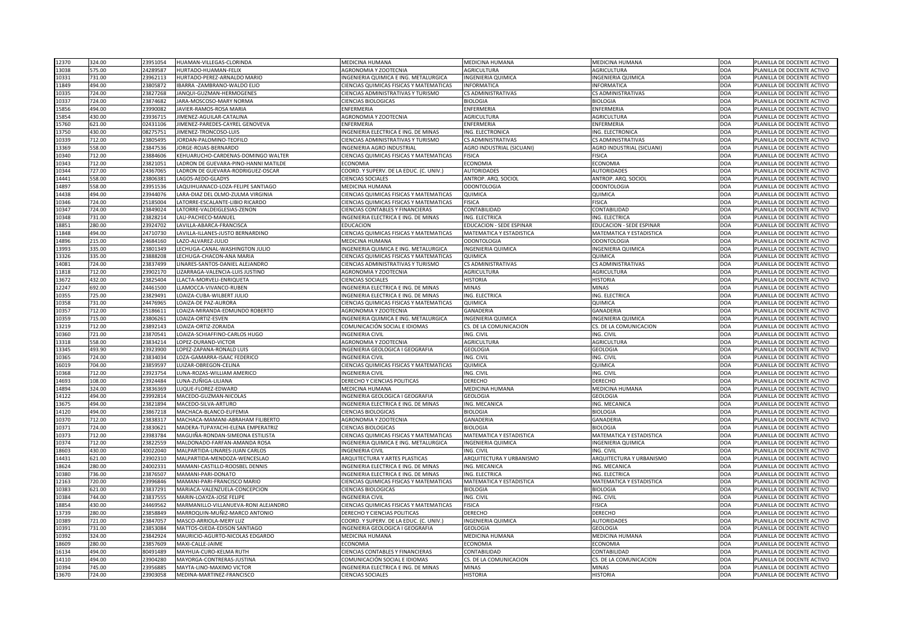| | | | | | | | | |
|---|---|---|---|---|---|---|---|---|
| 12370 | 324.00 | 23951054 | HUAMAN-VILLEGAS-CLORINDA | MEDICINA HUMANA | MEDICINA HUMANA | MEDICINA HUMANA | DOA | PLANILLA DE DOCENTE ACTIVO |
| 13038 | 575.00 | 24289587 | HURTADO-HUAMAN-FELIX | AGRONOMIA Y ZOOTECNIA | AGRICULTURA | AGRICULTURA | DOA | PLANILLA DE DOCENTE ACTIVO |
| 10331 | 731.00 | 23962113 | HURTADO-PEREZ-ARNALDO MARIO | INGENIERIA QUIMICA E ING. METALURGICA | INGENIERIA QUIMICA | INGENIERIA QUIMICA | DOA | PLANILLA DE DOCENTE ACTIVO |
| 11849 | 494.00 | 23805872 | IBARRA -ZAMBRANO-WALDO ELIO | CIENCIAS QUIMICAS FISICAS Y MATEMATICAS | INFORMATICA | INFORMATICA | DOA | PLANILLA DE DOCENTE ACTIVO |
| 10335 | 724.00 | 23827268 | JANQUI-GUZMAN-HERMOGENES | CIENCIAS ADMINISTRATIVAS Y TURISMO | CS ADMINISTRATIVAS | CS ADMINISTRATIVAS | DOA | PLANILLA DE DOCENTE ACTIVO |
| 10337 | 724.00 | 23874682 | JARA-MOSCOSO-MARY NORMA | CIENCIAS BIOLOGICAS | BIOLOGIA | BIOLOGIA | DOA | PLANILLA DE DOCENTE ACTIVO |
| 15856 | 494.00 | 23990082 | JAVIER-RAMOS-ROSA MARIA | ENFERMERIA | ENFERMERIA | ENFERMERIA | DOA | PLANILLA DE DOCENTE ACTIVO |
| 15854 | 430.00 | 23936715 | JIMENEZ-AGUILAR-CATALINA | AGRONOMIA Y ZOOTECNIA | AGRICULTURA | AGRICULTURA | DOA | PLANILLA DE DOCENTE ACTIVO |
| 15760 | 621.00 | 02431106 | JIMENEZ-PAREDES-CAYREL GENOVEVA | ENFERMERIA | ENFERMERIA | ENFERMERIA | DOA | PLANILLA DE DOCENTE ACTIVO |
| 13750 | 430.00 | 08275751 | JIMENEZ-TRONCOSO-LUIS | INGENIERIA ELECTRICA E ING. DE MINAS | ING. ELECTRONICA | ING. ELECTRONICA | DOA | PLANILLA DE DOCENTE ACTIVO |
| 10339 | 712.00 | 23805495 | JORDAN-PALOMINO-TEOFILO | CIENCIAS ADMINISTRATIVAS Y TURISMO | CS ADMINISTRATIVAS | CS ADMINISTRATIVAS | DOA | PLANILLA DE DOCENTE ACTIVO |
| 13369 | 558.00 | 23847536 | JORGE-ROJAS-BERNARDO | INGENIERIA AGRO INDUSTRIAL | AGRO INDUSTRIAL (SICUANI) | AGRO INDUSTRIAL (SICUANI) | DOA | PLANILLA DE DOCENTE ACTIVO |
| 10340 | 712.00 | 23884606 | KEHUARUCHO-CARDENAS-DOMINGO WALTER | CIENCIAS QUIMICAS FISICAS Y MATEMATICAS | FISICA | FISICA | DOA | PLANILLA DE DOCENTE ACTIVO |
| 10343 | 712.00 | 23821051 | LADRON DE GUEVARA-PINO-HANNI MATILDE | ECONOMIA | ECONOMIA | ECONOMIA | DOA | PLANILLA DE DOCENTE ACTIVO |
| 10344 | 727.00 | 24367065 | LADRON DE GUEVARA-RODRIGUEZ-OSCAR | COORD. Y SUPERV. DE LA EDUC. (C. UNIV.) | AUTORIDADES | AUTORIDADES | DOA | PLANILLA DE DOCENTE ACTIVO |
| 14441 | 558.00 | 23806381 | LAGOS-AEDO-GLADYS | CIENCIAS SOCIALES | ANTROP. ARQ. SOCIOL | ANTROP. ARQ. SOCIOL | DOA | PLANILLA DE DOCENTE ACTIVO |
| 14897 | 558.00 | 23951536 | LAQUIHUANACO-LOZA-FELIPE SANTIAGO | MEDICINA HUMANA | ODONTOLOGIA | ODONTOLOGIA | DOA | PLANILLA DE DOCENTE ACTIVO |
| 14438 | 494.00 | 23944076 | LARA-DIAZ DEL OLMO-ZULMA VIRGINIA | CIENCIAS QUIMICAS FISICAS Y MATEMATICAS | QUIMICA | QUIMICA | DOA | PLANILLA DE DOCENTE ACTIVO |
| 10346 | 724.00 | 25185004 | LATORRE-ESCALANTE-LIBIO RICARDO | CIENCIAS QUIMICAS FISICAS Y MATEMATICAS | FISICA | FISICA | DOA | PLANILLA DE DOCENTE ACTIVO |
| 10347 | 724.00 | 23849024 | LATORRE-VALDEIGLESIAS-ZENON | CIENCIAS CONTABLES Y FINANCIERAS | CONTABILIDAD | CONTABILIDAD | DOA | PLANILLA DE DOCENTE ACTIVO |
| 10348 | 731.00 | 23828214 | LAU-PACHECO-MANUEL | INGENIERIA ELECTRICA E ING. DE MINAS | ING. ELECTRICA | ING. ELECTRICA | DOA | PLANILLA DE DOCENTE ACTIVO |
| 18851 | 280.00 | 23924702 | LAVILLA-ABARCA-FRANCISCA | EDUCACION | EDUCACION - SEDE ESPINAR | EDUCACION - SEDE ESPINAR | DOA | PLANILLA DE DOCENTE ACTIVO |
| 11848 | 494.00 | 24710730 | LAVILLA-ILLANES-JUSTO BERNARDINO | CIENCIAS QUIMICAS FISICAS Y MATEMATICAS | MATEMATICA Y ESTADISTICA | MATEMATICA Y ESTADISTICA | DOA | PLANILLA DE DOCENTE ACTIVO |
| 14896 | 215.00 | 24684160 | LAZO-ALVAREZ-JULIO | MEDICINA HUMANA | ODONTOLOGIA | ODONTOLOGIA | DOA | PLANILLA DE DOCENTE ACTIVO |
| 13993 | 335.00 | 23801349 | LECHUGA-CANAL-WASHINGTON JULIO | INGENIERIA QUIMICA E ING. METALURGICA | INGENIERIA QUIMICA | INGENIERIA QUIMICA | DOA | PLANILLA DE DOCENTE ACTIVO |
| 13326 | 335.00 | 23888208 | LECHUGA-CHACON-ANA MARIA | CIENCIAS QUIMICAS FISICAS Y MATEMATICAS | QUIMICA | QUIMICA | DOA | PLANILLA DE DOCENTE ACTIVO |
| 14081 | 724.00 | 23837499 | LINARES-SANTOS-DANIEL ALEJANDRO | CIENCIAS ADMINISTRATIVAS Y TURISMO | CS ADMINISTRATIVAS | CS ADMINISTRATIVAS | DOA | PLANILLA DE DOCENTE ACTIVO |
| 11818 | 712.00 | 23902170 | LIZARRAGA-VALENCIA-LUIS JUSTINO | AGRONOMIA Y ZOOTECNIA | AGRICULTURA | AGRICULTURA | DOA | PLANILLA DE DOCENTE ACTIVO |
| 13672 | 432.00 | 23825404 | LLACTA-MORVELI-ENRIQUETA | CIENCIAS SOCIALES | HISTORIA | HISTORIA | DOA | PLANILLA DE DOCENTE ACTIVO |
| 12247 | 692.00 | 24461500 | LLAMOCCA-VIVANCO-RUBEN | INGENIERIA ELECTRICA E ING. DE MINAS | MINAS | MINAS | DOA | PLANILLA DE DOCENTE ACTIVO |
| 10355 | 725.00 | 23829491 | LOAIZA-CUBA-WILBERT JULIO | INGENIERIA ELECTRICA E ING. DE MINAS | ING. ELECTRICA | ING. ELECTRICA | DOA | PLANILLA DE DOCENTE ACTIVO |
| 10358 | 731.00 | 24476965 | LOAIZA-DE PAZ-AURORA | CIENCIAS QUIMICAS FISICAS Y MATEMATICAS | QUIMICA | QUIMICA | DOA | PLANILLA DE DOCENTE ACTIVO |
| 10357 | 712.00 | 25186611 | LOAIZA-MIRANDA-EDMUNDO ROBERTO | AGRONOMIA Y ZOOTECNIA | GANADERIA | GANADERIA | DOA | PLANILLA DE DOCENTE ACTIVO |
| 10359 | 715.00 | 23806261 | LOAIZA-ORTIZ-ESVEN | INGENIERIA QUIMICA E ING. METALURGICA | INGENIERIA QUIMICA | INGENIERIA QUIMICA | DOA | PLANILLA DE DOCENTE ACTIVO |
| 13219 | 712.00 | 23892143 | LOAIZA-ORTIZ-ZORAIDA | COMUNICACIÓN SOCIAL E IDIOMAS | CS. DE LA COMUNICACION | CS. DE LA COMUNICACION | DOA | PLANILLA DE DOCENTE ACTIVO |
| 10360 | 721.00 | 23870541 | LOAIZA-SCHIAFFINO-CARLOS HUGO | INGENIERIA CIVIL | ING. CIVIL | ING. CIVIL | DOA | PLANILLA DE DOCENTE ACTIVO |
| 13318 | 558.00 | 23834214 | LOPEZ-DURAND-VICTOR | AGRONOMIA Y ZOOTECNIA | AGRICULTURA | AGRICULTURA | DOA | PLANILLA DE DOCENTE ACTIVO |
| 13345 | 493.90 | 23923900 | LOPEZ-ZAPANA-RONALD LUIS | INGENIERIA GEOLOGICA I GEOGRAFIA | GEOLOGIA | GEOLOGIA | DOA | PLANILLA DE DOCENTE ACTIVO |
| 10365 | 724.00 | 23834034 | LOZA-GAMARRA-ISAAC FEDERICO | INGENIERIA CIVIL | ING. CIVIL | ING. CIVIL | DOA | PLANILLA DE DOCENTE ACTIVO |
| 16019 | 704.00 | 23859597 | LUIZAR-OBREGON-CELINA | CIENCIAS QUIMICAS FISICAS Y MATEMATICAS | QUIMICA | QUIMICA | DOA | PLANILLA DE DOCENTE ACTIVO |
| 10368 | 712.00 | 23923754 | LUNA-ROZAS-WILLIAM AMERICO | INGENIERIA CIVIL | ING. CIVIL | ING. CIVIL | DOA | PLANILLA DE DOCENTE ACTIVO |
| 14693 | 108.00 | 23924484 | LUNA-ZUÑIGA-LILIANA | DERECHO Y CIENCIAS POLITICAS | DERECHO | DERECHO | DOA | PLANILLA DE DOCENTE ACTIVO |
| 14894 | 324.00 | 23836369 | LUQUE-FLOREZ-EDWARD | MEDICINA HUMANA | MEDICINA HUMANA | MEDICINA HUMANA | DOA | PLANILLA DE DOCENTE ACTIVO |
| 14122 | 494.00 | 23992814 | MACEDO-GUZMAN-NICOLAS | INGENIERIA GEOLOGICA I GEOGRAFIA | GEOLOGIA | GEOLOGIA | DOA | PLANILLA DE DOCENTE ACTIVO |
| 13675 | 494.00 | 23821894 | MACEDO-SILVA-ARTURO | INGENIERIA ELECTRICA E ING. DE MINAS | ING. MECANICA | ING. MECANICA | DOA | PLANILLA DE DOCENTE ACTIVO |
| 14120 | 494.00 | 23867218 | MACHACA-BLANCO-EUFEMIA | CIENCIAS BIOLOGICAS | BIOLOGIA | BIOLOGIA | DOA | PLANILLA DE DOCENTE ACTIVO |
| 10370 | 712.00 | 23838317 | MACHACA-MAMANI-ABRAHAM FILIBERTO | AGRONOMIA Y ZOOTECNIA | GANADERIA | GANADERIA | DOA | PLANILLA DE DOCENTE ACTIVO |
| 10371 | 724.00 | 23830621 | MADERA-TUPAYACHI-ELENA EMPERATRIZ | CIENCIAS BIOLOGICAS | BIOLOGIA | BIOLOGIA | DOA | PLANILLA DE DOCENTE ACTIVO |
| 10373 | 712.00 | 23983784 | MAGUIÑA-RONDAN-SIMEONA ESTILISTA | CIENCIAS QUIMICAS FISICAS Y MATEMATICAS | MATEMATICA Y ESTADISTICA | MATEMATICA Y ESTADISTICA | DOA | PLANILLA DE DOCENTE ACTIVO |
| 10374 | 712.00 | 23822559 | MALDONADO-FARFAN-AMANDA ROSA | INGENIERIA QUIMICA E ING. METALURGICA | INGENIERIA QUIMICA | INGENIERIA QUIMICA | DOA | PLANILLA DE DOCENTE ACTIVO |
| 18603 | 430.00 | 40022040 | MALPARTIDA-LINARES-JUAN CARLOS | INGENIERIA CIVIL | ING. CIVIL | ING. CIVIL | DOA | PLANILLA DE DOCENTE ACTIVO |
| 14431 | 621.00 | 23902310 | MALPARTIDA-MENDOZA-WENCESLAO | ARQUITECTURA Y ARTES PLASTICAS | ARQUITECTURA Y URBANISMO | ARQUITECTURA Y URBANISMO | DOA | PLANILLA DE DOCENTE ACTIVO |
| 18624 | 280.00 | 24002331 | MAMANI-CASTILLO-ROOSBEL DENNIS | INGENIERIA ELECTRICA E ING. DE MINAS | ING. MECANICA | ING. MECANICA | DOA | PLANILLA DE DOCENTE ACTIVO |
| 10380 | 736.00 | 23876507 | MAMANI-PARI-DONATO | INGENIERIA ELECTRICA E ING. DE MINAS | ING. ELECTRICA | ING. ELECTRICA | DOA | PLANILLA DE DOCENTE ACTIVO |
| 12163 | 720.00 | 23996846 | MAMANI-PARI-FRANCISCO MARIO | CIENCIAS QUIMICAS FISICAS Y MATEMATICAS | MATEMATICA Y ESTADISTICA | MATEMATICA Y ESTADISTICA | DOA | PLANILLA DE DOCENTE ACTIVO |
| 10383 | 621.00 | 23837291 | MARIACA-VALENZUELA-CONCEPCION | CIENCIAS BIOLOGICAS | BIOLOGIA | BIOLOGIA | DOA | PLANILLA DE DOCENTE ACTIVO |
| 10384 | 744.00 | 23837555 | MARIN-LOAYZA-JOSE FELIPE | INGENIERIA CIVIL | ING. CIVIL | ING. CIVIL | DOA | PLANILLA DE DOCENTE ACTIVO |
| 18854 | 430.00 | 24469562 | MARMANILLO-VILLANUEVA-RONI ALEJANDRO | CIENCIAS QUIMICAS FISICAS Y MATEMATICAS | FISICA | FISICA | DOA | PLANILLA DE DOCENTE ACTIVO |
| 13739 | 280.00 | 23858849 | MARROQUIN-MUÑIZ-MARCO ANTONIO | DERECHO Y CIENCIAS POLITICAS | DERECHO | DERECHO | DOA | PLANILLA DE DOCENTE ACTIVO |
| 10389 | 721.00 | 23847057 | MASCO-ARRIOLA-MERY LUZ | COORD. Y SUPERV. DE LA EDUC. (C. UNIV.) | INGENIERIA QUIMICA | AUTORIDADES | DOA | PLANILLA DE DOCENTE ACTIVO |
| 10391 | 731.00 | 23853084 | MATTOS-OJEDA-EDISON SANTIAGO | INGENIERIA GEOLOGICA I GEOGRAFIA | GEOLOGIA | GEOLOGIA | DOA | PLANILLA DE DOCENTE ACTIVO |
| 10392 | 324.00 | 23842924 | MAURICIO-AGURTO-NICOLAS EDGARDO | MEDICINA HUMANA | MEDICINA HUMANA | MEDICINA HUMANA | DOA | PLANILLA DE DOCENTE ACTIVO |
| 18609 | 280.00 | 23857609 | MAXI-CALLE-JAIME | ECONOMIA | ECONOMIA | ECONOMIA | DOA | PLANILLA DE DOCENTE ACTIVO |
| 16134 | 494.00 | 80491489 | MAYHUA-CURO-KELMA RUTH | CIENCIAS CONTABLES Y FINANCIERAS | CONTABILIDAD | CONTABILIDAD | DOA | PLANILLA DE DOCENTE ACTIVO |
| 14110 | 494.00 | 23904280 | MAYORGA-CONTRERAS-JUSTINA | COMUNICACIÓN SOCIAL E IDIOMAS | CS. DE LA COMUNICACION | CS. DE LA COMUNICACION | DOA | PLANILLA DE DOCENTE ACTIVO |
| 10394 | 745.00 | 23956885 | MAYTA-LINO-MAXIMO VICTOR | INGENIERIA ELECTRICA E ING. DE MINAS | MINAS | MINAS | DOA | PLANILLA DE DOCENTE ACTIVO |
| 13670 | 724.00 | 23903058 | MEDINA-MARTINEZ-FRANCISCO | CIENCIAS SOCIALES | HISTORIA | HISTORIA | DOA | PLANILLA DE DOCENTE ACTIVO |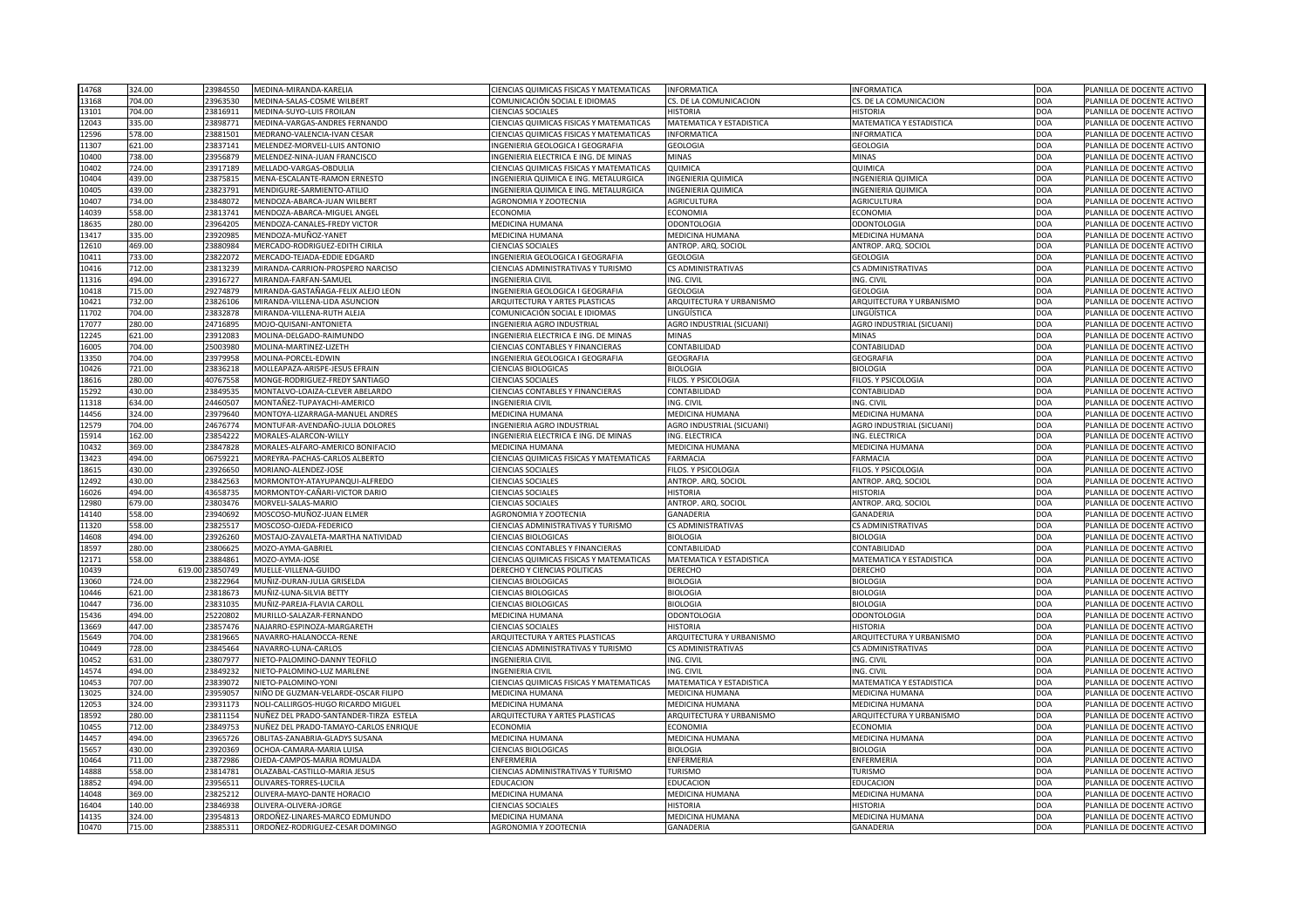| | | | | | | | | |
|---|---|---|---|---|---|---|---|---|
| 14768 | 324.00 | 23984550 | MEDINA-MIRANDA-KARELIA | CIENCIAS QUIMICAS FISICAS Y MATEMATICAS | INFORMATICA | INFORMATICA | DOA | PLANILLA DE DOCENTE ACTIVO |
| 13168 | 704.00 | 23963530 | MEDINA-SALAS-COSME WILBERT | COMUNICACIÓN SOCIAL E IDIOMAS | CS. DE LA COMUNICACION | CS. DE LA COMUNICACION | DOA | PLANILLA DE DOCENTE ACTIVO |
| 13101 | 704.00 | 23816911 | MEDINA-SUYO-LUIS FROILAN | CIENCIAS SOCIALES | HISTORIA | HISTORIA | DOA | PLANILLA DE DOCENTE ACTIVO |
| 12043 | 335.00 | 23898771 | MEDINA-VARGAS-ANDRES FERNANDO | CIENCIAS QUIMICAS FISICAS Y MATEMATICAS | MATEMATICA Y ESTADISTICA | MATEMATICA Y ESTADISTICA | DOA | PLANILLA DE DOCENTE ACTIVO |
| 12596 | 578.00 | 23881501 | MEDRANO-VALENCIA-IVAN CESAR | CIENCIAS QUIMICAS FISICAS Y MATEMATICAS | INFORMATICA | INFORMATICA | DOA | PLANILLA DE DOCENTE ACTIVO |
| 11307 | 621.00 | 23837141 | MELENDEZ-MORVELI-LUIS ANTONIO | INGENIERIA GEOLOGICA I GEOGRAFIA | GEOLOGIA | GEOLOGIA | DOA | PLANILLA DE DOCENTE ACTIVO |
| 10400 | 738.00 | 23956879 | MELENDEZ-NINA-JUAN FRANCISCO | INGENIERIA ELECTRICA E ING. DE MINAS | MINAS | MINAS | DOA | PLANILLA DE DOCENTE ACTIVO |
| 10402 | 724.00 | 23917189 | MELLADO-VARGAS-OBDULIA | CIENCIAS QUIMICAS FISICAS Y MATEMATICAS | QUIMICA | QUIMICA | DOA | PLANILLA DE DOCENTE ACTIVO |
| 10404 | 439.00 | 23875815 | MENA-ESCALANTE-RAMON ERNESTO | INGENIERIA QUIMICA E ING. METALURGICA | INGENIERIA QUIMICA | INGENIERIA QUIMICA | DOA | PLANILLA DE DOCENTE ACTIVO |
| 10405 | 439.00 | 23823791 | MENDIGURE-SARMIENTO-ATILIO | INGENIERIA QUIMICA E ING. METALURGICA | INGENIERIA QUIMICA | INGENIERIA QUIMICA | DOA | PLANILLA DE DOCENTE ACTIVO |
| 10407 | 734.00 | 23848072 | MENDOZA-ABARCA-JUAN WILBERT | AGRONOMIA Y ZOOTECNIA | AGRICULTURA | AGRICULTURA | DOA | PLANILLA DE DOCENTE ACTIVO |
| 14039 | 558.00 | 23813741 | MENDOZA-ABARCA-MIGUEL ANGEL | ECONOMIA | ECONOMIA | ECONOMIA | DOA | PLANILLA DE DOCENTE ACTIVO |
| 18635 | 280.00 | 23964205 | MENDOZA-CANALES-FREDY VICTOR | MEDICINA HUMANA | ODONTOLOGIA | ODONTOLOGIA | DOA | PLANILLA DE DOCENTE ACTIVO |
| 13417 | 335.00 | 23920985 | MENDOZA-MUÑOZ-YANET | MEDICINA HUMANA | MEDICINA HUMANA | MEDICINA HUMANA | DOA | PLANILLA DE DOCENTE ACTIVO |
| 12610 | 469.00 | 23880984 | MERCADO-RODRIGUEZ-EDITH CIRILA | CIENCIAS SOCIALES | ANTROP. ARQ. SOCIOL | ANTROP. ARQ. SOCIOL | DOA | PLANILLA DE DOCENTE ACTIVO |
| 10411 | 733.00 | 23822072 | MERCADO-TEJADA-EDDIE EDGARD | INGENIERIA GEOLOGICA I GEOGRAFIA | GEOLOGIA | GEOLOGIA | DOA | PLANILLA DE DOCENTE ACTIVO |
| 10416 | 712.00 | 23813239 | MIRANDA-CARRION-PROSPERO NARCISO | CIENCIAS ADMINISTRATIVAS Y TURISMO | CS ADMINISTRATIVAS | CS ADMINISTRATIVAS | DOA | PLANILLA DE DOCENTE ACTIVO |
| 11316 | 494.00 | 23916727 | MIRANDA-FARFAN-SAMUEL | INGENIERIA CIVIL | ING. CIVIL | ING. CIVIL | DOA | PLANILLA DE DOCENTE ACTIVO |
| 10418 | 715.00 | 29274879 | MIRANDA-GASTAÑAGA-FELIX ALEJO LEON | INGENIERIA GEOLOGICA I GEOGRAFIA | GEOLOGIA | GEOLOGIA | DOA | PLANILLA DE DOCENTE ACTIVO |
| 10421 | 732.00 | 23826106 | MIRANDA-VILLENA-LIDA ASUNCION | ARQUITECTURA Y ARTES PLASTICAS | ARQUITECTURA Y URBANISMO | ARQUITECTURA Y URBANISMO | DOA | PLANILLA DE DOCENTE ACTIVO |
| 11702 | 704.00 | 23832878 | MIRANDA-VILLENA-RUTH ALEJA | COMUNICACIÓN SOCIAL E IDIOMAS | LINGÜÍSTICA | LINGÜÍSTICA | DOA | PLANILLA DE DOCENTE ACTIVO |
| 17077 | 280.00 | 24716895 | MOJO-QUISANI-ANTONIETA | INGENIERIA AGRO INDUSTRIAL | AGRO INDUSTRIAL (SICUANI) | AGRO INDUSTRIAL (SICUANI) | DOA | PLANILLA DE DOCENTE ACTIVO |
| 12245 | 621.00 | 23912083 | MOLINA-DELGADO-RAIMUNDO | INGENIERIA ELECTRICA E ING. DE MINAS | MINAS | MINAS | DOA | PLANILLA DE DOCENTE ACTIVO |
| 16005 | 704.00 | 25003980 | MOLINA-MARTINEZ-LIZETH | CIENCIAS CONTABLES Y FINANCIERAS | CONTABILIDAD | CONTABILIDAD | DOA | PLANILLA DE DOCENTE ACTIVO |
| 13350 | 704.00 | 23979958 | MOLINA-PORCEL-EDWIN | INGENIERIA GEOLOGICA I GEOGRAFIA | GEOGRAFIA | GEOGRAFIA | DOA | PLANILLA DE DOCENTE ACTIVO |
| 10426 | 721.00 | 23836218 | MOLLEAPAZA-ARISPE-JESUS EFRAIN | CIENCIAS BIOLOGICAS | BIOLOGIA | BIOLOGIA | DOA | PLANILLA DE DOCENTE ACTIVO |
| 18616 | 280.00 | 40767558 | MONGE-RODRIGUEZ-FREDY SANTIAGO | CIENCIAS SOCIALES | FILOS. Y PSICOLOGIA | FILOS. Y PSICOLOGIA | DOA | PLANILLA DE DOCENTE ACTIVO |
| 15292 | 430.00 | 23849535 | MONTALVO-LOAIZA-CLEVER ABELARDO | CIENCIAS CONTABLES Y FINANCIERAS | CONTABILIDAD | CONTABILIDAD | DOA | PLANILLA DE DOCENTE ACTIVO |
| 11318 | 634.00 | 24460507 | MONTAÑEZ-TUPAYACHI-AMERICO | INGENIERIA CIVIL | ING. CIVIL | ING. CIVIL | DOA | PLANILLA DE DOCENTE ACTIVO |
| 14456 | 324.00 | 23979640 | MONTOYA-LIZARRAGA-MANUEL ANDRES | MEDICINA HUMANA | MEDICINA HUMANA | MEDICINA HUMANA | DOA | PLANILLA DE DOCENTE ACTIVO |
| 12579 | 704.00 | 24676774 | MONTUFAR-AVENDAÑO-JULIA DOLORES | INGENIERIA AGRO INDUSTRIAL | AGRO INDUSTRIAL (SICUANI) | AGRO INDUSTRIAL (SICUANI) | DOA | PLANILLA DE DOCENTE ACTIVO |
| 15914 | 162.00 | 23854222 | MORALES-ALARCON-WILLY | INGENIERIA ELECTRICA E ING. DE MINAS | ING. ELECTRICA | ING. ELECTRICA | DOA | PLANILLA DE DOCENTE ACTIVO |
| 10432 | 369.00 | 23847828 | MORALES-ALFARO-AMERICO BONIFACIO | MEDICINA HUMANA | MEDICINA HUMANA | MEDICINA HUMANA | DOA | PLANILLA DE DOCENTE ACTIVO |
| 13423 | 494.00 | 06759221 | MOREYRA-PACHAS-CARLOS ALBERTO | CIENCIAS QUIMICAS FISICAS Y MATEMATICAS | FARMACIA | FARMACIA | DOA | PLANILLA DE DOCENTE ACTIVO |
| 18615 | 430.00 | 23926650 | MORIANO-ALENDEZ-JOSE | CIENCIAS SOCIALES | FILOS. Y PSICOLOGIA | FILOS. Y PSICOLOGIA | DOA | PLANILLA DE DOCENTE ACTIVO |
| 12492 | 430.00 | 23842563 | MORMONTOY-ATAYUPANQUI-ALFREDO | CIENCIAS SOCIALES | ANTROP. ARQ. SOCIOL | ANTROP. ARQ. SOCIOL | DOA | PLANILLA DE DOCENTE ACTIVO |
| 16026 | 494.00 | 43658735 | MORMONTOY-CAÑARI-VICTOR DARIO | CIENCIAS SOCIALES | HISTORIA | HISTORIA | DOA | PLANILLA DE DOCENTE ACTIVO |
| 12980 | 679.00 | 23803476 | MORVELI-SALAS-MARIO | CIENCIAS SOCIALES | ANTROP. ARQ. SOCIOL | ANTROP. ARQ. SOCIOL | DOA | PLANILLA DE DOCENTE ACTIVO |
| 14140 | 558.00 | 23940692 | MOSCOSO-MUÑOZ-JUAN ELMER | AGRONOMIA Y ZOOTECNIA | GANADERIA | GANADERIA | DOA | PLANILLA DE DOCENTE ACTIVO |
| 11320 | 558.00 | 23825517 | MOSCOSO-OJEDA-FEDERICO | CIENCIAS ADMINISTRATIVAS Y TURISMO | CS ADMINISTRATIVAS | CS ADMINISTRATIVAS | DOA | PLANILLA DE DOCENTE ACTIVO |
| 14608 | 494.00 | 23926260 | MOSTAJO-ZAVALETA-MARTHA NATIVIDAD | CIENCIAS BIOLOGICAS | BIOLOGIA | BIOLOGIA | DOA | PLANILLA DE DOCENTE ACTIVO |
| 18597 | 280.00 | 23806625 | MOZO-AYMA-GABRIEL | CIENCIAS CONTABLES Y FINANCIERAS | CONTABILIDAD | CONTABILIDAD | DOA | PLANILLA DE DOCENTE ACTIVO |
| 12171 | 558.00 | 23884861 | MOZO-AYMA-JOSE | CIENCIAS QUIMICAS FISICAS Y MATEMATICAS | MATEMATICA Y ESTADISTICA | MATEMATICA Y ESTADISTICA | DOA | PLANILLA DE DOCENTE ACTIVO |
| 10439 | 619.00 | 23850749 | MUELLE-VILLENA-GUIDO | DERECHO Y CIENCIAS POLITICAS | DERECHO | DERECHO | DOA | PLANILLA DE DOCENTE ACTIVO |
| 13060 | 724.00 | 23822964 | MUÑIZ-DURAN-JULIA GRISELDA | CIENCIAS BIOLOGICAS | BIOLOGIA | BIOLOGIA | DOA | PLANILLA DE DOCENTE ACTIVO |
| 10446 | 621.00 | 23818673 | MUÑIZ-LUNA-SILVIA BETTY | CIENCIAS BIOLOGICAS | BIOLOGIA | BIOLOGIA | DOA | PLANILLA DE DOCENTE ACTIVO |
| 10447 | 736.00 | 23831035 | MUÑIZ-PAREJA-FLAVIA CAROLL | CIENCIAS BIOLOGICAS | BIOLOGIA | BIOLOGIA | DOA | PLANILLA DE DOCENTE ACTIVO |
| 15436 | 494.00 | 25220802 | MURILLO-SALAZAR-FERNANDO | MEDICINA HUMANA | ODONTOLOGIA | ODONTOLOGIA | DOA | PLANILLA DE DOCENTE ACTIVO |
| 13669 | 447.00 | 23857476 | NAJARRO-ESPINOZA-MARGARETH | CIENCIAS SOCIALES | HISTORIA | HISTORIA | DOA | PLANILLA DE DOCENTE ACTIVO |
| 15649 | 704.00 | 23819665 | NAVARRO-HALANOCCA-RENE | ARQUITECTURA Y ARTES PLASTICAS | ARQUITECTURA Y URBANISMO | ARQUITECTURA Y URBANISMO | DOA | PLANILLA DE DOCENTE ACTIVO |
| 10449 | 728.00 | 23845464 | NAVARRO-LUNA-CARLOS | CIENCIAS ADMINISTRATIVAS Y TURISMO | CS ADMINISTRATIVAS | CS ADMINISTRATIVAS | DOA | PLANILLA DE DOCENTE ACTIVO |
| 10452 | 631.00 | 23807977 | NIETO-PALOMINO-DANNY TEOFILO | INGENIERIA CIVIL | ING. CIVIL | ING. CIVIL | DOA | PLANILLA DE DOCENTE ACTIVO |
| 14574 | 494.00 | 23849232 | NIETO-PALOMINO-LUZ MARLENE | INGENIERIA CIVIL | ING. CIVIL | ING. CIVIL | DOA | PLANILLA DE DOCENTE ACTIVO |
| 10453 | 707.00 | 23839072 | NIETO-PALOMINO-YONI | CIENCIAS QUIMICAS FISICAS Y MATEMATICAS | MATEMATICA Y ESTADISTICA | MATEMATICA Y ESTADISTICA | DOA | PLANILLA DE DOCENTE ACTIVO |
| 13025 | 324.00 | 23959057 | NIÑO DE GUZMAN-VELARDE-OSCAR FILIPO | MEDICINA HUMANA | MEDICINA HUMANA | MEDICINA HUMANA | DOA | PLANILLA DE DOCENTE ACTIVO |
| 12053 | 324.00 | 23931173 | NOLI-CALLIRGOS-HUGO RICARDO MIGUEL | MEDICINA HUMANA | MEDICINA HUMANA | MEDICINA HUMANA | DOA | PLANILLA DE DOCENTE ACTIVO |
| 18592 | 280.00 | 23811154 | NUÑEZ DEL PRADO-SANTANDER-TIRZA ESTELA | ARQUITECTURA Y ARTES PLASTICAS | ARQUITECTURA Y URBANISMO | ARQUITECTURA Y URBANISMO | DOA | PLANILLA DE DOCENTE ACTIVO |
| 10455 | 712.00 | 23849753 | NUÑEZ DEL PRADO-TAMAYO-CARLOS ENRIQUE | ECONOMIA | ECONOMIA | ECONOMIA | DOA | PLANILLA DE DOCENTE ACTIVO |
| 14457 | 494.00 | 23965726 | OBLITAS-ZANABRIA-GLADYS SUSANA | MEDICINA HUMANA | MEDICINA HUMANA | MEDICINA HUMANA | DOA | PLANILLA DE DOCENTE ACTIVO |
| 15657 | 430.00 | 23920369 | OCHOA-CAMARA-MARIA LUISA | CIENCIAS BIOLOGICAS | BIOLOGIA | BIOLOGIA | DOA | PLANILLA DE DOCENTE ACTIVO |
| 10464 | 711.00 | 23872986 | OJEDA-CAMPOS-MARIA ROMUALDA | ENFERMERIA | ENFERMERIA | ENFERMERIA | DOA | PLANILLA DE DOCENTE ACTIVO |
| 14888 | 558.00 | 23814781 | OLAZABAL-CASTILLO-MARIA JESUS | CIENCIAS ADMINISTRATIVAS Y TURISMO | TURISMO | TURISMO | DOA | PLANILLA DE DOCENTE ACTIVO |
| 18852 | 494.00 | 23956511 | OLIVARES-TORRES-LUCILA | EDUCACION | EDUCACION | EDUCACION | DOA | PLANILLA DE DOCENTE ACTIVO |
| 14048 | 369.00 | 23825212 | OLIVERA-MAYO-DANTE HORACIO | MEDICINA HUMANA | MEDICINA HUMANA | MEDICINA HUMANA | DOA | PLANILLA DE DOCENTE ACTIVO |
| 16404 | 140.00 | 23846938 | OLIVERA-OLIVERA-JORGE | CIENCIAS SOCIALES | HISTORIA | HISTORIA | DOA | PLANILLA DE DOCENTE ACTIVO |
| 14135 | 324.00 | 23954813 | ORDOÑEZ-LINARES-MARCO EDMUNDO | MEDICINA HUMANA | MEDICINA HUMANA | MEDICINA HUMANA | DOA | PLANILLA DE DOCENTE ACTIVO |
| 10470 | 715.00 | 23885311 | ORDOÑEZ-RODRIGUEZ-CESAR DOMINGO | AGRONOMIA Y ZOOTECNIA | GANADERIA | GANADERIA | DOA | PLANILLA DE DOCENTE ACTIVO |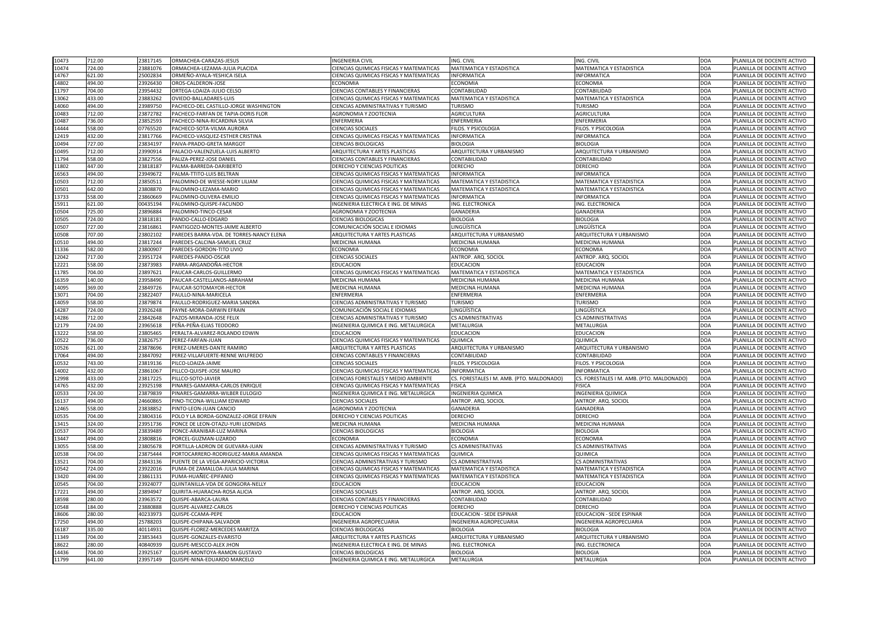| | | | | | | | | |
|---|---|---|---|---|---|---|---|---|
| 10473 | 712.00 | 23817145 | ORMACHEA-CARAZAS-JESUS | INGENIERIA CIVIL | ING. CIVIL | ING. CIVIL | DOA | PLANILLA DE DOCENTE ACTIVO |
| 10474 | 724.00 | 23881076 | ORMACHEA-LEZAMA-JULIA PLACIDA | CIENCIAS QUIMICAS FISICAS Y MATEMATICAS | MATEMATICA Y ESTADISTICA | MATEMATICA Y ESTADISTICA | DOA | PLANILLA DE DOCENTE ACTIVO |
| 14767 | 621.00 | 25002834 | ORMEÑO-AYALA-YESHICA ISELA | CIENCIAS QUIMICAS FISICAS Y MATEMATICAS | INFORMATICA | INFORMATICA | DOA | PLANILLA DE DOCENTE ACTIVO |
| 14802 | 494.00 | 23926430 | OROS-CALDERON-JOSE | ECONOMIA | ECONOMIA | ECONOMIA | DOA | PLANILLA DE DOCENTE ACTIVO |
| 11797 | 704.00 | 23954432 | ORTEGA-LOAIZA-JULIO CELSO | CIENCIAS CONTABLES Y FINANCIERAS | CONTABILIDAD | CONTABILIDAD | DOA | PLANILLA DE DOCENTE ACTIVO |
| 13062 | 433.00 | 23883262 | OVIEDO-BALLADARES-LUIS | CIENCIAS QUIMICAS FISICAS Y MATEMATICAS | MATEMATICA Y ESTADISTICA | MATEMATICA Y ESTADISTICA | DOA | PLANILLA DE DOCENTE ACTIVO |
| 14060 | 494.00 | 23989750 | PACHECO-DEL CASTILLO-JORGE WASHINGTON | CIENCIAS ADMINISTRATIVAS Y TURISMO | TURISMO | TURISMO | DOA | PLANILLA DE DOCENTE ACTIVO |
| 10483 | 712.00 | 23872782 | PACHECO-FARFAN DE TAPIA-DORIS FLOR | AGRONOMIA Y ZOOTECNIA | AGRICULTURA | AGRICULTURA | DOA | PLANILLA DE DOCENTE ACTIVO |
| 10487 | 736.00 | 23852593 | PACHECO-NINA-RICARDINA SILVIA | ENFERMERIA | ENFERMERIA | ENFERMERIA | DOA | PLANILLA DE DOCENTE ACTIVO |
| 14444 | 558.00 | 07765520 | PACHECO-SOTA-VILMA AURORA | CIENCIAS SOCIALES | FILOS. Y PSICOLOGIA | FILOS. Y PSICOLOGIA | DOA | PLANILLA DE DOCENTE ACTIVO |
| 12419 | 432.00 | 23817766 | PACHECO-VASQUEZ-ESTHER CRISTINA | CIENCIAS QUIMICAS FISICAS Y MATEMATICAS | INFORMATICA | INFORMATICA | DOA | PLANILLA DE DOCENTE ACTIVO |
| 10494 | 727.00 | 23834197 | PAIVA-PRADO-GRETA MARGOT | CIENCIAS BIOLOGICAS | BIOLOGIA | BIOLOGIA | DOA | PLANILLA DE DOCENTE ACTIVO |
| 10495 | 712.00 | 23990914 | PALACIO-VALENZUELA-LUIS ALBERTO | ARQUITECTURA Y ARTES PLASTICAS | ARQUITECTURA Y URBANISMO | ARQUITECTURA Y URBANISMO | DOA | PLANILLA DE DOCENTE ACTIVO |
| 11794 | 558.00 | 23827556 | PALIZA-PEREZ-JOSE DANIEL | CIENCIAS CONTABLES Y FINANCIERAS | CONTABILIDAD | CONTABILIDAD | DOA | PLANILLA DE DOCENTE ACTIVO |
| 11802 | 447.00 | 23818187 | PALMA-BARREDA-DARIBERTO | DERECHO Y CIENCIAS POLITICAS | DERECHO | DERECHO | DOA | PLANILLA DE DOCENTE ACTIVO |
| 16563 | 494.00 | 23949672 | PALMA-TTITO-LUIS BELTRAN | CIENCIAS QUIMICAS FISICAS Y MATEMATICAS | INFORMATICA | INFORMATICA | DOA | PLANILLA DE DOCENTE ACTIVO |
| 10503 | 712.00 | 23850511 | PALOMINO-DE WIESSE-NORY LILIAM | CIENCIAS QUIMICAS FISICAS Y MATEMATICAS | MATEMATICA Y ESTADISTICA | MATEMATICA Y ESTADISTICA | DOA | PLANILLA DE DOCENTE ACTIVO |
| 10501 | 642.00 | 23808870 | PALOMINO-LEZAMA-MARIO | CIENCIAS QUIMICAS FISICAS Y MATEMATICAS | MATEMATICA Y ESTADISTICA | MATEMATICA Y ESTADISTICA | DOA | PLANILLA DE DOCENTE ACTIVO |
| 13733 | 558.00 | 23860669 | PALOMINO-OLIVERA-EMILIO | CIENCIAS QUIMICAS FISICAS Y MATEMATICAS | INFORMATICA | INFORMATICA | DOA | PLANILLA DE DOCENTE ACTIVO |
| 15911 | 621.00 | 00435194 | PALOMINO-QUISPE-FACUNDO | INGENIERIA ELECTRICA E ING. DE MINAS | ING. ELECTRONICA | ING. ELECTRONICA | DOA | PLANILLA DE DOCENTE ACTIVO |
| 10504 | 725.00 | 23896884 | PALOMINO-TINCO-CESAR | AGRONOMIA Y ZOOTECNIA | GANADERIA | GANADERIA | DOA | PLANILLA DE DOCENTE ACTIVO |
| 10505 | 724.00 | 23818181 | PANDO-CALLO-EDGARD | CIENCIAS BIOLOGICAS | BIOLOGIA | BIOLOGIA | DOA | PLANILLA DE DOCENTE ACTIVO |
| 10507 | 727.00 | 23816861 | PANTIGOZO-MONTES-JAIME ALBERTO | COMUNICACIÓN SOCIAL E IDIOMAS | LINGÜÍSTICA | LINGÜÍSTICA | DOA | PLANILLA DE DOCENTE ACTIVO |
| 10508 | 707.00 | 23802102 | PAREDES BARRA-VDA. DE TORRES-NANCY ELENA | ARQUITECTURA Y ARTES PLASTICAS | ARQUITECTURA Y URBANISMO | ARQUITECTURA Y URBANISMO | DOA | PLANILLA DE DOCENTE ACTIVO |
| 10510 | 494.00 | 23817244 | PAREDES-CALCINA-SAMUEL CRUZ | MEDICINA HUMANA | MEDICINA HUMANA | MEDICINA HUMANA | DOA | PLANILLA DE DOCENTE ACTIVO |
| 11336 | 582.00 | 23800907 | PAREDES-GORDON-TITO LIVIO | ECONOMIA | ECONOMIA | ECONOMIA | DOA | PLANILLA DE DOCENTE ACTIVO |
| 12042 | 717.00 | 23951724 | PAREDES-PANDO-OSCAR | CIENCIAS SOCIALES | ANTROP. ARQ. SOCIOL | ANTROP. ARQ. SOCIOL | DOA | PLANILLA DE DOCENTE ACTIVO |
| 12221 | 558.00 | 23873983 | PARRA-ARGANDOÑA-HECTOR | EDUCACION | EDUCACION | EDUCACION | DOA | PLANILLA DE DOCENTE ACTIVO |
| 11785 | 704.00 | 23897621 | PAUCAR-CARLOS-GUILLERMO | CIENCIAS QUIMICAS FISICAS Y MATEMATICAS | MATEMATICA Y ESTADISTICA | MATEMATICA Y ESTADISTICA | DOA | PLANILLA DE DOCENTE ACTIVO |
| 16359 | 140.00 | 23958490 | PAUCAR-CASTELLANOS-ABRAHAM | MEDICINA HUMANA | MEDICINA HUMANA | MEDICINA HUMANA | DOA | PLANILLA DE DOCENTE ACTIVO |
| 14095 | 369.00 | 23849726 | PAUCAR-SOTOMAYOR-HECTOR | MEDICINA HUMANA | MEDICINA HUMANA | MEDICINA HUMANA | DOA | PLANILLA DE DOCENTE ACTIVO |
| 13071 | 704.00 | 23822407 | PAULLO-NINA-MARICELA | ENFERMERIA | ENFERMERIA | ENFERMERIA | DOA | PLANILLA DE DOCENTE ACTIVO |
| 14059 | 558.00 | 23879874 | PAULLO-RODRIGUEZ-MARIA SANDRA | CIENCIAS ADMINISTRATIVAS Y TURISMO | TURISMO | TURISMO | DOA | PLANILLA DE DOCENTE ACTIVO |
| 14287 | 724.00 | 23926248 | PAYNE-MORA-DARWIN EFRAIN | COMUNICACIÓN SOCIAL E IDIOMAS | LINGÜÍSTICA | LINGÜÍSTICA | DOA | PLANILLA DE DOCENTE ACTIVO |
| 14286 | 712.00 | 23842648 | PAZOS-MIRANDA-JOSE FELIX | CIENCIAS ADMINISTRATIVAS Y TURISMO | CS ADMINISTRATIVAS | CS ADMINISTRATIVAS | DOA | PLANILLA DE DOCENTE ACTIVO |
| 12179 | 724.00 | 23965618 | PEÑA-PEÑA-ELIAS TEODORO | INGENIERIA QUIMICA E ING. METALURGICA | METALURGIA | METALURGIA | DOA | PLANILLA DE DOCENTE ACTIVO |
| 13222 | 558.00 | 23805465 | PERALTA-ALVAREZ-ROLANDO EDWIN | EDUCACION | EDUCACION | EDUCACION | DOA | PLANILLA DE DOCENTE ACTIVO |
| 10522 | 736.00 | 23826757 | PEREZ-FARFAN-JUAN | CIENCIAS QUIMICAS FISICAS Y MATEMATICAS | QUIMICA | QUIMICA | DOA | PLANILLA DE DOCENTE ACTIVO |
| 10526 | 621.00 | 23878696 | PEREZ-UMERES-DANTE RAMIRO | ARQUITECTURA Y ARTES PLASTICAS | ARQUITECTURA Y URBANISMO | ARQUITECTURA Y URBANISMO | DOA | PLANILLA DE DOCENTE ACTIVO |
| 17064 | 494.00 | 23847092 | PEREZ-VILLAFUERTE-RENNE WILFREDO | CIENCIAS CONTABLES Y FINANCIERAS | CONTABILIDAD | CONTABILIDAD | DOA | PLANILLA DE DOCENTE ACTIVO |
| 10532 | 743.00 | 23819136 | PILCO-LOAIZA-JAIME | CIENCIAS SOCIALES | FILOS. Y PSICOLOGIA | FILOS. Y PSICOLOGIA | DOA | PLANILLA DE DOCENTE ACTIVO |
| 14002 | 432.00 | 23861067 | PILLCO-QUISPE-JOSE MAURO | CIENCIAS QUIMICAS FISICAS Y MATEMATICAS | INFORMATICA | INFORMATICA | DOA | PLANILLA DE DOCENTE ACTIVO |
| 12998 | 433.00 | 23817225 | PILLCO-SOTO-JAVIER | CIENCIAS FORESTALES Y MEDIO AMBIENTE | CS. FORESTALES I M. AMB. (PTO. MALDONADO) | CS. FORESTALES I M. AMB. (PTO. MALDONADO) | DOA | PLANILLA DE DOCENTE ACTIVO |
| 14765 | 432.00 | 23925198 | PINARES-GAMARRA-CARLOS ENRIQUE | CIENCIAS QUIMICAS FISICAS Y MATEMATICAS | FISICA | FISICA | DOA | PLANILLA DE DOCENTE ACTIVO |
| 10533 | 724.00 | 23879839 | PINARES-GAMARRA-WILBER EULOGIO | INGENIERIA QUIMICA E ING. METALURGICA | INGENIERIA QUIMICA | INGENIERIA QUIMICA | DOA | PLANILLA DE DOCENTE ACTIVO |
| 16137 | 494.00 | 24660865 | PINO-TICONA-WILLIAM EDWARD | CIENCIAS SOCIALES | ANTROP. ARQ. SOCIOL | ANTROP. ARQ. SOCIOL | DOA | PLANILLA DE DOCENTE ACTIVO |
| 12465 | 558.00 | 23838852 | PINTO-LEON-JUAN CANCIO | AGRONOMIA Y ZOOTECNIA | GANADERIA | GANADERIA | DOA | PLANILLA DE DOCENTE ACTIVO |
| 10535 | 704.00 | 23804316 | POLO Y LA BORDA-GONZALEZ-JORGE EFRAIN | DERECHO Y CIENCIAS POLITICAS | DERECHO | DERECHO | DOA | PLANILLA DE DOCENTE ACTIVO |
| 13415 | 324.00 | 23951736 | PONCE DE LEON-OTAZU-YURI LEONIDAS | MEDICINA HUMANA | MEDICINA HUMANA | MEDICINA HUMANA | DOA | PLANILLA DE DOCENTE ACTIVO |
| 10537 | 704.00 | 23839489 | PONCE-ARANIBAR-LUZ MARINA | CIENCIAS BIOLOGICAS | BIOLOGIA | BIOLOGIA | DOA | PLANILLA DE DOCENTE ACTIVO |
| 13447 | 494.00 | 23808816 | PORCEL-GUZMAN-LIZARDO | ECONOMIA | ECONOMIA | ECONOMIA | DOA | PLANILLA DE DOCENTE ACTIVO |
| 13055 | 558.00 | 23805678 | PORTILLA-LADRON DE GUEVARA-JUAN | CIENCIAS ADMINISTRATIVAS Y TURISMO | CS ADMINISTRATIVAS | CS ADMINISTRATIVAS | DOA | PLANILLA DE DOCENTE ACTIVO |
| 10538 | 704.00 | 23875444 | PORTOCARRERO-RODRIGUEZ-MARIA AMANDA | CIENCIAS QUIMICAS FISICAS Y MATEMATICAS | QUIMICA | QUIMICA | DOA | PLANILLA DE DOCENTE ACTIVO |
| 13521 | 704.00 | 23843136 | PUENTE DE LA VEGA-APARICIO-VICTORIA | CIENCIAS ADMINISTRATIVAS Y TURISMO | CS ADMINISTRATIVAS | CS ADMINISTRATIVAS | DOA | PLANILLA DE DOCENTE ACTIVO |
| 10542 | 724.00 | 23922016 | PUMA-DE ZAMALLOA-JULIA MARINA | CIENCIAS QUIMICAS FISICAS Y MATEMATICAS | MATEMATICA Y ESTADISTICA | MATEMATICA Y ESTADISTICA | DOA | PLANILLA DE DOCENTE ACTIVO |
| 13420 | 494.00 | 23861131 | PUMA-HUAÑEC-EPIFANIO | CIENCIAS QUIMICAS FISICAS Y MATEMATICAS | MATEMATICA Y ESTADISTICA | MATEMATICA Y ESTADISTICA | DOA | PLANILLA DE DOCENTE ACTIVO |
| 10545 | 704.00 | 23924077 | QUINTANILLA-VDA DE GONGORA-NELLY | EDUCACION | EDUCACION | EDUCACION | DOA | PLANILLA DE DOCENTE ACTIVO |
| 17221 | 494.00 | 23894947 | QUIRITA-HUARACHA-ROSA ALICIA | CIENCIAS SOCIALES | ANTROP. ARQ. SOCIOL | ANTROP. ARQ. SOCIOL | DOA | PLANILLA DE DOCENTE ACTIVO |
| 18598 | 280.00 | 23963572 | QUISPE-ABARCA-LAURA | CIENCIAS CONTABLES Y FINANCIERAS | CONTABILIDAD | CONTABILIDAD | DOA | PLANILLA DE DOCENTE ACTIVO |
| 10548 | 184.00 | 23880888 | QUISPE-ALVAREZ-CARLOS | DERECHO Y CIENCIAS POLITICAS | DERECHO | DERECHO | DOA | PLANILLA DE DOCENTE ACTIVO |
| 18606 | 280.00 | 40233973 | QUISPE-CCAMA-PEPE | EDUCACION | EDUCACION - SEDE ESPINAR | EDUCACION - SEDE ESPINAR | DOA | PLANILLA DE DOCENTE ACTIVO |
| 17250 | 494.00 | 25788203 | QUISPE-CHIPANA-SALVADOR | INGENIERIA AGROPECUARIA | INGENIERIA AGROPECUARIA | INGENIERIA AGROPECUARIA | DOA | PLANILLA DE DOCENTE ACTIVO |
| 16187 | 335.00 | 40114931 | QUISPE-FLOREZ-MERCEDES MARITZA | CIENCIAS BIOLOGICAS | BIOLOGIA | BIOLOGIA | DOA | PLANILLA DE DOCENTE ACTIVO |
| 11349 | 704.00 | 23853443 | QUISPE-GONZALES-EVARISTO | ARQUITECTURA Y ARTES PLASTICAS | ARQUITECTURA Y URBANISMO | ARQUITECTURA Y URBANISMO | DOA | PLANILLA DE DOCENTE ACTIVO |
| 18622 | 280.00 | 40840939 | QUISPE-MESCCO-ALEX JHON | INGENIERIA ELECTRICA E ING. DE MINAS | ING. ELECTRONICA | ING. ELECTRONICA | DOA | PLANILLA DE DOCENTE ACTIVO |
| 14436 | 704.00 | 23925167 | QUISPE-MONTOYA-RAMON GUSTAVO | CIENCIAS BIOLOGICAS | BIOLOGIA | BIOLOGIA | DOA | PLANILLA DE DOCENTE ACTIVO |
| 11799 | 641.00 | 23957149 | QUISPE-NINA-EDUARDO MARCELO | INGENIERIA QUIMICA E ING. METALURGICA | METALURGIA | METALURGIA | DOA | PLANILLA DE DOCENTE ACTIVO |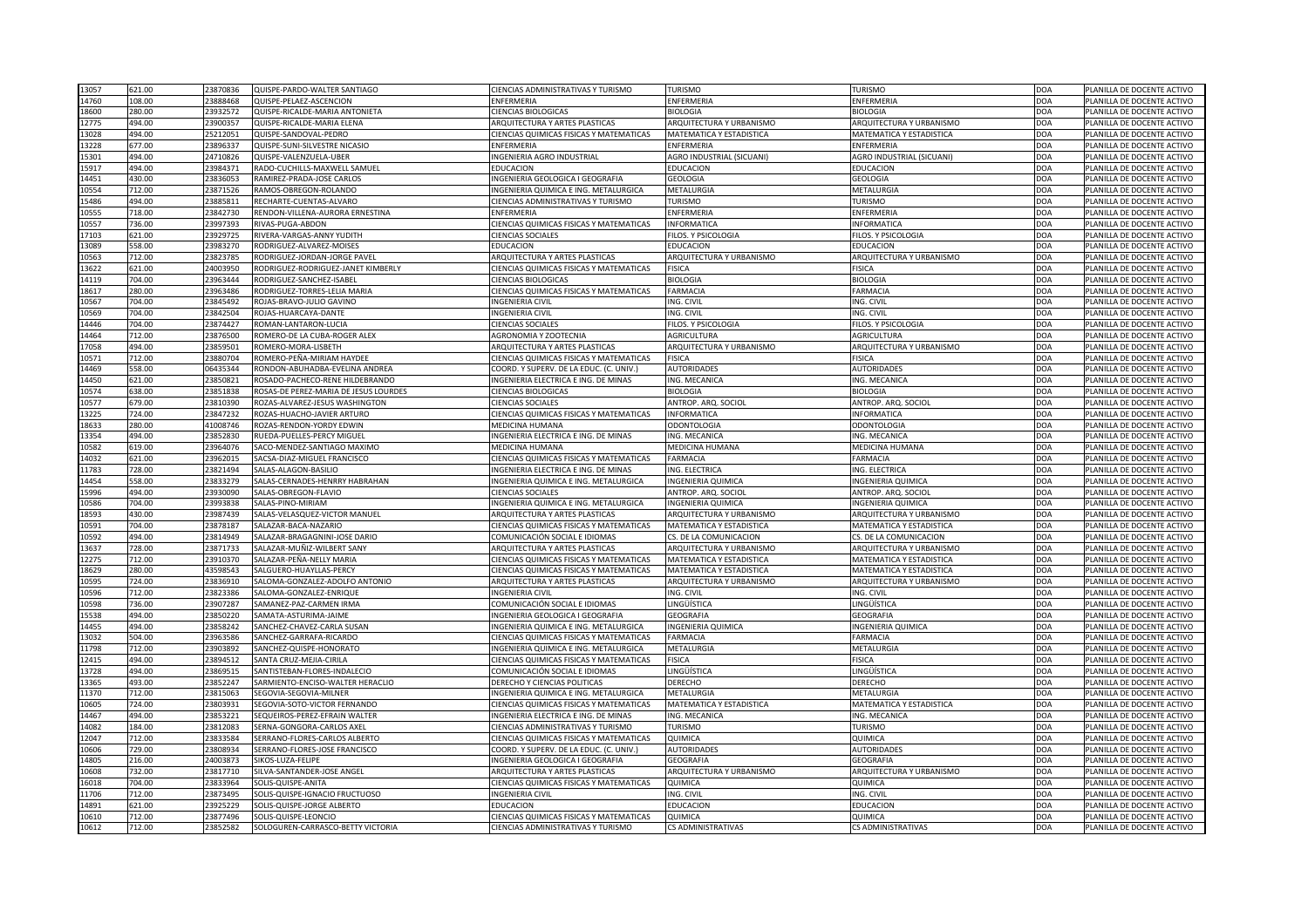| | | | | | | | | |
|---|---|---|---|---|---|---|---|---|
| 13057 | 621.00 | 23870836 | QUISPE-PARDO-WALTER SANTIAGO | CIENCIAS ADMINISTRATIVAS Y TURISMO | TURISMO | TURISMO | DOA | PLANILLA DE DOCENTE ACTIVO |
| 14760 | 108.00 | 23888468 | QUISPE-PELAEZ-ASCENCION | ENFERMERIA | ENFERMERIA | ENFERMERIA | DOA | PLANILLA DE DOCENTE ACTIVO |
| 18600 | 280.00 | 23932572 | QUISPE-RICALDE-MARIA ANTONIETA | CIENCIAS BIOLOGICAS | BIOLOGIA | BIOLOGIA | DOA | PLANILLA DE DOCENTE ACTIVO |
| 12775 | 494.00 | 23900357 | QUISPE-RICALDE-MARIA ELENA | ARQUITECTURA Y ARTES PLASTICAS | ARQUITECTURA Y URBANISMO | ARQUITECTURA Y URBANISMO | DOA | PLANILLA DE DOCENTE ACTIVO |
| 13028 | 494.00 | 25212051 | QUISPE-SANDOVAL-PEDRO | CIENCIAS QUIMICAS FISICAS Y MATEMATICAS | MATEMATICA Y ESTADISTICA | MATEMATICA Y ESTADISTICA | DOA | PLANILLA DE DOCENTE ACTIVO |
| 13228 | 677.00 | 23896337 | QUISPE-SUNI-SILVESTRE NICASIO | ENFERMERIA | ENFERMERIA | ENFERMERIA | DOA | PLANILLA DE DOCENTE ACTIVO |
| 15301 | 494.00 | 24710826 | QUISPE-VALENZUELA-UBER | INGENIERIA AGRO INDUSTRIAL | AGRO INDUSTRIAL (SICUANI) | AGRO INDUSTRIAL (SICUANI) | DOA | PLANILLA DE DOCENTE ACTIVO |
| 15917 | 494.00 | 23984371 | RADO-CUCHILLS-MAXWELL SAMUEL | EDUCACION | EDUCACION | EDUCACION | DOA | PLANILLA DE DOCENTE ACTIVO |
| 14451 | 430.00 | 23836053 | RAMIREZ-PRADA-JOSE CARLOS | INGENIERIA GEOLOGICA I GEOGRAFIA | GEOLOGIA | GEOLOGIA | DOA | PLANILLA DE DOCENTE ACTIVO |
| 10554 | 712.00 | 23871526 | RAMOS-OBREGON-ROLANDO | INGENIERIA QUIMICA E ING. METALURGICA | METALURGIA | METALURGIA | DOA | PLANILLA DE DOCENTE ACTIVO |
| 15486 | 494.00 | 23885811 | RECHARTE-CUENTAS-ALVARO | CIENCIAS ADMINISTRATIVAS Y TURISMO | TURISMO | TURISMO | DOA | PLANILLA DE DOCENTE ACTIVO |
| 10555 | 718.00 | 23842730 | RENDON-VILLENA-AURORA ERNESTINA | ENFERMERIA | ENFERMERIA | ENFERMERIA | DOA | PLANILLA DE DOCENTE ACTIVO |
| 10557 | 736.00 | 23997393 | RIVAS-PUGA-ABDON | CIENCIAS QUIMICAS FISICAS Y MATEMATICAS | INFORMATICA | INFORMATICA | DOA | PLANILLA DE DOCENTE ACTIVO |
| 17103 | 621.00 | 23929725 | RIVERA-VARGAS-ANNY YUDITH | CIENCIAS SOCIALES | FILOS. Y PSICOLOGIA | FILOS. Y PSICOLOGIA | DOA | PLANILLA DE DOCENTE ACTIVO |
| 13089 | 558.00 | 23983270 | RODRIGUEZ-ALVAREZ-MOISES | EDUCACION | EDUCACION | EDUCACION | DOA | PLANILLA DE DOCENTE ACTIVO |
| 10563 | 712.00 | 23823785 | RODRIGUEZ-JORDAN-JORGE PAVEL | ARQUITECTURA Y ARTES PLASTICAS | ARQUITECTURA Y URBANISMO | ARQUITECTURA Y URBANISMO | DOA | PLANILLA DE DOCENTE ACTIVO |
| 13622 | 621.00 | 24003950 | RODRIGUEZ-RODRIGUEZ-JANET KIMBERLY | CIENCIAS QUIMICAS FISICAS Y MATEMATICAS | FISICA | FISICA | DOA | PLANILLA DE DOCENTE ACTIVO |
| 14119 | 704.00 | 23963444 | RODRIGUEZ-SANCHEZ-ISABEL | CIENCIAS BIOLOGICAS | BIOLOGIA | BIOLOGIA | DOA | PLANILLA DE DOCENTE ACTIVO |
| 18617 | 280.00 | 23963486 | RODRIGUEZ-TORRES-LELIA MARIA | CIENCIAS QUIMICAS FISICAS Y MATEMATICAS | FARMACIA | FARMACIA | DOA | PLANILLA DE DOCENTE ACTIVO |
| 10567 | 704.00 | 23845492 | ROJAS-BRAVO-JULIO GAVINO | INGENIERIA CIVIL | ING. CIVIL | ING. CIVIL | DOA | PLANILLA DE DOCENTE ACTIVO |
| 10569 | 704.00 | 23842504 | ROJAS-HUARCAYA-DANTE | INGENIERIA CIVIL | ING. CIVIL | ING. CIVIL | DOA | PLANILLA DE DOCENTE ACTIVO |
| 14446 | 704.00 | 23874427 | ROMAN-LANTARON-LUCIA | CIENCIAS SOCIALES | FILOS. Y PSICOLOGIA | FILOS. Y PSICOLOGIA | DOA | PLANILLA DE DOCENTE ACTIVO |
| 14464 | 712.00 | 23876500 | ROMERO-DE LA CUBA-ROGER ALEX | AGRONOMIA Y ZOOTECNIA | AGRICULTURA | AGRICULTURA | DOA | PLANILLA DE DOCENTE ACTIVO |
| 17058 | 494.00 | 23859501 | ROMERO-MORA-LISBETH | ARQUITECTURA Y ARTES PLASTICAS | ARQUITECTURA Y URBANISMO | ARQUITECTURA Y URBANISMO | DOA | PLANILLA DE DOCENTE ACTIVO |
| 10571 | 712.00 | 23880704 | ROMERO-PEÑA-MIRIAM HAYDEE | CIENCIAS QUIMICAS FISICAS Y MATEMATICAS | FISICA | FISICA | DOA | PLANILLA DE DOCENTE ACTIVO |
| 14469 | 558.00 | 06435344 | RONDON-ABUHADBA-EVELINA ANDREA | COORD. Y SUPERV. DE LA EDUC. (C. UNIV.) | AUTORIDADES | AUTORIDADES | DOA | PLANILLA DE DOCENTE ACTIVO |
| 14450 | 621.00 | 23850821 | ROSADO-PACHECO-RENE HILDEBRANDO | INGENIERIA ELECTRICA E ING. DE MINAS | ING. MECANICA | ING. MECANICA | DOA | PLANILLA DE DOCENTE ACTIVO |
| 10574 | 638.00 | 23851838 | ROSAS-DE PEREZ-MARIA DE JESUS LOURDES | CIENCIAS BIOLOGICAS | BIOLOGIA | BIOLOGIA | DOA | PLANILLA DE DOCENTE ACTIVO |
| 10577 | 679.00 | 23810390 | ROZAS-ALVAREZ-JESUS WASHINGTON | CIENCIAS SOCIALES | ANTROP. ARQ. SOCIOL | ANTROP. ARQ. SOCIOL | DOA | PLANILLA DE DOCENTE ACTIVO |
| 13225 | 724.00 | 23847232 | ROZAS-HUACHO-JAVIER ARTURO | CIENCIAS QUIMICAS FISICAS Y MATEMATICAS | INFORMATICA | INFORMATICA | DOA | PLANILLA DE DOCENTE ACTIVO |
| 18633 | 280.00 | 41008746 | ROZAS-RENDON-YORDY EDWIN | MEDICINA HUMANA | ODONTOLOGIA | ODONTOLOGIA | DOA | PLANILLA DE DOCENTE ACTIVO |
| 13354 | 494.00 | 23852830 | RUEDA-PUELLES-PERCY MIGUEL | INGENIERIA ELECTRICA E ING. DE MINAS | ING. MECANICA | ING. MECANICA | DOA | PLANILLA DE DOCENTE ACTIVO |
| 10582 | 619.00 | 23964076 | SACO-MENDEZ-SANTIAGO MAXIMO | MEDICINA HUMANA | MEDICINA HUMANA | MEDICINA HUMANA | DOA | PLANILLA DE DOCENTE ACTIVO |
| 14032 | 621.00 | 23962015 | SACSA-DIAZ-MIGUEL FRANCISCO | CIENCIAS QUIMICAS FISICAS Y MATEMATICAS | FARMACIA | FARMACIA | DOA | PLANILLA DE DOCENTE ACTIVO |
| 11783 | 728.00 | 23821494 | SALAS-ALAGON-BASILIO | INGENIERIA ELECTRICA E ING. DE MINAS | ING. ELECTRICA | ING. ELECTRICA | DOA | PLANILLA DE DOCENTE ACTIVO |
| 14454 | 558.00 | 23833279 | SALAS-CERNADES-HENRRY HABRAHAN | INGENIERIA QUIMICA E ING. METALURGICA | INGENIERIA QUIMICA | INGENIERIA QUIMICA | DOA | PLANILLA DE DOCENTE ACTIVO |
| 15996 | 494.00 | 23930090 | SALAS-OBREGON-FLAVIO | CIENCIAS SOCIALES | ANTROP. ARQ. SOCIOL | ANTROP. ARQ. SOCIOL | DOA | PLANILLA DE DOCENTE ACTIVO |
| 10586 | 704.00 | 23993838 | SALAS-PINO-MIRIAM | INGENIERIA QUIMICA E ING. METALURGICA | INGENIERIA QUIMICA | INGENIERIA QUIMICA | DOA | PLANILLA DE DOCENTE ACTIVO |
| 18593 | 430.00 | 23987439 | SALAS-VELASQUEZ-VICTOR MANUEL | ARQUITECTURA Y ARTES PLASTICAS | ARQUITECTURA Y URBANISMO | ARQUITECTURA Y URBANISMO | DOA | PLANILLA DE DOCENTE ACTIVO |
| 10591 | 704.00 | 23878187 | SALAZAR-BACA-NAZARIO | CIENCIAS QUIMICAS FISICAS Y MATEMATICAS | MATEMATICA Y ESTADISTICA | MATEMATICA Y ESTADISTICA | DOA | PLANILLA DE DOCENTE ACTIVO |
| 10592 | 494.00 | 23814949 | SALAZAR-BRAGAGNINI-JOSE DARIO | COMUNICACIÓN SOCIAL E IDIOMAS | CS. DE LA COMUNICACION | CS. DE LA COMUNICACION | DOA | PLANILLA DE DOCENTE ACTIVO |
| 13637 | 728.00 | 23871733 | SALAZAR-MUÑIZ-WILBERT SANY | ARQUITECTURA Y ARTES PLASTICAS | ARQUITECTURA Y URBANISMO | ARQUITECTURA Y URBANISMO | DOA | PLANILLA DE DOCENTE ACTIVO |
| 12275 | 712.00 | 23910370 | SALAZAR-PEÑA-NELLY MARIA | CIENCIAS QUIMICAS FISICAS Y MATEMATICAS | MATEMATICA Y ESTADISTICA | MATEMATICA Y ESTADISTICA | DOA | PLANILLA DE DOCENTE ACTIVO |
| 18629 | 280.00 | 43598543 | SALGUERO-HUAYLLAS-PERCY | CIENCIAS QUIMICAS FISICAS Y MATEMATICAS | MATEMATICA Y ESTADISTICA | MATEMATICA Y ESTADISTICA | DOA | PLANILLA DE DOCENTE ACTIVO |
| 10595 | 724.00 | 23836910 | SALOMA-GONZALEZ-ADOLFO ANTONIO | ARQUITECTURA Y ARTES PLASTICAS | ARQUITECTURA Y URBANISMO | ARQUITECTURA Y URBANISMO | DOA | PLANILLA DE DOCENTE ACTIVO |
| 10596 | 712.00 | 23823386 | SALOMA-GONZALEZ-ENRIQUE | INGENIERIA CIVIL | ING. CIVIL | ING. CIVIL | DOA | PLANILLA DE DOCENTE ACTIVO |
| 10598 | 736.00 | 23907287 | SAMANEZ-PAZ-CARMEN IRMA | COMUNICACIÓN SOCIAL E IDIOMAS | LINGÜÍSTICA | LINGÜÍSTICA | DOA | PLANILLA DE DOCENTE ACTIVO |
| 15538 | 494.00 | 23850220 | SAMATA-ASTURIMA-JAIME | INGENIERIA GEOLOGICA I GEOGRAFIA | GEOGRAFIA | GEOGRAFIA | DOA | PLANILLA DE DOCENTE ACTIVO |
| 14455 | 494.00 | 23858242 | SANCHEZ-CHAVEZ-CARLA SUSAN | INGENIERIA QUIMICA E ING. METALURGICA | INGENIERIA QUIMICA | INGENIERIA QUIMICA | DOA | PLANILLA DE DOCENTE ACTIVO |
| 13032 | 504.00 | 23963586 | SANCHEZ-GARRAFA-RICARDO | CIENCIAS QUIMICAS FISICAS Y MATEMATICAS | FARMACIA | FARMACIA | DOA | PLANILLA DE DOCENTE ACTIVO |
| 11798 | 712.00 | 23903892 | SANCHEZ-QUISPE-HONORATO | INGENIERIA QUIMICA E ING. METALURGICA | METALURGIA | METALURGIA | DOA | PLANILLA DE DOCENTE ACTIVO |
| 12415 | 494.00 | 23894512 | SANTA CRUZ-MEJIA-CIRILA | CIENCIAS QUIMICAS FISICAS Y MATEMATICAS | FISICA | FISICA | DOA | PLANILLA DE DOCENTE ACTIVO |
| 13728 | 494.00 | 23869515 | SANTISTEBAN-FLORES-INDALECIO | COMUNICACIÓN SOCIAL E IDIOMAS | LINGÜÍSTICA | LINGÜÍSTICA | DOA | PLANILLA DE DOCENTE ACTIVO |
| 13365 | 493.00 | 23852247 | SARMIENTO-ENCISO-WALTER HERACLIO | DERECHO Y CIENCIAS POLITICAS | DERECHO | DERECHO | DOA | PLANILLA DE DOCENTE ACTIVO |
| 11370 | 712.00 | 23815063 | SEGOVIA-SEGOVIA-MILNER | INGENIERIA QUIMICA E ING. METALURGICA | METALURGIA | METALURGIA | DOA | PLANILLA DE DOCENTE ACTIVO |
| 10605 | 724.00 | 23803931 | SEGOVIA-SOTO-VICTOR FERNANDO | CIENCIAS QUIMICAS FISICAS Y MATEMATICAS | MATEMATICA Y ESTADISTICA | MATEMATICA Y ESTADISTICA | DOA | PLANILLA DE DOCENTE ACTIVO |
| 14467 | 494.00 | 23853221 | SEQUEIROS-PEREZ-EFRAIN WALTER | INGENIERIA ELECTRICA E ING. DE MINAS | ING. MECANICA | ING. MECANICA | DOA | PLANILLA DE DOCENTE ACTIVO |
| 14082 | 184.00 | 23812083 | SERNA-GONGORA-CARLOS AXEL | CIENCIAS ADMINISTRATIVAS Y TURISMO | TURISMO | TURISMO | DOA | PLANILLA DE DOCENTE ACTIVO |
| 12047 | 712.00 | 23833584 | SERRANO-FLORES-CARLOS ALBERTO | CIENCIAS QUIMICAS FISICAS Y MATEMATICAS | QUIMICA | QUIMICA | DOA | PLANILLA DE DOCENTE ACTIVO |
| 10606 | 729.00 | 23808934 | SERRANO-FLORES-JOSE FRANCISCO | COORD. Y SUPERV. DE LA EDUC. (C. UNIV.) | AUTORIDADES | AUTORIDADES | DOA | PLANILLA DE DOCENTE ACTIVO |
| 14805 | 216.00 | 24003873 | SIKOS-LUZA-FELIPE | INGENIERIA GEOLOGICA I GEOGRAFIA | GEOGRAFIA | GEOGRAFIA | DOA | PLANILLA DE DOCENTE ACTIVO |
| 10608 | 732.00 | 23817710 | SILVA-SANTANDER-JOSE ANGEL | ARQUITECTURA Y ARTES PLASTICAS | ARQUITECTURA Y URBANISMO | ARQUITECTURA Y URBANISMO | DOA | PLANILLA DE DOCENTE ACTIVO |
| 16018 | 704.00 | 23833964 | SOLIS-QUISPE-ANITA | CIENCIAS QUIMICAS FISICAS Y MATEMATICAS | QUIMICA | QUIMICA | DOA | PLANILLA DE DOCENTE ACTIVO |
| 11706 | 712.00 | 23873495 | SOLIS-QUISPE-IGNACIO FRUCTUOSO | INGENIERIA CIVIL | ING. CIVIL | ING. CIVIL | DOA | PLANILLA DE DOCENTE ACTIVO |
| 14891 | 621.00 | 23925229 | SOLIS-QUISPE-JORGE ALBERTO | EDUCACION | EDUCACION | EDUCACION | DOA | PLANILLA DE DOCENTE ACTIVO |
| 10610 | 712.00 | 23877496 | SOLIS-QUISPE-LEONCIO | CIENCIAS QUIMICAS FISICAS Y MATEMATICAS | QUIMICA | QUIMICA | DOA | PLANILLA DE DOCENTE ACTIVO |
| 10612 | 712.00 | 23852582 | SOLOGUREN-CARRASCO-BETTY VICTORIA | CIENCIAS ADMINISTRATIVAS Y TURISMO | CS ADMINISTRATIVAS | CS ADMINISTRATIVAS | DOA | PLANILLA DE DOCENTE ACTIVO |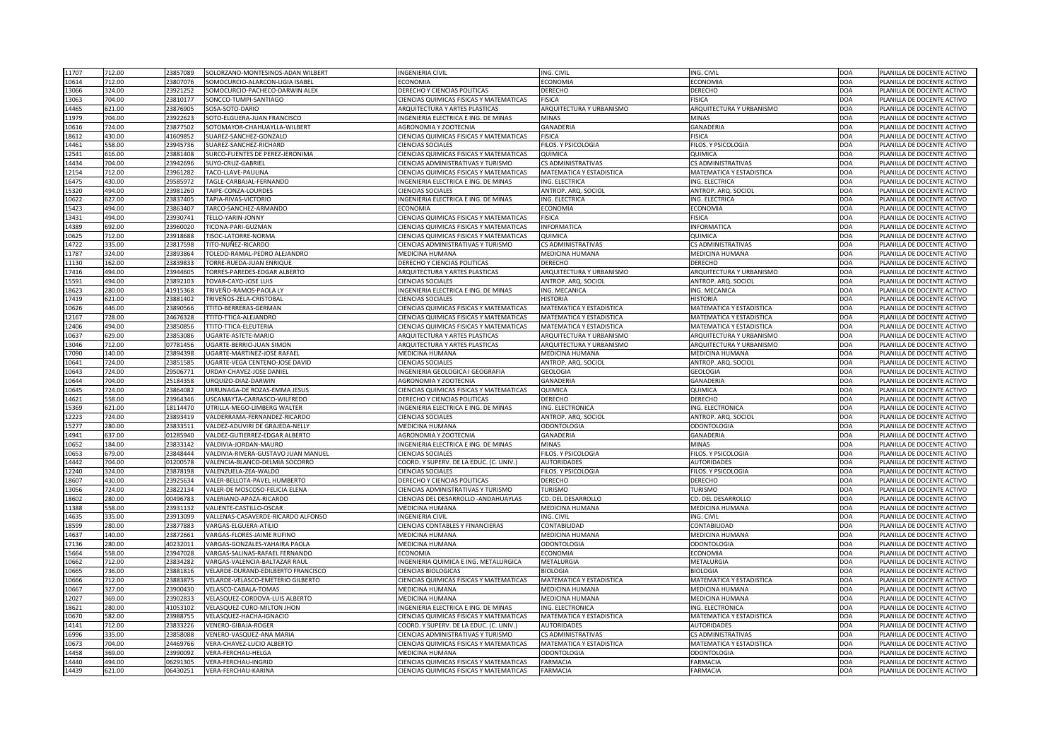| | | | | | | | | |
|---|---|---|---|---|---|---|---|---|
| 11707 | 712.00 | 23857089 | SOLORZANO-MONTESINOS-ADAN WILBERT | INGENIERIA CIVIL | ING. CIVIL | ING. CIVIL | DOA | PLANILLA DE DOCENTE ACTIVO |
| 10614 | 712.00 | 23807076 | SOMOCURCIO-ALARCON-LIGIA ISABEL | ECONOMIA | ECONOMIA | ECONOMIA | DOA | PLANILLA DE DOCENTE ACTIVO |
| 13066 | 324.00 | 23921252 | SOMOCURCIO-PACHECO-DARWIN ALEX | DERECHO Y CIENCIAS POLITICAS | DERECHO | DERECHO | DOA | PLANILLA DE DOCENTE ACTIVO |
| 13063 | 704.00 | 23810177 | SONCCO-TUMPI-SANTIAGO | CIENCIAS QUIMICAS FISICAS Y MATEMATICAS | FISICA | FISICA | DOA | PLANILLA DE DOCENTE ACTIVO |
| 14465 | 621.00 | 23876905 | SOSA-SOTO-DARIO | ARQUITECTURA Y ARTES PLASTICAS | ARQUITECTURA Y URBANISMO | ARQUITECTURA Y URBANISMO | DOA | PLANILLA DE DOCENTE ACTIVO |
| 11979 | 704.00 | 23922623 | SOTO-ELGUERA-JUAN FRANCISCO | INGENIERIA ELECTRICA E ING. DE MINAS | MINAS | MINAS | DOA | PLANILLA DE DOCENTE ACTIVO |
| 10616 | 724.00 | 23877502 | SOTOMAYOR-CHAHUAYLLA-WILBERT | AGRONOMIA Y ZOOTECNIA | GANADERIA | GANADERIA | DOA | PLANILLA DE DOCENTE ACTIVO |
| 18612 | 430.00 | 41609852 | SUAREZ-SANCHEZ-GONZALO | CIENCIAS QUIMICAS FISICAS Y MATEMATICAS | FISICA | FISICA | DOA | PLANILLA DE DOCENTE ACTIVO |
| 14461 | 558.00 | 23945736 | SUAREZ-SANCHEZ-RICHARD | CIENCIAS SOCIALES | FILOS. Y PSICOLOGIA | FILOS. Y PSICOLOGIA | DOA | PLANILLA DE DOCENTE ACTIVO |
| 12541 | 616.00 | 23881408 | SURCO-FUENTES DE PEREZ-JERONIMA | CIENCIAS QUIMICAS FISICAS Y MATEMATICAS | QUIMICA | QUIMICA | DOA | PLANILLA DE DOCENTE ACTIVO |
| 14434 | 704.00 | 23942696 | SUYO-CRUZ-GABRIEL | CIENCIAS ADMINISTRATIVAS Y TURISMO | CS ADMINISTRATIVAS | CS ADMINISTRATIVAS | DOA | PLANILLA DE DOCENTE ACTIVO |
| 12154 | 712.00 | 23961282 | TACO-LLAVE-PAULINA | CIENCIAS QUIMICAS FISICAS Y MATEMATICAS | MATEMATICA Y ESTADISTICA | MATEMATICA Y ESTADISTICA | DOA | PLANILLA DE DOCENTE ACTIVO |
| 16475 | 430.00 | 29585972 | TAGLE-CARBAJAL-FERNANDO | INGENIERIA ELECTRICA E ING. DE MINAS | ING. ELECTRICA | ING. ELECTRICA | DOA | PLANILLA DE DOCENTE ACTIVO |
| 15320 | 494.00 | 23981260 | TAIPE-CONZA-LOURDES | CIENCIAS SOCIALES | ANTROP. ARQ. SOCIOL | ANTROP. ARQ. SOCIOL | DOA | PLANILLA DE DOCENTE ACTIVO |
| 10622 | 627.00 | 23837405 | TAPIA-RIVAS-VICTORIO | INGENIERIA ELECTRICA E ING. DE MINAS | ING. ELECTRICA | ING. ELECTRICA | DOA | PLANILLA DE DOCENTE ACTIVO |
| 15423 | 494.00 | 23863407 | TARCO-SANCHEZ-ARMANDO | ECONOMIA | ECONOMIA | ECONOMIA | DOA | PLANILLA DE DOCENTE ACTIVO |
| 13431 | 494.00 | 23930741 | TELLO-YARIN-JONNY | CIENCIAS QUIMICAS FISICAS Y MATEMATICAS | FISICA | FISICA | DOA | PLANILLA DE DOCENTE ACTIVO |
| 14389 | 692.00 | 23960020 | TICONA-PARI-GUZMAN | CIENCIAS QUIMICAS FISICAS Y MATEMATICAS | INFORMATICA | INFORMATICA | DOA | PLANILLA DE DOCENTE ACTIVO |
| 10625 | 712.00 | 23918688 | TISOC-LATORRE-NORMA | CIENCIAS QUIMICAS FISICAS Y MATEMATICAS | QUIMICA | QUIMICA | DOA | PLANILLA DE DOCENTE ACTIVO |
| 14722 | 335.00 | 23817598 | TITO-NUÑEZ-RICARDO | CIENCIAS ADMINISTRATIVAS Y TURISMO | CS ADMINISTRATIVAS | CS ADMINISTRATIVAS | DOA | PLANILLA DE DOCENTE ACTIVO |
| 11787 | 324.00 | 23893864 | TOLEDO-RAMAL-PEDRO ALEJANDRO | MEDICINA HUMANA | MEDICINA HUMANA | MEDICINA HUMANA | DOA | PLANILLA DE DOCENTE ACTIVO |
| 11130 | 162.00 | 23839833 | TORRE-RUEDA-JUAN ENRIQUE | DERECHO Y CIENCIAS POLITICAS | DERECHO | DERECHO | DOA | PLANILLA DE DOCENTE ACTIVO |
| 17416 | 494.00 | 23944605 | TORRES-PAREDES-EDGAR ALBERTO | ARQUITECTURA Y ARTES PLASTICAS | ARQUITECTURA Y URBANISMO | ARQUITECTURA Y URBANISMO | DOA | PLANILLA DE DOCENTE ACTIVO |
| 15591 | 494.00 | 23892103 | TOVAR-CAYO-JOSE LUIS | CIENCIAS SOCIALES | ANTROP. ARQ. SOCIOL | ANTROP. ARQ. SOCIOL | DOA | PLANILLA DE DOCENTE ACTIVO |
| 18623 | 280.00 | 41915368 | TRIVEÑO-RAMOS-PAOLA LY | INGENIERIA ELECTRICA E ING. DE MINAS | ING. MECANICA | ING. MECANICA | DOA | PLANILLA DE DOCENTE ACTIVO |
| 17419 | 621.00 | 23881402 | TRIVEÑOS-ZELA-CRISTOBAL | CIENCIAS SOCIALES | HISTORIA | HISTORIA | DOA | PLANILLA DE DOCENTE ACTIVO |
| 10626 | 446.00 | 23890566 | TTITO-BERRERAS-GERMAN | CIENCIAS QUIMICAS FISICAS Y MATEMATICAS | MATEMATICA Y ESTADISTICA | MATEMATICA Y ESTADISTICA | DOA | PLANILLA DE DOCENTE ACTIVO |
| 12167 | 728.00 | 24676328 | TTITO-TTICA-ALEJANDRO | CIENCIAS QUIMICAS FISICAS Y MATEMATICAS | MATEMATICA Y ESTADISTICA | MATEMATICA Y ESTADISTICA | DOA | PLANILLA DE DOCENTE ACTIVO |
| 12406 | 494.00 | 23850856 | TTITO-TTICA-ELEUTERIA | CIENCIAS QUIMICAS FISICAS Y MATEMATICAS | MATEMATICA Y ESTADISTICA | MATEMATICA Y ESTADISTICA | DOA | PLANILLA DE DOCENTE ACTIVO |
| 10637 | 629.00 | 23853086 | UGARTE-ASTETE-MARIO | ARQUITECTURA Y ARTES PLASTICAS | ARQUITECTURA Y URBANISMO | ARQUITECTURA Y URBANISMO | DOA | PLANILLA DE DOCENTE ACTIVO |
| 13046 | 712.00 | 07781456 | UGARTE-BERRIO-JUAN SIMON | ARQUITECTURA Y ARTES PLASTICAS | ARQUITECTURA Y URBANISMO | ARQUITECTURA Y URBANISMO | DOA | PLANILLA DE DOCENTE ACTIVO |
| 17090 | 140.00 | 23894398 | UGARTE-MARTINEZ-JOSE RAFAEL | MEDICINA HUMANA | MEDICINA HUMANA | MEDICINA HUMANA | DOA | PLANILLA DE DOCENTE ACTIVO |
| 10641 | 724.00 | 23851585 | UGARTE-VEGA CENTENO-JOSE DAVID | CIENCIAS SOCIALES | ANTROP. ARQ. SOCIOL | ANTROP. ARQ. SOCIOL | DOA | PLANILLA DE DOCENTE ACTIVO |
| 10643 | 724.00 | 29506771 | URDAY-CHAVEZ-JOSE DANIEL | INGENIERIA GEOLOGICA I GEOGRAFIA | GEOLOGIA | GEOLOGIA | DOA | PLANILLA DE DOCENTE ACTIVO |
| 10644 | 704.00 | 25184358 | URQUIZO-DIAZ-DARWIN | AGRONOMIA Y ZOOTECNIA | GANADERIA | GANADERIA | DOA | PLANILLA DE DOCENTE ACTIVO |
| 10645 | 724.00 | 23864082 | URRUNAGA-DE ROZAS-EMMA JESUS | CIENCIAS QUIMICAS FISICAS Y MATEMATICAS | QUIMICA | QUIMICA | DOA | PLANILLA DE DOCENTE ACTIVO |
| 14621 | 558.00 | 23964346 | USCAMAYTA-CARRASCO-WILFREDO | DERECHO Y CIENCIAS POLITICAS | DERECHO | DERECHO | DOA | PLANILLA DE DOCENTE ACTIVO |
| 15369 | 621.00 | 18114470 | UTRILLA-MEGO-LIMBERG WALTER | INGENIERIA ELECTRICA E ING. DE MINAS | ING. ELECTRONICA | ING. ELECTRONICA | DOA | PLANILLA DE DOCENTE ACTIVO |
| 12223 | 724.00 | 23893419 | VALDERRAMA-FERNANDEZ-RICARDO | CIENCIAS SOCIALES | ANTROP. ARQ. SOCIOL | ANTROP. ARQ. SOCIOL | DOA | PLANILLA DE DOCENTE ACTIVO |
| 15277 | 280.00 | 23833511 | VALDEZ-ADUVIRI DE GRAJEDA-NELLY | MEDICINA HUMANA | ODONTOLOGIA | ODONTOLOGIA | DOA | PLANILLA DE DOCENTE ACTIVO |
| 14941 | 637.00 | 01285940 | VALDEZ-GUTIERREZ-EDGAR ALBERTO | AGRONOMIA Y ZOOTECNIA | GANADERIA | GANADERIA | DOA | PLANILLA DE DOCENTE ACTIVO |
| 10652 | 184.00 | 23833142 | VALDIVIA-JORDAN-MAURO | INGENIERIA ELECTRICA E ING. DE MINAS | MINAS | MINAS | DOA | PLANILLA DE DOCENTE ACTIVO |
| 10653 | 679.00 | 23848444 | VALDIVIA-RIVERA-GUSTAVO JUAN MANUEL | CIENCIAS SOCIALES | FILOS. Y PSICOLOGIA | FILOS. Y PSICOLOGIA | DOA | PLANILLA DE DOCENTE ACTIVO |
| 14442 | 704.00 | 01200578 | VALENCIA-BLANCO-DELMIA SOCORRO | COORD. Y SUPERV. DE LA EDUC. (C. UNIV.) | AUTORIDADES | AUTORIDADES | DOA | PLANILLA DE DOCENTE ACTIVO |
| 12240 | 324.00 | 23878198 | VALENZUELA-ZEA-WALDO | CIENCIAS SOCIALES | FILOS. Y PSICOLOGIA | FILOS. Y PSICOLOGIA | DOA | PLANILLA DE DOCENTE ACTIVO |
| 18607 | 430.00 | 23925634 | VALER-BELLOTA-PAVEL HUMBERTO | DERECHO Y CIENCIAS POLITICAS | DERECHO | DERECHO | DOA | PLANILLA DE DOCENTE ACTIVO |
| 13056 | 724.00 | 23822134 | VALER-DE MOSCOSO-FELICIA ELENA | CIENCIAS ADMINISTRATIVAS Y TURISMO | TURISMO | TURISMO | DOA | PLANILLA DE DOCENTE ACTIVO |
| 18602 | 280.00 | 00496783 | VALERIANO-APAZA-RICARDO | CIENCIAS DEL DESARROLLO -ANDAHUAYLAS | CD. DEL DESARROLLO | CD. DEL DESARROLLO | DOA | PLANILLA DE DOCENTE ACTIVO |
| 11388 | 558.00 | 23931132 | VALIENTE-CASTILLO-OSCAR | MEDICINA HUMANA | MEDICINA HUMANA | MEDICINA HUMANA | DOA | PLANILLA DE DOCENTE ACTIVO |
| 14635 | 335.00 | 23913099 | VALLENAS-CASAVERDE-RICARDO ALFONSO | INGENIERIA CIVIL | ING. CIVIL | ING. CIVIL | DOA | PLANILLA DE DOCENTE ACTIVO |
| 18599 | 280.00 | 23877883 | VARGAS-ELGUERA-ATILIO | CIENCIAS CONTABLES Y FINANCIERAS | CONTABILIDAD | CONTABILIDAD | DOA | PLANILLA DE DOCENTE ACTIVO |
| 14637 | 140.00 | 23872661 | VARGAS-FLORES-JAIME RUFINO | MEDICINA HUMANA | MEDICINA HUMANA | MEDICINA HUMANA | DOA | PLANILLA DE DOCENTE ACTIVO |
| 17136 | 280.00 | 40232011 | VARGAS-GONZALES-YAHAIRA PAOLA | MEDICINA HUMANA | ODONTOLOGIA | ODONTOLOGIA | DOA | PLANILLA DE DOCENTE ACTIVO |
| 15664 | 558.00 | 23947028 | VARGAS-SALINAS-RAFAEL FERNANDO | ECONOMIA | ECONOMIA | ECONOMIA | DOA | PLANILLA DE DOCENTE ACTIVO |
| 10662 | 712.00 | 23834282 | VARGAS-VALENCIA-BALTAZAR RAUL | INGENIERIA QUIMICA E ING. METALURGICA | METALURGIA | METALURGIA | DOA | PLANILLA DE DOCENTE ACTIVO |
| 10665 | 736.00 | 23881816 | VELARDE-DURAND-EDILBERTO FRANCISCO | CIENCIAS BIOLOGICAS | BIOLOGIA | BIOLOGIA | DOA | PLANILLA DE DOCENTE ACTIVO |
| 10666 | 712.00 | 23883875 | VELARDE-VELASCO-EMETERIO GILBERTO | CIENCIAS QUIMICAS FISICAS Y MATEMATICAS | MATEMATICA Y ESTADISTICA | MATEMATICA Y ESTADISTICA | DOA | PLANILLA DE DOCENTE ACTIVO |
| 10667 | 327.00 | 23900430 | VELASCO-CABALA-TOMAS | MEDICINA HUMANA | MEDICINA HUMANA | MEDICINA HUMANA | DOA | PLANILLA DE DOCENTE ACTIVO |
| 12027 | 369.00 | 23902833 | VELASQUEZ-CORDOVA-LUIS ALBERTO | MEDICINA HUMANA | MEDICINA HUMANA | MEDICINA HUMANA | DOA | PLANILLA DE DOCENTE ACTIVO |
| 18621 | 280.00 | 41053102 | VELASQUEZ-CURO-MILTON JHON | INGENIERIA ELECTRICA E ING. DE MINAS | ING. ELECTRONICA | ING. ELECTRONICA | DOA | PLANILLA DE DOCENTE ACTIVO |
| 10670 | 582.00 | 23988755 | VELASQUEZ-HACHA-IGNACIO | CIENCIAS QUIMICAS FISICAS Y MATEMATICAS | MATEMATICA Y ESTADISTICA | MATEMATICA Y ESTADISTICA | DOA | PLANILLA DE DOCENTE ACTIVO |
| 14141 | 712.00 | 23833226 | VENERO-GIBAJA-ROGER | COORD. Y SUPERV. DE LA EDUC. (C. UNIV.) | AUTORIDADES | AUTORIDADES | DOA | PLANILLA DE DOCENTE ACTIVO |
| 16996 | 335.00 | 23858088 | VENERO-VASQUEZ-ANA MARIA | CIENCIAS ADMINISTRATIVAS Y TURISMO | CS ADMINISTRATIVAS | CS ADMINISTRATIVAS | DOA | PLANILLA DE DOCENTE ACTIVO |
| 10673 | 704.00 | 24469766 | VERA-CHAVEZ-LUCIO ALBERTO | CIENCIAS QUIMICAS FISICAS Y MATEMATICAS | MATEMATICA Y ESTADISTICA | MATEMATICA Y ESTADISTICA | DOA | PLANILLA DE DOCENTE ACTIVO |
| 14458 | 369.00 | 23990092 | VERA-FERCHAU-HELGA | MEDICINA HUMANA | ODONTOLOGIA | ODONTOLOGIA | DOA | PLANILLA DE DOCENTE ACTIVO |
| 14440 | 494.00 | 06291305 | VERA-FERCHAU-INGRID | CIENCIAS QUIMICAS FISICAS Y MATEMATICAS | FARMACIA | FARMACIA | DOA | PLANILLA DE DOCENTE ACTIVO |
| 14439 | 621.00 | 06430251 | VERA-FERCHAU-KARINA | CIENCIAS QUIMICAS FISICAS Y MATEMATICAS | FARMACIA | FARMACIA | DOA | PLANILLA DE DOCENTE ACTIVO |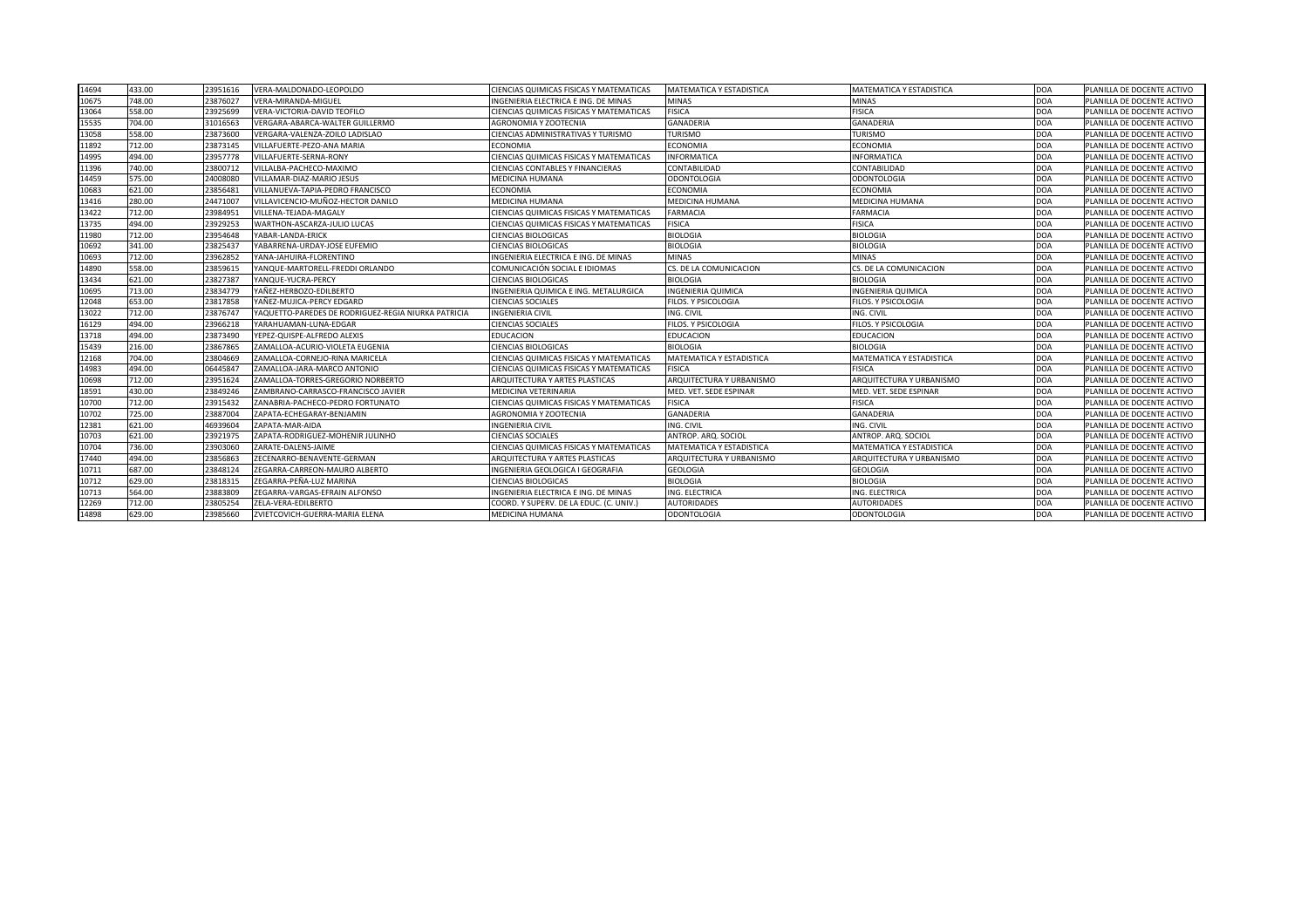| | | | | | | | | |
|---|---|---|---|---|---|---|---|---|
| 14694 | 433.00 | 23951616 | VERA-MALDONADO-LEOPOLDO | CIENCIAS QUIMICAS FISICAS Y MATEMATICAS | MATEMATICA Y ESTADISTICA | MATEMATICA Y ESTADISTICA | DOA | PLANILLA DE DOCENTE ACTIVO |
| 10675 | 748.00 | 23876027 | VERA-MIRANDA-MIGUEL | INGENIERIA ELECTRICA E ING. DE MINAS | MINAS | MINAS | DOA | PLANILLA DE DOCENTE ACTIVO |
| 13064 | 558.00 | 23925699 | VERA-VICTORIA-DAVID TEOFILO | CIENCIAS QUIMICAS FISICAS Y MATEMATICAS | FISICA | FISICA | DOA | PLANILLA DE DOCENTE ACTIVO |
| 15535 | 704.00 | 31016563 | VERGARA-ABARCA-WALTER GUILLERMO | AGRONOMIA Y ZOOTECNIA | GANADERIA | GANADERIA | DOA | PLANILLA DE DOCENTE ACTIVO |
| 13058 | 558.00 | 23873600 | VERGARA-VALENZA-ZOILO LADISLAO | CIENCIAS ADMINISTRATIVAS Y TURISMO | TURISMO | TURISMO | DOA | PLANILLA DE DOCENTE ACTIVO |
| 11892 | 712.00 | 23873145 | VILLAFUERTE-PEZO-ANA MARIA | ECONOMIA | ECONOMIA | ECONOMIA | DOA | PLANILLA DE DOCENTE ACTIVO |
| 14995 | 494.00 | 23957778 | VILLAFUERTE-SERNA-RONY | CIENCIAS QUIMICAS FISICAS Y MATEMATICAS | INFORMATICA | INFORMATICA | DOA | PLANILLA DE DOCENTE ACTIVO |
| 11396 | 740.00 | 23800712 | VILLALBA-PACHECO-MAXIMO | CIENCIAS CONTABLES Y FINANCIERAS | CONTABILIDAD | CONTABILIDAD | DOA | PLANILLA DE DOCENTE ACTIVO |
| 14459 | 575.00 | 24008080 | VILLAMAR-DIAZ-MARIO JESUS | MEDICINA HUMANA | ODONTOLOGIA | ODONTOLOGIA | DOA | PLANILLA DE DOCENTE ACTIVO |
| 10683 | 621.00 | 23856481 | VILLANUEVA-TAPIA-PEDRO FRANCISCO | ECONOMIA | ECONOMIA | ECONOMIA | DOA | PLANILLA DE DOCENTE ACTIVO |
| 13416 | 280.00 | 24471007 | VILLAVICENCIO-MUÑOZ-HECTOR DANILO | MEDICINA HUMANA | MEDICINA HUMANA | MEDICINA HUMANA | DOA | PLANILLA DE DOCENTE ACTIVO |
| 13422 | 712.00 | 23984951 | VILLENA-TEJADA-MAGALY | CIENCIAS QUIMICAS FISICAS Y MATEMATICAS | FARMACIA | FARMACIA | DOA | PLANILLA DE DOCENTE ACTIVO |
| 13735 | 494.00 | 23929253 | WARTHON-ASCARZA-JULIO LUCAS | CIENCIAS QUIMICAS FISICAS Y MATEMATICAS | FISICA | FISICA | DOA | PLANILLA DE DOCENTE ACTIVO |
| 11980 | 712.00 | 23954648 | YABAR-LANDA-ERICK | CIENCIAS BIOLOGICAS | BIOLOGIA | BIOLOGIA | DOA | PLANILLA DE DOCENTE ACTIVO |
| 10692 | 341.00 | 23825437 | YABARRENA-URDAY-JOSE EUFEMIO | CIENCIAS BIOLOGICAS | BIOLOGIA | BIOLOGIA | DOA | PLANILLA DE DOCENTE ACTIVO |
| 10693 | 712.00 | 23962852 | YANA-JAHUIRA-FLORENTINO | INGENIERIA ELECTRICA E ING. DE MINAS | MINAS | MINAS | DOA | PLANILLA DE DOCENTE ACTIVO |
| 14890 | 558.00 | 23859615 | YANQUE-MARTORELL-FREDDI ORLANDO | COMUNICACIÓN SOCIAL E IDIOMAS | CS. DE LA COMUNICACION | CS. DE LA COMUNICACION | DOA | PLANILLA DE DOCENTE ACTIVO |
| 13434 | 621.00 | 23827387 | YANQUE-YUCRA-PERCY | CIENCIAS BIOLOGICAS | BIOLOGIA | BIOLOGIA | DOA | PLANILLA DE DOCENTE ACTIVO |
| 10695 | 713.00 | 23834779 | YAÑEZ-HERBOZO-EDILBERTO | INGENIERIA QUIMICA E ING. METALURGICA | INGENIERIA QUIMICA | INGENIERIA QUIMICA | DOA | PLANILLA DE DOCENTE ACTIVO |
| 12048 | 653.00 | 23817858 | YAÑEZ-MUJICA-PERCY EDGARD | CIENCIAS SOCIALES | FILOS. Y PSICOLOGIA | FILOS. Y PSICOLOGIA | DOA | PLANILLA DE DOCENTE ACTIVO |
| 13022 | 712.00 | 23876747 | YAQUETTO-PAREDES DE RODRIGUEZ-REGIA NIURKA PATRICIA | INGENIERIA CIVIL | ING. CIVIL | ING. CIVIL | DOA | PLANILLA DE DOCENTE ACTIVO |
| 16129 | 494.00 | 23966218 | YARAHUAMAN-LUNA-EDGAR | CIENCIAS SOCIALES | FILOS. Y PSICOLOGIA | FILOS. Y PSICOLOGIA | DOA | PLANILLA DE DOCENTE ACTIVO |
| 13718 | 494.00 | 23873490 | YEPEZ-QUISPE-ALFREDO ALEXIS | EDUCACION | EDUCACION | EDUCACION | DOA | PLANILLA DE DOCENTE ACTIVO |
| 15439 | 216.00 | 23867865 | ZAMALLOA-ACURIO-VIOLETA EUGENIA | CIENCIAS BIOLOGICAS | BIOLOGIA | BIOLOGIA | DOA | PLANILLA DE DOCENTE ACTIVO |
| 12168 | 704.00 | 23804669 | ZAMALLOA-CORNEJO-RINA MARICELA | CIENCIAS QUIMICAS FISICAS Y MATEMATICAS | MATEMATICA Y ESTADISTICA | MATEMATICA Y ESTADISTICA | DOA | PLANILLA DE DOCENTE ACTIVO |
| 14983 | 494.00 | 06445847 | ZAMALLOA-JARA-MARCO ANTONIO | CIENCIAS QUIMICAS FISICAS Y MATEMATICAS | FISICA | FISICA | DOA | PLANILLA DE DOCENTE ACTIVO |
| 10698 | 712.00 | 23951624 | ZAMALLOA-TORRES-GREGORIO NORBERTO | ARQUITECTURA Y ARTES PLASTICAS | ARQUITECTURA Y URBANISMO | ARQUITECTURA Y URBANISMO | DOA | PLANILLA DE DOCENTE ACTIVO |
| 18591 | 430.00 | 23849246 | ZAMBRANO-CARRASCO-FRANCISCO JAVIER | MEDICINA VETERINARIA | MED. VET. SEDE ESPINAR | MED. VET. SEDE ESPINAR | DOA | PLANILLA DE DOCENTE ACTIVO |
| 10700 | 712.00 | 23915432 | ZANABRIA-PACHECO-PEDRO FORTUNATO | CIENCIAS QUIMICAS FISICAS Y MATEMATICAS | FISICA | FISICA | DOA | PLANILLA DE DOCENTE ACTIVO |
| 10702 | 725.00 | 23887004 | ZAPATA-ECHEGARAY-BENJAMIN | AGRONOMIA Y ZOOTECNIA | GANADERIA | GANADERIA | DOA | PLANILLA DE DOCENTE ACTIVO |
| 12381 | 621.00 | 46939604 | ZAPATA-MAR-AIDA | INGENIERIA CIVIL | ING. CIVIL | ING. CIVIL | DOA | PLANILLA DE DOCENTE ACTIVO |
| 10703 | 621.00 | 23921975 | ZAPATA-RODRIGUEZ-MOHENIR JULINHO | CIENCIAS SOCIALES | ANTROP. ARQ. SOCIOL | ANTROP. ARQ. SOCIOL | DOA | PLANILLA DE DOCENTE ACTIVO |
| 10704 | 736.00 | 23903060 | ZARATE-DALENS-JAIME | CIENCIAS QUIMICAS FISICAS Y MATEMATICAS | MATEMATICA Y ESTADISTICA | MATEMATICA Y ESTADISTICA | DOA | PLANILLA DE DOCENTE ACTIVO |
| 17440 | 494.00 | 23856863 | ZECENARRO-BENAVENTE-GERMAN | ARQUITECTURA Y ARTES PLASTICAS | ARQUITECTURA Y URBANISMO | ARQUITECTURA Y URBANISMO | DOA | PLANILLA DE DOCENTE ACTIVO |
| 10711 | 687.00 | 23848124 | ZEGARRA-CARREON-MAURO ALBERTO | INGENIERIA GEOLOGICA I GEOGRAFIA | GEOLOGIA | GEOLOGIA | DOA | PLANILLA DE DOCENTE ACTIVO |
| 10712 | 629.00 | 23818315 | ZEGARRA-PEÑA-LUZ MARINA | CIENCIAS BIOLOGICAS | BIOLOGIA | BIOLOGIA | DOA | PLANILLA DE DOCENTE ACTIVO |
| 10713 | 564.00 | 23883809 | ZEGARRA-VARGAS-EFRAIN ALFONSO | INGENIERIA ELECTRICA E ING. DE MINAS | ING. ELECTRICA | ING. ELECTRICA | DOA | PLANILLA DE DOCENTE ACTIVO |
| 12269 | 712.00 | 23805254 | ZELA-VERA-EDILBERTO | COORD. Y SUPERV. DE LA EDUC. (C. UNIV.) | AUTORIDADES | AUTORIDADES | DOA | PLANILLA DE DOCENTE ACTIVO |
| 14898 | 629.00 | 23985660 | ZVIETCOVICH-GUERRA-MARIA ELENA | MEDICINA HUMANA | ODONTOLOGIA | ODONTOLOGIA | DOA | PLANILLA DE DOCENTE ACTIVO |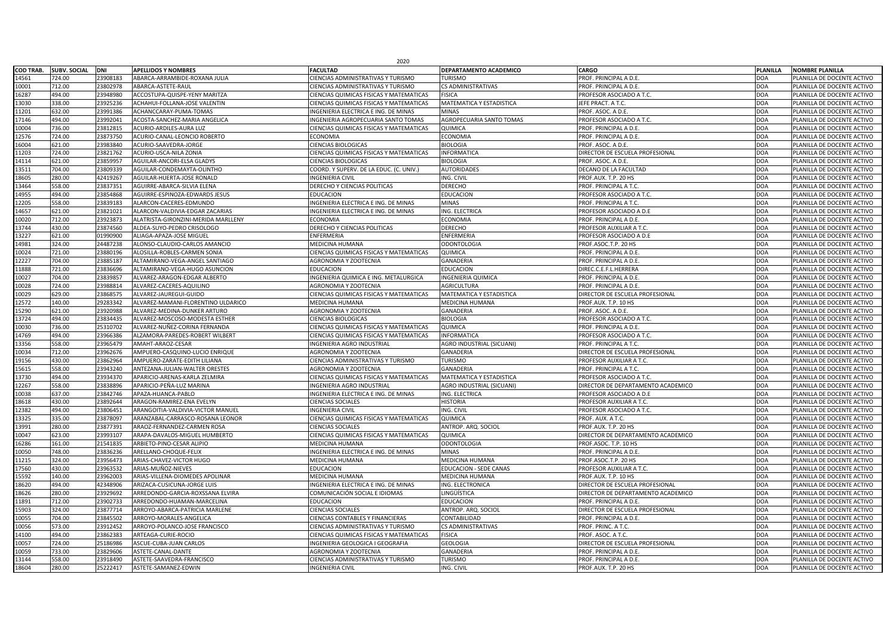2020

| COD TRAB. | SUBV. SOCIAL | DNI | APELLIDOS Y NOMBRES | FACULTAD | DEPARTAMENTO ACADEMICO | CARGO | PLANILLA | NOMBRE PLANILLA |
|---|---|---|---|---|---|---|---|---|
| 14561 | 724.00 | 23908183 | ABARCA-ARRAMBIDE-ROXANA JULIA | CIENCIAS ADMINISTRATIVAS Y TURISMO | TURISMO | PROF. PRINCIPAL A D.E. | DOA | PLANILLA DE DOCENTE ACTIVO |
| 10001 | 712.00 | 23802978 | ABARCA-ASTETE-RAUL | CIENCIAS ADMINISTRATIVAS Y TURISMO | CS ADMINISTRATIVAS | PROF. PRINCIPAL A D.E. | DOA | PLANILLA DE DOCENTE ACTIVO |
| 16287 | 494.00 | 23948980 | ACCOSTUPA-QUISPE-YENY MARITZA | CIENCIAS QUIMICAS FISICAS Y MATEMATICAS | FISICA | PROFESOR ASOCIADO A T.C. | DOA | PLANILLA DE DOCENTE ACTIVO |
| 13030 | 338.00 | 23925236 | ACHAHUI-FOLLANA-JOSE VALENTIN | CIENCIAS QUIMICAS FISICAS Y MATEMATICAS | MATEMATICA Y ESTADISTICA | JEFE PRACT. A T.C. | DOA | PLANILLA DE DOCENTE ACTIVO |
| 11201 | 632.00 | 23991386 | ACHANCCARAY-PUMA-TOMAS | INGENIERIA ELECTRICA E ING. DE MINAS | MINAS | PROF. ASOC. A D.E. | DOA | PLANILLA DE DOCENTE ACTIVO |
| 17146 | 494.00 | 23992041 | ACOSTA-SANCHEZ-MARIA ANGELICA | INGENIERIA AGROPECUARIA SANTO TOMAS | AGROPECUARIA SANTO TOMAS | PROFESOR ASOCIADO A T.C. | DOA | PLANILLA DE DOCENTE ACTIVO |
| 10004 | 736.00 | 23812815 | ACURIO-ARDILES-AURA LUZ | CIENCIAS QUIMICAS FISICAS Y MATEMATICAS | QUIMICA | PROF. PRINCIPAL A D.E. | DOA | PLANILLA DE DOCENTE ACTIVO |
| 12576 | 724.00 | 23873750 | ACURIO-CANAL-LEONCIO ROBERTO | ECONOMIA | ECONOMIA | PROF. PRINCIPAL A D.E. | DOA | PLANILLA DE DOCENTE ACTIVO |
| 16004 | 621.00 | 23983840 | ACURIO-SAAVEDRA-JORGE | CIENCIAS BIOLOGICAS | BIOLOGIA | PROF. ASOC. A D.E. | DOA | PLANILLA DE DOCENTE ACTIVO |
| 11203 | 724.00 | 23821762 | ACURIO-USCA-NILA ZONIA | CIENCIAS QUIMICAS FISICAS Y MATEMATICAS | INFORMATICA | DIRECTOR DE ESCUELA PROFESIONAL | DOA | PLANILLA DE DOCENTE ACTIVO |
| 14114 | 621.00 | 23859957 | AGUILAR-ANCORI-ELSA GLADYS | CIENCIAS BIOLOGICAS | BIOLOGIA | PROF. ASOC. A D.E. | DOA | PLANILLA DE DOCENTE ACTIVO |
| 13511 | 704.00 | 23809339 | AGUILAR-CONDEMAYTA-OLINTHO | COORD. Y SUPERV. DE LA EDUC. (C. UNIV.) | AUTORIDADES | DECANO DE LA FACULTAD | DOA | PLANILLA DE DOCENTE ACTIVO |
| 18605 | 280.00 | 42419267 | AGUILAR-HUERTA-JOSE RONALD | INGENIERIA CIVIL | ING. CIVIL | PROF.AUX. T.P. 20 HS | DOA | PLANILLA DE DOCENTE ACTIVO |
| 13464 | 558.00 | 23837351 | AGUIRRE-ABARCA-SILVIA ELENA | DERECHO Y CIENCIAS POLITICAS | DERECHO | PROF. PRINCIPAL A T.C. | DOA | PLANILLA DE DOCENTE ACTIVO |
| 14955 | 494.00 | 23854868 | AGUIRRE-ESPINOZA-EDWARDS JESUS | EDUCACION | EDUCACION | PROFESOR ASOCIADO A T.C. | DOA | PLANILLA DE DOCENTE ACTIVO |
| 12205 | 558.00 | 23839183 | ALARCON-CACERES-EDMUNDO | INGENIERIA ELECTRICA E ING. DE MINAS | MINAS | PROF. PRINCIPAL A T.C. | DOA | PLANILLA DE DOCENTE ACTIVO |
| 14657 | 621.00 | 23821021 | ALARCON-VALDIVIA-EDGAR ZACARIAS | INGENIERIA ELECTRICA E ING. DE MINAS | ING. ELECTRICA | PROFESOR ASOCIADO A D.E | DOA | PLANILLA DE DOCENTE ACTIVO |
| 10020 | 712.00 | 23923873 | ALATRISTA-GIRONZINI-MERIDA MARLLENY | ECONOMIA | ECONOMIA | PROF. PRINCIPAL A D.E. | DOA | PLANILLA DE DOCENTE ACTIVO |
| 13744 | 430.00 | 23874560 | ALDEA-SUYO-PEDRO CRISOLOGO | DERECHO Y CIENCIAS POLITICAS | DERECHO | PROFESOR AUXILIAR A T.C. | DOA | PLANILLA DE DOCENTE ACTIVO |
| 13227 | 621.00 | 01990900 | ALIAGA-APAZA-JOSE MIGUEL | ENFERMERIA | ENFERMERIA | PROFESOR ASOCIADO A D.E | DOA | PLANILLA DE DOCENTE ACTIVO |
| 14981 | 324.00 | 24487238 | ALONSO-CLAUDIO-CARLOS AMANCIO | MEDICINA HUMANA | ODONTOLOGIA | PROF.ASOC.T.P. 20 HS | DOA | PLANILLA DE DOCENTE ACTIVO |
| 10024 | 721.00 | 23880196 | ALOSILLA-ROBLES-CARMEN SONIA | CIENCIAS QUIMICAS FISICAS Y MATEMATICAS | QUIMICA | PROF. PRINCIPAL A D.E. | DOA | PLANILLA DE DOCENTE ACTIVO |
| 12227 | 704.00 | 23885187 | ALTAMIRANO-VEGA-ANGEL SANTIAGO | AGRONOMIA Y ZOOTECNIA | GANADERIA | PROF. PRINCIPAL A D.E. | DOA | PLANILLA DE DOCENTE ACTIVO |
| 11888 | 721.00 | 23836696 | ALTAMIRANO-VEGA-HUGO ASUNCION | EDUCACION | EDUCACION | DIREC.C.E.F.L.HERRERA | DOA | PLANILLA DE DOCENTE ACTIVO |
| 10027 | 704.00 | 23839857 | ALVAREZ-ARAGON-EDGAR ALBERTO | INGENIERIA QUIMICA E ING. METALURGICA | INGENIERIA QUIMICA | PROF. PRINCIPAL A D.E. | DOA | PLANILLA DE DOCENTE ACTIVO |
| 10028 | 724.00 | 23988814 | ALVAREZ-CACERES-AQUILINO | AGRONOMIA Y ZOOTECNIA | AGRICULTURA | PROF. PRINCIPAL A D.E. | DOA | PLANILLA DE DOCENTE ACTIVO |
| 10029 | 629.00 | 23868575 | ALVAREZ-JAUREGUI-GUIDO | CIENCIAS QUIMICAS FISICAS Y MATEMATICAS | MATEMATICA Y ESTADISTICA | DIRECTOR DE ESCUELA PROFESIONAL | DOA | PLANILLA DE DOCENTE ACTIVO |
| 12572 | 140.00 | 29283342 | ALVAREZ-MAMANI-FLORENTINO ULDARICO | MEDICINA HUMANA | MEDICINA HUMANA | PROF.AUX. T.P. 10 HS | DOA | PLANILLA DE DOCENTE ACTIVO |
| 15290 | 621.00 | 23920988 | ALVAREZ-MEDINA-DUNKER ARTURO | AGRONOMIA Y ZOOTECNIA | GANADERIA | PROF. ASOC. A D.E. | DOA | PLANILLA DE DOCENTE ACTIVO |
| 13724 | 494.00 | 23834435 | ALVAREZ-MOSCOSO-MODESTA ESTHER | CIENCIAS BIOLOGICAS | BIOLOGIA | PROFESOR ASOCIADO A T.C. | DOA | PLANILLA DE DOCENTE ACTIVO |
| 10030 | 736.00 | 25310702 | ALVAREZ-NUÑEZ-CORINA FERNANDA | CIENCIAS QUIMICAS FISICAS Y MATEMATICAS | QUIMICA | PROF. PRINCIPAL A D.E. | DOA | PLANILLA DE DOCENTE ACTIVO |
| 14769 | 494.00 | 23966386 | ALZAMORA-PAREDES-ROBERT WILBERT | CIENCIAS QUIMICAS FISICAS Y MATEMATICAS | INFORMATICA | PROFESOR ASOCIADO A T.C. | DOA | PLANILLA DE DOCENTE ACTIVO |
| 13356 | 558.00 | 23965479 | AMAHT-ARAOZ-CESAR | INGENIERIA AGRO INDUSTRIAL | AGRO INDUSTRIAL (SICUANI) | PROF. PRINCIPAL A T.C. | DOA | PLANILLA DE DOCENTE ACTIVO |
| 10034 | 712.00 | 23962676 | AMPUERO-CASQUINO-LUCIO ENRIQUE | AGRONOMIA Y ZOOTECNIA | GANADERIA | DIRECTOR DE ESCUELA PROFESIONAL | DOA | PLANILLA DE DOCENTE ACTIVO |
| 19156 | 430.00 | 23862964 | AMPUERO-ZARATE-EDITH LILIANA | CIENCIAS ADMINISTRATIVAS Y TURISMO | TURISMO | PROFESOR AUXILIAR A T.C. | DOA | PLANILLA DE DOCENTE ACTIVO |
| 15615 | 558.00 | 23943240 | ANTEZANA-JULIAN-WALTER ORESTES | AGRONOMIA Y ZOOTECNIA | GANADERIA | PROF. PRINCIPAL A T.C. | DOA | PLANILLA DE DOCENTE ACTIVO |
| 13730 | 494.00 | 23934370 | APARICIO-ARENAS-KARLA ZELMIRA | CIENCIAS QUIMICAS FISICAS Y MATEMATICAS | MATEMATICA Y ESTADISTICA | PROFESOR ASOCIADO A T.C. | DOA | PLANILLA DE DOCENTE ACTIVO |
| 12267 | 558.00 | 23838896 | APARICIO-PEÑA-LUZ MARINA | INGENIERIA AGRO INDUSTRIAL | AGRO INDUSTRIAL (SICUANI) | DIRECTOR DE DEPARTAMENTO ACADEMICO | DOA | PLANILLA DE DOCENTE ACTIVO |
| 10038 | 637.00 | 23842746 | APAZA-HUANCA-PABLO | INGENIERIA ELECTRICA E ING. DE MINAS | ING. ELECTRICA | PROFESOR ASOCIADO A D.E | DOA | PLANILLA DE DOCENTE ACTIVO |
| 18618 | 430.00 | 23892644 | ARAGON-RAMIREZ-ENA EVELYN | CIENCIAS SOCIALES | HISTORIA | PROFESOR AUXILIAR A T.C. | DOA | PLANILLA DE DOCENTE ACTIVO |
| 12382 | 494.00 | 23806451 | ARANGOITIA-VALDIVIA-VICTOR MANUEL | INGENIERIA CIVIL | ING. CIVIL | PROFESOR ASOCIADO A T.C. | DOA | PLANILLA DE DOCENTE ACTIVO |
| 13325 | 335.00 | 23878097 | ARANZABAL-CARRASCO-ROSANA LEONOR | CIENCIAS QUIMICAS FISICAS Y MATEMATICAS | QUIMICA | PROF. AUX. A T.C. | DOA | PLANILLA DE DOCENTE ACTIVO |
| 13991 | 280.00 | 23877391 | ARAOZ-FERNANDEZ-CARMEN ROSA | CIENCIAS SOCIALES | ANTROP. ARQ. SOCIOL | PROF.AUX. T.P. 20 HS | DOA | PLANILLA DE DOCENTE ACTIVO |
| 10047 | 623.00 | 23993107 | ARAPA-DAVALOS-MIGUEL HUMBERTO | CIENCIAS QUIMICAS FISICAS Y MATEMATICAS | QUIMICA | DIRECTOR DE DEPARTAMENTO ACADEMICO | DOA | PLANILLA DE DOCENTE ACTIVO |
| 16286 | 161.00 | 21541835 | ARBIETO-PINO-CESAR ALIPIO | MEDICINA HUMANA | ODONTOLOGIA | PROF.ASOC. T.P. 10 HS | DOA | PLANILLA DE DOCENTE ACTIVO |
| 10050 | 748.00 | 23836236 | ARELLANO-CHOQUE-FELIX | INGENIERIA ELECTRICA E ING. DE MINAS | MINAS | PROF. PRINCIPAL A D.E. | DOA | PLANILLA DE DOCENTE ACTIVO |
| 11215 | 324.00 | 23956473 | ARIAS-CHAVEZ-VICTOR HUGO | MEDICINA HUMANA | MEDICINA HUMANA | PROF.ASOC.T.P. 20 HS | DOA | PLANILLA DE DOCENTE ACTIVO |
| 17560 | 430.00 | 23963532 | ARIAS-MUÑOZ-NIEVES | EDUCACION | EDUCACION - SEDE CANAS | PROFESOR AUXILIAR A T.C. | DOA | PLANILLA DE DOCENTE ACTIVO |
| 15592 | 140.00 | 23962003 | ARIAS-VILLENA-DIOMEDES APOLINAR | MEDICINA HUMANA | MEDICINA HUMANA | PROF.AUX. T.P. 10 HS | DOA | PLANILLA DE DOCENTE ACTIVO |
| 18620 | 494.00 | 42348906 | ARIZACA-CUSICUNA-JORGE LUIS | INGENIERIA ELECTRICA E ING. DE MINAS | ING. ELECTRONICA | DIRECTOR DE ESCUELA PROFESIONAL | DOA | PLANILLA DE DOCENTE ACTIVO |
| 18626 | 280.00 | 23929692 | ARREDONDO-GARCIA-ROXSSANA ELVIRA | COMUNICACIÓN SOCIAL E IDIOMAS | LINGÜÍSTICA | DIRECTOR DE DEPARTAMENTO ACADEMICO | DOA | PLANILLA DE DOCENTE ACTIVO |
| 11891 | 712.00 | 23902733 | ARREDONDO-HUAMAN-MARCELINA | EDUCACION | EDUCACION | PROF. PRINCIPAL A D.E. | DOA | PLANILLA DE DOCENTE ACTIVO |
| 15903 | 324.00 | 23877714 | ARROYO-ABARCA-PATRICIA MARLENE | CIENCIAS SOCIALES | ANTROP. ARQ. SOCIOL | DIRECTOR DE ESCUELA PROFESIONAL | DOA | PLANILLA DE DOCENTE ACTIVO |
| 10055 | 704.00 | 23845502 | ARROYO-MORALES-ANGELICA | CIENCIAS CONTABLES Y FINANCIERAS | CONTABILIDAD | PROF. PRINCIPAL A D.E. | DOA | PLANILLA DE DOCENTE ACTIVO |
| 10056 | 573.00 | 23912452 | ARROYO-POLANCO-JOSE FRANCISCO | CIENCIAS ADMINISTRATIVAS Y TURISMO | CS ADMINISTRATIVAS | PROF. PRINC. A T.C. | DOA | PLANILLA DE DOCENTE ACTIVO |
| 14100 | 494.00 | 23862383 | ARTEAGA-CURIE-ROCIO | CIENCIAS QUIMICAS FISICAS Y MATEMATICAS | FISICA | PROF. ASOC. A T.C. | DOA | PLANILLA DE DOCENTE ACTIVO |
| 10057 | 724.00 | 25186986 | ASCUE-CUBA-JUAN CARLOS | INGENIERIA GEOLOGICA I GEOGRAFIA | GEOLOGIA | DIRECTOR DE ESCUELA PROFESIONAL | DOA | PLANILLA DE DOCENTE ACTIVO |
| 10059 | 733.00 | 23829606 | ASTETE-CANAL-DANTE | AGRONOMIA Y ZOOTECNIA | GANADERIA | PROF. PRINCIPAL A D.E. | DOA | PLANILLA DE DOCENTE ACTIVO |
| 13144 | 558.00 | 23918490 | ASTETE-SAAVEDRA-FRANCISCO | CIENCIAS ADMINISTRATIVAS Y TURISMO | TURISMO | PROF. PRINCIPAL A D.E. | DOA | PLANILLA DE DOCENTE ACTIVO |
| 18604 | 280.00 | 25222417 | ASTETE-SAMANEZ-EDWIN | INGENIERIA CIVIL | ING. CIVIL | PROF.AUX. T.P. 20 HS | DOA | PLANILLA DE DOCENTE ACTIVO |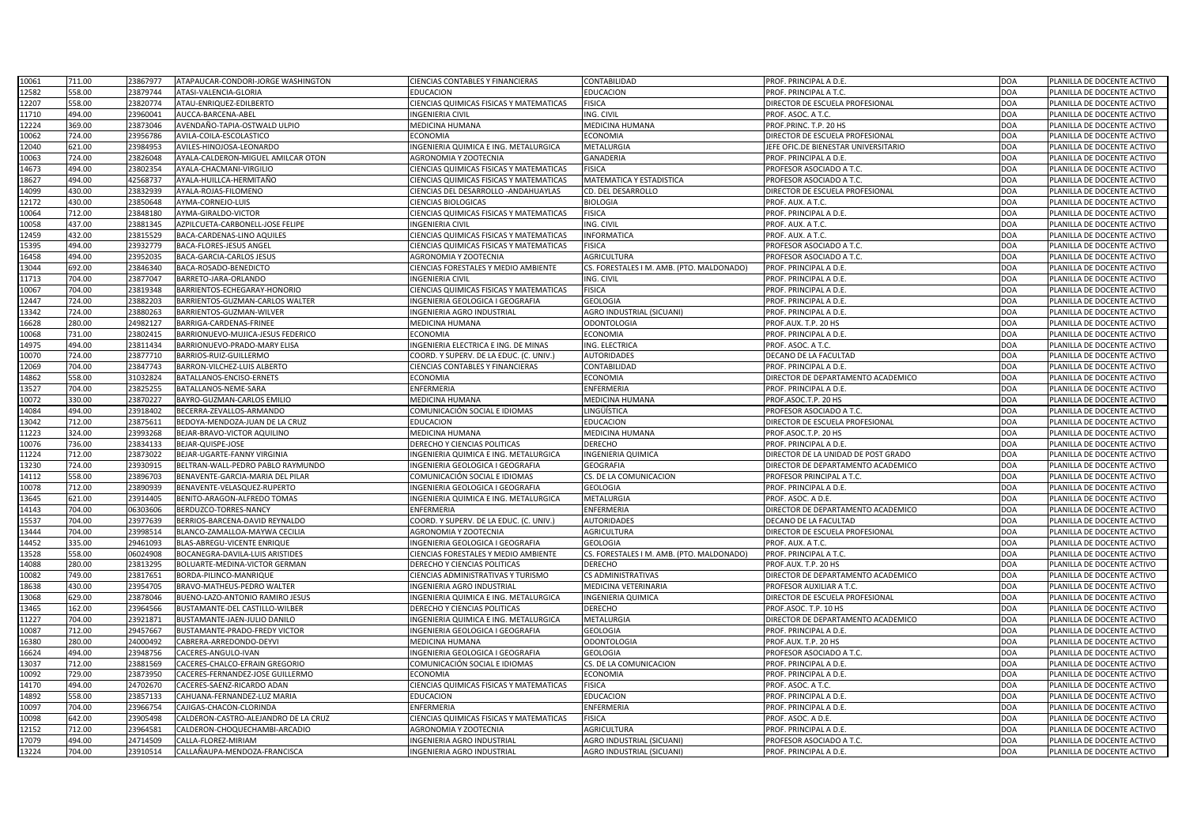| | | | | | | | | |
|---|---|---|---|---|---|---|---|---|
| 10061 | 711.00 | 23867977 | ATAPAUCAR-CONDORI-JORGE WASHINGTON | CIENCIAS CONTABLES Y FINANCIERAS | CONTABILIDAD | PROF. PRINCIPAL A D.E. | DOA | PLANILLA DE DOCENTE ACTIVO |
| 12582 | 558.00 | 23879744 | ATASI-VALENCIA-GLORIA | EDUCACION | EDUCACION | PROF. PRINCIPAL A T.C. | DOA | PLANILLA DE DOCENTE ACTIVO |
| 12207 | 558.00 | 23820774 | ATAU-ENRIQUEZ-EDILBERTO | CIENCIAS QUIMICAS FISICAS Y MATEMATICAS | FISICA | DIRECTOR DE ESCUELA PROFESIONAL | DOA | PLANILLA DE DOCENTE ACTIVO |
| 11710 | 494.00 | 23960041 | AUCCA-BARCENA-ABEL | INGENIERIA CIVIL | ING. CIVIL | PROF. ASOC. A T.C. | DOA | PLANILLA DE DOCENTE ACTIVO |
| 12224 | 369.00 | 23873046 | AVENDAÑO-TAPIA-OSTWALD ULPIO | MEDICINA HUMANA | MEDICINA HUMANA | PROF.PRINC. T.P. 20 HS | DOA | PLANILLA DE DOCENTE ACTIVO |
| 10062 | 724.00 | 23956786 | AVILA-COILA-ESCOLASTICO | ECONOMIA | ECONOMIA | DIRECTOR DE ESCUELA PROFESIONAL | DOA | PLANILLA DE DOCENTE ACTIVO |
| 12040 | 621.00 | 23984953 | AVILES-HINOJOSA-LEONARDO | INGENIERIA QUIMICA E ING. METALURGICA | METALURGIA | JEFE OFIC.DE BIENESTAR UNIVERSITARIO | DOA | PLANILLA DE DOCENTE ACTIVO |
| 10063 | 724.00 | 23826048 | AYALA-CALDERON-MIGUEL AMILCAR OTON | AGRONOMIA Y ZOOTECNIA | GANADERIA | PROF. PRINCIPAL A D.E. | DOA | PLANILLA DE DOCENTE ACTIVO |
| 14673 | 494.00 | 23802354 | AYALA-CHACMANI-VIRGILIO | CIENCIAS QUIMICAS FISICAS Y MATEMATICAS | FISICA | PROFESOR ASOCIADO A T.C. | DOA | PLANILLA DE DOCENTE ACTIVO |
| 18627 | 494.00 | 42568737 | AYALA-HUILLCA-HERMITAÑO | CIENCIAS QUIMICAS FISICAS Y MATEMATICAS | MATEMATICA Y ESTADISTICA | PROFESOR ASOCIADO A T.C. | DOA | PLANILLA DE DOCENTE ACTIVO |
| 14099 | 430.00 | 23832939 | AYALA-ROJAS-FILOMENO | CIENCIAS DEL DESARROLLO -ANDAHUAYLAS | CD. DEL DESARROLLO | DIRECTOR DE ESCUELA PROFESIONAL | DOA | PLANILLA DE DOCENTE ACTIVO |
| 12172 | 430.00 | 23850648 | AYMA-CORNEJO-LUIS | CIENCIAS BIOLOGICAS | BIOLOGIA | PROF. AUX. A T.C. | DOA | PLANILLA DE DOCENTE ACTIVO |
| 10064 | 712.00 | 23848180 | AYMA-GIRALDO-VICTOR | CIENCIAS QUIMICAS FISICAS Y MATEMATICAS | FISICA | PROF. PRINCIPAL A D.E. | DOA | PLANILLA DE DOCENTE ACTIVO |
| 10058 | 437.00 | 23881345 | AZPILCUETA-CARBONELL-JOSE FELIPE | INGENIERIA CIVIL | ING. CIVIL | PROF. AUX. A T.C. | DOA | PLANILLA DE DOCENTE ACTIVO |
| 12459 | 432.00 | 23815529 | BACA-CARDENAS-LINO AQUILES | CIENCIAS QUIMICAS FISICAS Y MATEMATICAS | INFORMATICA | PROF. AUX. A T.C. | DOA | PLANILLA DE DOCENTE ACTIVO |
| 15395 | 494.00 | 23932779 | BACA-FLORES-JESUS ANGEL | CIENCIAS QUIMICAS FISICAS Y MATEMATICAS | FISICA | PROFESOR ASOCIADO A T.C. | DOA | PLANILLA DE DOCENTE ACTIVO |
| 16458 | 494.00 | 23952035 | BACA-GARCIA-CARLOS JESUS | AGRONOMIA Y ZOOTECNIA | AGRICULTURA | PROFESOR ASOCIADO A T.C. | DOA | PLANILLA DE DOCENTE ACTIVO |
| 13044 | 692.00 | 23846340 | BACA-ROSADO-BENEDICTO | CIENCIAS FORESTALES Y MEDIO AMBIENTE | CS. FORESTALES I M. AMB. (PTO. MALDONADO) | PROF. PRINCIPAL A D.E. | DOA | PLANILLA DE DOCENTE ACTIVO |
| 11713 | 704.00 | 23877047 | BARRETO-JARA-ORLANDO | INGENIERIA CIVIL | ING. CIVIL | PROF. PRINCIPAL A D.E. | DOA | PLANILLA DE DOCENTE ACTIVO |
| 10067 | 704.00 | 23819348 | BARRIENTOS-ECHEGARAY-HONORIO | CIENCIAS QUIMICAS FISICAS Y MATEMATICAS | FISICA | PROF. PRINCIPAL A D.E. | DOA | PLANILLA DE DOCENTE ACTIVO |
| 12447 | 724.00 | 23882203 | BARRIENTOS-GUZMAN-CARLOS WALTER | INGENIERIA GEOLOGICA I GEOGRAFIA | GEOLOGIA | PROF. PRINCIPAL A D.E. | DOA | PLANILLA DE DOCENTE ACTIVO |
| 13342 | 724.00 | 23880263 | BARRIENTOS-GUZMAN-WILVER | INGENIERIA AGRO INDUSTRIAL | AGRO INDUSTRIAL (SICUANI) | PROF. PRINCIPAL A D.E. | DOA | PLANILLA DE DOCENTE ACTIVO |
| 16628 | 280.00 | 24982127 | BARRIGA-CARDENAS-FRINEE | MEDICINA HUMANA | ODONTOLOGIA | PROF.AUX. T.P. 20 HS | DOA | PLANILLA DE DOCENTE ACTIVO |
| 10068 | 731.00 | 23802415 | BARRIONUEVO-MUJICA-JESUS FEDERICO | ECONOMIA | ECONOMIA | PROF. PRINCIPAL A D.E. | DOA | PLANILLA DE DOCENTE ACTIVO |
| 14975 | 494.00 | 23811434 | BARRIONUEVO-PRADO-MARY ELISA | INGENIERIA ELECTRICA E ING. DE MINAS | ING. ELECTRICA | PROF. ASOC. A T.C. | DOA | PLANILLA DE DOCENTE ACTIVO |
| 10070 | 724.00 | 23877710 | BARRIOS-RUIZ-GUILLERMO | COORD. Y SUPERV. DE LA EDUC. (C. UNIV.) | AUTORIDADES | DECANO DE LA FACULTAD | DOA | PLANILLA DE DOCENTE ACTIVO |
| 12069 | 704.00 | 23847743 | BARRON-VILCHEZ-LUIS ALBERTO | CIENCIAS CONTABLES Y FINANCIERAS | CONTABILIDAD | PROF. PRINCIPAL A D.E. | DOA | PLANILLA DE DOCENTE ACTIVO |
| 14862 | 558.00 | 31032824 | BATALLANOS-ENCISO-ERNETS | ECONOMIA | ECONOMIA | DIRECTOR DE DEPARTAMENTO ACADEMICO | DOA | PLANILLA DE DOCENTE ACTIVO |
| 13527 | 704.00 | 23825255 | BATALLANOS-NEME-SARA | ENFERMERIA | ENFERMERIA | PROF. PRINCIPAL A D.E. | DOA | PLANILLA DE DOCENTE ACTIVO |
| 10072 | 330.00 | 23870227 | BAYRO-GUZMAN-CARLOS EMILIO | MEDICINA HUMANA | MEDICINA HUMANA | PROF.ASOC.T.P. 20 HS | DOA | PLANILLA DE DOCENTE ACTIVO |
| 14084 | 494.00 | 23918402 | BECERRA-ZEVALLOS-ARMANDO | COMUNICACIÓN SOCIAL E IDIOMAS | LINGÜÍSTICA | PROFESOR ASOCIADO A T.C. | DOA | PLANILLA DE DOCENTE ACTIVO |
| 13042 | 712.00 | 23875611 | BEDOYA-MENDOZA-JUAN DE LA CRUZ | EDUCACION | EDUCACION | DIRECTOR DE ESCUELA PROFESIONAL | DOA | PLANILLA DE DOCENTE ACTIVO |
| 11223 | 324.00 | 23993268 | BEJAR-BRAVO-VICTOR AQUILINO | MEDICINA HUMANA | MEDICINA HUMANA | PROF.ASOC.T.P. 20 HS | DOA | PLANILLA DE DOCENTE ACTIVO |
| 10076 | 736.00 | 23834133 | BEJAR-QUISPE-JOSE | DERECHO Y CIENCIAS POLITICAS | DERECHO | PROF. PRINCIPAL A D.E. | DOA | PLANILLA DE DOCENTE ACTIVO |
| 11224 | 712.00 | 23873022 | BEJAR-UGARTE-FANNY VIRGINIA | INGENIERIA QUIMICA E ING. METALURGICA | INGENIERIA QUIMICA | DIRECTOR DE LA UNIDAD DE POST GRADO | DOA | PLANILLA DE DOCENTE ACTIVO |
| 13230 | 724.00 | 23930915 | BELTRAN-WALL-PEDRO PABLO RAYMUNDO | INGENIERIA GEOLOGICA I GEOGRAFIA | GEOGRAFIA | DIRECTOR DE DEPARTAMENTO ACADEMICO | DOA | PLANILLA DE DOCENTE ACTIVO |
| 14112 | 558.00 | 23896703 | BENAVENTE-GARCIA-MARIA DEL PILAR | COMUNICACIÓN SOCIAL E IDIOMAS | CS. DE LA COMUNICACION | PROFESOR PRINCIPAL A T.C. | DOA | PLANILLA DE DOCENTE ACTIVO |
| 10078 | 712.00 | 23890939 | BENAVENTE-VELASQUEZ-RUPERTO | INGENIERIA GEOLOGICA I GEOGRAFIA | GEOLOGIA | PROF. PRINCIPAL A D.E. | DOA | PLANILLA DE DOCENTE ACTIVO |
| 13645 | 621.00 | 23914405 | BENITO-ARAGON-ALFREDO TOMAS | INGENIERIA QUIMICA E ING. METALURGICA | METALURGIA | PROF. ASOC. A D.E. | DOA | PLANILLA DE DOCENTE ACTIVO |
| 14143 | 704.00 | 06303606 | BERDUZCO-TORRES-NANCY | ENFERMERIA | ENFERMERIA | DIRECTOR DE DEPARTAMENTO ACADEMICO | DOA | PLANILLA DE DOCENTE ACTIVO |
| 15537 | 704.00 | 23977639 | BERRIOS-BARCENA-DAVID REYNALDO | COORD. Y SUPERV. DE LA EDUC. (C. UNIV.) | AUTORIDADES | DECANO DE LA FACULTAD | DOA | PLANILLA DE DOCENTE ACTIVO |
| 13444 | 704.00 | 23998514 | BLANCO-ZAMALLOA-MAYWA CECILIA | AGRONOMIA Y ZOOTECNIA | AGRICULTURA | DIRECTOR DE ESCUELA PROFESIONAL | DOA | PLANILLA DE DOCENTE ACTIVO |
| 14452 | 335.00 | 29461093 | BLAS-ABREGU-VICENTE ENRIQUE | INGENIERIA GEOLOGICA I GEOGRAFIA | GEOLOGIA | PROF. AUX. A T.C. | DOA | PLANILLA DE DOCENTE ACTIVO |
| 13528 | 558.00 | 06024908 | BOCANEGRA-DAVILA-LUIS ARISTIDES | CIENCIAS FORESTALES Y MEDIO AMBIENTE | CS. FORESTALES I M. AMB. (PTO. MALDONADO) | PROF. PRINCIPAL A T.C. | DOA | PLANILLA DE DOCENTE ACTIVO |
| 14088 | 280.00 | 23813295 | BOLUARTE-MEDINA-VICTOR GERMAN | DERECHO Y CIENCIAS POLITICAS | DERECHO | PROF.AUX. T.P. 20 HS | DOA | PLANILLA DE DOCENTE ACTIVO |
| 10082 | 749.00 | 23817651 | BORDA-PILINCO-MANRIQUE | CIENCIAS ADMINISTRATIVAS Y TURISMO | CS ADMINISTRATIVAS | DIRECTOR DE DEPARTAMENTO ACADEMICO | DOA | PLANILLA DE DOCENTE ACTIVO |
| 18638 | 430.00 | 23954705 | BRAVO-MATHEUS-PEDRO WALTER | INGENIERIA AGRO INDUSTRIAL | MEDICINA VETERINARIA | PROFESOR AUXILIAR A T.C. | DOA | PLANILLA DE DOCENTE ACTIVO |
| 13068 | 629.00 | 23878046 | BUENO-LAZO-ANTONIO RAMIRO JESUS | INGENIERIA QUIMICA E ING. METALURGICA | INGENIERIA QUIMICA | DIRECTOR DE ESCUELA PROFESIONAL | DOA | PLANILLA DE DOCENTE ACTIVO |
| 13465 | 162.00 | 23964566 | BUSTAMANTE-DEL CASTILLO-WILBER | DERECHO Y CIENCIAS POLITICAS | DERECHO | PROF.ASOC. T.P. 10 HS | DOA | PLANILLA DE DOCENTE ACTIVO |
| 11227 | 704.00 | 23921871 | BUSTAMANTE-JAEN-JULIO DANILO | INGENIERIA QUIMICA E ING. METALURGICA | METALURGIA | DIRECTOR DE DEPARTAMENTO ACADEMICO | DOA | PLANILLA DE DOCENTE ACTIVO |
| 10087 | 712.00 | 29457667 | BUSTAMANTE-PRADO-FREDY VICTOR | INGENIERIA GEOLOGICA I GEOGRAFIA | GEOLOGIA | PROF. PRINCIPAL A D.E. | DOA | PLANILLA DE DOCENTE ACTIVO |
| 16380 | 280.00 | 24000492 | CABRERA-ARREDONDO-DEYVI | MEDICINA HUMANA | ODONTOLOGIA | PROF.AUX. T.P. 20 HS | DOA | PLANILLA DE DOCENTE ACTIVO |
| 16624 | 494.00 | 23948756 | CACERES-ANGULO-IVAN | INGENIERIA GEOLOGICA I GEOGRAFIA | GEOLOGIA | PROFESOR ASOCIADO A T.C. | DOA | PLANILLA DE DOCENTE ACTIVO |
| 13037 | 712.00 | 23881569 | CACERES-CHALCO-EFRAIN GREGORIO | COMUNICACIÓN SOCIAL E IDIOMAS | CS. DE LA COMUNICACION | PROF. PRINCIPAL A D.E. | DOA | PLANILLA DE DOCENTE ACTIVO |
| 10092 | 729.00 | 23873950 | CACERES-FERNANDEZ-JOSE GUILLERMO | ECONOMIA | ECONOMIA | PROF. PRINCIPAL A D.E. | DOA | PLANILLA DE DOCENTE ACTIVO |
| 14170 | 494.00 | 24702670 | CACERES-SAENZ-RICARDO ADAN | CIENCIAS QUIMICAS FISICAS Y MATEMATICAS | FISICA | PROF. ASOC. A T.C. | DOA | PLANILLA DE DOCENTE ACTIVO |
| 14892 | 558.00 | 23857133 | CAHUANA-FERNANDEZ-LUZ MARIA | EDUCACION | EDUCACION | PROF. PRINCIPAL A D.E. | DOA | PLANILLA DE DOCENTE ACTIVO |
| 10097 | 704.00 | 23966754 | CAJIGAS-CHACON-CLORINDA | ENFERMERIA | ENFERMERIA | PROF. PRINCIPAL A D.E. | DOA | PLANILLA DE DOCENTE ACTIVO |
| 10098 | 642.00 | 23905498 | CALDERON-CASTRO-ALEJANDRO DE LA CRUZ | CIENCIAS QUIMICAS FISICAS Y MATEMATICAS | FISICA | PROF. ASOC. A D.E. | DOA | PLANILLA DE DOCENTE ACTIVO |
| 12152 | 712.00 | 23964581 | CALDERON-CHOQUECHAMBI-ARCADIO | AGRONOMIA Y ZOOTECNIA | AGRICULTURA | PROF. PRINCIPAL A D.E. | DOA | PLANILLA DE DOCENTE ACTIVO |
| 17079 | 494.00 | 24714509 | CALLA-FLOREZ-MIRIAM | INGENIERIA AGRO INDUSTRIAL | AGRO INDUSTRIAL (SICUANI) | PROFESOR ASOCIADO A T.C. | DOA | PLANILLA DE DOCENTE ACTIVO |
| 13224 | 704.00 | 23910514 | CALLAÑAUPA-MENDOZA-FRANCISCA | INGENIERIA AGRO INDUSTRIAL | AGRO INDUSTRIAL (SICUANI) | PROF. PRINCIPAL A D.E. | DOA | PLANILLA DE DOCENTE ACTIVO |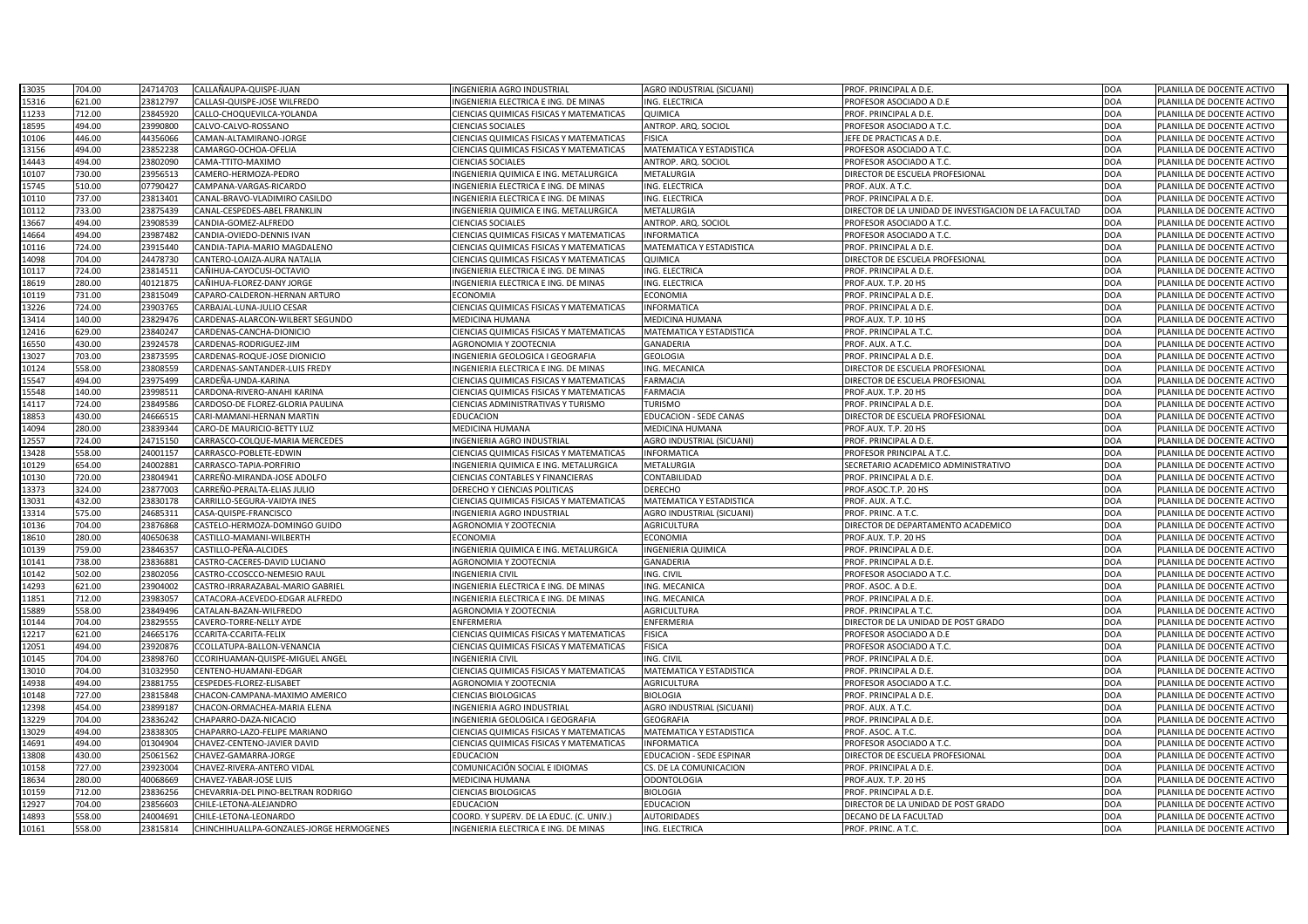| | | | | | | | | |
|---|---|---|---|---|---|---|---|---|
| 13035 | 704.00 | 24714703 | CALLAÑAUPA-QUISPE-JUAN | INGENIERIA AGRO INDUSTRIAL | AGRO INDUSTRIAL (SICUANI) | PROF. PRINCIPAL A D.E. | DOA | PLANILLA DE DOCENTE ACTIVO |
| 15316 | 621.00 | 23812797 | CALLASI-QUISPE-JOSE WILFREDO | INGENIERIA ELECTRICA E ING. DE MINAS | ING. ELECTRICA | PROFESOR ASOCIADO A D.E | DOA | PLANILLA DE DOCENTE ACTIVO |
| 11233 | 712.00 | 23845920 | CALLO-CHOQUEVILCA-YOLANDA | CIENCIAS QUIMICAS FISICAS Y MATEMATICAS | QUIMICA | PROF. PRINCIPAL A D.E. | DOA | PLANILLA DE DOCENTE ACTIVO |
| 18595 | 494.00 | 23990800 | CALVO-CALVO-ROSSANO | CIENCIAS SOCIALES | ANTROP. ARQ. SOCIOL | PROFESOR ASOCIADO A T.C. | DOA | PLANILLA DE DOCENTE ACTIVO |
| 10106 | 446.00 | 44356066 | CAMAN-ALTAMIRANO-JORGE | CIENCIAS QUIMICAS FISICAS Y MATEMATICAS | FISICA | JEFE DE PRACTICAS A D.E. | DOA | PLANILLA DE DOCENTE ACTIVO |
| 13156 | 494.00 | 23852238 | CAMARGO-OCHOA-OFELIA | CIENCIAS QUIMICAS FISICAS Y MATEMATICAS | MATEMATICA Y ESTADISTICA | PROFESOR ASOCIADO A T.C. | DOA | PLANILLA DE DOCENTE ACTIVO |
| 14443 | 494.00 | 23802090 | CAMA-TTITO-MAXIMO | CIENCIAS SOCIALES | ANTROP. ARQ. SOCIOL | PROFESOR ASOCIADO A T.C. | DOA | PLANILLA DE DOCENTE ACTIVO |
| 10107 | 730.00 | 23956513 | CAMERO-HERMOZA-PEDRO | INGENIERIA QUIMICA E ING. METALURGICA | METALURGIA | DIRECTOR DE ESCUELA PROFESIONAL | DOA | PLANILLA DE DOCENTE ACTIVO |
| 15745 | 510.00 | 07790427 | CAMPANA-VARGAS-RICARDO | INGENIERIA ELECTRICA E ING. DE MINAS | ING. ELECTRICA | PROF. AUX. A T.C. | DOA | PLANILLA DE DOCENTE ACTIVO |
| 10110 | 737.00 | 23813401 | CANAL-BRAVO-VLADIMIRO CASILDO | INGENIERIA ELECTRICA E ING. DE MINAS | ING. ELECTRICA | PROF. PRINCIPAL A D.E. | DOA | PLANILLA DE DOCENTE ACTIVO |
| 10112 | 733.00 | 23875439 | CANAL-CESPEDES-ABEL FRANKLIN | INGENIERIA QUIMICA E ING. METALURGICA | METALURGIA | DIRECTOR DE LA UNIDAD DE INVESTIGACION DE LA FACULTAD | DOA | PLANILLA DE DOCENTE ACTIVO |
| 13667 | 494.00 | 23908539 | CANDIA-GOMEZ-ALFREDO | CIENCIAS SOCIALES | ANTROP. ARQ. SOCIOL | PROFESOR ASOCIADO A T.C. | DOA | PLANILLA DE DOCENTE ACTIVO |
| 14664 | 494.00 | 23987482 | CANDIA-OVIEDO-DENNIS IVAN | CIENCIAS QUIMICAS FISICAS Y MATEMATICAS | INFORMATICA | PROFESOR ASOCIADO A T.C. | DOA | PLANILLA DE DOCENTE ACTIVO |
| 10116 | 724.00 | 23915440 | CANDIA-TAPIA-MARIO MAGDALENO | CIENCIAS QUIMICAS FISICAS Y MATEMATICAS | MATEMATICA Y ESTADISTICA | PROF. PRINCIPAL A D.E. | DOA | PLANILLA DE DOCENTE ACTIVO |
| 14098 | 704.00 | 24478730 | CANTERO-LOAIZA-AURA NATALIA | CIENCIAS QUIMICAS FISICAS Y MATEMATICAS | QUIMICA | DIRECTOR DE ESCUELA PROFESIONAL | DOA | PLANILLA DE DOCENTE ACTIVO |
| 10117 | 724.00 | 23814511 | CAÑIHUA-CAYOCUSI-OCTAVIO | INGENIERIA ELECTRICA E ING. DE MINAS | ING. ELECTRICA | PROF. PRINCIPAL A D.E. | DOA | PLANILLA DE DOCENTE ACTIVO |
| 18619 | 280.00 | 40121875 | CAÑIHUA-FLOREZ-DANY JORGE | INGENIERIA ELECTRICA E ING. DE MINAS | ING. ELECTRICA | PROF.AUX. T.P. 20 HS | DOA | PLANILLA DE DOCENTE ACTIVO |
| 10119 | 731.00 | 23815049 | CAPARO-CALDERON-HERNAN ARTURO | ECONOMIA | ECONOMIA | PROF. PRINCIPAL A D.E. | DOA | PLANILLA DE DOCENTE ACTIVO |
| 13226 | 724.00 | 23903765 | CARBAJAL-LUNA-JULIO CESAR | CIENCIAS QUIMICAS FISICAS Y MATEMATICAS | INFORMATICA | PROF. PRINCIPAL A D.E. | DOA | PLANILLA DE DOCENTE ACTIVO |
| 13414 | 140.00 | 23829476 | CARDENAS-ALARCON-WILBERT SEGUNDO | MEDICINA HUMANA | MEDICINA HUMANA | PROF.AUX. T.P. 10 HS | DOA | PLANILLA DE DOCENTE ACTIVO |
| 12416 | 629.00 | 23840247 | CARDENAS-CANCHA-DIONICIO | CIENCIAS QUIMICAS FISICAS Y MATEMATICAS | MATEMATICA Y ESTADISTICA | PROF. PRINCIPAL A T.C. | DOA | PLANILLA DE DOCENTE ACTIVO |
| 16550 | 430.00 | 23924578 | CARDENAS-RODRIGUEZ-JIM | AGRONOMIA Y ZOOTECNIA | GANADERIA | PROF. AUX. A T.C. | DOA | PLANILLA DE DOCENTE ACTIVO |
| 13027 | 703.00 | 23873595 | CARDENAS-ROQUE-JOSE DIONICIO | INGENIERIA GEOLOGICA I GEOGRAFIA | GEOLOGIA | PROF. PRINCIPAL A D.E. | DOA | PLANILLA DE DOCENTE ACTIVO |
| 10124 | 558.00 | 23808559 | CARDENAS-SANTANDER-LUIS FREDY | INGENIERIA ELECTRICA E ING. DE MINAS | ING. MECANICA | DIRECTOR DE ESCUELA PROFESIONAL | DOA | PLANILLA DE DOCENTE ACTIVO |
| 15547 | 494.00 | 23975499 | CARDEÑA-UNDA-KARINA | CIENCIAS QUIMICAS FISICAS Y MATEMATICAS | FARMACIA | DIRECTOR DE ESCUELA PROFESIONAL | DOA | PLANILLA DE DOCENTE ACTIVO |
| 15548 | 140.00 | 23998511 | CARDONA-RIVERO-ANAHI KARINA | CIENCIAS QUIMICAS FISICAS Y MATEMATICAS | FARMACIA | PROF.AUX. T.P. 20 HS | DOA | PLANILLA DE DOCENTE ACTIVO |
| 14117 | 724.00 | 23849586 | CARDOSO-DE FLOREZ-GLORIA PAULINA | CIENCIAS ADMINISTRATIVAS Y TURISMO | TURISMO | PROF. PRINCIPAL A D.E. | DOA | PLANILLA DE DOCENTE ACTIVO |
| 18853 | 430.00 | 24666515 | CARI-MAMANI-HERNAN MARTIN | EDUCACION | EDUCACION - SEDE CANAS | DIRECTOR DE ESCUELA PROFESIONAL | DOA | PLANILLA DE DOCENTE ACTIVO |
| 14094 | 280.00 | 23839344 | CARO-DE MAURICIO-BETTY LUZ | MEDICINA HUMANA | MEDICINA HUMANA | PROF.AUX. T.P. 20 HS | DOA | PLANILLA DE DOCENTE ACTIVO |
| 12557 | 724.00 | 24715150 | CARRASCO-COLQUE-MARIA MERCEDES | INGENIERIA AGRO INDUSTRIAL | AGRO INDUSTRIAL (SICUANI) | PROF. PRINCIPAL A D.E. | DOA | PLANILLA DE DOCENTE ACTIVO |
| 13428 | 558.00 | 24001157 | CARRASCO-POBLETE-EDWIN | CIENCIAS QUIMICAS FISICAS Y MATEMATICAS | INFORMATICA | PROFESOR PRINCIPAL A T.C. | DOA | PLANILLA DE DOCENTE ACTIVO |
| 10129 | 654.00 | 24002881 | CARRASCO-TAPIA-PORFIRIO | INGENIERIA QUIMICA E ING. METALURGICA | METALURGIA | SECRETARIO ACADEMICO ADMINISTRATIVO | DOA | PLANILLA DE DOCENTE ACTIVO |
| 10130 | 720.00 | 23804941 | CARREÑO-MIRANDA-JOSE ADOLFO | CIENCIAS CONTABLES Y FINANCIERAS | CONTABILIDAD | PROF. PRINCIPAL A D.E. | DOA | PLANILLA DE DOCENTE ACTIVO |
| 13373 | 324.00 | 23877003 | CARREÑO-PERALTA-ELIAS JULIO | DERECHO Y CIENCIAS POLITICAS | DERECHO | PROF.ASOC.T.P. 20 HS | DOA | PLANILLA DE DOCENTE ACTIVO |
| 13031 | 432.00 | 23830178 | CARRILLO-SEGURA-VAIDYA INES | CIENCIAS QUIMICAS FISICAS Y MATEMATICAS | MATEMATICA Y ESTADISTICA | PROF. AUX. A T.C. | DOA | PLANILLA DE DOCENTE ACTIVO |
| 13314 | 575.00 | 24685311 | CASA-QUISPE-FRANCISCO | INGENIERIA AGRO INDUSTRIAL | AGRO INDUSTRIAL (SICUANI) | PROF. PRINC. A T.C. | DOA | PLANILLA DE DOCENTE ACTIVO |
| 10136 | 704.00 | 23876868 | CASTELO-HERMOZA-DOMINGO GUIDO | AGRONOMIA Y ZOOTECNIA | AGRICULTURA | DIRECTOR DE DEPARTAMENTO ACADEMICO | DOA | PLANILLA DE DOCENTE ACTIVO |
| 18610 | 280.00 | 40650638 | CASTILLO-MAMANI-WILBERTH | ECONOMIA | ECONOMIA | PROF.AUX. T.P. 20 HS | DOA | PLANILLA DE DOCENTE ACTIVO |
| 10139 | 759.00 | 23846357 | CASTILLO-PEÑA-ALCIDES | INGENIERIA QUIMICA E ING. METALURGICA | INGENIERIA QUIMICA | PROF. PRINCIPAL A D.E. | DOA | PLANILLA DE DOCENTE ACTIVO |
| 10141 | 738.00 | 23836881 | CASTRO-CACERES-DAVID LUCIANO | AGRONOMIA Y ZOOTECNIA | GANADERIA | PROF. PRINCIPAL A D.E. | DOA | PLANILLA DE DOCENTE ACTIVO |
| 10142 | 502.00 | 23802056 | CASTRO-CCOSCCO-NEMESIO RAUL | INGENIERIA CIVIL | ING. CIVIL | PROFESOR ASOCIADO A T.C. | DOA | PLANILLA DE DOCENTE ACTIVO |
| 14293 | 621.00 | 23904002 | CASTRO-IRRARAZABAL-MARIO GABRIEL | INGENIERIA ELECTRICA E ING. DE MINAS | ING. MECANICA | PROF. ASOC. A D.E. | DOA | PLANILLA DE DOCENTE ACTIVO |
| 11851 | 712.00 | 23983057 | CATACORA-ACEVEDO-EDGAR ALFREDO | INGENIERIA ELECTRICA E ING. DE MINAS | ING. MECANICA | PROF. PRINCIPAL A D.E. | DOA | PLANILLA DE DOCENTE ACTIVO |
| 15889 | 558.00 | 23849496 | CATALAN-BAZAN-WILFREDO | AGRONOMIA Y ZOOTECNIA | AGRICULTURA | PROF. PRINCIPAL A T.C. | DOA | PLANILLA DE DOCENTE ACTIVO |
| 10144 | 704.00 | 23829555 | CAVERO-TORRE-NELLY AYDE | ENFERMERIA | ENFERMERIA | DIRECTOR DE LA UNIDAD DE POST GRADO | DOA | PLANILLA DE DOCENTE ACTIVO |
| 12217 | 621.00 | 24665176 | CCARITA-CCARITA-FELIX | CIENCIAS QUIMICAS FISICAS Y MATEMATICAS | FISICA | PROFESOR ASOCIADO A D.E | DOA | PLANILLA DE DOCENTE ACTIVO |
| 12051 | 494.00 | 23920876 | CCOLLATUPA-BALLON-VENANCIA | CIENCIAS QUIMICAS FISICAS Y MATEMATICAS | FISICA | PROFESOR ASOCIADO A T.C. | DOA | PLANILLA DE DOCENTE ACTIVO |
| 10145 | 704.00 | 23898760 | CCORIHUAMAN-QUISPE-MIGUEL ANGEL | INGENIERIA CIVIL | ING. CIVIL | PROF. PRINCIPAL A D.E. | DOA | PLANILLA DE DOCENTE ACTIVO |
| 13010 | 704.00 | 31032950 | CENTENO-HUAMANI-EDGAR | CIENCIAS QUIMICAS FISICAS Y MATEMATICAS | MATEMATICA Y ESTADISTICA | PROF. PRINCIPAL A D.E. | DOA | PLANILLA DE DOCENTE ACTIVO |
| 14938 | 494.00 | 23881755 | CESPEDES-FLOREZ-ELISABET | AGRONOMIA Y ZOOTECNIA | AGRICULTURA | PROFESOR ASOCIADO A T.C. | DOA | PLANILLA DE DOCENTE ACTIVO |
| 10148 | 727.00 | 23815848 | CHACON-CAMPANA-MAXIMO AMERICO | CIENCIAS BIOLOGICAS | BIOLOGIA | PROF. PRINCIPAL A D.E. | DOA | PLANILLA DE DOCENTE ACTIVO |
| 12398 | 454.00 | 23899187 | CHACON-ORMACHEA-MARIA ELENA | INGENIERIA AGRO INDUSTRIAL | AGRO INDUSTRIAL (SICUANI) | PROF. AUX. A T.C. | DOA | PLANILLA DE DOCENTE ACTIVO |
| 13229 | 704.00 | 23836242 | CHAPARRO-DAZA-NICACIO | INGENIERIA GEOLOGICA I GEOGRAFIA | GEOGRAFIA | PROF. PRINCIPAL A D.E. | DOA | PLANILLA DE DOCENTE ACTIVO |
| 13029 | 494.00 | 23838305 | CHAPARRO-LAZO-FELIPE MARIANO | CIENCIAS QUIMICAS FISICAS Y MATEMATICAS | MATEMATICA Y ESTADISTICA | PROF. ASOC. A T.C. | DOA | PLANILLA DE DOCENTE ACTIVO |
| 14691 | 494.00 | 01304904 | CHAVEZ-CENTENO-JAVIER DAVID | CIENCIAS QUIMICAS FISICAS Y MATEMATICAS | INFORMATICA | PROFESOR ASOCIADO A T.C. | DOA | PLANILLA DE DOCENTE ACTIVO |
| 13808 | 430.00 | 25061562 | CHAVEZ-GAMARRA-JORGE | EDUCACION | EDUCACION - SEDE ESPINAR | DIRECTOR DE ESCUELA PROFESIONAL | DOA | PLANILLA DE DOCENTE ACTIVO |
| 10158 | 727.00 | 23923004 | CHAVEZ-RIVERA-ANTERO VIDAL | COMUNICACIÓN SOCIAL E IDIOMAS | CS. DE LA COMUNICACION | PROF. PRINCIPAL A D.E. | DOA | PLANILLA DE DOCENTE ACTIVO |
| 18634 | 280.00 | 40068669 | CHAVEZ-YABAR-JOSE LUIS | MEDICINA HUMANA | ODONTOLOGIA | PROF.AUX. T.P. 20 HS | DOA | PLANILLA DE DOCENTE ACTIVO |
| 10159 | 712.00 | 23836256 | CHEVARRIA-DEL PINO-BELTRAN RODRIGO | CIENCIAS BIOLOGICAS | BIOLOGIA | PROF. PRINCIPAL A D.E. | DOA | PLANILLA DE DOCENTE ACTIVO |
| 12927 | 704.00 | 23856603 | CHILE-LETONA-ALEJANDRO | EDUCACION | EDUCACION | DIRECTOR DE LA UNIDAD DE POST GRADO | DOA | PLANILLA DE DOCENTE ACTIVO |
| 14893 | 558.00 | 24004691 | CHILE-LETONA-LEONARDO | COORD. Y SUPERV. DE LA EDUC. (C. UNIV.) | AUTORIDADES | DECANO DE LA FACULTAD | DOA | PLANILLA DE DOCENTE ACTIVO |
| 10161 | 558.00 | 23815814 | CHINCHIHUALLPA-GONZALES-JORGE HERMOGENES | INGENIERIA ELECTRICA E ING. DE MINAS | ING. ELECTRICA | PROF. PRINC. A T.C. | DOA | PLANILLA DE DOCENTE ACTIVO |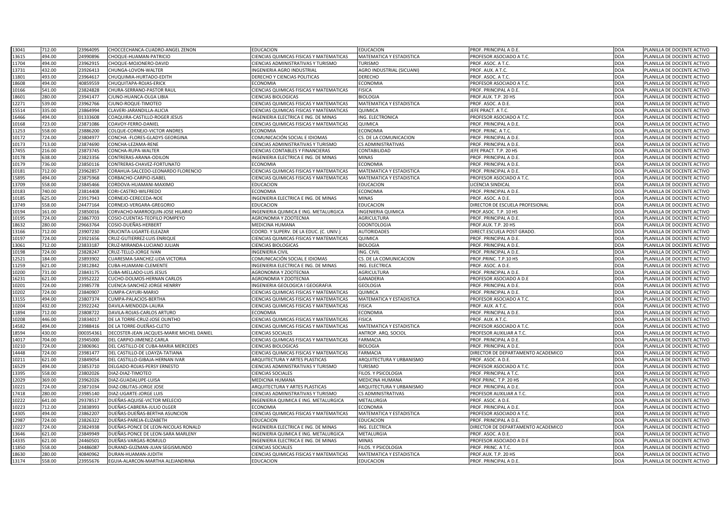| | | | | | | | | |
|---|---|---|---|---|---|---|---|---|
| 13041 | 712.00 | 23964095 | CHOCCECHANCA-CUADRO-ANGEL ZENON | EDUCACION | EDUCACION | PROF. PRINCIPAL A D.E. | DOA | PLANILLA DE DOCENTE ACTIVO |
| 13615 | 494.00 | 24990896 | CHOQUE-HUAMAN-PATRICIO | CIENCIAS QUIMICAS FISICAS Y MATEMATICAS | MATEMATICA Y ESTADISTICA | PROFESOR ASOCIADO A T.C. | DOA | PLANILLA DE DOCENTE ACTIVO |
| 11704 | 494.00 | 23962915 | CHOQUE-MOJONERO-DAVID | CIENCIAS ADMINISTRATIVAS Y TURISMO | TURISMO | PROF. ASOC. A T.C. | DOA | PLANILLA DE DOCENTE ACTIVO |
| 13731 | 432.00 | 23926413 | CHUNGA-LOVON-WALTER | INGENIERIA AGRO INDUSTRIAL | AGRO INDUSTRIAL (SICUANI) | PROF. AUX. A T.C. | DOA | PLANILLA DE DOCENTE ACTIVO |
| 11801 | 493.00 | 23964617 | CHUQUIMIA-HURTADO-EDITH | DERECHO Y CIENCIAS POLITICAS | DERECHO | PROF. ASOC. A T.C. | DOA | PLANILLA DE DOCENTE ACTIVO |
| 18608 | 494.00 | 40859559 | CHUQUITAPA-ROJAS-ERICK | ECONOMIA | ECONOMIA | PROFESOR ASOCIADO A T.C. | DOA | PLANILLA DE DOCENTE ACTIVO |
| 10166 | 541.00 | 23824828 | CHURA-SERRANO-PASTOR RAUL | CIENCIAS QUIMICAS FISICAS Y MATEMATICAS | FISICA | PROF. PRINCIPAL A D.E. | DOA | PLANILLA DE DOCENTE ACTIVO |
| 18601 | 280.00 | 23941477 | CJUNO-HUANCA-OLGA LIBIA | CIENCIAS BIOLOGICAS | BIOLOGIA | PROF.AUX. T.P. 20 HS | DOA | PLANILLA DE DOCENTE ACTIVO |
| 12271 | 539.00 | 23962766 | CJUNO-ROQUE-TIMOTEO | CIENCIAS QUIMICAS FISICAS Y MATEMATICAS | MATEMATICA Y ESTADISTICA | PROF. ASOC. A D.E. | DOA | PLANILLA DE DOCENTE ACTIVO |
| 15514 | 335.00 | 23864994 | CLAVERI-JARANDILLA-ALICIA | CIENCIAS QUIMICAS FISICAS Y MATEMATICAS | QUIMICA | JEFE PRACT. A T.C. | DOA | PLANILLA DE DOCENTE ACTIVO |
| 16466 | 494.00 | 01333608 | COAQUIRA-CASTILLO-ROGER JESUS | INGENIERIA ELECTRICA E ING. DE MINAS | ING. ELECTRONICA | PROFESOR ASOCIADO A T.C. | DOA | PLANILLA DE DOCENTE ACTIVO |
| 10168 | 723.00 | 23871086 | COAVOY-FERRO-DANIEL | CIENCIAS QUIMICAS FISICAS Y MATEMATICAS | QUIMICA | PROF. PRINCIPAL A D.E. | DOA | PLANILLA DE DOCENTE ACTIVO |
| 11253 | 558.00 | 23886200 | COLQUE-CORNEJO-VICTOR ANDRES | ECONOMIA | ECONOMIA | PROF. PRINC. A T.C. | DOA | PLANILLA DE DOCENTE ACTIVO |
| 10172 | 724.00 | 23804977 | CONCHA -FLORES-GLADYS GEORGINA | COMUNICACIÓN SOCIAL E IDIOMAS | CS. DE LA COMUNICACION | PROF. PRINCIPAL A D.E. | DOA | PLANILLA DE DOCENTE ACTIVO |
| 10173 | 713.00 | 23874690 | CONCHA-LEZAMA-RENE | CIENCIAS ADMINISTRATIVAS Y TURISMO | CS ADMINISTRATIVAS | PROF. PRINCIPAL A D.E. | DOA | PLANILLA DE DOCENTE ACTIVO |
| 17455 | 216.00 | 23873745 | CONCHA-RUPA-WALTER | CIENCIAS CONTABLES Y FINANCIERAS | CONTABILIDAD | JEFE PRACT. T.P. 20 HS | DOA | PLANILLA DE DOCENTE ACTIVO |
| 10178 | 638.00 | 23823356 | CONTRERAS-ARANA-ODILON | INGENIERIA ELECTRICA E ING. DE MINAS | MINAS | PROF. PRINCIPAL A D.E. | DOA | PLANILLA DE DOCENTE ACTIVO |
| 10179 | 736.00 | 23850116 | CONTRERAS-CHAVEZ-FORTUNATO | ECONOMIA | ECONOMIA | PROF. PRINCIPAL A D.E. | DOA | PLANILLA DE DOCENTE ACTIVO |
| 10181 | 712.00 | 23962857 | CORAHUA-SALCEDO-LEONARDO FLORENCIO | CIENCIAS QUIMICAS FISICAS Y MATEMATICAS | MATEMATICA Y ESTADISTICA | PROF. PRINCIPAL A D.E. | DOA | PLANILLA DE DOCENTE ACTIVO |
| 15895 | 494.00 | 23875968 | CORBACHO-CARPIO-ISABEL | CIENCIAS QUIMICAS FISICAS Y MATEMATICAS | MATEMATICA Y ESTADISTICA | PROFESOR ASOCIADO A T.C. | DOA | PLANILLA DE DOCENTE ACTIVO |
| 13709 | 558.00 | 23845466 | CORDOVA-HUAMANI-MAXIMO | EDUCACION | EDUCACION | LICENCIA SINDICAL | DOA | PLANILLA DE DOCENTE ACTIVO |
| 10183 | 740.00 | 23814408 | CORI-CASTRO-WILFREDO | ECONOMIA | ECONOMIA | PROF. PRINCIPAL A D.E. | DOA | PLANILLA DE DOCENTE ACTIVO |
| 10185 | 625.00 | 23917943 | CORNEJO-CERECEDA-NOE | INGENIERIA ELECTRICA E ING. DE MINAS | MINAS | PROF. ASOC. A D.E. | DOA | PLANILLA DE DOCENTE ACTIVO |
| 13749 | 558.00 | 24477164 | CORNEJO-VERGARA-GREGORIO | EDUCACION | EDUCACION | DIRECTOR DE ESCUELA PROFESIONAL | DOA | PLANILLA DE DOCENTE ACTIVO |
| 10194 | 161.00 | 23850016 | CORVACHO-MARROQUIN-JOSE HILARIO | INGENIERIA QUIMICA E ING. METALURGICA | INGENIERIA QUIMICA | PROF.ASOC. T.P. 10 HS | DOA | PLANILLA DE DOCENTE ACTIVO |
| 10195 | 724.00 | 23867703 | COSIO-CUENTAS-TEOFILO POMPEYO | AGRONOMIA Y ZOOTECNIA | AGRICULTURA | PROF. PRINCIPAL A D.E. | DOA | PLANILLA DE DOCENTE ACTIVO |
| 18632 | 280.00 | 29663764 | COSIO-DUEÑAS-HERBERT | MEDICINA HUMANA | ODONTOLOGIA | PROF.AUX. T.P. 20 HS | DOA | PLANILLA DE DOCENTE ACTIVO |
| 13166 | 712.00 | 23907230 | CRUCINTA-UGARTE-ELEAZAR | COORD. Y SUPERV. DE LA EDUC. (C. UNIV.) | AUTORIDADES | DIRECT.ESCUELA POST GRADO. | DOA | PLANILLA DE DOCENTE ACTIVO |
| 10197 | 724.00 | 23921656 | CRUZ-GUTIERREZ-LUIS ENRIQUE | CIENCIAS QUIMICAS FISICAS Y MATEMATICAS | QUIMICA | PROF. PRINCIPAL A D.E. | DOA | PLANILLA DE DOCENTE ACTIVO |
| 13061 | 712.00 | 23833187 | CRUZ-MIRANDA-LUCIANO JULIAN | CIENCIAS BIOLOGICAS | BIOLOGIA | PROF. PRINCIPAL A D.E. | DOA | PLANILLA DE DOCENTE ACTIVO |
| 10198 | 724.00 | 23828247 | CRUZ-TELLO-JORGE IVAN | INGENIERIA CIVIL | ING. CIVIL | PROF. PRINCIPAL A D.E. | DOA | PLANILLA DE DOCENTE ACTIVO |
| 12521 | 184.00 | 23893902 | CUARESMA-SANCHEZ-LIDA VICTORIA | COMUNICACIÓN SOCIAL E IDIOMAS | CS. DE LA COMUNICACION | PROF.PRINC. T.P.10 HS | DOA | PLANILLA DE DOCENTE ACTIVO |
| 11259 | 621.00 | 23812842 | CUBA-HUAMANI-CLEMENTE | INGENIERIA ELECTRICA E ING. DE MINAS | ING. ELECTRICA | PROF. ASOC. A D.E. | DOA | PLANILLA DE DOCENTE ACTIVO |
| 10200 | 731.00 | 23843175 | CUBA-MELLADO-LUIS JESUS | AGRONOMIA Y ZOOTECNIA | AGRICULTURA | PROF. PRINCIPAL A D.E. | DOA | PLANILLA DE DOCENTE ACTIVO |
| 16231 | 621.00 | 23952222 | CUCHO-DOLMOS-HERNAN CARLOS | AGRONOMIA Y ZOOTECNIA | GANADERIA | PROFESOR ASOCIADO A D.E | DOA | PLANILLA DE DOCENTE ACTIVO |
| 10201 | 724.00 | 23985778 | CUENCA-SANCHEZ-JORGE HENRRY | INGENIERIA GEOLOGICA I GEOGRAFIA | GEOLOGIA | PROF. PRINCIPAL A D.E. | DOA | PLANILLA DE DOCENTE ACTIVO |
| 10202 | 724.00 | 23840907 | CUMPA-CAYURI-MARIO | CIENCIAS QUIMICAS FISICAS Y MATEMATICAS | QUIMICA | PROF. PRINCIPAL A D.E. | DOA | PLANILLA DE DOCENTE ACTIVO |
| 13155 | 494.00 | 23807374 | CUMPA-PALACIOS-BERTHA | CIENCIAS QUIMICAS FISICAS Y MATEMATICAS | MATEMATICA Y ESTADISTICA | PROFESOR ASOCIADO A T.C. | DOA | PLANILLA DE DOCENTE ACTIVO |
| 10204 | 432.00 | 23922242 | DAVILA-MENDOZA-LAURA | CIENCIAS QUIMICAS FISICAS Y MATEMATICAS | FISICA | PROF. AUX. A T.C. | DOA | PLANILLA DE DOCENTE ACTIVO |
| 11894 | 712.00 | 23808722 | DAVILA-ROJAS-CARLOS ARTURO | ECONOMIA | ECONOMIA | PROF. PRINCIPAL A D.E. | DOA | PLANILLA DE DOCENTE ACTIVO |
| 10208 | 446.00 | 23834017 | DE LA TORRE-CRUZ-JOSE OLINTHO | CIENCIAS QUIMICAS FISICAS Y MATEMATICAS | FISICA | PROF. AUX. A T.C. | DOA | PLANILLA DE DOCENTE ACTIVO |
| 14582 | 494.00 | 23988416 | DE LA TORRE-DUEÑAS-CLETO | CIENCIAS QUIMICAS FISICAS Y MATEMATICAS | MATEMATICA Y ESTADISTICA | PROFESOR ASOCIADO A T.C. | DOA | PLANILLA DE DOCENTE ACTIVO |
| 18594 | 430.00 | 000354361 | DECOSTER-JEAN JACQUES-MARIE MICHEL DANIEL | CIENCIAS SOCIALES | ANTROP. ARQ. SOCIOL | PROFESOR AUXILIAR A T.C. | DOA | PLANILLA DE DOCENTE ACTIVO |
| 14017 | 704.00 | 23945000 | DEL CARPIO-JIMENEZ-CARLA | CIENCIAS QUIMICAS FISICAS Y MATEMATICAS | FARMACIA | PROF. PRINCIPAL A D.E. | DOA | PLANILLA DE DOCENTE ACTIVO |
| 10210 | 724.00 | 23806961 | DEL CASTILLO-DE CUBA-MARIA MERCEDES | CIENCIAS BIOLOGICAS | BIOLOGIA | PROF. PRINCIPAL A D.E. | DOA | PLANILLA DE DOCENTE ACTIVO |
| 14448 | 724.00 | 23981477 | DEL CASTILLO-DE LOAYZA-TATIANA | CIENCIAS QUIMICAS FISICAS Y MATEMATICAS | FARMACIA | DIRECTOR DE DEPARTAMENTO ACADEMICO | DOA | PLANILLA DE DOCENTE ACTIVO |
| 10211 | 621.00 | 23849054 | DEL CASTILLO-GIBAJA-HERNAN IVAR | ARQUITECTURA Y ARTES PLASTICAS | ARQUITECTURA Y URBANISMO | PROF. ASOC. A D.E. | DOA | PLANILLA DE DOCENTE ACTIVO |
| 16529 | 494.00 | 23853710 | DELGADO-ROJAS-PERSY ERNESTO | CIENCIAS ADMINISTRATIVAS Y TURISMO | TURISMO | PROFESOR ASOCIADO A T.C. | DOA | PLANILLA DE DOCENTE ACTIVO |
| 13395 | 558.00 | 23802026 | DIAZ-DIAZ-TIMOTEO | CIENCIAS SOCIALES | FILOS. Y PSICOLOGIA | PROF. PRINCIPAL A T.C. | DOA | PLANILLA DE DOCENTE ACTIVO |
| 12029 | 369.00 | 23962026 | DIAZ-GUADALUPE-LUISA | MEDICINA HUMANA | MEDICINA HUMANA | PROF.PRINC. T.P. 20 HS | DOA | PLANILLA DE DOCENTE ACTIVO |
| 10221 | 724.00 | 23871034 | DIAZ-OBLITAS-JORGE JOSE | ARQUITECTURA Y ARTES PLASTICAS | ARQUITECTURA Y URBANISMO | PROF. PRINCIPAL A D.E. | DOA | PLANILLA DE DOCENTE ACTIVO |
| 17418 | 280.00 | 23985140 | DIAZ-UGARTE-JORGE LUIS | CIENCIAS ADMINISTRATIVAS Y TURISMO | CS ADMINISTRATIVAS | PROFESOR AUXILIAR A T.C. | DOA | PLANILLA DE DOCENTE ACTIVO |
| 10222 | 641.00 | 29378517 | DUEÑAS-AQUISE-VICTOR MELECIO | INGENIERIA QUIMICA E ING. METALURGICA | METALURGIA | PROF. ASOC. A D.E. | DOA | PLANILLA DE DOCENTE ACTIVO |
| 10223 | 712.00 | 23838993 | DUEÑAS-CABRERA-JULIO OLGER | ECONOMIA | ECONOMIA | PROF. PRINCIPAL A D.E. | DOA | PLANILLA DE DOCENTE ACTIVO |
| 14305 | 494.00 | 23862207 | DUEÑAS-DUEÑAS-BERTHA ASUNCION | CIENCIAS QUIMICAS FISICAS Y MATEMATICAS | MATEMATICA Y ESTADISTICA | PROFESOR ASOCIADO A T.C. | DOA | PLANILLA DE DOCENTE ACTIVO |
| 12987 | 724.00 | 23826322 | DUEÑAS-PAREJA-ELIZABETH | EDUCACION | EDUCACION | PROF. PRINCIPAL A D.E. | DOA | PLANILLA DE DOCENTE ACTIVO |
| 10227 | 724.00 | 23824938 | DUEÑAS-PONCE DE LEON-NICOLAS RONALD | INGENIERIA ELECTRICA E ING. DE MINAS | ING. ELECTRICA | DIRECTOR DE DEPARTAMENTO ACADEMICO | DOA | PLANILLA DE DOCENTE ACTIVO |
| 13646 | 621.00 | 23849949 | DUEÑAS-PONCE DE LEON-SARA MARLENY | INGENIERIA QUIMICA E ING. METALURGICA | METALURGIA | PROF. ASOC. A D.E. | DOA | PLANILLA DE DOCENTE ACTIVO |
| 14335 | 621.00 | 24460501 | DUEÑAS-VARGAS-ROMULO | INGENIERIA ELECTRICA E ING. DE MINAS | MINAS | PROFESOR ASOCIADO A D.E | DOA | PLANILLA DE DOCENTE ACTIVO |
| 11850 | 558.00 | 24486087 | DURAND-GUZMAN-JUAN SEGISMUNDO | CIENCIAS SOCIALES | FILOS. Y PSICOLOGIA | PROF. PRINC. A T.C. | DOA | PLANILLA DE DOCENTE ACTIVO |
| 18630 | 280.00 | 40840962 | DURAN-HUAMAN-JUDITH | CIENCIAS QUIMICAS FISICAS Y MATEMATICAS | MATEMATICA Y ESTADISTICA | PROF.AUX. T.P. 20 HS | DOA | PLANILLA DE DOCENTE ACTIVO |
| 13174 | 558.00 | 23955676 | EGUIA-ALARCON-MARTHA ALEJANDRINA | EDUCACION | EDUCACION | PROF. PRINCIPAL A D.E. | DOA | PLANILLA DE DOCENTE ACTIVO |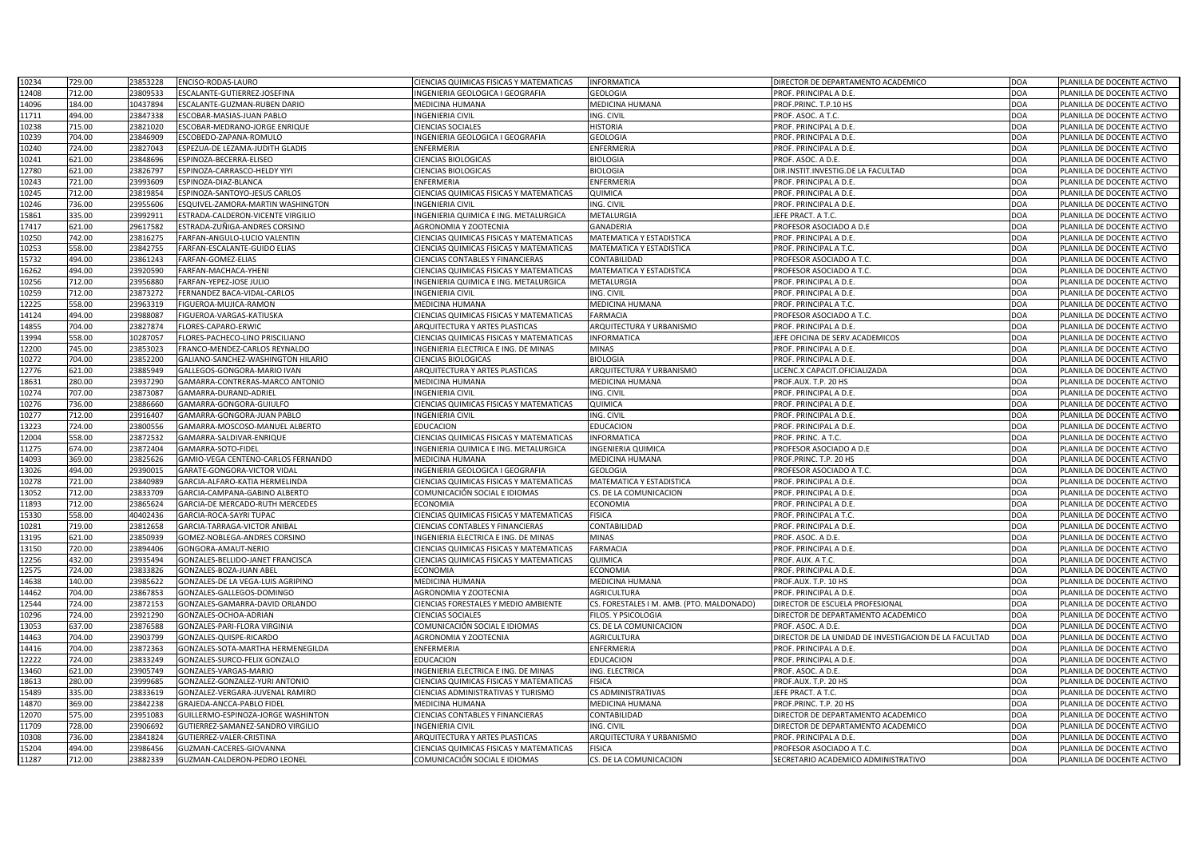| | | | | | | | | |
|---|---|---|---|---|---|---|---|---|
| 10234 | 729.00 | 23853228 | ENCISO-RODAS-LAURO | CIENCIAS QUIMICAS FISICAS Y MATEMATICAS | INFORMATICA | DIRECTOR DE DEPARTAMENTO ACADEMICO | DOA | PLANILLA DE DOCENTE ACTIVO |
| 12408 | 712.00 | 23809533 | ESCALANTE-GUTIERREZ-JOSEFINA | INGENIERIA GEOLOGICA I GEOGRAFIA | GEOLOGIA | PROF. PRINCIPAL A D.E. | DOA | PLANILLA DE DOCENTE ACTIVO |
| 14096 | 184.00 | 10437894 | ESCALANTE-GUZMAN-RUBEN DARIO | MEDICINA HUMANA | MEDICINA HUMANA | PROF.PRINC. T.P.10 HS | DOA | PLANILLA DE DOCENTE ACTIVO |
| 11711 | 494.00 | 23847338 | ESCOBAR-MASIAS-JUAN PABLO | INGENIERIA CIVIL | ING. CIVIL | PROF. ASOC. A T.C. | DOA | PLANILLA DE DOCENTE ACTIVO |
| 10238 | 715.00 | 23821020 | ESCOBAR-MEDRANO-JORGE ENRIQUE | CIENCIAS SOCIALES | HISTORIA | PROF. PRINCIPAL A D.E. | DOA | PLANILLA DE DOCENTE ACTIVO |
| 10239 | 704.00 | 23846909 | ESCOBEDO-ZAPANA-ROMULO | INGENIERIA GEOLOGICA I GEOGRAFIA | GEOLOGIA | PROF. PRINCIPAL A D.E. | DOA | PLANILLA DE DOCENTE ACTIVO |
| 10240 | 724.00 | 23827043 | ESPEZUA-DE LEZAMA-JUDITH GLADIS | ENFERMERIA | ENFERMERIA | PROF. PRINCIPAL A D.E. | DOA | PLANILLA DE DOCENTE ACTIVO |
| 10241 | 621.00 | 23848696 | ESPINOZA-BECERRA-ELISEO | CIENCIAS BIOLOGICAS | BIOLOGIA | PROF. ASOC. A D.E. | DOA | PLANILLA DE DOCENTE ACTIVO |
| 12780 | 621.00 | 23826797 | ESPINOZA-CARRASCO-HELDY YIYI | CIENCIAS BIOLOGICAS | BIOLOGIA | DIR.INSTIT.INVESTIG.DE LA FACULTAD | DOA | PLANILLA DE DOCENTE ACTIVO |
| 10243 | 721.00 | 23993609 | ESPINOZA-DIAZ-BLANCA | ENFERMERIA | ENFERMERIA | PROF. PRINCIPAL A D.E. | DOA | PLANILLA DE DOCENTE ACTIVO |
| 10245 | 712.00 | 23819854 | ESPINOZA-SANTOYO-JESUS CARLOS | CIENCIAS QUIMICAS FISICAS Y MATEMATICAS | QUIMICA | PROF. PRINCIPAL A D.E. | DOA | PLANILLA DE DOCENTE ACTIVO |
| 10246 | 736.00 | 23955606 | ESQUIVEL-ZAMORA-MARTIN WASHINGTON | INGENIERIA CIVIL | ING. CIVIL | PROF. PRINCIPAL A D.E. | DOA | PLANILLA DE DOCENTE ACTIVO |
| 15861 | 335.00 | 23992911 | ESTRADA-CALDERON-VICENTE VIRGILIO | INGENIERIA QUIMICA E ING. METALURGICA | METALURGIA | JEFE PRACT. A T.C. | DOA | PLANILLA DE DOCENTE ACTIVO |
| 17417 | 621.00 | 29617582 | ESTRADA-ZUÑIGA-ANDRES CORSINO | AGRONOMIA Y ZOOTECNIA | GANADERIA | PROFESOR ASOCIADO A D.E | DOA | PLANILLA DE DOCENTE ACTIVO |
| 10250 | 742.00 | 23816275 | FARFAN-ANGULO-LUCIO VALENTIN | CIENCIAS QUIMICAS FISICAS Y MATEMATICAS | MATEMATICA Y ESTADISTICA | PROF. PRINCIPAL A D.E. | DOA | PLANILLA DE DOCENTE ACTIVO |
| 10253 | 558.00 | 23842755 | FARFAN-ESCALANTE-GUIDO ELIAS | CIENCIAS QUIMICAS FISICAS Y MATEMATICAS | MATEMATICA Y ESTADISTICA | PROF. PRINCIPAL A T.C. | DOA | PLANILLA DE DOCENTE ACTIVO |
| 15732 | 494.00 | 23861243 | FARFAN-GOMEZ-ELIAS | CIENCIAS CONTABLES Y FINANCIERAS | CONTABILIDAD | PROFESOR ASOCIADO A T.C. | DOA | PLANILLA DE DOCENTE ACTIVO |
| 16262 | 494.00 | 23920590 | FARFAN-MACHACA-YHENI | CIENCIAS QUIMICAS FISICAS Y MATEMATICAS | MATEMATICA Y ESTADISTICA | PROFESOR ASOCIADO A T.C. | DOA | PLANILLA DE DOCENTE ACTIVO |
| 10256 | 712.00 | 23956880 | FARFAN-YEPEZ-JOSE JULIO | INGENIERIA QUIMICA E ING. METALURGICA | METALURGIA | PROF. PRINCIPAL A D.E. | DOA | PLANILLA DE DOCENTE ACTIVO |
| 10259 | 712.00 | 23873272 | FERNANDEZ BACA-VIDAL-CARLOS | INGENIERIA CIVIL | ING. CIVIL | PROF. PRINCIPAL A D.E. | DOA | PLANILLA DE DOCENTE ACTIVO |
| 12225 | 558.00 | 23963319 | FIGUEROA-MUJICA-RAMON | MEDICINA HUMANA | MEDICINA HUMANA | PROF. PRINCIPAL A T.C. | DOA | PLANILLA DE DOCENTE ACTIVO |
| 14124 | 494.00 | 23988087 | FIGUEROA-VARGAS-KATIUSKA | CIENCIAS QUIMICAS FISICAS Y MATEMATICAS | FARMACIA | PROFESOR ASOCIADO A T.C. | DOA | PLANILLA DE DOCENTE ACTIVO |
| 14855 | 704.00 | 23827874 | FLORES-CAPARO-ERWIC | ARQUITECTURA Y ARTES PLASTICAS | ARQUITECTURA Y URBANISMO | PROF. PRINCIPAL A D.E. | DOA | PLANILLA DE DOCENTE ACTIVO |
| 13994 | 558.00 | 10287057 | FLORES-PACHECO-LINO PRISCILIANO | CIENCIAS QUIMICAS FISICAS Y MATEMATICAS | INFORMATICA | JEFE OFICINA DE SERV.ACADEMICOS | DOA | PLANILLA DE DOCENTE ACTIVO |
| 12200 | 745.00 | 23853023 | FRANCO-MENDEZ-CARLOS REYNALDO | INGENIERIA ELECTRICA E ING. DE MINAS | MINAS | PROF. PRINCIPAL A D.E. | DOA | PLANILLA DE DOCENTE ACTIVO |
| 10272 | 704.00 | 23852200 | GALIANO-SANCHEZ-WASHINGTON HILARIO | CIENCIAS BIOLOGICAS | BIOLOGIA | PROF. PRINCIPAL A D.E. | DOA | PLANILLA DE DOCENTE ACTIVO |
| 12776 | 621.00 | 23885949 | GALLEGOS-GONGORA-MARIO IVAN | ARQUITECTURA Y ARTES PLASTICAS | ARQUITECTURA Y URBANISMO | LICENC.X CAPACIT.OFICIALIZADA | DOA | PLANILLA DE DOCENTE ACTIVO |
| 18631 | 280.00 | 23937290 | GAMARRA-CONTRERAS-MARCO ANTONIO | MEDICINA HUMANA | MEDICINA HUMANA | PROF.AUX. T.P. 20 HS | DOA | PLANILLA DE DOCENTE ACTIVO |
| 10274 | 707.00 | 23873087 | GAMARRA-DURAND-ADRIEL | INGENIERIA CIVIL | ING. CIVIL | PROF. PRINCIPAL A D.E. | DOA | PLANILLA DE DOCENTE ACTIVO |
| 10276 | 736.00 | 23886660 | GAMARRA-GONGORA-GUIULFO | CIENCIAS QUIMICAS FISICAS Y MATEMATICAS | QUIMICA | PROF. PRINCIPAL A D.E. | DOA | PLANILLA DE DOCENTE ACTIVO |
| 10277 | 712.00 | 23916407 | GAMARRA-GONGORA-JUAN PABLO | INGENIERIA CIVIL | ING. CIVIL | PROF. PRINCIPAL A D.E. | DOA | PLANILLA DE DOCENTE ACTIVO |
| 13223 | 724.00 | 23800556 | GAMARRA-MOSCOSO-MANUEL ALBERTO | EDUCACION | EDUCACION | PROF. PRINCIPAL A D.E. | DOA | PLANILLA DE DOCENTE ACTIVO |
| 12004 | 558.00 | 23872532 | GAMARRA-SALDIVAR-ENRIQUE | CIENCIAS QUIMICAS FISICAS Y MATEMATICAS | INFORMATICA | PROF. PRINC. A T.C. | DOA | PLANILLA DE DOCENTE ACTIVO |
| 11275 | 674.00 | 23872404 | GAMARRA-SOTO-FIDEL | INGENIERIA QUIMICA E ING. METALURGICA | INGENIERIA QUIMICA | PROFESOR ASOCIADO A D.E | DOA | PLANILLA DE DOCENTE ACTIVO |
| 14093 | 369.00 | 23825626 | GAMIO-VEGA CENTENO-CARLOS FERNANDO | MEDICINA HUMANA | MEDICINA HUMANA | PROF.PRINC. T.P. 20 HS | DOA | PLANILLA DE DOCENTE ACTIVO |
| 13026 | 494.00 | 29390015 | GARATE-GONGORA-VICTOR VIDAL | INGENIERIA GEOLOGICA I GEOGRAFIA | GEOLOGIA | PROFESOR ASOCIADO A T.C. | DOA | PLANILLA DE DOCENTE ACTIVO |
| 10278 | 721.00 | 23840989 | GARCIA-ALFARO-KATIA HERMELINDA | CIENCIAS QUIMICAS FISICAS Y MATEMATICAS | MATEMATICA Y ESTADISTICA | PROF. PRINCIPAL A D.E. | DOA | PLANILLA DE DOCENTE ACTIVO |
| 13052 | 712.00 | 23833709 | GARCIA-CAMPANA-GABINO ALBERTO | COMUNICACIÓN SOCIAL E IDIOMAS | CS. DE LA COMUNICACION | PROF. PRINCIPAL A D.E. | DOA | PLANILLA DE DOCENTE ACTIVO |
| 11893 | 712.00 | 23865624 | GARCIA-DE MERCADO-RUTH MERCEDES | ECONOMIA | ECONOMIA | PROF. PRINCIPAL A D.E. | DOA | PLANILLA DE DOCENTE ACTIVO |
| 15330 | 558.00 | 40402436 | GARCIA-ROCA-SAYRI TUPAC | CIENCIAS QUIMICAS FISICAS Y MATEMATICAS | FISICA | PROF. PRINCIPAL A T.C. | DOA | PLANILLA DE DOCENTE ACTIVO |
| 10281 | 719.00 | 23812658 | GARCIA-TARRAGA-VICTOR ANIBAL | CIENCIAS CONTABLES Y FINANCIERAS | CONTABILIDAD | PROF. PRINCIPAL A D.E. | DOA | PLANILLA DE DOCENTE ACTIVO |
| 13195 | 621.00 | 23850939 | GOMEZ-NOBLEGA-ANDRES CORSINO | INGENIERIA ELECTRICA E ING. DE MINAS | MINAS | PROF. ASOC. A D.E. | DOA | PLANILLA DE DOCENTE ACTIVO |
| 13150 | 720.00 | 23894406 | GONGORA-AMAUT-NERIO | CIENCIAS QUIMICAS FISICAS Y MATEMATICAS | FARMACIA | PROF. PRINCIPAL A D.E. | DOA | PLANILLA DE DOCENTE ACTIVO |
| 12256 | 432.00 | 23935494 | GONZALES-BELLIDO-JANET FRANCISCA | CIENCIAS QUIMICAS FISICAS Y MATEMATICAS | QUIMICA | PROF. AUX. A T.C. | DOA | PLANILLA DE DOCENTE ACTIVO |
| 12575 | 724.00 | 23833826 | GONZALES-BOZA-JUAN ABEL | ECONOMIA | ECONOMIA | PROF. PRINCIPAL A D.E. | DOA | PLANILLA DE DOCENTE ACTIVO |
| 14638 | 140.00 | 23985622 | GONZALES-DE LA VEGA-LUIS AGRIPINO | MEDICINA HUMANA | MEDICINA HUMANA | PROF.AUX. T.P. 10 HS | DOA | PLANILLA DE DOCENTE ACTIVO |
| 14462 | 704.00 | 23867853 | GONZALES-GALLEGOS-DOMINGO | AGRONOMIA Y ZOOTECNIA | AGRICULTURA | PROF. PRINCIPAL A D.E. | DOA | PLANILLA DE DOCENTE ACTIVO |
| 12544 | 724.00 | 23872153 | GONZALES-GAMARRA-DAVID ORLANDO | CIENCIAS FORESTALES Y MEDIO AMBIENTE | CS. FORESTALES I M. AMB. (PTO. MALDONADO) | DIRECTOR DE ESCUELA PROFESIONAL | DOA | PLANILLA DE DOCENTE ACTIVO |
| 10296 | 724.00 | 23921290 | GONZALES-OCHOA-ADRIAN | CIENCIAS SOCIALES | FILOS. Y PSICOLOGIA | DIRECTOR DE DEPARTAMENTO ACADEMICO | DOA | PLANILLA DE DOCENTE ACTIVO |
| 13053 | 637.00 | 23876588 | GONZALES-PARI-FLORA VIRGINIA | COMUNICACIÓN SOCIAL E IDIOMAS | CS. DE LA COMUNICACION | PROF. ASOC. A D.E. | DOA | PLANILLA DE DOCENTE ACTIVO |
| 14463 | 704.00 | 23903799 | GONZALES-QUISPE-RICARDO | AGRONOMIA Y ZOOTECNIA | AGRICULTURA | DIRECTOR DE LA UNIDAD DE INVESTIGACION DE LA FACULTAD | DOA | PLANILLA DE DOCENTE ACTIVO |
| 14416 | 704.00 | 23872363 | GONZALES-SOTA-MARTHA HERMENEGILDA | ENFERMERIA | ENFERMERIA | PROF. PRINCIPAL A D.E. | DOA | PLANILLA DE DOCENTE ACTIVO |
| 12222 | 724.00 | 23833249 | GONZALES-SURCO-FELIX GONZALO | EDUCACION | EDUCACION | PROF. PRINCIPAL A D.E. | DOA | PLANILLA DE DOCENTE ACTIVO |
| 13460 | 621.00 | 23905749 | GONZALES-VARGAS-MARIO | INGENIERIA ELECTRICA E ING. DE MINAS | ING. ELECTRICA | PROF. ASOC. A D.E. | DOA | PLANILLA DE DOCENTE ACTIVO |
| 18613 | 280.00 | 23999685 | GONZALEZ-GONZALEZ-YURI ANTONIO | CIENCIAS QUIMICAS FISICAS Y MATEMATICAS | FISICA | PROF.AUX. T.P. 20 HS | DOA | PLANILLA DE DOCENTE ACTIVO |
| 15489 | 335.00 | 23833619 | GONZALEZ-VERGARA-JUVENAL RAMIRO | CIENCIAS ADMINISTRATIVAS Y TURISMO | CS ADMINISTRATIVAS | JEFE PRACT. A T.C. | DOA | PLANILLA DE DOCENTE ACTIVO |
| 14870 | 369.00 | 23842238 | GRAJEDA-ANCCA-PABLO FIDEL | MEDICINA HUMANA | MEDICINA HUMANA | PROF.PRINC. T.P. 20 HS | DOA | PLANILLA DE DOCENTE ACTIVO |
| 12070 | 575.00 | 23951083 | GUILLERMO-ESPINOZA-JORGE WASHINTON | CIENCIAS CONTABLES Y FINANCIERAS | CONTABILIDAD | DIRECTOR DE DEPARTAMENTO ACADEMICO | DOA | PLANILLA DE DOCENTE ACTIVO |
| 11709 | 728.00 | 23906692 | GUTIERREZ-SAMANEZ-SANDRO VIRGILIO | INGENIERIA CIVIL | ING. CIVIL | DIRECTOR DE DEPARTAMENTO ACADEMICO | DOA | PLANILLA DE DOCENTE ACTIVO |
| 10308 | 736.00 | 23841824 | GUTIERREZ-VALER-CRISTINA | ARQUITECTURA Y ARTES PLASTICAS | ARQUITECTURA Y URBANISMO | PROF. PRINCIPAL A D.E. | DOA | PLANILLA DE DOCENTE ACTIVO |
| 15204 | 494.00 | 23986456 | GUZMAN-CACERES-GIOVANNA | CIENCIAS QUIMICAS FISICAS Y MATEMATICAS | FISICA | PROFESOR ASOCIADO A T.C. | DOA | PLANILLA DE DOCENTE ACTIVO |
| 11287 | 712.00 | 23882339 | GUZMAN-CALDERON-PEDRO LEONEL | COMUNICACIÓN SOCIAL E IDIOMAS | CS. DE LA COMUNICACION | SECRETARIO ACADEMICO ADMINISTRATIVO | DOA | PLANILLA DE DOCENTE ACTIVO |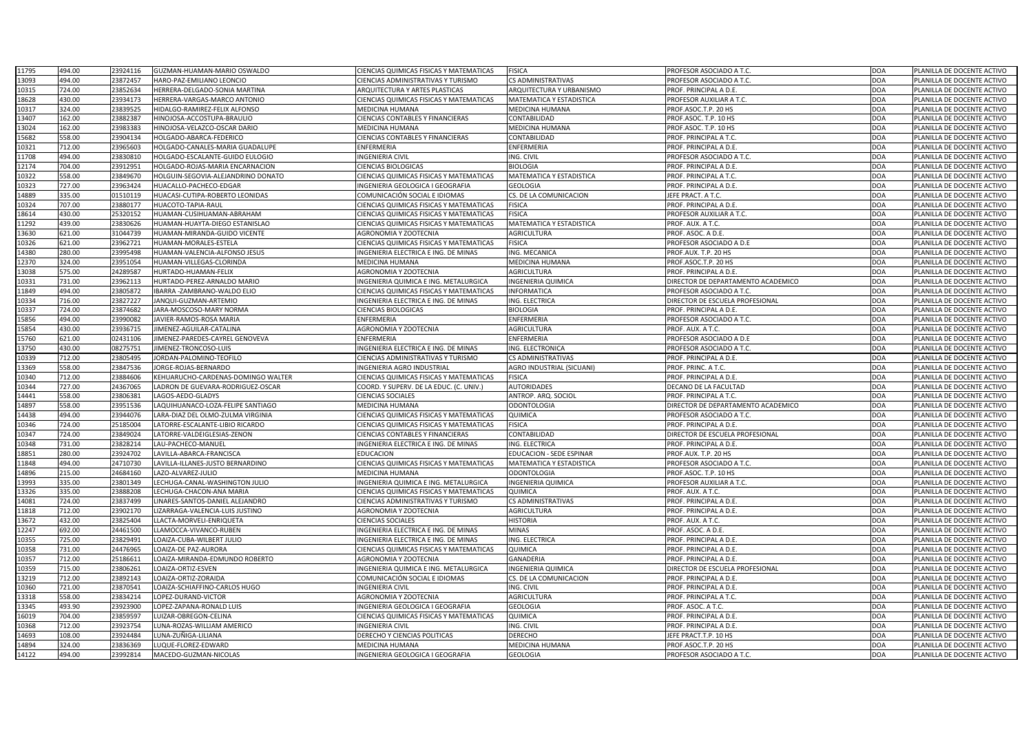| | | | | | | | | |
|---|---|---|---|---|---|---|---|---|
| 11795 | 494.00 | 23924116 | GUZMAN-HUAMAN-MARIO OSWALDO | CIENCIAS QUIMICAS FISICAS Y MATEMATICAS | FISICA | PROFESOR ASOCIADO A T.C. | DOA | PLANILLA DE DOCENTE ACTIVO |
| 13093 | 494.00 | 23872457 | HARO-PAZ-EMILIANO LEONCIO | CIENCIAS ADMINISTRATIVAS Y TURISMO | CS ADMINISTRATIVAS | PROFESOR ASOCIADO A T.C. | DOA | PLANILLA DE DOCENTE ACTIVO |
| 10315 | 724.00 | 23852634 | HERRERA-DELGADO-SONIA MARTINA | ARQUITECTURA Y ARTES PLASTICAS | ARQUITECTURA Y URBANISMO | PROF. PRINCIPAL A D.E. | DOA | PLANILLA DE DOCENTE ACTIVO |
| 18628 | 430.00 | 23934173 | HERRERA-VARGAS-MARCO ANTONIO | CIENCIAS QUIMICAS FISICAS Y MATEMATICAS | MATEMATICA Y ESTADISTICA | PROFESOR AUXILIAR A T.C. | DOA | PLANILLA DE DOCENTE ACTIVO |
| 10317 | 324.00 | 23839525 | HIDALGO-RAMIREZ-FELIX ALFONSO | MEDICINA HUMANA | MEDICINA HUMANA | PROF.ASOC.T.P. 20 HS | DOA | PLANILLA DE DOCENTE ACTIVO |
| 13407 | 162.00 | 23882387 | HINOJOSA-ACCOSTUPA-BRAULIO | CIENCIAS CONTABLES Y FINANCIERAS | CONTABILIDAD | PROF.ASOC. T.P. 10 HS | DOA | PLANILLA DE DOCENTE ACTIVO |
| 13024 | 162.00 | 23983383 | HINOJOSA-VELAZCO-OSCAR DARIO | MEDICINA HUMANA | MEDICINA HUMANA | PROF.ASOC. T.P. 10 HS | DOA | PLANILLA DE DOCENTE ACTIVO |
| 15682 | 558.00 | 23904134 | HOLGADO-ABARCA-FEDERICO | CIENCIAS CONTABLES Y FINANCIERAS | CONTABILIDAD | PROF. PRINCIPAL A T.C. | DOA | PLANILLA DE DOCENTE ACTIVO |
| 10321 | 712.00 | 23965603 | HOLGADO-CANALES-MARIA GUADALUPE | ENFERMERIA | ENFERMERIA | PROF. PRINCIPAL A D.E. | DOA | PLANILLA DE DOCENTE ACTIVO |
| 11708 | 494.00 | 23830810 | HOLGADO-ESCALANTE-GUIDO EULOGIO | INGENIERIA CIVIL | ING. CIVIL | PROFESOR ASOCIADO A T.C. | DOA | PLANILLA DE DOCENTE ACTIVO |
| 12174 | 704.00 | 23912951 | HOLGADO-ROJAS-MARIA ENCARNACION | CIENCIAS BIOLOGICAS | BIOLOGIA | PROF. PRINCIPAL A D.E. | DOA | PLANILLA DE DOCENTE ACTIVO |
| 10322 | 558.00 | 23849670 | HOLGUIN-SEGOVIA-ALEJANDRINO DONATO | CIENCIAS QUIMICAS FISICAS Y MATEMATICAS | MATEMATICA Y ESTADISTICA | PROF. PRINCIPAL A T.C. | DOA | PLANILLA DE DOCENTE ACTIVO |
| 10323 | 727.00 | 23963424 | HUACALLO-PACHECO-EDGAR | INGENIERIA GEOLOGICA I GEOGRAFIA | GEOLOGIA | PROF. PRINCIPAL A D.E. | DOA | PLANILLA DE DOCENTE ACTIVO |
| 14889 | 335.00 | 01510119 | HUACASI-CUTIPA-ROBERTO LEONIDAS | COMUNICACIÓN SOCIAL E IDIOMAS | CS. DE LA COMUNICACION | JEFE PRACT. A T.C. | DOA | PLANILLA DE DOCENTE ACTIVO |
| 10324 | 707.00 | 23880177 | HUACOTO-TAPIA-RAUL | CIENCIAS QUIMICAS FISICAS Y MATEMATICAS | FISICA | PROF. PRINCIPAL A D.E. | DOA | PLANILLA DE DOCENTE ACTIVO |
| 18614 | 430.00 | 25320152 | HUAMAN-CUSIHUAMAN-ABRAHAM | CIENCIAS QUIMICAS FISICAS Y MATEMATICAS | FISICA | PROFESOR AUXILIAR A T.C. | DOA | PLANILLA DE DOCENTE ACTIVO |
| 11292 | 439.00 | 23830626 | HUAMAN-HUAYTA-DIEGO ESTANISLAO | CIENCIAS QUIMICAS FISICAS Y MATEMATICAS | MATEMATICA Y ESTADISTICA | PROF. AUX. A T.C. | DOA | PLANILLA DE DOCENTE ACTIVO |
| 13630 | 621.00 | 31044739 | HUAMAN-MIRANDA-GUIDO VICENTE | AGRONOMIA Y ZOOTECNIA | AGRICULTURA | PROF. ASOC. A D.E. | DOA | PLANILLA DE DOCENTE ACTIVO |
| 10326 | 621.00 | 23962721 | HUAMAN-MORALES-ESTELA | CIENCIAS QUIMICAS FISICAS Y MATEMATICAS | FISICA | PROFESOR ASOCIADO A D.E | DOA | PLANILLA DE DOCENTE ACTIVO |
| 14380 | 280.00 | 23995498 | HUAMAN-VALENCIA-ALFONSO JESUS | INGENIERIA ELECTRICA E ING. DE MINAS | ING. MECANICA | PROF.AUX. T.P. 20 HS | DOA | PLANILLA DE DOCENTE ACTIVO |
| 12370 | 324.00 | 23951054 | HUAMAN-VILLEGAS-CLORINDA | MEDICINA HUMANA | MEDICINA HUMANA | PROF.ASOC.T.P. 20 HS | DOA | PLANILLA DE DOCENTE ACTIVO |
| 13038 | 575.00 | 24289587 | HURTADO-HUAMAN-FELIX | AGRONOMIA Y ZOOTECNIA | AGRICULTURA | PROF. PRINCIPAL A D.E. | DOA | PLANILLA DE DOCENTE ACTIVO |
| 10331 | 731.00 | 23962113 | HURTADO-PEREZ-ARNALDO MARIO | INGENIERIA QUIMICA E ING. METALURGICA | INGENIERIA QUIMICA | DIRECTOR DE DEPARTAMENTO ACADEMICO | DOA | PLANILLA DE DOCENTE ACTIVO |
| 11849 | 494.00 | 23805872 | IBARRA -ZAMBRANO-WALDO ELIO | CIENCIAS QUIMICAS FISICAS Y MATEMATICAS | INFORMATICA | PROFESOR ASOCIADO A T.C. | DOA | PLANILLA DE DOCENTE ACTIVO |
| 10334 | 716.00 | 23827227 | JANQUI-GUZMAN-ARTEMIO | INGENIERIA ELECTRICA E ING. DE MINAS | ING. ELECTRICA | DIRECTOR DE ESCUELA PROFESIONAL | DOA | PLANILLA DE DOCENTE ACTIVO |
| 10337 | 724.00 | 23874682 | JARA-MOSCOSO-MARY NORMA | CIENCIAS BIOLOGICAS | BIOLOGIA | PROF. PRINCIPAL A D.E. | DOA | PLANILLA DE DOCENTE ACTIVO |
| 15856 | 494.00 | 23990082 | JAVIER-RAMOS-ROSA MARIA | ENFERMERIA | ENFERMERIA | PROFESOR ASOCIADO A T.C. | DOA | PLANILLA DE DOCENTE ACTIVO |
| 15854 | 430.00 | 23936715 | JIMENEZ-AGUILAR-CATALINA | AGRONOMIA Y ZOOTECNIA | AGRICULTURA | PROF. AUX. A T.C. | DOA | PLANILLA DE DOCENTE ACTIVO |
| 15760 | 621.00 | 02431106 | JIMENEZ-PAREDES-CAYREL GENOVEVA | ENFERMERIA | ENFERMERIA | PROFESOR ASOCIADO A D.E | DOA | PLANILLA DE DOCENTE ACTIVO |
| 13750 | 430.00 | 08275751 | JIMENEZ-TRONCOSO-LUIS | INGENIERIA ELECTRICA E ING. DE MINAS | ING. ELECTRONICA | PROFESOR ASOCIADO A T.C. | DOA | PLANILLA DE DOCENTE ACTIVO |
| 10339 | 712.00 | 23805495 | JORDAN-PALOMINO-TEOFILO | CIENCIAS ADMINISTRATIVAS Y TURISMO | CS ADMINISTRATIVAS | PROF. PRINCIPAL A D.E. | DOA | PLANILLA DE DOCENTE ACTIVO |
| 13369 | 558.00 | 23847536 | JORGE-ROJAS-BERNARDO | INGENIERIA AGRO INDUSTRIAL | AGRO INDUSTRIAL (SICUANI) | PROF. PRINC. A T.C. | DOA | PLANILLA DE DOCENTE ACTIVO |
| 10340 | 712.00 | 23884606 | KEHUARUCHO-CARDENAS-DOMINGO WALTER | CIENCIAS QUIMICAS FISICAS Y MATEMATICAS | FISICA | PROF. PRINCIPAL A D.E. | DOA | PLANILLA DE DOCENTE ACTIVO |
| 10344 | 727.00 | 24367065 | LADRON DE GUEVARA-RODRIGUEZ-OSCAR | COORD. Y SUPERV. DE LA EDUC. (C. UNIV.) | AUTORIDADES | DECANO DE LA FACULTAD | DOA | PLANILLA DE DOCENTE ACTIVO |
| 14441 | 558.00 | 23806381 | LAGOS-AEDO-GLADYS | CIENCIAS SOCIALES | ANTROP. ARQ. SOCIOL | PROF. PRINCIPAL A T.C. | DOA | PLANILLA DE DOCENTE ACTIVO |
| 14897 | 558.00 | 23951536 | LAQUIHUANACO-LOZA-FELIPE SANTIAGO | MEDICINA HUMANA | ODONTOLOGIA | DIRECTOR DE DEPARTAMENTO ACADEMICO | DOA | PLANILLA DE DOCENTE ACTIVO |
| 14438 | 494.00 | 23944076 | LARA-DIAZ DEL OLMO-ZULMA VIRGINIA | CIENCIAS QUIMICAS FISICAS Y MATEMATICAS | QUIMICA | PROFESOR ASOCIADO A T.C. | DOA | PLANILLA DE DOCENTE ACTIVO |
| 10346 | 724.00 | 25185004 | LATORRE-ESCALANTE-LIBIO RICARDO | CIENCIAS QUIMICAS FISICAS Y MATEMATICAS | FISICA | PROF. PRINCIPAL A D.E. | DOA | PLANILLA DE DOCENTE ACTIVO |
| 10347 | 724.00 | 23849024 | LATORRE-VALDEIGLESIAS-ZENON | CIENCIAS CONTABLES Y FINANCIERAS | CONTABILIDAD | DIRECTOR DE ESCUELA PROFESIONAL | DOA | PLANILLA DE DOCENTE ACTIVO |
| 10348 | 731.00 | 23828214 | LAU-PACHECO-MANUEL | INGENIERIA ELECTRICA E ING. DE MINAS | ING. ELECTRICA | PROF. PRINCIPAL A D.E. | DOA | PLANILLA DE DOCENTE ACTIVO |
| 18851 | 280.00 | 23924702 | LAVILLA-ABARCA-FRANCISCA | EDUCACION | EDUCACION - SEDE ESPINAR | PROF.AUX. T.P. 20 HS | DOA | PLANILLA DE DOCENTE ACTIVO |
| 11848 | 494.00 | 24710730 | LAVILLA-ILLANES-JUSTO BERNARDINO | CIENCIAS QUIMICAS FISICAS Y MATEMATICAS | MATEMATICA Y ESTADISTICA | PROFESOR ASOCIADO A T.C. | DOA | PLANILLA DE DOCENTE ACTIVO |
| 14896 | 215.00 | 24684160 | LAZO-ALVAREZ-JULIO | MEDICINA HUMANA | ODONTOLOGIA | PROF.ASOC. T.P. 10 HS | DOA | PLANILLA DE DOCENTE ACTIVO |
| 13993 | 335.00 | 23801349 | LECHUGA-CANAL-WASHINGTON JULIO | INGENIERIA QUIMICA E ING. METALURGICA | INGENIERIA QUIMICA | PROFESOR AUXILIAR A T.C. | DOA | PLANILLA DE DOCENTE ACTIVO |
| 13326 | 335.00 | 23888208 | LECHUGA-CHACON-ANA MARIA | CIENCIAS QUIMICAS FISICAS Y MATEMATICAS | QUIMICA | PROF. AUX. A T.C. | DOA | PLANILLA DE DOCENTE ACTIVO |
| 14081 | 724.00 | 23837499 | LINARES-SANTOS-DANIEL ALEJANDRO | CIENCIAS ADMINISTRATIVAS Y TURISMO | CS ADMINISTRATIVAS | PROF. PRINCIPAL A D.E. | DOA | PLANILLA DE DOCENTE ACTIVO |
| 11818 | 712.00 | 23902170 | LIZARRAGA-VALENCIA-LUIS JUSTINO | AGRONOMIA Y ZOOTECNIA | AGRICULTURA | PROF. PRINCIPAL A D.E. | DOA | PLANILLA DE DOCENTE ACTIVO |
| 13672 | 432.00 | 23825404 | LLACTA-MORVELI-ENRIQUETA | CIENCIAS SOCIALES | HISTORIA | PROF. AUX. A T.C. | DOA | PLANILLA DE DOCENTE ACTIVO |
| 12247 | 692.00 | 24461500 | LLAMOCCA-VIVANCO-RUBEN | INGENIERIA ELECTRICA E ING. DE MINAS | MINAS | PROF. ASOC. A D.E. | DOA | PLANILLA DE DOCENTE ACTIVO |
| 10355 | 725.00 | 23829491 | LOAIZA-CUBA-WILBERT JULIO | INGENIERIA ELECTRICA E ING. DE MINAS | ING. ELECTRICA | PROF. PRINCIPAL A D.E. | DOA | PLANILLA DE DOCENTE ACTIVO |
| 10358 | 731.00 | 24476965 | LOAIZA-DE PAZ-AURORA | CIENCIAS QUIMICAS FISICAS Y MATEMATICAS | QUIMICA | PROF. PRINCIPAL A D.E. | DOA | PLANILLA DE DOCENTE ACTIVO |
| 10357 | 712.00 | 25186611 | LOAIZA-MIRANDA-EDMUNDO ROBERTO | AGRONOMIA Y ZOOTECNIA | GANADERIA | PROF. PRINCIPAL A D.E. | DOA | PLANILLA DE DOCENTE ACTIVO |
| 10359 | 715.00 | 23806261 | LOAIZA-ORTIZ-ESVEN | INGENIERIA QUIMICA E ING. METALURGICA | INGENIERIA QUIMICA | DIRECTOR DE ESCUELA PROFESIONAL | DOA | PLANILLA DE DOCENTE ACTIVO |
| 13219 | 712.00 | 23892143 | LOAIZA-ORTIZ-ZORAIDA | COMUNICACIÓN SOCIAL E IDIOMAS | CS. DE LA COMUNICACION | PROF. PRINCIPAL A D.E. | DOA | PLANILLA DE DOCENTE ACTIVO |
| 10360 | 721.00 | 23870541 | LOAIZA-SCHIAFFINO-CARLOS HUGO | INGENIERIA CIVIL | ING. CIVIL | PROF. PRINCIPAL A D.E. | DOA | PLANILLA DE DOCENTE ACTIVO |
| 13318 | 558.00 | 23834214 | LOPEZ-DURAND-VICTOR | AGRONOMIA Y ZOOTECNIA | AGRICULTURA | PROF. PRINCIPAL A T.C. | DOA | PLANILLA DE DOCENTE ACTIVO |
| 13345 | 493.90 | 23923900 | LOPEZ-ZAPANA-RONALD LUIS | INGENIERIA GEOLOGICA I GEOGRAFIA | GEOLOGIA | PROF. ASOC. A T.C. | DOA | PLANILLA DE DOCENTE ACTIVO |
| 16019 | 704.00 | 23859597 | LUIZAR-OBREGON-CELINA | CIENCIAS QUIMICAS FISICAS Y MATEMATICAS | QUIMICA | PROF. PRINCIPAL A D.E. | DOA | PLANILLA DE DOCENTE ACTIVO |
| 10368 | 712.00 | 23923754 | LUNA-ROZAS-WILLIAM AMERICO | INGENIERIA CIVIL | ING. CIVIL | PROF. PRINCIPAL A D.E. | DOA | PLANILLA DE DOCENTE ACTIVO |
| 14693 | 108.00 | 23924484 | LUNA-ZUÑIGA-LILIANA | DERECHO Y CIENCIAS POLITICAS | DERECHO | JEFE PRACT.T.P. 10 HS | DOA | PLANILLA DE DOCENTE ACTIVO |
| 14894 | 324.00 | 23836369 | LUQUE-FLOREZ-EDWARD | MEDICINA HUMANA | MEDICINA HUMANA | PROF.ASOC.T.P. 20 HS | DOA | PLANILLA DE DOCENTE ACTIVO |
| 14122 | 494.00 | 23992814 | MACEDO-GUZMAN-NICOLAS | INGENIERIA GEOLOGICA I GEOGRAFIA | GEOLOGIA | PROFESOR ASOCIADO A T.C. | DOA | PLANILLA DE DOCENTE ACTIVO |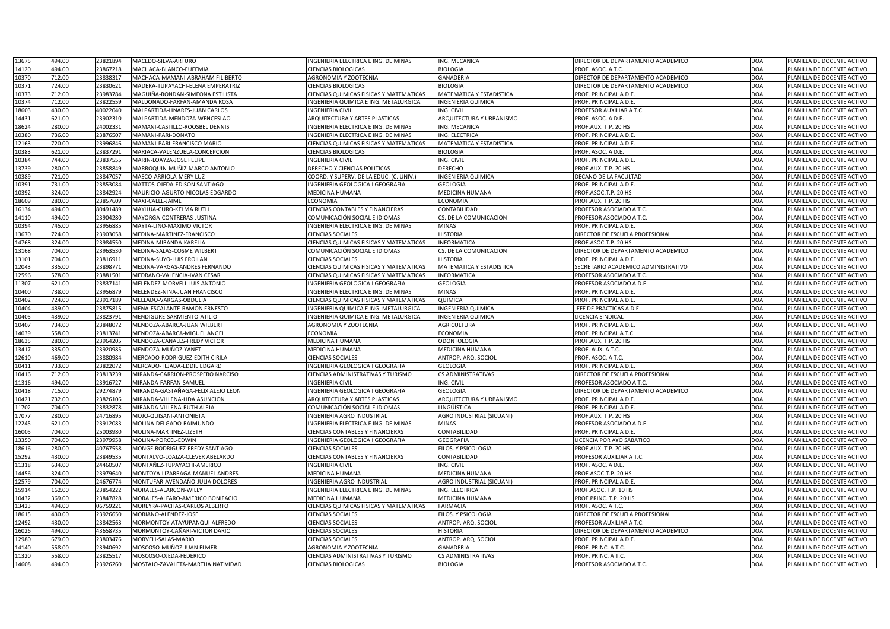| | | | | | | | | |
|---|---|---|---|---|---|---|---|---|
| 13675 | 494.00 | 23821894 | MACEDO-SILVA-ARTURO | INGENIERIA ELECTRICA E ING. DE MINAS | ING. MECANICA | DIRECTOR DE DEPARTAMENTO ACADEMICO | DOA | PLANILLA DE DOCENTE ACTIVO |
| 14120 | 494.00 | 23867218 | MACHACA-BLANCO-EUFEMIA | CIENCIAS BIOLOGICAS | BIOLOGIA | PROF. ASOC. A T.C. | DOA | PLANILLA DE DOCENTE ACTIVO |
| 10370 | 712.00 | 23838317 | MACHACA-MAMANI-ABRAHAM FILIBERTO | AGRONOMIA Y ZOOTECNIA | GANADERIA | DIRECTOR DE DEPARTAMENTO ACADEMICO | DOA | PLANILLA DE DOCENTE ACTIVO |
| 10371 | 724.00 | 23830621 | MADERA-TUPAYACHI-ELENA EMPERATRIZ | CIENCIAS BIOLOGICAS | BIOLOGIA | DIRECTOR DE DEPARTAMENTO ACADEMICO | DOA | PLANILLA DE DOCENTE ACTIVO |
| 10373 | 712.00 | 23983784 | MAGUIÑA-RONDAN-SIMEONA ESTILISTA | CIENCIAS QUIMICAS FISICAS Y MATEMATICAS | MATEMATICA Y ESTADISTICA | PROF. PRINCIPAL A D.E. | DOA | PLANILLA DE DOCENTE ACTIVO |
| 10374 | 712.00 | 23822559 | MALDONADO-FARFAN-AMANDA ROSA | INGENIERIA QUIMICA E ING. METALURGICA | INGENIERIA QUIMICA | PROF. PRINCIPAL A D.E. | DOA | PLANILLA DE DOCENTE ACTIVO |
| 18603 | 430.00 | 40022040 | MALPARTIDA-LINARES-JUAN CARLOS | INGENIERIA CIVIL | ING. CIVIL | PROFESOR AUXILIAR A T.C. | DOA | PLANILLA DE DOCENTE ACTIVO |
| 14431 | 621.00 | 23902310 | MALPARTIDA-MENDOZA-WENCESLAO | ARQUITECTURA Y ARTES PLASTICAS | ARQUITECTURA Y URBANISMO | PROF. ASOC. A D.E. | DOA | PLANILLA DE DOCENTE ACTIVO |
| 18624 | 280.00 | 24002331 | MAMANI-CASTILLO-ROOSBEL DENNIS | INGENIERIA ELECTRICA E ING. DE MINAS | ING. MECANICA | PROF.AUX. T.P. 20 HS | DOA | PLANILLA DE DOCENTE ACTIVO |
| 10380 | 736.00 | 23876507 | MAMANI-PARI-DONATO | INGENIERIA ELECTRICA E ING. DE MINAS | ING. ELECTRICA | PROF. PRINCIPAL A D.E. | DOA | PLANILLA DE DOCENTE ACTIVO |
| 12163 | 720.00 | 23996846 | MAMANI-PARI-FRANCISCO MARIO | CIENCIAS QUIMICAS FISICAS Y MATEMATICAS | MATEMATICA Y ESTADISTICA | PROF. PRINCIPAL A D.E. | DOA | PLANILLA DE DOCENTE ACTIVO |
| 10383 | 621.00 | 23837291 | MARIACA-VALENZUELA-CONCEPCION | CIENCIAS BIOLOGICAS | BIOLOGIA | PROF. ASOC. A D.E. | DOA | PLANILLA DE DOCENTE ACTIVO |
| 10384 | 744.00 | 23837555 | MARIN-LOAYZA-JOSE FELIPE | INGENIERIA CIVIL | ING. CIVIL | PROF. PRINCIPAL A D.E. | DOA | PLANILLA DE DOCENTE ACTIVO |
| 13739 | 280.00 | 23858849 | MARROQUIN-MUÑIZ-MARCO ANTONIO | DERECHO Y CIENCIAS POLITICAS | DERECHO | PROF.AUX. T.P. 20 HS | DOA | PLANILLA DE DOCENTE ACTIVO |
| 10389 | 721.00 | 23847057 | MASCO-ARRIOLA-MERY LUZ | COORD. Y SUPERV. DE LA EDUC. (C. UNIV.) | INGENIERIA QUIMICA | DECANO DE LA FACULTAD | DOA | PLANILLA DE DOCENTE ACTIVO |
| 10391 | 731.00 | 23853084 | MATTOS-OJEDA-EDISON SANTIAGO | INGENIERIA GEOLOGICA I GEOGRAFIA | GEOLOGIA | PROF. PRINCIPAL A D.E. | DOA | PLANILLA DE DOCENTE ACTIVO |
| 10392 | 324.00 | 23842924 | MAURICIO-AGURTO-NICOLAS EDGARDO | MEDICINA HUMANA | MEDICINA HUMANA | PROF.ASOC.T.P. 20 HS | DOA | PLANILLA DE DOCENTE ACTIVO |
| 18609 | 280.00 | 23857609 | MAXI-CALLE-JAIME | ECONOMIA | ECONOMIA | PROF.AUX. T.P. 20 HS | DOA | PLANILLA DE DOCENTE ACTIVO |
| 16134 | 494.00 | 80491489 | MAYHUA-CURO-KELMA RUTH | CIENCIAS CONTABLES Y FINANCIERAS | CONTABILIDAD | PROFESOR ASOCIADO A T.C. | DOA | PLANILLA DE DOCENTE ACTIVO |
| 14110 | 494.00 | 23904280 | MAYORGA-CONTRERAS-JUSTINA | COMUNICACIÓN SOCIAL E IDIOMAS | CS. DE LA COMUNICACION | PROFESOR ASOCIADO A T.C. | DOA | PLANILLA DE DOCENTE ACTIVO |
| 10394 | 745.00 | 23956885 | MAYTA-LINO-MAXIMO VICTOR | INGENIERIA ELECTRICA E ING. DE MINAS | MINAS | PROF. PRINCIPAL A D.E. | DOA | PLANILLA DE DOCENTE ACTIVO |
| 13670 | 724.00 | 23903058 | MEDINA-MARTINEZ-FRANCISCO | CIENCIAS SOCIALES | HISTORIA | DIRECTOR DE ESCUELA PROFESIONAL | DOA | PLANILLA DE DOCENTE ACTIVO |
| 14768 | 324.00 | 23984550 | MEDINA-MIRANDA-KARELIA | CIENCIAS QUIMICAS FISICAS Y MATEMATICAS | INFORMATICA | PROF.ASOC.T.P. 20 HS | DOA | PLANILLA DE DOCENTE ACTIVO |
| 13168 | 704.00 | 23963530 | MEDINA-SALAS-COSME WILBERT | COMUNICACIÓN SOCIAL E IDIOMAS | CS. DE LA COMUNICACION | DIRECTOR DE DEPARTAMENTO ACADEMICO | DOA | PLANILLA DE DOCENTE ACTIVO |
| 13101 | 704.00 | 23816911 | MEDINA-SUYO-LUIS FROILAN | CIENCIAS SOCIALES | HISTORIA | PROF. PRINCIPAL A D.E. | DOA | PLANILLA DE DOCENTE ACTIVO |
| 12043 | 335.00 | 23898771 | MEDINA-VARGAS-ANDRES FERNANDO | CIENCIAS QUIMICAS FISICAS Y MATEMATICAS | MATEMATICA Y ESTADISTICA | SECRETARIO ACADEMICO ADMINISTRATIVO | DOA | PLANILLA DE DOCENTE ACTIVO |
| 12596 | 578.00 | 23881501 | MEDRANO-VALENCIA-IVAN CESAR | CIENCIAS QUIMICAS FISICAS Y MATEMATICAS | INFORMATICA | PROFESOR ASOCIADO A T.C. | DOA | PLANILLA DE DOCENTE ACTIVO |
| 11307 | 621.00 | 23837141 | MELENDEZ-MORVELI-LUIS ANTONIO | INGENIERIA GEOLOGICA I GEOGRAFIA | GEOLOGIA | PROFESOR ASOCIADO A D.E | DOA | PLANILLA DE DOCENTE ACTIVO |
| 10400 | 738.00 | 23956879 | MELENDEZ-NINA-JUAN FRANCISCO | INGENIERIA ELECTRICA E ING. DE MINAS | MINAS | PROF. PRINCIPAL A D.E. | DOA | PLANILLA DE DOCENTE ACTIVO |
| 10402 | 724.00 | 23917189 | MELLADO-VARGAS-OBDULIA | CIENCIAS QUIMICAS FISICAS Y MATEMATICAS | QUIMICA | PROF. PRINCIPAL A D.E. | DOA | PLANILLA DE DOCENTE ACTIVO |
| 10404 | 439.00 | 23875815 | MENA-ESCALANTE-RAMON ERNESTO | INGENIERIA QUIMICA E ING. METALURGICA | INGENIERIA QUIMICA | JEFE DE PRACTICAS A D.E. | DOA | PLANILLA DE DOCENTE ACTIVO |
| 10405 | 439.00 | 23823791 | MENDIGURE-SARMIENTO-ATILIO | INGENIERIA QUIMICA E ING. METALURGICA | INGENIERIA QUIMICA | LICENCIA SINDICAL | DOA | PLANILLA DE DOCENTE ACTIVO |
| 10407 | 734.00 | 23848072 | MENDOZA-ABARCA-JUAN WILBERT | AGRONOMIA Y ZOOTECNIA | AGRICULTURA | PROF. PRINCIPAL A D.E. | DOA | PLANILLA DE DOCENTE ACTIVO |
| 14039 | 558.00 | 23813741 | MENDOZA-ABARCA-MIGUEL ANGEL | ECONOMIA | ECONOMIA | PROF. PRINCIPAL A T.C. | DOA | PLANILLA DE DOCENTE ACTIVO |
| 18635 | 280.00 | 23964205 | MENDOZA-CANALES-FREDY VICTOR | MEDICINA HUMANA | ODONTOLOGIA | PROF.AUX. T.P. 20 HS | DOA | PLANILLA DE DOCENTE ACTIVO |
| 13417 | 335.00 | 23920985 | MENDOZA-MUÑOZ-YANET | MEDICINA HUMANA | MEDICINA HUMANA | PROF. AUX. A T.C. | DOA | PLANILLA DE DOCENTE ACTIVO |
| 12610 | 469.00 | 23880984 | MERCADO-RODRIGUEZ-EDITH CIRILA | CIENCIAS SOCIALES | ANTROP. ARQ. SOCIOL | PROF. ASOC. A T.C. | DOA | PLANILLA DE DOCENTE ACTIVO |
| 10411 | 733.00 | 23822072 | MERCADO-TEJADA-EDDIE EDGARD | INGENIERIA GEOLOGICA I GEOGRAFIA | GEOLOGIA | PROF. PRINCIPAL A D.E. | DOA | PLANILLA DE DOCENTE ACTIVO |
| 10416 | 712.00 | 23813239 | MIRANDA-CARRION-PROSPERO NARCISO | CIENCIAS ADMINISTRATIVAS Y TURISMO | CS ADMINISTRATIVAS | DIRECTOR DE ESCUELA PROFESIONAL | DOA | PLANILLA DE DOCENTE ACTIVO |
| 11316 | 494.00 | 23916727 | MIRANDA-FARFAN-SAMUEL | INGENIERIA CIVIL | ING. CIVIL | PROFESOR ASOCIADO A T.C. | DOA | PLANILLA DE DOCENTE ACTIVO |
| 10418 | 715.00 | 29274879 | MIRANDA-GASTAÑAGA-FELIX ALEJO LEON | INGENIERIA GEOLOGICA I GEOGRAFIA | GEOLOGIA | DIRECTOR DE DEPARTAMENTO ACADEMICO | DOA | PLANILLA DE DOCENTE ACTIVO |
| 10421 | 732.00 | 23826106 | MIRANDA-VILLENA-LIDA ASUNCION | ARQUITECTURA Y ARTES PLASTICAS | ARQUITECTURA Y URBANISMO | PROF. PRINCIPAL A D.E. | DOA | PLANILLA DE DOCENTE ACTIVO |
| 11702 | 704.00 | 23832878 | MIRANDA-VILLENA-RUTH ALEJA | COMUNICACIÓN SOCIAL E IDIOMAS | LINGÜÍSTICA | PROF. PRINCIPAL A D.E. | DOA | PLANILLA DE DOCENTE ACTIVO |
| 17077 | 280.00 | 24716895 | MOJO-QUISANI-ANTONIETA | INGENIERIA AGRO INDUSTRIAL | AGRO INDUSTRIAL (SICUANI) | PROF.AUX. T.P. 20 HS | DOA | PLANILLA DE DOCENTE ACTIVO |
| 12245 | 621.00 | 23912083 | MOLINA-DELGADO-RAIMUNDO | INGENIERIA ELECTRICA E ING. DE MINAS | MINAS | PROFESOR ASOCIADO A D.E | DOA | PLANILLA DE DOCENTE ACTIVO |
| 16005 | 704.00 | 25003980 | MOLINA-MARTINEZ-LIZETH | CIENCIAS CONTABLES Y FINANCIERAS | CONTABILIDAD | PROF. PRINCIPAL A D.E. | DOA | PLANILLA DE DOCENTE ACTIVO |
| 13350 | 704.00 | 23979958 | MOLINA-PORCEL-EDWIN | INGENIERIA GEOLOGICA I GEOGRAFIA | GEOGRAFIA | LICENCIA POR A¥O SABATICO | DOA | PLANILLA DE DOCENTE ACTIVO |
| 18616 | 280.00 | 40767558 | MONGE-RODRIGUEZ-FREDY SANTIAGO | CIENCIAS SOCIALES | FILOS. Y PSICOLOGIA | PROF.AUX. T.P. 20 HS | DOA | PLANILLA DE DOCENTE ACTIVO |
| 15292 | 430.00 | 23849535 | MONTALVO-LOAIZA-CLEVER ABELARDO | CIENCIAS CONTABLES Y FINANCIERAS | CONTABILIDAD | PROFESOR AUXILIAR A T.C. | DOA | PLANILLA DE DOCENTE ACTIVO |
| 11318 | 634.00 | 24460507 | MONTAÑEZ-TUPAYACHI-AMERICO | INGENIERIA CIVIL | ING. CIVIL | PROF. ASOC. A D.E. | DOA | PLANILLA DE DOCENTE ACTIVO |
| 14456 | 324.00 | 23979640 | MONTOYA-LIZARRAGA-MANUEL ANDRES | MEDICINA HUMANA | MEDICINA HUMANA | PROF.ASOC.T.P. 20 HS | DOA | PLANILLA DE DOCENTE ACTIVO |
| 12579 | 704.00 | 24676774 | MONTUFAR-AVENDAÑO-JULIA DOLORES | INGENIERIA AGRO INDUSTRIAL | AGRO INDUSTRIAL (SICUANI) | PROF. PRINCIPAL A D.E. | DOA | PLANILLA DE DOCENTE ACTIVO |
| 15914 | 162.00 | 23854222 | MORALES-ALARCON-WILLY | INGENIERIA ELECTRICA E ING. DE MINAS | ING. ELECTRICA | PROF.ASOC. T.P. 10 HS | DOA | PLANILLA DE DOCENTE ACTIVO |
| 10432 | 369.00 | 23847828 | MORALES-ALFARO-AMERICO BONIFACIO | MEDICINA HUMANA | MEDICINA HUMANA | PROF.PRINC. T.P. 20 HS | DOA | PLANILLA DE DOCENTE ACTIVO |
| 13423 | 494.00 | 06759221 | MOREYRA-PACHAS-CARLOS ALBERTO | CIENCIAS QUIMICAS FISICAS Y MATEMATICAS | FARMACIA | PROF. ASOC. A T.C. | DOA | PLANILLA DE DOCENTE ACTIVO |
| 18615 | 430.00 | 23926650 | MORIANO-ALENDEZ-JOSE | CIENCIAS SOCIALES | FILOS. Y PSICOLOGIA | DIRECTOR DE ESCUELA PROFESIONAL | DOA | PLANILLA DE DOCENTE ACTIVO |
| 12492 | 430.00 | 23842563 | MORMONTOY-ATAYUPANQUI-ALFREDO | CIENCIAS SOCIALES | ANTROP. ARQ. SOCIOL | PROFESOR AUXILIAR A T.C. | DOA | PLANILLA DE DOCENTE ACTIVO |
| 16026 | 494.00 | 43658735 | MORMONTOY-CAÑARI-VICTOR DARIO | CIENCIAS SOCIALES | HISTORIA | DIRECTOR DE DEPARTAMENTO ACADEMICO | DOA | PLANILLA DE DOCENTE ACTIVO |
| 12980 | 679.00 | 23803476 | MORVELI-SALAS-MARIO | CIENCIAS SOCIALES | ANTROP. ARQ. SOCIOL | PROF. PRINCIPAL A D.E. | DOA | PLANILLA DE DOCENTE ACTIVO |
| 14140 | 558.00 | 23940692 | MOSCOSO-MUÑOZ-JUAN ELMER | AGRONOMIA Y ZOOTECNIA | GANADERIA | PROF. PRINC. A T.C. | DOA | PLANILLA DE DOCENTE ACTIVO |
| 11320 | 558.00 | 23825517 | MOSCOSO-OJEDA-FEDERICO | CIENCIAS ADMINISTRATIVAS Y TURISMO | CS ADMINISTRATIVAS | PROF. PRINC. A T.C. | DOA | PLANILLA DE DOCENTE ACTIVO |
| 14608 | 494.00 | 23926260 | MOSTAJO-ZAVALETA-MARTHA NATIVIDAD | CIENCIAS BIOLOGICAS | BIOLOGIA | PROFESOR ASOCIADO A T.C. | DOA | PLANILLA DE DOCENTE ACTIVO |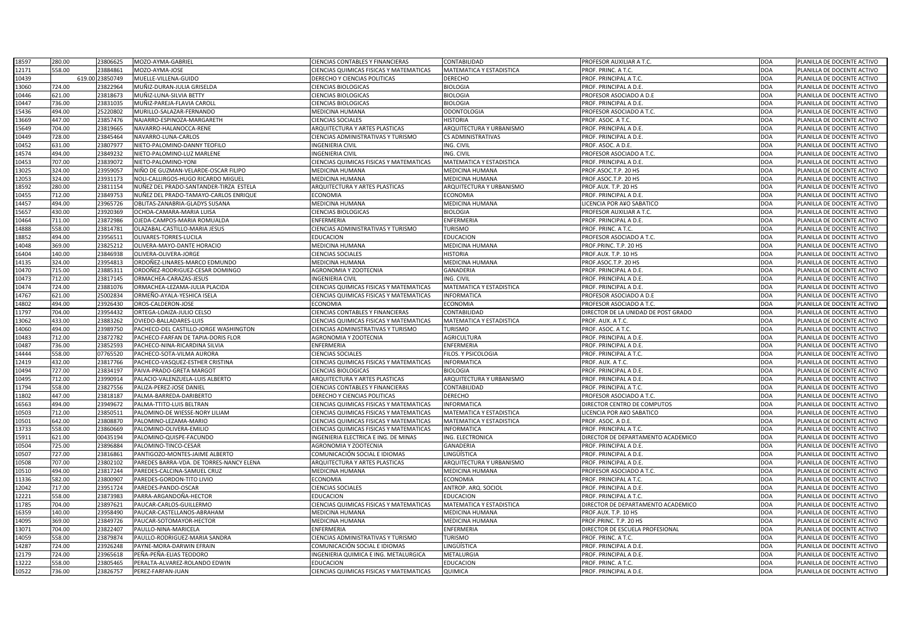| | | | | | | | | |
|---|---|---|---|---|---|---|---|---|
| 18597 | 280.00 | 23806625 | MOZO-AYMA-GABRIEL | CIENCIAS CONTABLES Y FINANCIERAS | CONTABILIDAD | PROFESOR AUXILIAR A T.C. | DOA | PLANILLA DE DOCENTE ACTIVO |
| 12171 | 558.00 | 23884861 | MOZO-AYMA-JOSE | CIENCIAS QUIMICAS FISICAS Y MATEMATICAS | MATEMATICA Y ESTADISTICA | PROF. PRINC. A T.C. | DOA | PLANILLA DE DOCENTE ACTIVO |
| 10439 | 619.00 | 23850749 | MUELLE-VILLENA-GUIDO | DERECHO Y CIENCIAS POLITICAS | DERECHO | PROF. PRINCIPAL A T.C. | DOA | PLANILLA DE DOCENTE ACTIVO |
| 13060 | 724.00 | 23822964 | MUÑIZ-DURAN-JULIA GRISELDA | CIENCIAS BIOLOGICAS | BIOLOGIA | PROF. PRINCIPAL A D.E. | DOA | PLANILLA DE DOCENTE ACTIVO |
| 10446 | 621.00 | 23818673 | MUÑIZ-LUNA-SILVIA BETTY | CIENCIAS BIOLOGICAS | BIOLOGIA | PROFESOR ASOCIADO A D.E | DOA | PLANILLA DE DOCENTE ACTIVO |
| 10447 | 736.00 | 23831035 | MUÑIZ-PAREJA-FLAVIA CAROLL | CIENCIAS BIOLOGICAS | BIOLOGIA | PROF. PRINCIPAL A D.E. | DOA | PLANILLA DE DOCENTE ACTIVO |
| 15436 | 494.00 | 25220802 | MURILLO-SALAZAR-FERNANDO | MEDICINA HUMANA | ODONTOLOGIA | PROFESOR ASOCIADO A T.C. | DOA | PLANILLA DE DOCENTE ACTIVO |
| 13669 | 447.00 | 23857476 | NAJARRO-ESPINOZA-MARGARETH | CIENCIAS SOCIALES | HISTORIA | PROF. ASOC. A T.C. | DOA | PLANILLA DE DOCENTE ACTIVO |
| 15649 | 704.00 | 23819665 | NAVARRO-HALANOCCA-RENE | ARQUITECTURA Y ARTES PLASTICAS | ARQUITECTURA Y URBANISMO | PROF. PRINCIPAL A D.E. | DOA | PLANILLA DE DOCENTE ACTIVO |
| 10449 | 728.00 | 23845464 | NAVARRO-LUNA-CARLOS | CIENCIAS ADMINISTRATIVAS Y TURISMO | CS ADMINISTRATIVAS | PROF. PRINCIPAL A D.E. | DOA | PLANILLA DE DOCENTE ACTIVO |
| 10452 | 631.00 | 23807977 | NIETO-PALOMINO-DANNY TEOFILO | INGENIERIA CIVIL | ING. CIVIL | PROF. ASOC. A D.E. | DOA | PLANILLA DE DOCENTE ACTIVO |
| 14574 | 494.00 | 23849232 | NIETO-PALOMINO-LUZ MARLENE | INGENIERIA CIVIL | ING. CIVIL | PROFESOR ASOCIADO A T.C. | DOA | PLANILLA DE DOCENTE ACTIVO |
| 10453 | 707.00 | 23839072 | NIETO-PALOMINO-YONI | CIENCIAS QUIMICAS FISICAS Y MATEMATICAS | MATEMATICA Y ESTADISTICA | PROF. PRINCIPAL A D.E. | DOA | PLANILLA DE DOCENTE ACTIVO |
| 13025 | 324.00 | 23959057 | NIÑO DE GUZMAN-VELARDE-OSCAR FILIPO | MEDICINA HUMANA | MEDICINA HUMANA | PROF.ASOC.T.P. 20 HS | DOA | PLANILLA DE DOCENTE ACTIVO |
| 12053 | 324.00 | 23931173 | NOLI-CALLIRGOS-HUGO RICARDO MIGUEL | MEDICINA HUMANA | MEDICINA HUMANA | PROF.ASOC.T.P. 20 HS | DOA | PLANILLA DE DOCENTE ACTIVO |
| 18592 | 280.00 | 23811154 | NUÑEZ DEL PRADO-SANTANDER-TIRZA ESTELA | ARQUITECTURA Y ARTES PLASTICAS | ARQUITECTURA Y URBANISMO | PROF.AUX. T.P. 20 HS | DOA | PLANILLA DE DOCENTE ACTIVO |
| 10455 | 712.00 | 23849753 | NUÑEZ DEL PRADO-TAMAYO-CARLOS ENRIQUE | ECONOMIA | ECONOMIA | PROF. PRINCIPAL A D.E. | DOA | PLANILLA DE DOCENTE ACTIVO |
| 14457 | 494.00 | 23965726 | OBLITAS-ZANABRIA-GLADYS SUSANA | MEDICINA HUMANA | MEDICINA HUMANA | LICENCIA POR A¥O SABATICO | DOA | PLANILLA DE DOCENTE ACTIVO |
| 15657 | 430.00 | 23920369 | OCHOA-CAMARA-MARIA LUISA | CIENCIAS BIOLOGICAS | BIOLOGIA | PROFESOR AUXILIAR A T.C. | DOA | PLANILLA DE DOCENTE ACTIVO |
| 10464 | 711.00 | 23872986 | OJEDA-CAMPOS-MARIA ROMUALDA | ENFERMERIA | ENFERMERIA | PROF. PRINCIPAL A D.E. | DOA | PLANILLA DE DOCENTE ACTIVO |
| 14888 | 558.00 | 23814781 | OLAZABAL-CASTILLO-MARIA JESUS | CIENCIAS ADMINISTRATIVAS Y TURISMO | TURISMO | PROF. PRINC. A T.C. | DOA | PLANILLA DE DOCENTE ACTIVO |
| 18852 | 494.00 | 23956511 | OLIVARES-TORRES-LUCILA | EDUCACION | EDUCACION | PROFESOR ASOCIADO A T.C. | DOA | PLANILLA DE DOCENTE ACTIVO |
| 14048 | 369.00 | 23825212 | OLIVERA-MAYO-DANTE HORACIO | MEDICINA HUMANA | MEDICINA HUMANA | PROF.PRINC. T.P. 20 HS | DOA | PLANILLA DE DOCENTE ACTIVO |
| 16404 | 140.00 | 23846938 | OLIVERA-OLIVERA-JORGE | CIENCIAS SOCIALES | HISTORIA | PROF.AUX. T.P. 10 HS | DOA | PLANILLA DE DOCENTE ACTIVO |
| 14135 | 324.00 | 23954813 | ORDOÑEZ-LINARES-MARCO EDMUNDO | MEDICINA HUMANA | MEDICINA HUMANA | PROF.ASOC.T.P. 20 HS | DOA | PLANILLA DE DOCENTE ACTIVO |
| 10470 | 715.00 | 23885311 | ORDOÑEZ-RODRIGUEZ-CESAR DOMINGO | AGRONOMIA Y ZOOTECNIA | GANADERIA | PROF. PRINCIPAL A D.E. | DOA | PLANILLA DE DOCENTE ACTIVO |
| 10473 | 712.00 | 23817145 | ORMACHEA-CARAZAS-JESUS | INGENIERIA CIVIL | ING. CIVIL | PROF. PRINCIPAL A D.E. | DOA | PLANILLA DE DOCENTE ACTIVO |
| 10474 | 724.00 | 23881076 | ORMACHEA-LEZAMA-JULIA PLACIDA | CIENCIAS QUIMICAS FISICAS Y MATEMATICAS | MATEMATICA Y ESTADISTICA | PROF. PRINCIPAL A D.E. | DOA | PLANILLA DE DOCENTE ACTIVO |
| 14767 | 621.00 | 25002834 | ORMEÑO-AYALA-YESHICA ISELA | CIENCIAS QUIMICAS FISICAS Y MATEMATICAS | INFORMATICA | PROFESOR ASOCIADO A D.E | DOA | PLANILLA DE DOCENTE ACTIVO |
| 14802 | 494.00 | 23926430 | OROS-CALDERON-JOSE | ECONOMIA | ECONOMIA | PROFESOR ASOCIADO A T.C. | DOA | PLANILLA DE DOCENTE ACTIVO |
| 11797 | 704.00 | 23954432 | ORTEGA-LOAIZA-JULIO CELSO | CIENCIAS CONTABLES Y FINANCIERAS | CONTABILIDAD | DIRECTOR DE LA UNIDAD DE POST GRADO | DOA | PLANILLA DE DOCENTE ACTIVO |
| 13062 | 433.00 | 23883262 | OVIEDO-BALLADARES-LUIS | CIENCIAS QUIMICAS FISICAS Y MATEMATICAS | MATEMATICA Y ESTADISTICA | PROF. AUX. A T.C. | DOA | PLANILLA DE DOCENTE ACTIVO |
| 14060 | 494.00 | 23989750 | PACHECO-DEL CASTILLO-JORGE WASHINGTON | CIENCIAS ADMINISTRATIVAS Y TURISMO | TURISMO | PROF. ASOC. A T.C. | DOA | PLANILLA DE DOCENTE ACTIVO |
| 10483 | 712.00 | 23872782 | PACHECO-FARFAN DE TAPIA-DORIS FLOR | AGRONOMIA Y ZOOTECNIA | AGRICULTURA | PROF. PRINCIPAL A D.E. | DOA | PLANILLA DE DOCENTE ACTIVO |
| 10487 | 736.00 | 23852593 | PACHECO-NINA-RICARDINA SILVIA | ENFERMERIA | ENFERMERIA | PROF. PRINCIPAL A D.E. | DOA | PLANILLA DE DOCENTE ACTIVO |
| 14444 | 558.00 | 07765520 | PACHECO-SOTA-VILMA AURORA | CIENCIAS SOCIALES | FILOS. Y PSICOLOGIA | PROF. PRINCIPAL A T.C. | DOA | PLANILLA DE DOCENTE ACTIVO |
| 12419 | 432.00 | 23817766 | PACHECO-VASQUEZ-ESTHER CRISTINA | CIENCIAS QUIMICAS FISICAS Y MATEMATICAS | INFORMATICA | PROF. AUX. A T.C. | DOA | PLANILLA DE DOCENTE ACTIVO |
| 10494 | 727.00 | 23834197 | PAIVA-PRADO-GRETA MARGOT | CIENCIAS BIOLOGICAS | BIOLOGIA | PROF. PRINCIPAL A D.E. | DOA | PLANILLA DE DOCENTE ACTIVO |
| 10495 | 712.00 | 23990914 | PALACIO-VALENZUELA-LUIS ALBERTO | ARQUITECTURA Y ARTES PLASTICAS | ARQUITECTURA Y URBANISMO | PROF. PRINCIPAL A D.E. | DOA | PLANILLA DE DOCENTE ACTIVO |
| 11794 | 558.00 | 23827556 | PALIZA-PEREZ-JOSE DANIEL | CIENCIAS CONTABLES Y FINANCIERAS | CONTABILIDAD | PROF. PRINCIPAL A T.C. | DOA | PLANILLA DE DOCENTE ACTIVO |
| 11802 | 447.00 | 23818187 | PALMA-BARREDA-DARIBERTO | DERECHO Y CIENCIAS POLITICAS | DERECHO | PROFESOR ASOCIADO A T.C. | DOA | PLANILLA DE DOCENTE ACTIVO |
| 16563 | 494.00 | 23949672 | PALMA-TTITO-LUIS BELTRAN | CIENCIAS QUIMICAS FISICAS Y MATEMATICAS | INFORMATICA | DIRECTOR CENTRO DE COMPUTOS | DOA | PLANILLA DE DOCENTE ACTIVO |
| 10503 | 712.00 | 23850511 | PALOMINO-DE WIESSE-NORY LILIAM | CIENCIAS QUIMICAS FISICAS Y MATEMATICAS | MATEMATICA Y ESTADISTICA | LICENCIA POR A¥O SABATICO | DOA | PLANILLA DE DOCENTE ACTIVO |
| 10501 | 642.00 | 23808870 | PALOMINO-LEZAMA-MARIO | CIENCIAS QUIMICAS FISICAS Y MATEMATICAS | MATEMATICA Y ESTADISTICA | PROF. ASOC. A D.E. | DOA | PLANILLA DE DOCENTE ACTIVO |
| 13733 | 558.00 | 23860669 | PALOMINO-OLIVERA-EMILIO | CIENCIAS QUIMICAS FISICAS Y MATEMATICAS | INFORMATICA | PROF. PRINCIPAL A T.C. | DOA | PLANILLA DE DOCENTE ACTIVO |
| 15911 | 621.00 | 00435194 | PALOMINO-QUISPE-FACUNDO | INGENIERIA ELECTRICA E ING. DE MINAS | ING. ELECTRONICA | DIRECTOR DE DEPARTAMENTO ACADEMICO | DOA | PLANILLA DE DOCENTE ACTIVO |
| 10504 | 725.00 | 23896884 | PALOMINO-TINCO-CESAR | AGRONOMIA Y ZOOTECNIA | GANADERIA | PROF. PRINCIPAL A D.E. | DOA | PLANILLA DE DOCENTE ACTIVO |
| 10507 | 727.00 | 23816861 | PANTIGOZO-MONTES-JAIME ALBERTO | COMUNICACIÓN SOCIAL E IDIOMAS | LINGÜÍSTICA | PROF. PRINCIPAL A D.E. | DOA | PLANILLA DE DOCENTE ACTIVO |
| 10508 | 707.00 | 23802102 | PAREDES BARRA-VDA. DE TORRES-NANCY ELENA | ARQUITECTURA Y ARTES PLASTICAS | ARQUITECTURA Y URBANISMO | PROF. PRINCIPAL A D.E. | DOA | PLANILLA DE DOCENTE ACTIVO |
| 10510 | 494.00 | 23817244 | PAREDES-CALCINA-SAMUEL CRUZ | MEDICINA HUMANA | MEDICINA HUMANA | PROFESOR ASOCIADO A T.C. | DOA | PLANILLA DE DOCENTE ACTIVO |
| 11336 | 582.00 | 23800907 | PAREDES-GORDON-TITO LIVIO | ECONOMIA | ECONOMIA | PROF. PRINCIPAL A T.C. | DOA | PLANILLA DE DOCENTE ACTIVO |
| 12042 | 717.00 | 23951724 | PAREDES-PANDO-OSCAR | CIENCIAS SOCIALES | ANTROP. ARQ. SOCIOL | PROF. PRINCIPAL A D.E. | DOA | PLANILLA DE DOCENTE ACTIVO |
| 12221 | 558.00 | 23873983 | PARRA-ARGANDOÑA-HECTOR | EDUCACION | EDUCACION | PROF. PRINCIPAL A T.C. | DOA | PLANILLA DE DOCENTE ACTIVO |
| 11785 | 704.00 | 23897621 | PAUCAR-CARLOS-GUILLERMO | CIENCIAS QUIMICAS FISICAS Y MATEMATICAS | MATEMATICA Y ESTADISTICA | DIRECTOR DE DEPARTAMENTO ACADEMICO | DOA | PLANILLA DE DOCENTE ACTIVO |
| 16359 | 140.00 | 23958490 | PAUCAR-CASTELLANOS-ABRAHAM | MEDICINA HUMANA | MEDICINA HUMANA | PROF.AUX. T.P. 10 HS | DOA | PLANILLA DE DOCENTE ACTIVO |
| 14095 | 369.00 | 23849726 | PAUCAR-SOTOMAYOR-HECTOR | MEDICINA HUMANA | MEDICINA HUMANA | PROF.PRINC. T.P. 20 HS | DOA | PLANILLA DE DOCENTE ACTIVO |
| 13071 | 704.00 | 23822407 | PAULLO-NINA-MARICELA | ENFERMERIA | ENFERMERIA | DIRECTOR DE ESCUELA PROFESIONAL | DOA | PLANILLA DE DOCENTE ACTIVO |
| 14059 | 558.00 | 23879874 | PAULLO-RODRIGUEZ-MARIA SANDRA | CIENCIAS ADMINISTRATIVAS Y TURISMO | TURISMO | PROF. PRINC. A T.C. | DOA | PLANILLA DE DOCENTE ACTIVO |
| 14287 | 724.00 | 23926248 | PAYNE-MORA-DARWIN EFRAIN | COMUNICACIÓN SOCIAL E IDIOMAS | LINGÜÍSTICA | PROF. PRINCIPAL A D.E. | DOA | PLANILLA DE DOCENTE ACTIVO |
| 12179 | 724.00 | 23965618 | PEÑA-PEÑA-ELIAS TEODORO | INGENIERIA QUIMICA E ING. METALURGICA | METALURGIA | PROF. PRINCIPAL A D.E. | DOA | PLANILLA DE DOCENTE ACTIVO |
| 13222 | 558.00 | 23805465 | PERALTA-ALVAREZ-ROLANDO EDWIN | EDUCACION | EDUCACION | PROF. PRINC. A T.C. | DOA | PLANILLA DE DOCENTE ACTIVO |
| 10522 | 736.00 | 23826757 | PEREZ-FARFAN-JUAN | CIENCIAS QUIMICAS FISICAS Y MATEMATICAS | QUIMICA | PROF. PRINCIPAL A D.E. | DOA | PLANILLA DE DOCENTE ACTIVO |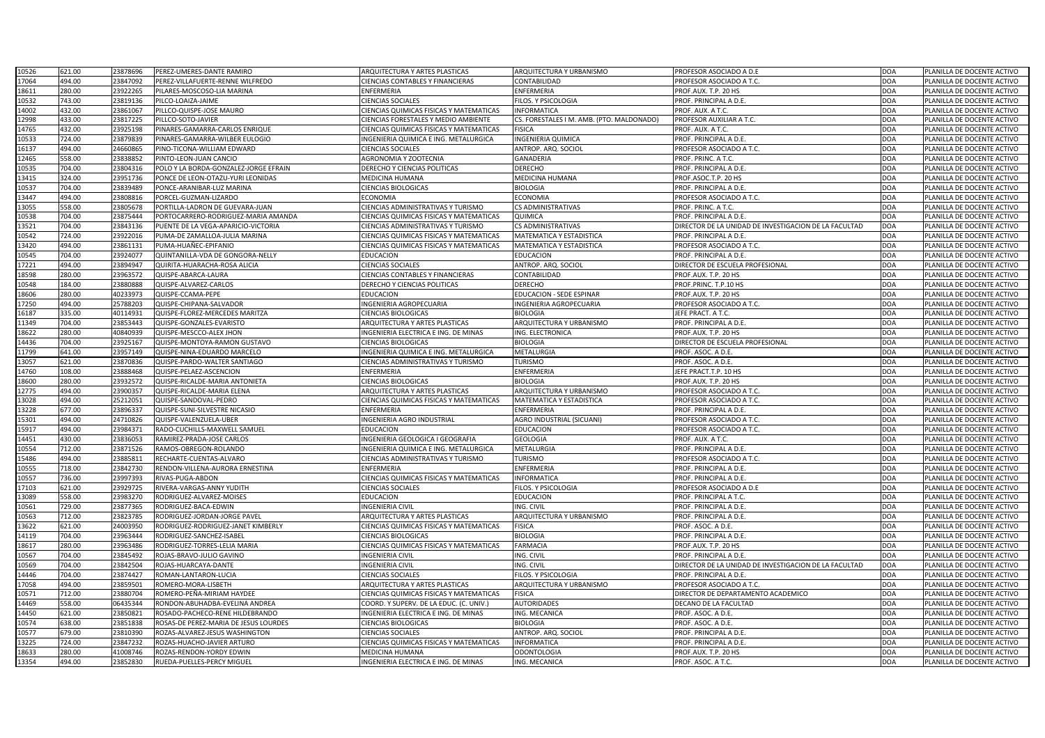| | | | | | | | | |
|---|---|---|---|---|---|---|---|---|
| 10526 | 621.00 | 23878696 | PEREZ-UMERES-DANTE RAMIRO | ARQUITECTURA Y ARTES PLASTICAS | ARQUITECTURA Y URBANISMO | PROFESOR ASOCIADO A D.E | DOA | PLANILLA DE DOCENTE ACTIVO |
| 17064 | 494.00 | 23847092 | PEREZ-VILLAFUERTE-RENNE WILFREDO | CIENCIAS CONTABLES Y FINANCIERAS | CONTABILIDAD | PROFESOR ASOCIADO A T.C. | DOA | PLANILLA DE DOCENTE ACTIVO |
| 18611 | 280.00 | 23922265 | PILARES-MOSCOSO-LIA MARINA | ENFERMERIA | ENFERMERIA | PROF.AUX. T.P. 20 HS | DOA | PLANILLA DE DOCENTE ACTIVO |
| 10532 | 743.00 | 23819136 | PILCO-LOAIZA-JAIME | CIENCIAS SOCIALES | FILOS. Y PSICOLOGIA | PROF. PRINCIPAL A D.E. | DOA | PLANILLA DE DOCENTE ACTIVO |
| 14002 | 432.00 | 23861067 | PILLCO-QUISPE-JOSE MAURO | CIENCIAS QUIMICAS FISICAS Y MATEMATICAS | INFORMATICA | PROF. AUX. A T.C. | DOA | PLANILLA DE DOCENTE ACTIVO |
| 12998 | 433.00 | 23817225 | PILLCO-SOTO-JAVIER | CIENCIAS FORESTALES Y MEDIO AMBIENTE | CS. FORESTALES I M. AMB. (PTO. MALDONADO) | PROFESOR AUXILIAR A T.C. | DOA | PLANILLA DE DOCENTE ACTIVO |
| 14765 | 432.00 | 23925198 | PINARES-GAMARRA-CARLOS ENRIQUE | CIENCIAS QUIMICAS FISICAS Y MATEMATICAS | FISICA | PROF. AUX. A T.C. | DOA | PLANILLA DE DOCENTE ACTIVO |
| 10533 | 724.00 | 23879839 | PINARES-GAMARRA-WILBER EULOGIO | INGENIERIA QUIMICA E ING. METALURGICA | INGENIERIA QUIMICA | PROF. PRINCIPAL A D.E. | DOA | PLANILLA DE DOCENTE ACTIVO |
| 16137 | 494.00 | 24660865 | PINO-TICONA-WILLIAM EDWARD | CIENCIAS SOCIALES | ANTROP. ARQ. SOCIOL | PROFESOR ASOCIADO A T.C. | DOA | PLANILLA DE DOCENTE ACTIVO |
| 12465 | 558.00 | 23838852 | PINTO-LEON-JUAN CANCIO | AGRONOMIA Y ZOOTECNIA | GANADERIA | PROF. PRINC. A T.C. | DOA | PLANILLA DE DOCENTE ACTIVO |
| 10535 | 704.00 | 23804316 | POLO Y LA BORDA-GONZALEZ-JORGE EFRAIN | DERECHO Y CIENCIAS POLITICAS | DERECHO | PROF. PRINCIPAL A D.E. | DOA | PLANILLA DE DOCENTE ACTIVO |
| 13415 | 324.00 | 23951736 | PONCE DE LEON-OTAZU-YURI LEONIDAS | MEDICINA HUMANA | MEDICINA HUMANA | PROF.ASOC.T.P. 20 HS | DOA | PLANILLA DE DOCENTE ACTIVO |
| 10537 | 704.00 | 23839489 | PONCE-ARANIBAR-LUZ MARINA | CIENCIAS BIOLOGICAS | BIOLOGIA | PROF. PRINCIPAL A D.E. | DOA | PLANILLA DE DOCENTE ACTIVO |
| 13447 | 494.00 | 23808816 | PORCEL-GUZMAN-LIZARDO | ECONOMIA | ECONOMIA | PROFESOR ASOCIADO A T.C. | DOA | PLANILLA DE DOCENTE ACTIVO |
| 13055 | 558.00 | 23805678 | PORTILLA-LADRON DE GUEVARA-JUAN | CIENCIAS ADMINISTRATIVAS Y TURISMO | CS ADMINISTRATIVAS | PROF. PRINC. A T.C. | DOA | PLANILLA DE DOCENTE ACTIVO |
| 10538 | 704.00 | 23875444 | PORTOCARRERO-RODRIGUEZ-MARIA AMANDA | CIENCIAS QUIMICAS FISICAS Y MATEMATICAS | QUIMICA | PROF. PRINCIPAL A D.E. | DOA | PLANILLA DE DOCENTE ACTIVO |
| 13521 | 704.00 | 23843136 | PUENTE DE LA VEGA-APARICIO-VICTORIA | CIENCIAS ADMINISTRATIVAS Y TURISMO | CS ADMINISTRATIVAS | DIRECTOR DE LA UNIDAD DE INVESTIGACION DE LA FACULTAD | DOA | PLANILLA DE DOCENTE ACTIVO |
| 10542 | 724.00 | 23922016 | PUMA-DE ZAMALLOA-JULIA MARINA | CIENCIAS QUIMICAS FISICAS Y MATEMATICAS | MATEMATICA Y ESTADISTICA | PROF. PRINCIPAL A D.E. | DOA | PLANILLA DE DOCENTE ACTIVO |
| 13420 | 494.00 | 23861131 | PUMA-HUAÑEC-EPIFANIO | CIENCIAS QUIMICAS FISICAS Y MATEMATICAS | MATEMATICA Y ESTADISTICA | PROFESOR ASOCIADO A T.C. | DOA | PLANILLA DE DOCENTE ACTIVO |
| 10545 | 704.00 | 23924077 | QUINTANILLA-VDA DE GONGORA-NELLY | EDUCACION | EDUCACION | PROF. PRINCIPAL A D.E. | DOA | PLANILLA DE DOCENTE ACTIVO |
| 17221 | 494.00 | 23894947 | QUIRITA-HUARACHA-ROSA ALICIA | CIENCIAS SOCIALES | ANTROP. ARQ. SOCIOL | DIRECTOR DE ESCUELA PROFESIONAL | DOA | PLANILLA DE DOCENTE ACTIVO |
| 18598 | 280.00 | 23963572 | QUISPE-ABARCA-LAURA | CIENCIAS CONTABLES Y FINANCIERAS | CONTABILIDAD | PROF.AUX. T.P. 20 HS | DOA | PLANILLA DE DOCENTE ACTIVO |
| 10548 | 184.00 | 23880888 | QUISPE-ALVAREZ-CARLOS | DERECHO Y CIENCIAS POLITICAS | DERECHO | PROF.PRINC. T.P.10 HS | DOA | PLANILLA DE DOCENTE ACTIVO |
| 18606 | 280.00 | 40233973 | QUISPE-CCAMA-PEPE | EDUCACION | EDUCACION - SEDE ESPINAR | PROF.AUX. T.P. 20 HS | DOA | PLANILLA DE DOCENTE ACTIVO |
| 17250 | 494.00 | 25788203 | QUISPE-CHIPANA-SALVADOR | INGENIERIA AGROPECUARIA | INGENIERIA AGROPECUARIA | PROFESOR ASOCIADO A T.C. | DOA | PLANILLA DE DOCENTE ACTIVO |
| 16187 | 335.00 | 40114931 | QUISPE-FLOREZ-MERCEDES MARITZA | CIENCIAS BIOLOGICAS | BIOLOGIA | JEFE PRACT. A T.C. | DOA | PLANILLA DE DOCENTE ACTIVO |
| 11349 | 704.00 | 23853443 | QUISPE-GONZALES-EVARISTO | ARQUITECTURA Y ARTES PLASTICAS | ARQUITECTURA Y URBANISMO | PROF. PRINCIPAL A D.E. | DOA | PLANILLA DE DOCENTE ACTIVO |
| 18622 | 280.00 | 40840939 | QUISPE-MESCCO-ALEX JHON | INGENIERIA ELECTRICA E ING. DE MINAS | ING. ELECTRONICA | PROF.AUX. T.P. 20 HS | DOA | PLANILLA DE DOCENTE ACTIVO |
| 14436 | 704.00 | 23925167 | QUISPE-MONTOYA-RAMON GUSTAVO | CIENCIAS BIOLOGICAS | BIOLOGIA | DIRECTOR DE ESCUELA PROFESIONAL | DOA | PLANILLA DE DOCENTE ACTIVO |
| 11799 | 641.00 | 23957149 | QUISPE-NINA-EDUARDO MARCELO | INGENIERIA QUIMICA E ING. METALURGICA | METALURGIA | PROF. ASOC. A D.E. | DOA | PLANILLA DE DOCENTE ACTIVO |
| 13057 | 621.00 | 23870836 | QUISPE-PARDO-WALTER SANTIAGO | CIENCIAS ADMINISTRATIVAS Y TURISMO | TURISMO | PROF. ASOC. A D.E. | DOA | PLANILLA DE DOCENTE ACTIVO |
| 14760 | 108.00 | 23888468 | QUISPE-PELAEZ-ASCENCION | ENFERMERIA | ENFERMERIA | JEFE PRACT.T.P. 10 HS | DOA | PLANILLA DE DOCENTE ACTIVO |
| 18600 | 280.00 | 23932572 | QUISPE-RICALDE-MARIA ANTONIETA | CIENCIAS BIOLOGICAS | BIOLOGIA | PROF.AUX. T.P. 20 HS | DOA | PLANILLA DE DOCENTE ACTIVO |
| 12775 | 494.00 | 23900357 | QUISPE-RICALDE-MARIA ELENA | ARQUITECTURA Y ARTES PLASTICAS | ARQUITECTURA Y URBANISMO | PROFESOR ASOCIADO A T.C. | DOA | PLANILLA DE DOCENTE ACTIVO |
| 13028 | 494.00 | 25212051 | QUISPE-SANDOVAL-PEDRO | CIENCIAS QUIMICAS FISICAS Y MATEMATICAS | MATEMATICA Y ESTADISTICA | PROFESOR ASOCIADO A T.C. | DOA | PLANILLA DE DOCENTE ACTIVO |
| 13228 | 677.00 | 23896337 | QUISPE-SUNI-SILVESTRE NICASIO | ENFERMERIA | ENFERMERIA | PROF. PRINCIPAL A D.E. | DOA | PLANILLA DE DOCENTE ACTIVO |
| 15301 | 494.00 | 24710826 | QUISPE-VALENZUELA-UBER | INGENIERIA AGRO INDUSTRIAL | AGRO INDUSTRIAL (SICUANI) | PROFESOR ASOCIADO A T.C. | DOA | PLANILLA DE DOCENTE ACTIVO |
| 15917 | 494.00 | 23984371 | RADO-CUCHILLS-MAXWELL SAMUEL | EDUCACION | EDUCACION | PROFESOR ASOCIADO A T.C. | DOA | PLANILLA DE DOCENTE ACTIVO |
| 14451 | 430.00 | 23836053 | RAMIREZ-PRADA-JOSE CARLOS | INGENIERIA GEOLOGICA I GEOGRAFIA | GEOLOGIA | PROF. AUX. A T.C. | DOA | PLANILLA DE DOCENTE ACTIVO |
| 10554 | 712.00 | 23871526 | RAMOS-OBREGON-ROLANDO | INGENIERIA QUIMICA E ING. METALURGICA | METALURGIA | PROF. PRINCIPAL A D.E. | DOA | PLANILLA DE DOCENTE ACTIVO |
| 15486 | 494.00 | 23885811 | RECHARTE-CUENTAS-ALVARO | CIENCIAS ADMINISTRATIVAS Y TURISMO | TURISMO | PROFESOR ASOCIADO A T.C. | DOA | PLANILLA DE DOCENTE ACTIVO |
| 10555 | 718.00 | 23842730 | RENDON-VILLENA-AURORA ERNESTINA | ENFERMERIA | ENFERMERIA | PROF. PRINCIPAL A D.E. | DOA | PLANILLA DE DOCENTE ACTIVO |
| 10557 | 736.00 | 23997393 | RIVAS-PUGA-ABDON | CIENCIAS QUIMICAS FISICAS Y MATEMATICAS | INFORMATICA | PROF. PRINCIPAL A D.E. | DOA | PLANILLA DE DOCENTE ACTIVO |
| 17103 | 621.00 | 23929725 | RIVERA-VARGAS-ANNY YUDITH | CIENCIAS SOCIALES | FILOS. Y PSICOLOGIA | PROFESOR ASOCIADO A D.E | DOA | PLANILLA DE DOCENTE ACTIVO |
| 13089 | 558.00 | 23983270 | RODRIGUEZ-ALVAREZ-MOISES | EDUCACION | EDUCACION | PROF. PRINCIPAL A T.C. | DOA | PLANILLA DE DOCENTE ACTIVO |
| 10561 | 729.00 | 23877365 | RODRIGUEZ-BACA-EDWIN | INGENIERIA CIVIL | ING. CIVIL | PROF. PRINCIPAL A D.E. | DOA | PLANILLA DE DOCENTE ACTIVO |
| 10563 | 712.00 | 23823785 | RODRIGUEZ-JORDAN-JORGE PAVEL | ARQUITECTURA Y ARTES PLASTICAS | ARQUITECTURA Y URBANISMO | PROF. PRINCIPAL A D.E. | DOA | PLANILLA DE DOCENTE ACTIVO |
| 13622 | 621.00 | 24003950 | RODRIGUEZ-RODRIGUEZ-JANET KIMBERLY | CIENCIAS QUIMICAS FISICAS Y MATEMATICAS | FISICA | PROF. ASOC. A D.E. | DOA | PLANILLA DE DOCENTE ACTIVO |
| 14119 | 704.00 | 23963444 | RODRIGUEZ-SANCHEZ-ISABEL | CIENCIAS BIOLOGICAS | BIOLOGIA | PROF. PRINCIPAL A D.E. | DOA | PLANILLA DE DOCENTE ACTIVO |
| 18617 | 280.00 | 23963486 | RODRIGUEZ-TORRES-LELIA MARIA | CIENCIAS QUIMICAS FISICAS Y MATEMATICAS | FARMACIA | PROF.AUX. T.P. 20 HS | DOA | PLANILLA DE DOCENTE ACTIVO |
| 10567 | 704.00 | 23845492 | ROJAS-BRAVO-JULIO GAVINO | INGENIERIA CIVIL | ING. CIVIL | PROF. PRINCIPAL A D.E. | DOA | PLANILLA DE DOCENTE ACTIVO |
| 10569 | 704.00 | 23842504 | ROJAS-HUARCAYA-DANTE | INGENIERIA CIVIL | ING. CIVIL | DIRECTOR DE LA UNIDAD DE INVESTIGACION DE LA FACULTAD | DOA | PLANILLA DE DOCENTE ACTIVO |
| 14446 | 704.00 | 23874427 | ROMAN-LANTARON-LUCIA | CIENCIAS SOCIALES | FILOS. Y PSICOLOGIA | PROF. PRINCIPAL A D.E. | DOA | PLANILLA DE DOCENTE ACTIVO |
| 17058 | 494.00 | 23859501 | ROMERO-MORA-LISBETH | ARQUITECTURA Y ARTES PLASTICAS | ARQUITECTURA Y URBANISMO | PROFESOR ASOCIADO A T.C. | DOA | PLANILLA DE DOCENTE ACTIVO |
| 10571 | 712.00 | 23880704 | ROMERO-PEÑA-MIRIAM HAYDEE | CIENCIAS QUIMICAS FISICAS Y MATEMATICAS | FISICA | DIRECTOR DE DEPARTAMENTO ACADEMICO | DOA | PLANILLA DE DOCENTE ACTIVO |
| 14469 | 558.00 | 06435344 | RONDON-ABUHADBA-EVELINA ANDREA | COORD. Y SUPERV. DE LA EDUC. (C. UNIV.) | AUTORIDADES | DECANO DE LA FACULTAD | DOA | PLANILLA DE DOCENTE ACTIVO |
| 14450 | 621.00 | 23850821 | ROSADO-PACHECO-RENE HILDEBRANDO | INGENIERIA ELECTRICA E ING. DE MINAS | ING. MECANICA | PROF. ASOC. A D.E. | DOA | PLANILLA DE DOCENTE ACTIVO |
| 10574 | 638.00 | 23851838 | ROSAS-DE PEREZ-MARIA DE JESUS LOURDES | CIENCIAS BIOLOGICAS | BIOLOGIA | PROF. ASOC. A D.E. | DOA | PLANILLA DE DOCENTE ACTIVO |
| 10577 | 679.00 | 23810390 | ROZAS-ALVAREZ-JESUS WASHINGTON | CIENCIAS SOCIALES | ANTROP. ARQ. SOCIOL | PROF. PRINCIPAL A D.E. | DOA | PLANILLA DE DOCENTE ACTIVO |
| 13225 | 724.00 | 23847232 | ROZAS-HUACHO-JAVIER ARTURO | CIENCIAS QUIMICAS FISICAS Y MATEMATICAS | INFORMATICA | PROF. PRINCIPAL A D.E. | DOA | PLANILLA DE DOCENTE ACTIVO |
| 18633 | 280.00 | 41008746 | ROZAS-RENDON-YORDY EDWIN | MEDICINA HUMANA | ODONTOLOGIA | PROF.AUX. T.P. 20 HS | DOA | PLANILLA DE DOCENTE ACTIVO |
| 13354 | 494.00 | 23852830 | RUEDA-PUELLES-PERCY MIGUEL | INGENIERIA ELECTRICA E ING. DE MINAS | ING. MECANICA | PROF. ASOC. A T.C. | DOA | PLANILLA DE DOCENTE ACTIVO |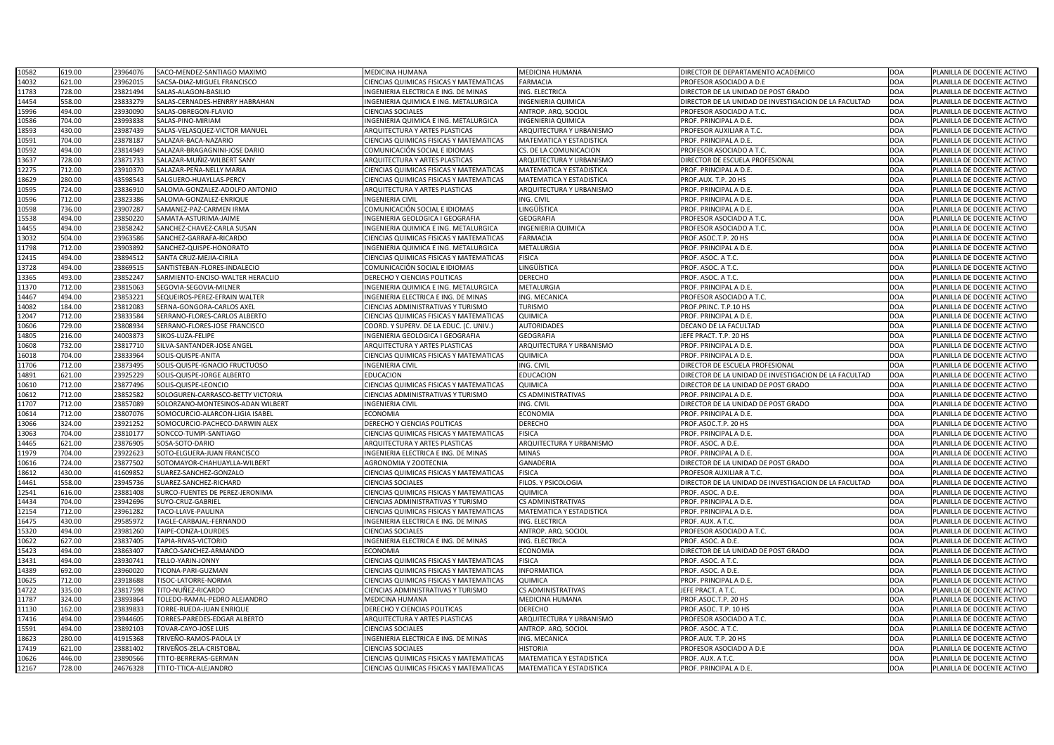| | | | | | | | | |
|---|---|---|---|---|---|---|---|---|
| 10582 | 619.00 | 23964076 | SACO-MENDEZ-SANTIAGO MAXIMO | MEDICINA HUMANA | MEDICINA HUMANA | DIRECTOR DE DEPARTAMENTO ACADEMICO | DOA | PLANILLA DE DOCENTE ACTIVO |
| 14032 | 621.00 | 23962015 | SACSA-DIAZ-MIGUEL FRANCISCO | CIENCIAS QUIMICAS FISICAS Y MATEMATICAS | FARMACIA | PROFESOR ASOCIADO A D.E | DOA | PLANILLA DE DOCENTE ACTIVO |
| 11783 | 728.00 | 23821494 | SALAS-ALAGON-BASILIO | INGENIERIA ELECTRICA E ING. DE MINAS | ING. ELECTRICA | DIRECTOR DE LA UNIDAD DE POST GRADO | DOA | PLANILLA DE DOCENTE ACTIVO |
| 14454 | 558.00 | 23833279 | SALAS-CERNADES-HENRRY HABRAHAN | INGENIERIA QUIMICA E ING. METALURGICA | INGENIERIA QUIMICA | DIRECTOR DE LA UNIDAD DE INVESTIGACION DE LA FACULTAD | DOA | PLANILLA DE DOCENTE ACTIVO |
| 15996 | 494.00 | 23930090 | SALAS-OBREGON-FLAVIO | CIENCIAS SOCIALES | ANTROP. ARQ. SOCIOL | PROFESOR ASOCIADO A T.C. | DOA | PLANILLA DE DOCENTE ACTIVO |
| 10586 | 704.00 | 23993838 | SALAS-PINO-MIRIAM | INGENIERIA QUIMICA E ING. METALURGICA | INGENIERIA QUIMICA | PROF. PRINCIPAL A D.E. | DOA | PLANILLA DE DOCENTE ACTIVO |
| 18593 | 430.00 | 23987439 | SALAS-VELASQUEZ-VICTOR MANUEL | ARQUITECTURA Y ARTES PLASTICAS | ARQUITECTURA Y URBANISMO | PROFESOR AUXILIAR A T.C. | DOA | PLANILLA DE DOCENTE ACTIVO |
| 10591 | 704.00 | 23878187 | SALAZAR-BACA-NAZARIO | CIENCIAS QUIMICAS FISICAS Y MATEMATICAS | MATEMATICA Y ESTADISTICA | PROF. PRINCIPAL A D.E. | DOA | PLANILLA DE DOCENTE ACTIVO |
| 10592 | 494.00 | 23814949 | SALAZAR-BRAGAGNINI-JOSE DARIO | COMUNICACIÓN SOCIAL E IDIOMAS | CS. DE LA COMUNICACION | PROFESOR ASOCIADO A T.C. | DOA | PLANILLA DE DOCENTE ACTIVO |
| 13637 | 728.00 | 23871733 | SALAZAR-MUÑIZ-WILBERT SANY | ARQUITECTURA Y ARTES PLASTICAS | ARQUITECTURA Y URBANISMO | DIRECTOR DE ESCUELA PROFESIONAL | DOA | PLANILLA DE DOCENTE ACTIVO |
| 12275 | 712.00 | 23910370 | SALAZAR-PEÑA-NELLY MARIA | CIENCIAS QUIMICAS FISICAS Y MATEMATICAS | MATEMATICA Y ESTADISTICA | PROF. PRINCIPAL A D.E. | DOA | PLANILLA DE DOCENTE ACTIVO |
| 18629 | 280.00 | 43598543 | SALGUERO-HUAYLLAS-PERCY | CIENCIAS QUIMICAS FISICAS Y MATEMATICAS | MATEMATICA Y ESTADISTICA | PROF.AUX. T.P. 20 HS | DOA | PLANILLA DE DOCENTE ACTIVO |
| 10595 | 724.00 | 23836910 | SALOMA-GONZALEZ-ADOLFO ANTONIO | ARQUITECTURA Y ARTES PLASTICAS | ARQUITECTURA Y URBANISMO | PROF. PRINCIPAL A D.E. | DOA | PLANILLA DE DOCENTE ACTIVO |
| 10596 | 712.00 | 23823386 | SALOMA-GONZALEZ-ENRIQUE | INGENIERIA CIVIL | ING. CIVIL | PROF. PRINCIPAL A D.E. | DOA | PLANILLA DE DOCENTE ACTIVO |
| 10598 | 736.00 | 23907287 | SAMANEZ-PAZ-CARMEN IRMA | COMUNICACIÓN SOCIAL E IDIOMAS | LINGÜÍSTICA | PROF. PRINCIPAL A D.E. | DOA | PLANILLA DE DOCENTE ACTIVO |
| 15538 | 494.00 | 23850220 | SAMATA-ASTURIMA-JAIME | INGENIERIA GEOLOGICA I GEOGRAFIA | GEOGRAFIA | PROFESOR ASOCIADO A T.C. | DOA | PLANILLA DE DOCENTE ACTIVO |
| 14455 | 494.00 | 23858242 | SANCHEZ-CHAVEZ-CARLA SUSAN | INGENIERIA QUIMICA E ING. METALURGICA | INGENIERIA QUIMICA | PROFESOR ASOCIADO A T.C. | DOA | PLANILLA DE DOCENTE ACTIVO |
| 13032 | 504.00 | 23963586 | SANCHEZ-GARRAFA-RICARDO | CIENCIAS QUIMICAS FISICAS Y MATEMATICAS | FARMACIA | PROF.ASOC.T.P. 20 HS | DOA | PLANILLA DE DOCENTE ACTIVO |
| 11798 | 712.00 | 23903892 | SANCHEZ-QUISPE-HONORATO | INGENIERIA QUIMICA E ING. METALURGICA | METALURGIA | PROF. PRINCIPAL A D.E. | DOA | PLANILLA DE DOCENTE ACTIVO |
| 12415 | 494.00 | 23894512 | SANTA CRUZ-MEJIA-CIRILA | CIENCIAS QUIMICAS FISICAS Y MATEMATICAS | FISICA | PROF. ASOC. A T.C. | DOA | PLANILLA DE DOCENTE ACTIVO |
| 13728 | 494.00 | 23869515 | SANTISTEBAN-FLORES-INDALECIO | COMUNICACIÓN SOCIAL E IDIOMAS | LINGÜÍSTICA | PROF. ASOC. A T.C. | DOA | PLANILLA DE DOCENTE ACTIVO |
| 13365 | 493.00 | 23852247 | SARMIENTO-ENCISO-WALTER HERACLIO | DERECHO Y CIENCIAS POLITICAS | DERECHO | PROF. ASOC. A T.C. | DOA | PLANILLA DE DOCENTE ACTIVO |
| 11370 | 712.00 | 23815063 | SEGOVIA-SEGOVIA-MILNER | INGENIERIA QUIMICA E ING. METALURGICA | METALURGIA | PROF. PRINCIPAL A D.E. | DOA | PLANILLA DE DOCENTE ACTIVO |
| 14467 | 494.00 | 23853221 | SEQUEIROS-PEREZ-EFRAIN WALTER | INGENIERIA ELECTRICA E ING. DE MINAS | ING. MECANICA | PROFESOR ASOCIADO A T.C. | DOA | PLANILLA DE DOCENTE ACTIVO |
| 14082 | 184.00 | 23812083 | SERNA-GONGORA-CARLOS AXEL | CIENCIAS ADMINISTRATIVAS Y TURISMO | TURISMO | PROF.PRINC. T.P.10 HS | DOA | PLANILLA DE DOCENTE ACTIVO |
| 12047 | 712.00 | 23833584 | SERRANO-FLORES-CARLOS ALBERTO | CIENCIAS QUIMICAS FISICAS Y MATEMATICAS | QUIMICA | PROF. PRINCIPAL A D.E. | DOA | PLANILLA DE DOCENTE ACTIVO |
| 10606 | 729.00 | 23808934 | SERRANO-FLORES-JOSE FRANCISCO | COORD. Y SUPERV. DE LA EDUC. (C. UNIV.) | AUTORIDADES | DECANO DE LA FACULTAD | DOA | PLANILLA DE DOCENTE ACTIVO |
| 14805 | 216.00 | 24003873 | SIKOS-LUZA-FELIPE | INGENIERIA GEOLOGICA I GEOGRAFIA | GEOGRAFIA | JEFE PRACT. T.P. 20 HS | DOA | PLANILLA DE DOCENTE ACTIVO |
| 10608 | 732.00 | 23817710 | SILVA-SANTANDER-JOSE ANGEL | ARQUITECTURA Y ARTES PLASTICAS | ARQUITECTURA Y URBANISMO | PROF. PRINCIPAL A D.E. | DOA | PLANILLA DE DOCENTE ACTIVO |
| 16018 | 704.00 | 23833964 | SOLIS-QUISPE-ANITA | CIENCIAS QUIMICAS FISICAS Y MATEMATICAS | QUIMICA | PROF. PRINCIPAL A D.E. | DOA | PLANILLA DE DOCENTE ACTIVO |
| 11706 | 712.00 | 23873495 | SOLIS-QUISPE-IGNACIO FRUCTUOSO | INGENIERIA CIVIL | ING. CIVIL | DIRECTOR DE ESCUELA PROFESIONAL | DOA | PLANILLA DE DOCENTE ACTIVO |
| 14891 | 621.00 | 23925229 | SOLIS-QUISPE-JORGE ALBERTO | EDUCACION | EDUCACION | DIRECTOR DE LA UNIDAD DE INVESTIGACION DE LA FACULTAD | DOA | PLANILLA DE DOCENTE ACTIVO |
| 10610 | 712.00 | 23877496 | SOLIS-QUISPE-LEONCIO | CIENCIAS QUIMICAS FISICAS Y MATEMATICAS | QUIMICA | DIRECTOR DE LA UNIDAD DE POST GRADO | DOA | PLANILLA DE DOCENTE ACTIVO |
| 10612 | 712.00 | 23852582 | SOLOGUREN-CARRASCO-BETTY VICTORIA | CIENCIAS ADMINISTRATIVAS Y TURISMO | CS ADMINISTRATIVAS | PROF. PRINCIPAL A D.E. | DOA | PLANILLA DE DOCENTE ACTIVO |
| 11707 | 712.00 | 23857089 | SOLORZANO-MONTESINOS-ADAN WILBERT | INGENIERIA CIVIL | ING. CIVIL | DIRECTOR DE LA UNIDAD DE POST GRADO | DOA | PLANILLA DE DOCENTE ACTIVO |
| 10614 | 712.00 | 23807076 | SOMOCURCIO-ALARCON-LIGIA ISABEL | ECONOMIA | ECONOMIA | PROF. PRINCIPAL A D.E. | DOA | PLANILLA DE DOCENTE ACTIVO |
| 13066 | 324.00 | 23921252 | SOMOCURCIO-PACHECO-DARWIN ALEX | DERECHO Y CIENCIAS POLITICAS | DERECHO | PROF.ASOC.T.P. 20 HS | DOA | PLANILLA DE DOCENTE ACTIVO |
| 13063 | 704.00 | 23810177 | SONCCO-TUMPI-SANTIAGO | CIENCIAS QUIMICAS FISICAS Y MATEMATICAS | FISICA | PROF. PRINCIPAL A D.E. | DOA | PLANILLA DE DOCENTE ACTIVO |
| 14465 | 621.00 | 23876905 | SOSA-SOTO-DARIO | ARQUITECTURA Y ARTES PLASTICAS | ARQUITECTURA Y URBANISMO | PROF. ASOC. A D.E. | DOA | PLANILLA DE DOCENTE ACTIVO |
| 11979 | 704.00 | 23922623 | SOTO-ELGUERA-JUAN FRANCISCO | INGENIERIA ELECTRICA E ING. DE MINAS | MINAS | PROF. PRINCIPAL A D.E. | DOA | PLANILLA DE DOCENTE ACTIVO |
| 10616 | 724.00 | 23877502 | SOTOMAYOR-CHAHUAYLLA-WILBERT | AGRONOMIA Y ZOOTECNIA | GANADERIA | DIRECTOR DE LA UNIDAD DE POST GRADO | DOA | PLANILLA DE DOCENTE ACTIVO |
| 18612 | 430.00 | 41609852 | SUAREZ-SANCHEZ-GONZALO | CIENCIAS QUIMICAS FISICAS Y MATEMATICAS | FISICA | PROFESOR AUXILIAR A T.C. | DOA | PLANILLA DE DOCENTE ACTIVO |
| 14461 | 558.00 | 23945736 | SUAREZ-SANCHEZ-RICHARD | CIENCIAS SOCIALES | FILOS. Y PSICOLOGIA | DIRECTOR DE LA UNIDAD DE INVESTIGACION DE LA FACULTAD | DOA | PLANILLA DE DOCENTE ACTIVO |
| 12541 | 616.00 | 23881408 | SURCO-FUENTES DE PEREZ-JERONIMA | CIENCIAS QUIMICAS FISICAS Y MATEMATICAS | QUIMICA | PROF. ASOC. A D.E. | DOA | PLANILLA DE DOCENTE ACTIVO |
| 14434 | 704.00 | 23942696 | SUYO-CRUZ-GABRIEL | CIENCIAS ADMINISTRATIVAS Y TURISMO | CS ADMINISTRATIVAS | PROF. PRINCIPAL A D.E. | DOA | PLANILLA DE DOCENTE ACTIVO |
| 12154 | 712.00 | 23961282 | TACO-LLAVE-PAULINA | CIENCIAS QUIMICAS FISICAS Y MATEMATICAS | MATEMATICA Y ESTADISTICA | PROF. PRINCIPAL A D.E. | DOA | PLANILLA DE DOCENTE ACTIVO |
| 16475 | 430.00 | 29585972 | TAGLE-CARBAJAL-FERNANDO | INGENIERIA ELECTRICA E ING. DE MINAS | ING. ELECTRICA | PROF. AUX. A T.C. | DOA | PLANILLA DE DOCENTE ACTIVO |
| 15320 | 494.00 | 23981260 | TAIPE-CONZA-LOURDES | CIENCIAS SOCIALES | ANTROP. ARQ. SOCIOL | PROFESOR ASOCIADO A T.C. | DOA | PLANILLA DE DOCENTE ACTIVO |
| 10622 | 627.00 | 23837405 | TAPIA-RIVAS-VICTORIO | INGENIERIA ELECTRICA E ING. DE MINAS | ING. ELECTRICA | PROF. ASOC. A D.E. | DOA | PLANILLA DE DOCENTE ACTIVO |
| 15423 | 494.00 | 23863407 | TARCO-SANCHEZ-ARMANDO | ECONOMIA | ECONOMIA | DIRECTOR DE LA UNIDAD DE POST GRADO | DOA | PLANILLA DE DOCENTE ACTIVO |
| 13431 | 494.00 | 23930741 | TELLO-YARIN-JONNY | CIENCIAS QUIMICAS FISICAS Y MATEMATICAS | FISICA | PROF. ASOC. A T.C. | DOA | PLANILLA DE DOCENTE ACTIVO |
| 14389 | 692.00 | 23960020 | TICONA-PARI-GUZMAN | CIENCIAS QUIMICAS FISICAS Y MATEMATICAS | INFORMATICA | PROF. ASOC. A D.E. | DOA | PLANILLA DE DOCENTE ACTIVO |
| 10625 | 712.00 | 23918688 | TISOC-LATORRE-NORMA | CIENCIAS QUIMICAS FISICAS Y MATEMATICAS | QUIMICA | PROF. PRINCIPAL A D.E. | DOA | PLANILLA DE DOCENTE ACTIVO |
| 14722 | 335.00 | 23817598 | TITO-NUÑEZ-RICARDO | CIENCIAS ADMINISTRATIVAS Y TURISMO | CS ADMINISTRATIVAS | JEFE PRACT. A T.C. | DOA | PLANILLA DE DOCENTE ACTIVO |
| 11787 | 324.00 | 23893864 | TOLEDO-RAMAL-PEDRO ALEJANDRO | MEDICINA HUMANA | MEDICINA HUMANA | PROF.ASOC.T.P. 20 HS | DOA | PLANILLA DE DOCENTE ACTIVO |
| 11130 | 162.00 | 23839833 | TORRE-RUEDA-JUAN ENRIQUE | DERECHO Y CIENCIAS POLITICAS | DERECHO | PROF.ASOC. T.P. 10 HS | DOA | PLANILLA DE DOCENTE ACTIVO |
| 17416 | 494.00 | 23944605 | TORRES-PAREDES-EDGAR ALBERTO | ARQUITECTURA Y ARTES PLASTICAS | ARQUITECTURA Y URBANISMO | PROFESOR ASOCIADO A T.C. | DOA | PLANILLA DE DOCENTE ACTIVO |
| 15591 | 494.00 | 23892103 | TOVAR-CAYO-JOSE LUIS | CIENCIAS SOCIALES | ANTROP. ARQ. SOCIOL | PROF. ASOC. A T.C. | DOA | PLANILLA DE DOCENTE ACTIVO |
| 18623 | 280.00 | 41915368 | TRIVEÑO-RAMOS-PAOLA LY | INGENIERIA ELECTRICA E ING. DE MINAS | ING. MECANICA | PROF.AUX. T.P. 20 HS | DOA | PLANILLA DE DOCENTE ACTIVO |
| 17419 | 621.00 | 23881402 | TRIVEÑOS-ZELA-CRISTOBAL | CIENCIAS SOCIALES | HISTORIA | PROFESOR ASOCIADO A D.E | DOA | PLANILLA DE DOCENTE ACTIVO |
| 10626 | 446.00 | 23890566 | TTITO-BERRERAS-GERMAN | CIENCIAS QUIMICAS FISICAS Y MATEMATICAS | MATEMATICA Y ESTADISTICA | PROF. AUX. A T.C. | DOA | PLANILLA DE DOCENTE ACTIVO |
| 12167 | 728.00 | 24676328 | TTITO-TTICA-ALEJANDRO | CIENCIAS QUIMICAS FISICAS Y MATEMATICAS | MATEMATICA Y ESTADISTICA | PROF. PRINCIPAL A D.E. | DOA | PLANILLA DE DOCENTE ACTIVO |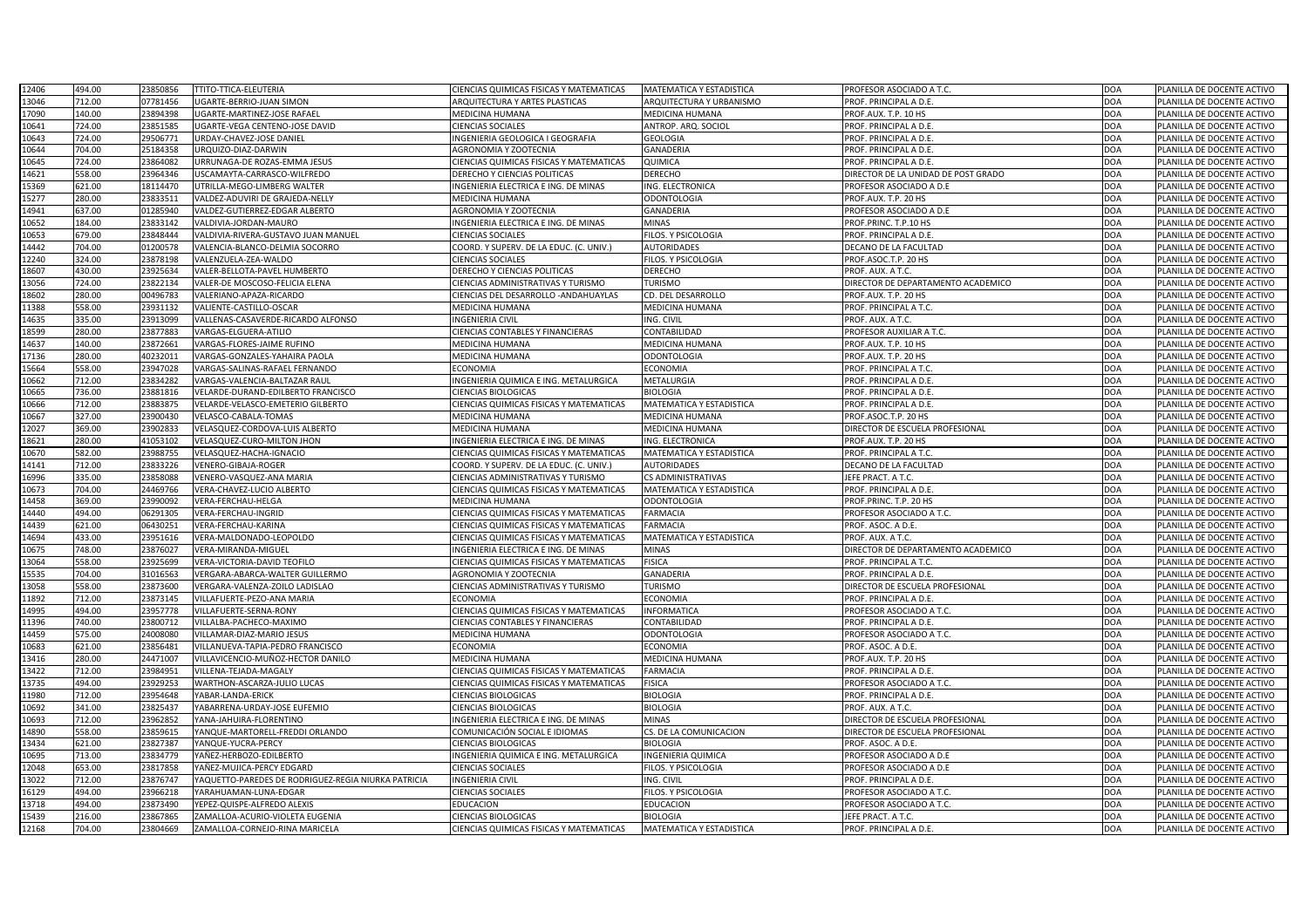| | | | | | | | | |
|---|---|---|---|---|---|---|---|---|
| 12406 | 494.00 | 23850856 | TTITO-TTICA-ELEUTERIA | CIENCIAS QUIMICAS FISICAS Y MATEMATICAS | MATEMATICA Y ESTADISTICA | PROFESOR ASOCIADO A T.C. | DOA | PLANILLA DE DOCENTE ACTIVO |
| 13046 | 712.00 | 07781456 | UGARTE-BERRIO-JUAN SIMON | ARQUITECTURA Y ARTES PLASTICAS | ARQUITECTURA Y URBANISMO | PROF. PRINCIPAL A D.E. | DOA | PLANILLA DE DOCENTE ACTIVO |
| 17090 | 140.00 | 23894398 | UGARTE-MARTINEZ-JOSE RAFAEL | MEDICINA HUMANA | MEDICINA HUMANA | PROF.AUX. T.P. 10 HS | DOA | PLANILLA DE DOCENTE ACTIVO |
| 10641 | 724.00 | 23851585 | UGARTE-VEGA CENTENO-JOSE DAVID | CIENCIAS SOCIALES | ANTROP. ARQ. SOCIOL | PROF. PRINCIPAL A D.E. | DOA | PLANILLA DE DOCENTE ACTIVO |
| 10643 | 724.00 | 29506771 | URDAY-CHAVEZ-JOSE DANIEL | INGENIERIA GEOLOGICA I GEOGRAFIA | GEOLOGIA | PROF. PRINCIPAL A D.E. | DOA | PLANILLA DE DOCENTE ACTIVO |
| 10644 | 704.00 | 25184358 | URQUIZO-DIAZ-DARWIN | AGRONOMIA Y ZOOTECNIA | GANADERIA | PROF. PRINCIPAL A D.E. | DOA | PLANILLA DE DOCENTE ACTIVO |
| 10645 | 724.00 | 23864082 | URRUNAGA-DE ROZAS-EMMA JESUS | CIENCIAS QUIMICAS FISICAS Y MATEMATICAS | QUIMICA | PROF. PRINCIPAL A D.E. | DOA | PLANILLA DE DOCENTE ACTIVO |
| 14621 | 558.00 | 23964346 | USCAMAYTA-CARRASCO-WILFREDO | DERECHO Y CIENCIAS POLITICAS | DERECHO | DIRECTOR DE LA UNIDAD DE POST GRADO | DOA | PLANILLA DE DOCENTE ACTIVO |
| 15369 | 621.00 | 18114470 | UTRILLA-MEGO-LIMBERG WALTER | INGENIERIA ELECTRICA E ING. DE MINAS | ING. ELECTRONICA | PROFESOR ASOCIADO A D.E | DOA | PLANILLA DE DOCENTE ACTIVO |
| 15277 | 280.00 | 23833511 | VALDEZ-ADUVIRI DE GRAJEDA-NELLY | MEDICINA HUMANA | ODONTOLOGIA | PROF.AUX. T.P. 20 HS | DOA | PLANILLA DE DOCENTE ACTIVO |
| 14941 | 637.00 | 01285940 | VALDEZ-GUTIERREZ-EDGAR ALBERTO | AGRONOMIA Y ZOOTECNIA | GANADERIA | PROFESOR ASOCIADO A D.E | DOA | PLANILLA DE DOCENTE ACTIVO |
| 10652 | 184.00 | 23833142 | VALDIVIA-JORDAN-MAURO | INGENIERIA ELECTRICA E ING. DE MINAS | MINAS | PROF.PRINC. T.P.10 HS | DOA | PLANILLA DE DOCENTE ACTIVO |
| 10653 | 679.00 | 23848444 | VALDIVIA-RIVERA-GUSTAVO JUAN MANUEL | CIENCIAS SOCIALES | FILOS. Y PSICOLOGIA | PROF. PRINCIPAL A D.E. | DOA | PLANILLA DE DOCENTE ACTIVO |
| 14442 | 704.00 | 01200578 | VALENCIA-BLANCO-DELMIA SOCORRO | COORD. Y SUPERV. DE LA EDUC. (C. UNIV.) | AUTORIDADES | DECANO DE LA FACULTAD | DOA | PLANILLA DE DOCENTE ACTIVO |
| 12240 | 324.00 | 23878198 | VALENZUELA-ZEA-WALDO | CIENCIAS SOCIALES | FILOS. Y PSICOLOGIA | PROF.ASOC.T.P. 20 HS | DOA | PLANILLA DE DOCENTE ACTIVO |
| 18607 | 430.00 | 23925634 | VALER-BELLOTA-PAVEL HUMBERTO | DERECHO Y CIENCIAS POLITICAS | DERECHO | PROF. AUX. A T.C. | DOA | PLANILLA DE DOCENTE ACTIVO |
| 13056 | 724.00 | 23822134 | VALER-DE MOSCOSO-FELICIA ELENA | CIENCIAS ADMINISTRATIVAS Y TURISMO | TURISMO | DIRECTOR DE DEPARTAMENTO ACADEMICO | DOA | PLANILLA DE DOCENTE ACTIVO |
| 18602 | 280.00 | 00496783 | VALERIANO-APAZA-RICARDO | CIENCIAS DEL DESARROLLO -ANDAHUAYLAS | CD. DEL DESARROLLO | PROF.AUX. T.P. 20 HS | DOA | PLANILLA DE DOCENTE ACTIVO |
| 11388 | 558.00 | 23931132 | VALIENTE-CASTILLO-OSCAR | MEDICINA HUMANA | MEDICINA HUMANA | PROF. PRINCIPAL A T.C. | DOA | PLANILLA DE DOCENTE ACTIVO |
| 14635 | 335.00 | 23913099 | VALLENAS-CASAVERDE-RICARDO ALFONSO | INGENIERIA CIVIL | ING. CIVIL | PROF. AUX. A T.C. | DOA | PLANILLA DE DOCENTE ACTIVO |
| 18599 | 280.00 | 23877883 | VARGAS-ELGUERA-ATILIO | CIENCIAS CONTABLES Y FINANCIERAS | CONTABILIDAD | PROFESOR AUXILIAR A T.C. | DOA | PLANILLA DE DOCENTE ACTIVO |
| 14637 | 140.00 | 23872661 | VARGAS-FLORES-JAIME RUFINO | MEDICINA HUMANA | MEDICINA HUMANA | PROF.AUX. T.P. 10 HS | DOA | PLANILLA DE DOCENTE ACTIVO |
| 17136 | 280.00 | 40232011 | VARGAS-GONZALES-YAHAIRA PAOLA | MEDICINA HUMANA | ODONTOLOGIA | PROF.AUX. T.P. 20 HS | DOA | PLANILLA DE DOCENTE ACTIVO |
| 15664 | 558.00 | 23947028 | VARGAS-SALINAS-RAFAEL FERNANDO | ECONOMIA | ECONOMIA | PROF. PRINCIPAL A T.C. | DOA | PLANILLA DE DOCENTE ACTIVO |
| 10662 | 712.00 | 23834282 | VARGAS-VALENCIA-BALTAZAR RAUL | INGENIERIA QUIMICA E ING. METALURGICA | METALURGIA | PROF. PRINCIPAL A D.E. | DOA | PLANILLA DE DOCENTE ACTIVO |
| 10665 | 736.00 | 23881816 | VELARDE-DURAND-EDILBERTO FRANCISCO | CIENCIAS BIOLOGICAS | BIOLOGIA | PROF. PRINCIPAL A D.E. | DOA | PLANILLA DE DOCENTE ACTIVO |
| 10666 | 712.00 | 23883875 | VELARDE-VELASCO-EMETERIO GILBERTO | CIENCIAS QUIMICAS FISICAS Y MATEMATICAS | MATEMATICA Y ESTADISTICA | PROF. PRINCIPAL A D.E. | DOA | PLANILLA DE DOCENTE ACTIVO |
| 10667 | 327.00 | 23900430 | VELASCO-CABALA-TOMAS | MEDICINA HUMANA | MEDICINA HUMANA | PROF.ASOC.T.P. 20 HS | DOA | PLANILLA DE DOCENTE ACTIVO |
| 12027 | 369.00 | 23902833 | VELASQUEZ-CORDOVA-LUIS ALBERTO | MEDICINA HUMANA | MEDICINA HUMANA | DIRECTOR DE ESCUELA PROFESIONAL | DOA | PLANILLA DE DOCENTE ACTIVO |
| 18621 | 280.00 | 41053102 | VELASQUEZ-CURO-MILTON JHON | INGENIERIA ELECTRICA E ING. DE MINAS | ING. ELECTRONICA | PROF.AUX. T.P. 20 HS | DOA | PLANILLA DE DOCENTE ACTIVO |
| 10670 | 582.00 | 23988755 | VELASQUEZ-HACHA-IGNACIO | CIENCIAS QUIMICAS FISICAS Y MATEMATICAS | MATEMATICA Y ESTADISTICA | PROF. PRINCIPAL A T.C. | DOA | PLANILLA DE DOCENTE ACTIVO |
| 14141 | 712.00 | 23833226 | VENERO-GIBAJA-ROGER | COORD. Y SUPERV. DE LA EDUC. (C. UNIV.) | AUTORIDADES | DECANO DE LA FACULTAD | DOA | PLANILLA DE DOCENTE ACTIVO |
| 16996 | 335.00 | 23858088 | VENERO-VASQUEZ-ANA MARIA | CIENCIAS ADMINISTRATIVAS Y TURISMO | CS ADMINISTRATIVAS | JEFE PRACT. A T.C. | DOA | PLANILLA DE DOCENTE ACTIVO |
| 10673 | 704.00 | 24469766 | VERA-CHAVEZ-LUCIO ALBERTO | CIENCIAS QUIMICAS FISICAS Y MATEMATICAS | MATEMATICA Y ESTADISTICA | PROF. PRINCIPAL A D.E. | DOA | PLANILLA DE DOCENTE ACTIVO |
| 14458 | 369.00 | 23990092 | VERA-FERCHAU-HELGA | MEDICINA HUMANA | ODONTOLOGIA | PROF.PRINC. T.P. 20 HS | DOA | PLANILLA DE DOCENTE ACTIVO |
| 14440 | 494.00 | 06291305 | VERA-FERCHAU-INGRID | CIENCIAS QUIMICAS FISICAS Y MATEMATICAS | FARMACIA | PROFESOR ASOCIADO A T.C. | DOA | PLANILLA DE DOCENTE ACTIVO |
| 14439 | 621.00 | 06430251 | VERA-FERCHAU-KARINA | CIENCIAS QUIMICAS FISICAS Y MATEMATICAS | FARMACIA | PROF. ASOC. A D.E. | DOA | PLANILLA DE DOCENTE ACTIVO |
| 14694 | 433.00 | 23951616 | VERA-MALDONADO-LEOPOLDO | CIENCIAS QUIMICAS FISICAS Y MATEMATICAS | MATEMATICA Y ESTADISTICA | PROF. AUX. A T.C. | DOA | PLANILLA DE DOCENTE ACTIVO |
| 10675 | 748.00 | 23876027 | VERA-MIRANDA-MIGUEL | INGENIERIA ELECTRICA E ING. DE MINAS | MINAS | DIRECTOR DE DEPARTAMENTO ACADEMICO | DOA | PLANILLA DE DOCENTE ACTIVO |
| 13064 | 558.00 | 23925699 | VERA-VICTORIA-DAVID TEOFILO | CIENCIAS QUIMICAS FISICAS Y MATEMATICAS | FISICA | PROF. PRINCIPAL A T.C. | DOA | PLANILLA DE DOCENTE ACTIVO |
| 15535 | 704.00 | 31016563 | VERGARA-ABARCA-WALTER GUILLERMO | AGRONOMIA Y ZOOTECNIA | GANADERIA | PROF. PRINCIPAL A D.E. | DOA | PLANILLA DE DOCENTE ACTIVO |
| 13058 | 558.00 | 23873600 | VERGARA-VALENZA-ZOILO LADISLAO | CIENCIAS ADMINISTRATIVAS Y TURISMO | TURISMO | DIRECTOR DE ESCUELA PROFESIONAL | DOA | PLANILLA DE DOCENTE ACTIVO |
| 11892 | 712.00 | 23873145 | VILLAFUERTE-PEZO-ANA MARIA | ECONOMIA | ECONOMIA | PROF. PRINCIPAL A D.E. | DOA | PLANILLA DE DOCENTE ACTIVO |
| 14995 | 494.00 | 23957778 | VILLAFUERTE-SERNA-RONY | CIENCIAS QUIMICAS FISICAS Y MATEMATICAS | INFORMATICA | PROFESOR ASOCIADO A T.C. | DOA | PLANILLA DE DOCENTE ACTIVO |
| 11396 | 740.00 | 23800712 | VILLALBA-PACHECO-MAXIMO | CIENCIAS CONTABLES Y FINANCIERAS | CONTABILIDAD | PROF. PRINCIPAL A D.E. | DOA | PLANILLA DE DOCENTE ACTIVO |
| 14459 | 575.00 | 24008080 | VILLAMAR-DIAZ-MARIO JESUS | MEDICINA HUMANA | ODONTOLOGIA | PROFESOR ASOCIADO A T.C. | DOA | PLANILLA DE DOCENTE ACTIVO |
| 10683 | 621.00 | 23856481 | VILLANUEVA-TAPIA-PEDRO FRANCISCO | ECONOMIA | ECONOMIA | PROF. ASOC. A D.E. | DOA | PLANILLA DE DOCENTE ACTIVO |
| 13416 | 280.00 | 24471007 | VILLAVICENCIO-MUÑOZ-HECTOR DANILO | MEDICINA HUMANA | MEDICINA HUMANA | PROF.AUX. T.P. 20 HS | DOA | PLANILLA DE DOCENTE ACTIVO |
| 13422 | 712.00 | 23984951 | VILLENA-TEJADA-MAGALY | CIENCIAS QUIMICAS FISICAS Y MATEMATICAS | FARMACIA | PROF. PRINCIPAL A D.E. | DOA | PLANILLA DE DOCENTE ACTIVO |
| 13735 | 494.00 | 23929253 | WARTHON-ASCARZA-JULIO LUCAS | CIENCIAS QUIMICAS FISICAS Y MATEMATICAS | FISICA | PROFESOR ASOCIADO A T.C. | DOA | PLANILLA DE DOCENTE ACTIVO |
| 11980 | 712.00 | 23954648 | YABAR-LANDA-ERICK | CIENCIAS BIOLOGICAS | BIOLOGIA | PROF. PRINCIPAL A D.E. | DOA | PLANILLA DE DOCENTE ACTIVO |
| 10692 | 341.00 | 23825437 | YABARRENA-URDAY-JOSE EUFEMIO | CIENCIAS BIOLOGICAS | BIOLOGIA | PROF. AUX. A T.C. | DOA | PLANILLA DE DOCENTE ACTIVO |
| 10693 | 712.00 | 23962852 | YANA-JAHUIRA-FLORENTINO | INGENIERIA ELECTRICA E ING. DE MINAS | MINAS | DIRECTOR DE ESCUELA PROFESIONAL | DOA | PLANILLA DE DOCENTE ACTIVO |
| 14890 | 558.00 | 23859615 | YANQUE-MARTORELL-FREDDI ORLANDO | COMUNICACIÓN SOCIAL E IDIOMAS | CS. DE LA COMUNICACION | DIRECTOR DE ESCUELA PROFESIONAL | DOA | PLANILLA DE DOCENTE ACTIVO |
| 13434 | 621.00 | 23827387 | YANQUE-YUCRA-PERCY | CIENCIAS BIOLOGICAS | BIOLOGIA | PROF. ASOC. A D.E. | DOA | PLANILLA DE DOCENTE ACTIVO |
| 10695 | 713.00 | 23834779 | YAÑEZ-HERBOZO-EDILBERTO | INGENIERIA QUIMICA E ING. METALURGICA | INGENIERIA QUIMICA | PROFESOR ASOCIADO A D.E | DOA | PLANILLA DE DOCENTE ACTIVO |
| 12048 | 653.00 | 23817858 | YAÑEZ-MUJICA-PERCY EDGARD | CIENCIAS SOCIALES | FILOS. Y PSICOLOGIA | PROFESOR ASOCIADO A D.E | DOA | PLANILLA DE DOCENTE ACTIVO |
| 13022 | 712.00 | 23876747 | YAQUETTO-PAREDES DE RODRIGUEZ-REGIA NIURKA PATRICIA | INGENIERIA CIVIL | ING. CIVIL | PROF. PRINCIPAL A D.E. | DOA | PLANILLA DE DOCENTE ACTIVO |
| 16129 | 494.00 | 23966218 | YARAHUAMAN-LUNA-EDGAR | CIENCIAS SOCIALES | FILOS. Y PSICOLOGIA | PROFESOR ASOCIADO A T.C. | DOA | PLANILLA DE DOCENTE ACTIVO |
| 13718 | 494.00 | 23873490 | YEPEZ-QUISPE-ALFREDO ALEXIS | EDUCACION | EDUCACION | PROFESOR ASOCIADO A T.C. | DOA | PLANILLA DE DOCENTE ACTIVO |
| 15439 | 216.00 | 23867865 | ZAMALLOA-ACURIO-VIOLETA EUGENIA | CIENCIAS BIOLOGICAS | BIOLOGIA | JEFE PRACT. A T.C. | DOA | PLANILLA DE DOCENTE ACTIVO |
| 12168 | 704.00 | 23804669 | ZAMALLOA-CORNEJO-RINA MARICELA | CIENCIAS QUIMICAS FISICAS Y MATEMATICAS | MATEMATICA Y ESTADISTICA | PROF. PRINCIPAL A D.E. | DOA | PLANILLA DE DOCENTE ACTIVO |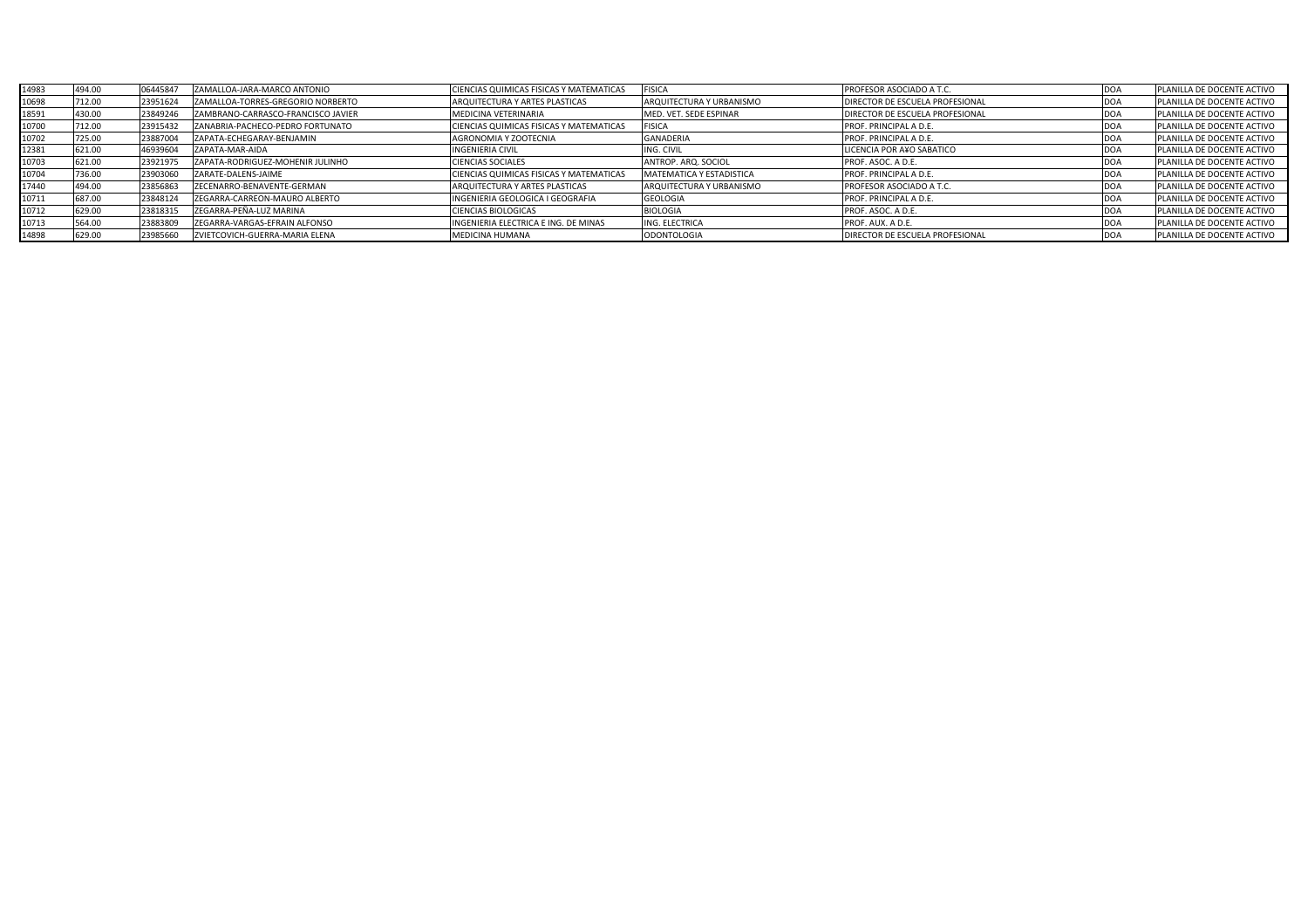| | | | | | | | | |
|---|---|---|---|---|---|---|---|---|
| 14983 | 494.00 | 06445847 | ZAMALLOA-JARA-MARCO ANTONIO | CIENCIAS QUIMICAS FISICAS Y MATEMATICAS | FISICA | PROFESOR ASOCIADO A T.C. | DOA | PLANILLA DE DOCENTE ACTIVO |
| 10698 | 712.00 | 23951624 | ZAMALLOA-TORRES-GREGORIO NORBERTO | ARQUITECTURA Y ARTES PLASTICAS | ARQUITECTURA Y URBANISMO | DIRECTOR DE ESCUELA PROFESIONAL | DOA | PLANILLA DE DOCENTE ACTIVO |
| 18591 | 430.00 | 23849246 | ZAMBRANO-CARRASCO-FRANCISCO JAVIER | MEDICINA VETERINARIA | MED. VET. SEDE ESPINAR | DIRECTOR DE ESCUELA PROFESIONAL | DOA | PLANILLA DE DOCENTE ACTIVO |
| 10700 | 712.00 | 23915432 | ZANABRIA-PACHECO-PEDRO FORTUNATO | CIENCIAS QUIMICAS FISICAS Y MATEMATICAS | FISICA | PROF. PRINCIPAL A D.E. | DOA | PLANILLA DE DOCENTE ACTIVO |
| 10702 | 725.00 | 23887004 | ZAPATA-ECHEGARAY-BENJAMIN | AGRONOMIA Y ZOOTECNIA | GANADERIA | PROF. PRINCIPAL A D.E. | DOA | PLANILLA DE DOCENTE ACTIVO |
| 12381 | 621.00 | 46939604 | ZAPATA-MAR-AIDA | INGENIERIA CIVIL | ING. CIVIL | LICENCIA POR A¥O SABATICO | DOA | PLANILLA DE DOCENTE ACTIVO |
| 10703 | 621.00 | 23921975 | ZAPATA-RODRIGUEZ-MOHENIR JULINHO | CIENCIAS SOCIALES | ANTROP. ARQ. SOCIOL | PROF. ASOC. A D.E. | DOA | PLANILLA DE DOCENTE ACTIVO |
| 10704 | 736.00 | 23903060 | ZARATE-DALENS-JAIME | CIENCIAS QUIMICAS FISICAS Y MATEMATICAS | MATEMATICA Y ESTADISTICA | PROF. PRINCIPAL A D.E. | DOA | PLANILLA DE DOCENTE ACTIVO |
| 17440 | 494.00 | 23856863 | ZECENARRO-BENAVENTE-GERMAN | ARQUITECTURA Y ARTES PLASTICAS | ARQUITECTURA Y URBANISMO | PROFESOR ASOCIADO A T.C. | DOA | PLANILLA DE DOCENTE ACTIVO |
| 10711 | 687.00 | 23848124 | ZEGARRA-CARREON-MAURO ALBERTO | INGENIERIA GEOLOGICA I GEOGRAFIA | GEOLOGIA | PROF. PRINCIPAL A D.E. | DOA | PLANILLA DE DOCENTE ACTIVO |
| 10712 | 629.00 | 23818315 | ZEGARRA-PEÑA-LUZ MARINA | CIENCIAS BIOLOGICAS | BIOLOGIA | PROF. ASOC. A D.E. | DOA | PLANILLA DE DOCENTE ACTIVO |
| 10713 | 564.00 | 23883809 | ZEGARRA-VARGAS-EFRAIN ALFONSO | INGENIERIA ELECTRICA E ING. DE MINAS | ING. ELECTRICA | PROF. AUX. A D.E. | DOA | PLANILLA DE DOCENTE ACTIVO |
| 14898 | 629.00 | 23985660 | ZVIETCOVICH-GUERRA-MARIA ELENA | MEDICINA HUMANA | ODONTOLOGIA | DIRECTOR DE ESCUELA PROFESIONAL | DOA | PLANILLA DE DOCENTE ACTIVO |